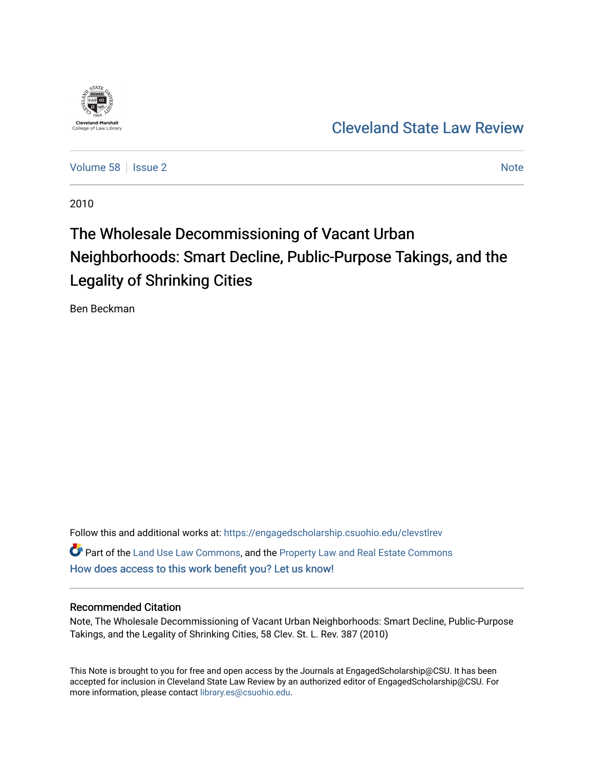Cleveland-Marshall College of Law Library

# Cleveland State Law Review

Volume 58 | Issue 2 | Note

2010

# The Wholesale Decommissioning of Vacant Urban Neighborhoods: Smart Decline, Public-Purpose Takings, and the Legality of Shrinking Cities

Ben Beckman

Follow this and additional works at: https://engagedscholarship.csuohio.edu/clevstlrev

Part of the Land Use Law Commons, and the Property Law and Real Estate Commons

How does access to this work benefit you? Let us know!

## Recommended Citation

Note, The Wholesale Decommissioning of Vacant Urban Neighborhoods: Smart Decline, Public-Purpose Takings, and the Legality of Shrinking Cities, 58 Clev. St. L. Rev. 387 (2010)

This Note is brought to you for free and open access by the Journals at EngagedScholarship@CSU. It has been accepted for inclusion in Cleveland State Law Review by an authorized editor of EngagedScholarship@CSU. For more information, please contact library.es@csuohio.edu.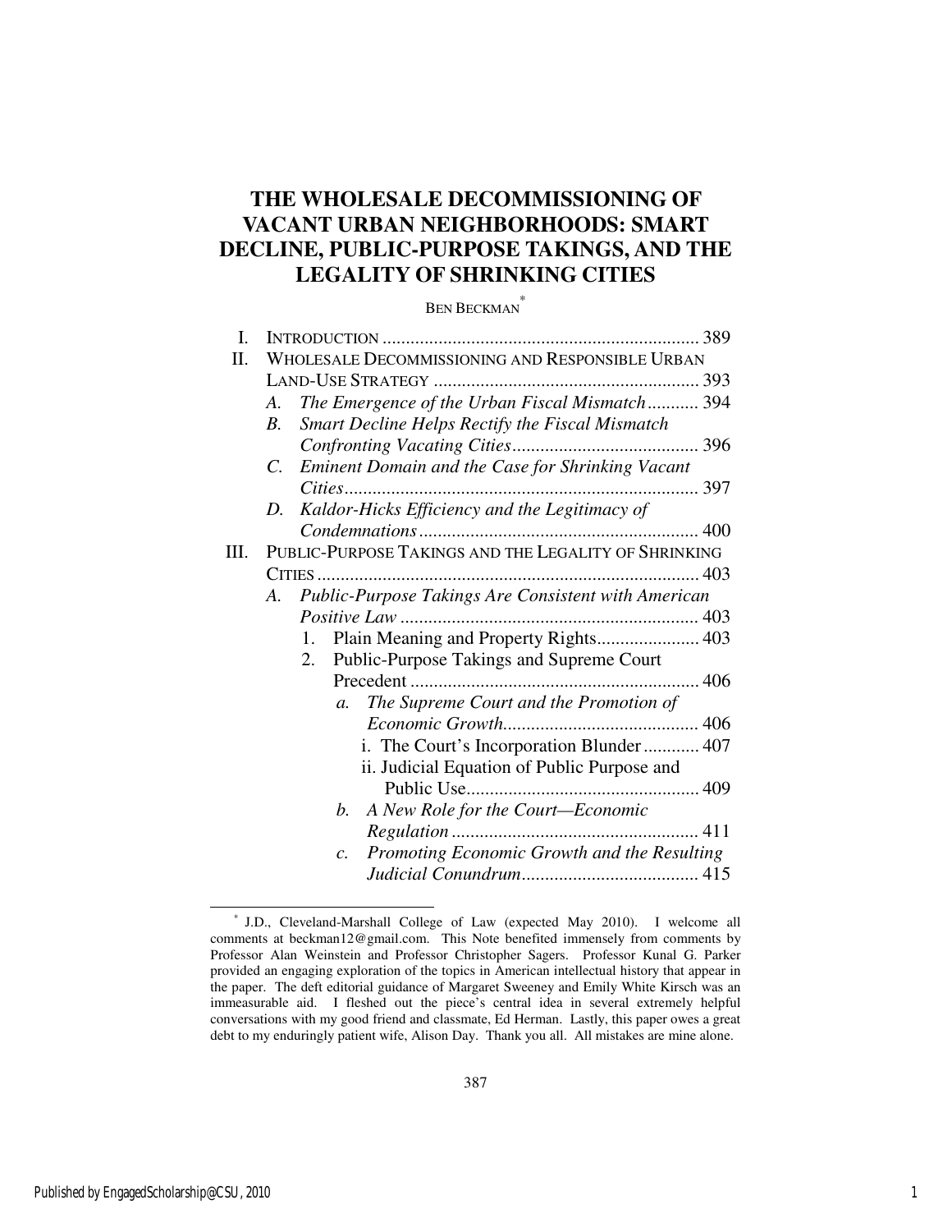# THE WHOLESALE DECOMMISSIONING OF VACANT URBAN NEIGHBORHOODS: SMART DECLINE, PUBLIC-PURPOSE TAKINGS, AND THE LEGALITY OF SHRINKING CITIES

BEN BECKMAN*

- I. INTRODUCTION .................................................................... 389
- II. WHOLESALE DECOMMISSIONING AND RESPONSIBLE URBAN LAND-USE STRATEGY ......................................................... 393
  - A. *The Emergence of the Urban Fiscal Mismatch* ........... 394
  - B. *Smart Decline Helps Rectify the Fiscal Mismatch Confronting Vacating Cities* ........................................ 396
  - C. *Eminent Domain and the Case for Shrinking Vacant Cities* ............................................................................ 397
  - D. *Kaldor-Hicks Efficiency and the Legitimacy of Condemnations* ............................................................ 400
- III. PUBLIC-PURPOSE TAKINGS AND THE LEGALITY OF SHRINKING CITIES ................................................................................ 403
  - A. *Public-Purpose Takings Are Consistent with American Positive Law* ................................................................ 403
    1. Plain Meaning and Property Rights...................... 403
    2. Public-Purpose Takings and Supreme Court Precedent .............................................................. 406
       - *a. The Supreme Court and the Promotion of Economic Growth* .......................................... 406
         - i. The Court's Incorporation Blunder ............ 407
         - ii. Judicial Equation of Public Purpose and Public Use.................................................. 409
       - *b. A New Role for the Court—Economic Regulation* ..................................................... 411
       - *c. Promoting Economic Growth and the Resulting Judicial Conundrum* ...................................... 415

\* J.D., Cleveland-Marshall College of Law (expected May 2010). I welcome all comments at beckman12@gmail.com. This Note benefited immensely from comments by Professor Alan Weinstein and Professor Christopher Sagers. Professor Kunal G. Parker provided an engaging exploration of the topics in American intellectual history that appear in the paper. The deft editorial guidance of Margaret Sweeney and Emily White Kirsch was an immeasurable aid. I fleshed out the piece's central idea in several extremely helpful conversations with my good friend and classmate, Ed Herman. Lastly, this paper owes a great debt to my enduringly patient wife, Alison Day. Thank you all. All mistakes are mine alone.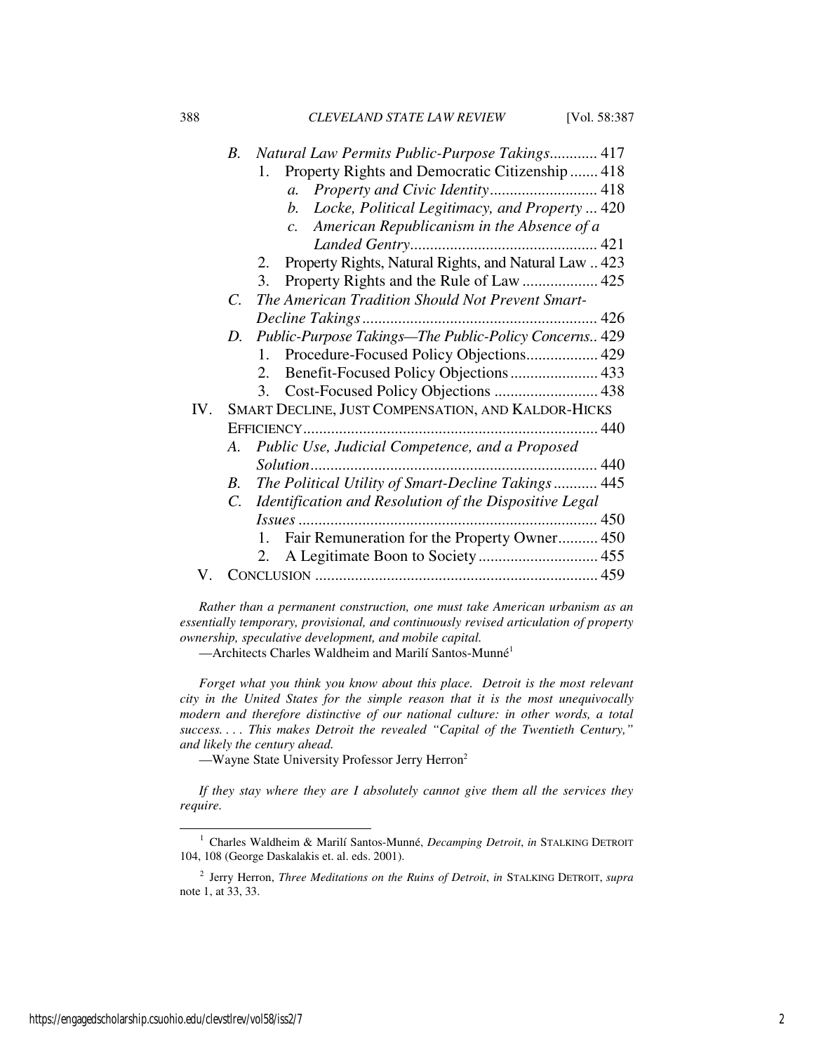- *B. Natural Law Permits Public-Purpose Takings* ............ 417
  - 1. Property Rights and Democratic Citizenship ....... 418
    - *a. Property and Civic Identity* ........................... 418
    - *b. Locke, Political Legitimacy, and Property* ... 420
    - *c. American Republicanism in the Absence of a Landed Gentry* ............................................. 421
  - 2. Property Rights, Natural Rights, and Natural Law .. 423
  - 3. Property Rights and the Rule of Law ................... 425
- *C. The American Tradition Should Not Prevent Smart-Decline Takings* ........................................................... 426
- *D. Public-Purpose Takings—The Public-Policy Concerns*.. 429
  - 1. Procedure-Focused Policy Objections.................. 429
  - 2. Benefit-Focused Policy Objections ...................... 433
  - 3. Cost-Focused Policy Objections .......................... 438

IV. SMART DECLINE, JUST COMPENSATION, AND KALDOR-HICKS EFFICIENCY........................................................................... 440
- *A. Public Use, Judicial Competence, and a Proposed Solution* ......................................................................... 440
- *B. The Political Utility of Smart-Decline Takings* ........... 445
- *C. Identification and Resolution of the Dispositive Legal Issues* ........................................................................... 450
  - 1. Fair Remuneration for the Property Owner.......... 450
  - 2. A Legitimate Boon to Society .............................. 455

V. CONCLUSION ....................................................................... 459

*Rather than a permanent construction, one must take American urbanism as an essentially temporary, provisional, and continuously revised articulation of property ownership, speculative development, and mobile capital.*

—Architects Charles Waldheim and Marilí Santos-Munné[1]

*Forget what you think you know about this place. Detroit is the most relevant city in the United States for the simple reason that it is the most unequivocally modern and therefore distinctive of our national culture: in other words, a total success. . . . This makes Detroit the revealed "Capital of the Twentieth Century," and likely the century ahead.*

—Wayne State University Professor Jerry Herron[2]

*If they stay where they are I absolutely cannot give them all the services they require.*

---

[1] Charles Waldheim & Marilí Santos-Munné, *Decamping Detroit*, *in* STALKING DETROIT 104, 108 (George Daskalakis et. al. eds. 2001).

[2] Jerry Herron, *Three Meditations on the Ruins of Detroit*, *in* STALKING DETROIT, *supra* note 1, at 33, 33.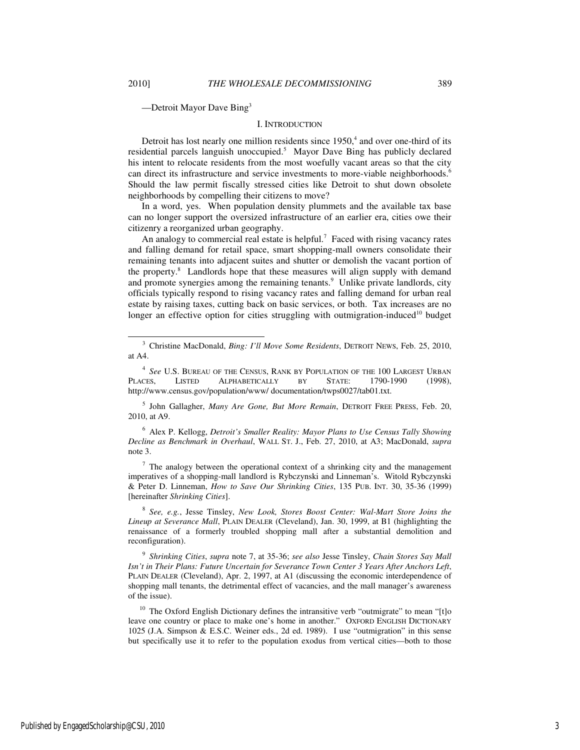—Detroit Mayor Dave Bing[3]

## I. INTRODUCTION

Detroit has lost nearly one million residents since 1950,[4] and over one-third of its residential parcels languish unoccupied.[5] Mayor Dave Bing has publicly declared his intent to relocate residents from the most woefully vacant areas so that the city can direct its infrastructure and service investments to more-viable neighborhoods.[6] Should the law permit fiscally stressed cities like Detroit to shut down obsolete neighborhoods by compelling their citizens to move?

In a word, yes. When population density plummets and the available tax base can no longer support the oversized infrastructure of an earlier era, cities owe their citizenry a reorganized urban geography.

An analogy to commercial real estate is helpful.[7] Faced with rising vacancy rates and falling demand for retail space, smart shopping-mall owners consolidate their remaining tenants into adjacent suites and shutter or demolish the vacant portion of the property.[8] Landlords hope that these measures will align supply with demand and promote synergies among the remaining tenants.[9] Unlike private landlords, city officials typically respond to rising vacancy rates and falling demand for urban real estate by raising taxes, cutting back on basic services, or both. Tax increases are no longer an effective option for cities struggling with outmigration-induced[10] budget

---

[3] Christine MacDonald, *Bing: I'll Move Some Residents*, DETROIT NEWS, Feb. 25, 2010, at A4.

[4] *See* U.S. BUREAU OF THE CENSUS, RANK BY POPULATION OF THE 100 LARGEST URBAN PLACES, LISTED ALPHABETICALLY BY STATE: 1790-1990 (1998), http://www.census.gov/population/www/ documentation/twps0027/tab01.txt.

[5] John Gallagher, *Many Are Gone, But More Remain*, DETROIT FREE PRESS, Feb. 20, 2010, at A9.

[6] Alex P. Kellogg, *Detroit's Smaller Reality: Mayor Plans to Use Census Tally Showing Decline as Benchmark in Overhaul*, WALL ST. J., Feb. 27, 2010, at A3; MacDonald, *supra* note 3.

[7] The analogy between the operational context of a shrinking city and the management imperatives of a shopping-mall landlord is Rybczynski and Linneman's. Witold Rybczynski & Peter D. Linneman, *How to Save Our Shrinking Cities*, 135 PUB. INT. 30, 35-36 (1999) [hereinafter *Shrinking Cities*].

[8] *See, e.g.*, Jesse Tinsley, *New Look, Stores Boost Center: Wal-Mart Store Joins the Lineup at Severance Mall*, PLAIN DEALER (Cleveland), Jan. 30, 1999, at B1 (highlighting the renaissance of a formerly troubled shopping mall after a substantial demolition and reconfiguration).

[9] *Shrinking Cities*, *supra* note 7, at 35-36; *see also* Jesse Tinsley, *Chain Stores Say Mall Isn't in Their Plans: Future Uncertain for Severance Town Center 3 Years After Anchors Left*, PLAIN DEALER (Cleveland), Apr. 2, 1997, at A1 (discussing the economic interdependence of shopping mall tenants, the detrimental effect of vacancies, and the mall manager's awareness of the issue).

[10] The Oxford English Dictionary defines the intransitive verb "outmigrate" to mean "[t]o leave one country or place to make one's home in another." OXFORD ENGLISH DICTIONARY 1025 (J.A. Simpson & E.S.C. Weiner eds., 2d ed. 1989). I use "outmigration" in this sense but specifically use it to refer to the population exodus from vertical cities—both to those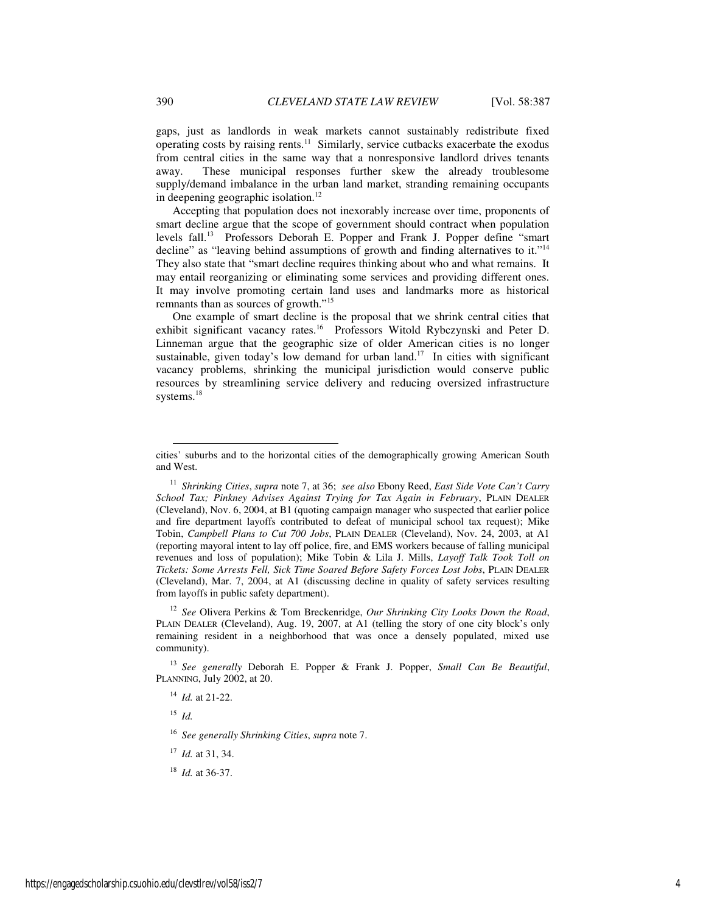gaps, just as landlords in weak markets cannot sustainably redistribute fixed operating costs by raising rents.[11] Similarly, service cutbacks exacerbate the exodus from central cities in the same way that a nonresponsive landlord drives tenants away. These municipal responses further skew the already troublesome supply/demand imbalance in the urban land market, stranding remaining occupants in deepening geographic isolation.[12]

Accepting that population does not inexorably increase over time, proponents of smart decline argue that the scope of government should contract when population levels fall.[13] Professors Deborah E. Popper and Frank J. Popper define "smart decline" as "leaving behind assumptions of growth and finding alternatives to it."[14] They also state that "smart decline requires thinking about who and what remains. It may entail reorganizing or eliminating some services and providing different ones. It may involve promoting certain land uses and landmarks more as historical remnants than as sources of growth."[15]

One example of smart decline is the proposal that we shrink central cities that exhibit significant vacancy rates.[16] Professors Witold Rybczynski and Peter D. Linneman argue that the geographic size of older American cities is no longer sustainable, given today's low demand for urban land.[17] In cities with significant vacancy problems, shrinking the municipal jurisdiction would conserve public resources by streamlining service delivery and reducing oversized infrastructure systems.[18]

---

cities' suburbs and to the horizontal cities of the demographically growing American South and West.

[11] *Shrinking Cities*, *supra* note 7, at 36; *see also* Ebony Reed, *East Side Vote Can't Carry School Tax; Pinkney Advises Against Trying for Tax Again in February*, PLAIN DEALER (Cleveland), Nov. 6, 2004, at B1 (quoting campaign manager who suspected that earlier police and fire department layoffs contributed to defeat of municipal school tax request); Mike Tobin, *Campbell Plans to Cut 700 Jobs*, PLAIN DEALER (Cleveland), Nov. 24, 2003, at A1 (reporting mayoral intent to lay off police, fire, and EMS workers because of falling municipal revenues and loss of population); Mike Tobin & Lila J. Mills, *Layoff Talk Took Toll on Tickets: Some Arrests Fell, Sick Time Soared Before Safety Forces Lost Jobs*, PLAIN DEALER (Cleveland), Mar. 7, 2004, at A1 (discussing decline in quality of safety services resulting from layoffs in public safety department).

[12] *See* Olivera Perkins & Tom Breckenridge, *Our Shrinking City Looks Down the Road*, PLAIN DEALER (Cleveland), Aug. 19, 2007, at A1 (telling the story of one city block's only remaining resident in a neighborhood that was once a densely populated, mixed use community).

[13] *See generally* Deborah E. Popper & Frank J. Popper, *Small Can Be Beautiful*, PLANNING, July 2002, at 20.

[14] *Id.* at 21-22.

[15] *Id.*

[16] *See generally Shrinking Cities*, *supra* note 7.

[17] *Id.* at 31, 34.

[18] *Id.* at 36-37.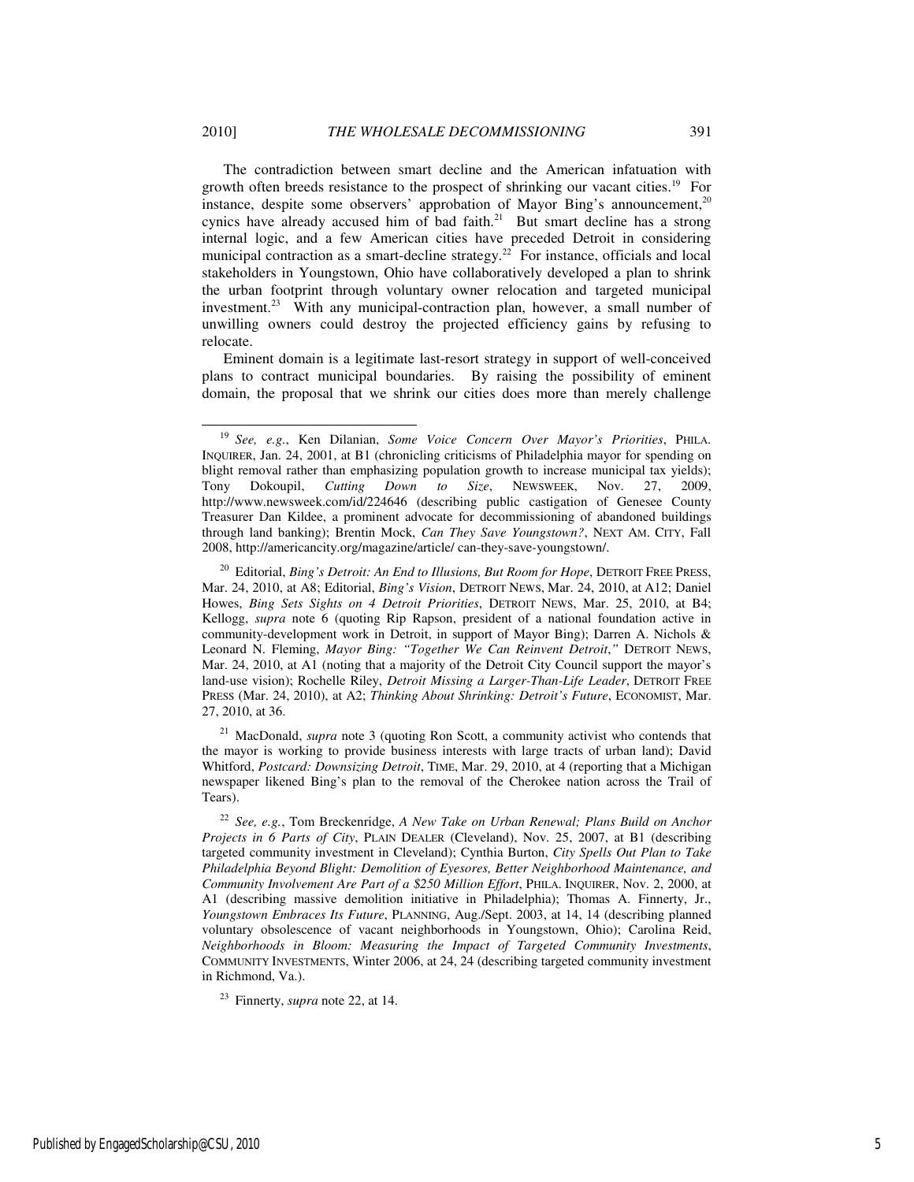The contradiction between smart decline and the American infatuation with growth often breeds resistance to the prospect of shrinking our vacant cities.[19] For instance, despite some observers' approbation of Mayor Bing's announcement,[20] cynics have already accused him of bad faith.[21] But smart decline has a strong internal logic, and a few American cities have preceded Detroit in considering municipal contraction as a smart-decline strategy.[22] For instance, officials and local stakeholders in Youngstown, Ohio have collaboratively developed a plan to shrink the urban footprint through voluntary owner relocation and targeted municipal investment.[23] With any municipal-contraction plan, however, a small number of unwilling owners could destroy the projected efficiency gains by refusing to relocate.

Eminent domain is a legitimate last-resort strategy in support of well-conceived plans to contract municipal boundaries. By raising the possibility of eminent domain, the proposal that we shrink our cities does more than merely challenge

---

[19] *See, e.g.*, Ken Dilanian, *Some Voice Concern Over Mayor's Priorities*, PHILA. INQUIRER, Jan. 24, 2001, at B1 (chronicling criticisms of Philadelphia mayor for spending on blight removal rather than emphasizing population growth to increase municipal tax yields); Tony Dokoupil, *Cutting Down to Size*, NEWSWEEK, Nov. 27, 2009, http://www.newsweek.com/id/224646 (describing public castigation of Genesee County Treasurer Dan Kildee, a prominent advocate for decommissioning of abandoned buildings through land banking); Brentin Mock, *Can They Save Youngstown?*, NEXT AM. CITY, Fall 2008, http://americancity.org/magazine/article/ can-they-save-youngstown/.

[20] Editorial, *Bing's Detroit: An End to Illusions, But Room for Hope*, DETROIT FREE PRESS, Mar. 24, 2010, at A8; Editorial, *Bing's Vision*, DETROIT NEWS, Mar. 24, 2010, at A12; Daniel Howes, *Bing Sets Sights on 4 Detroit Priorities*, DETROIT NEWS, Mar. 25, 2010, at B4; Kellogg, *supra* note 6 (quoting Rip Rapson, president of a national foundation active in community-development work in Detroit, in support of Mayor Bing); Darren A. Nichols & Leonard N. Fleming, *Mayor Bing: "Together We Can Reinvent Detroit*,*"* DETROIT NEWS, Mar. 24, 2010, at A1 (noting that a majority of the Detroit City Council support the mayor's land-use vision); Rochelle Riley, *Detroit Missing a Larger-Than-Life Leader*, DETROIT FREE PRESS (Mar. 24, 2010), at A2; *Thinking About Shrinking: Detroit's Future*, ECONOMIST, Mar. 27, 2010, at 36.

[21] MacDonald, *supra* note 3 (quoting Ron Scott, a community activist who contends that the mayor is working to provide business interests with large tracts of urban land); David Whitford, *Postcard: Downsizing Detroit*, TIME, Mar. 29, 2010, at 4 (reporting that a Michigan newspaper likened Bing's plan to the removal of the Cherokee nation across the Trail of Tears).

[22] *See, e.g.*, Tom Breckenridge, *A New Take on Urban Renewal; Plans Build on Anchor Projects in 6 Parts of City*, PLAIN DEALER (Cleveland), Nov. 25, 2007, at B1 (describing targeted community investment in Cleveland); Cynthia Burton, *City Spells Out Plan to Take Philadelphia Beyond Blight: Demolition of Eyesores, Better Neighborhood Maintenance, and Community Involvement Are Part of a $250 Million Effort*, PHILA. INQUIRER, Nov. 2, 2000, at A1 (describing massive demolition initiative in Philadelphia); Thomas A. Finnerty, Jr., *Youngstown Embraces Its Future*, PLANNING, Aug./Sept. 2003, at 14, 14 (describing planned voluntary obsolescence of vacant neighborhoods in Youngstown, Ohio); Carolina Reid, *Neighborhoods in Bloom: Measuring the Impact of Targeted Community Investments*, COMMUNITY INVESTMENTS, Winter 2006, at 24, 24 (describing targeted community investment in Richmond, Va.).

[23] Finnerty, *supra* note 22, at 14.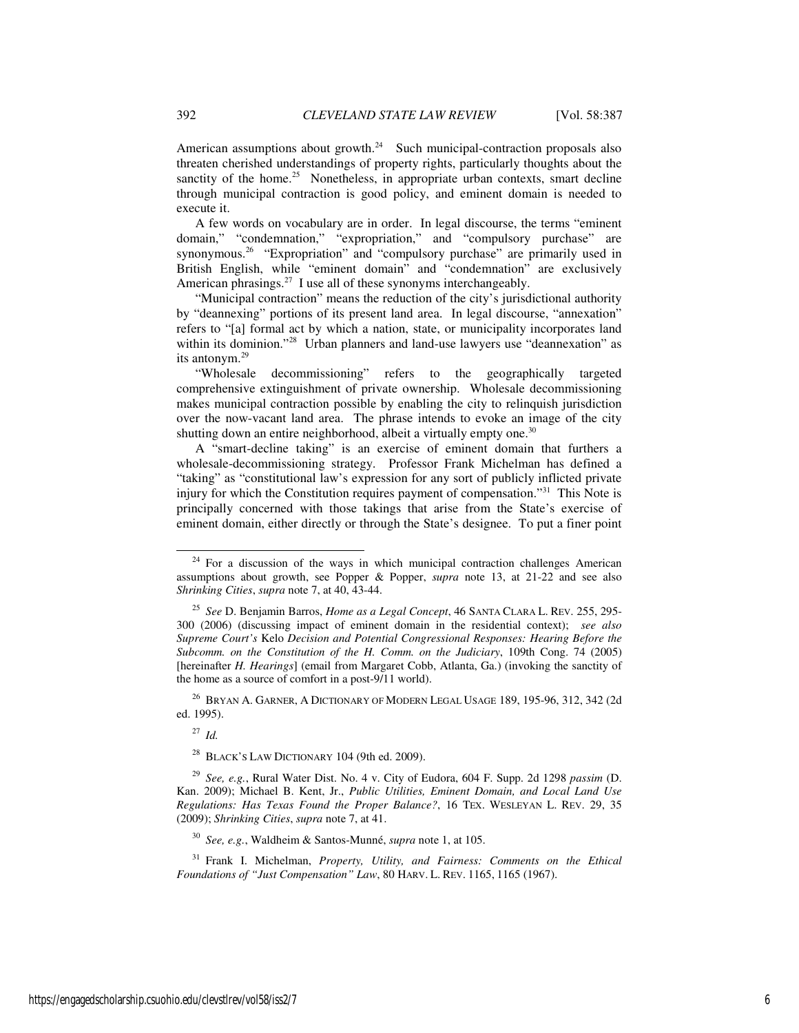American assumptions about growth.[24] Such municipal-contraction proposals also threaten cherished understandings of property rights, particularly thoughts about the sanctity of the home.[25] Nonetheless, in appropriate urban contexts, smart decline through municipal contraction is good policy, and eminent domain is needed to execute it.

A few words on vocabulary are in order. In legal discourse, the terms "eminent domain," "condemnation," "expropriation," and "compulsory purchase" are synonymous.[26] "Expropriation" and "compulsory purchase" are primarily used in British English, while "eminent domain" and "condemnation" are exclusively American phrasings.[27] I use all of these synonyms interchangeably.

"Municipal contraction" means the reduction of the city's jurisdictional authority by "deannexing" portions of its present land area. In legal discourse, "annexation" refers to "[a] formal act by which a nation, state, or municipality incorporates land within its dominion."[28] Urban planners and land-use lawyers use "deannexation" as its antonym.[29]

"Wholesale decommissioning" refers to the geographically targeted comprehensive extinguishment of private ownership. Wholesale decommissioning makes municipal contraction possible by enabling the city to relinquish jurisdiction over the now-vacant land area. The phrase intends to evoke an image of the city shutting down an entire neighborhood, albeit a virtually empty one.[30]

A "smart-decline taking" is an exercise of eminent domain that furthers a wholesale-decommissioning strategy. Professor Frank Michelman has defined a "taking" as "constitutional law's expression for any sort of publicly inflicted private injury for which the Constitution requires payment of compensation."[31] This Note is principally concerned with those takings that arise from the State's exercise of eminent domain, either directly or through the State's designee. To put a finer point

---

[24] For a discussion of the ways in which municipal contraction challenges American assumptions about growth, see Popper & Popper, *supra* note 13, at 21-22 and see also *Shrinking Cities*, *supra* note 7, at 40, 43-44.

[25] *See* D. Benjamin Barros, *Home as a Legal Concept*, 46 SANTA CLARA L. REV. 255, 295-300 (2006) (discussing impact of eminent domain in the residential context); *see also Supreme Court's* Kelo *Decision and Potential Congressional Responses: Hearing Before the Subcomm. on the Constitution of the H. Comm. on the Judiciary*, 109th Cong. 74 (2005) [hereinafter *H. Hearings*] (email from Margaret Cobb, Atlanta, Ga.) (invoking the sanctity of the home as a source of comfort in a post-9/11 world).

[26] BRYAN A. GARNER, A DICTIONARY OF MODERN LEGAL USAGE 189, 195-96, 312, 342 (2d ed. 1995).

[27] *Id.*

[28] BLACK'S LAW DICTIONARY 104 (9th ed. 2009).

[29] *See, e.g.*, Rural Water Dist. No. 4 v. City of Eudora, 604 F. Supp. 2d 1298 *passim* (D. Kan. 2009); Michael B. Kent, Jr., *Public Utilities, Eminent Domain, and Local Land Use Regulations: Has Texas Found the Proper Balance?*, 16 TEX. WESLEYAN L. REV. 29, 35 (2009); *Shrinking Cities*, *supra* note 7, at 41.

[30] *See, e.g.*, Waldheim & Santos-Munné, *supra* note 1, at 105.

[31] Frank I. Michelman, *Property, Utility, and Fairness: Comments on the Ethical Foundations of "Just Compensation" Law*, 80 HARV. L. REV. 1165, 1165 (1967).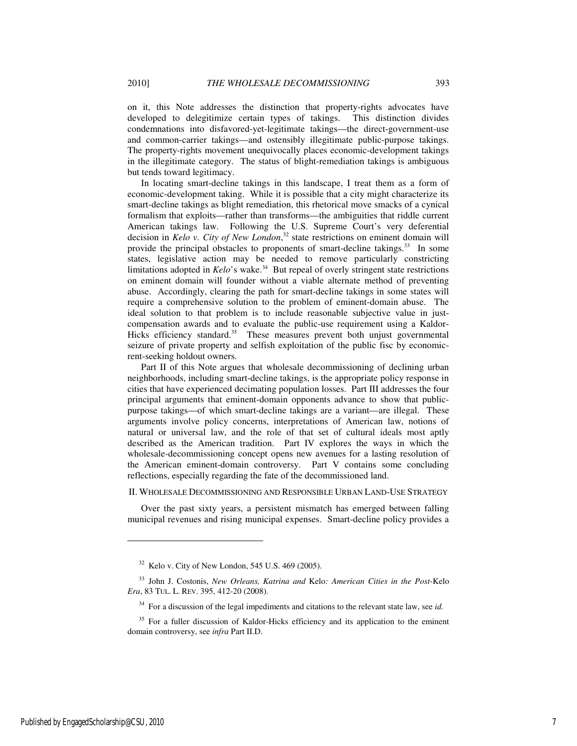on it, this Note addresses the distinction that property-rights advocates have developed to delegitimize certain types of takings. This distinction divides condemnations into disfavored-yet-legitimate takings—the direct-government-use and common-carrier takings—and ostensibly illegitimate public-purpose takings. The property-rights movement unequivocally places economic-development takings in the illegitimate category. The status of blight-remediation takings is ambiguous but tends toward legitimacy.

In locating smart-decline takings in this landscape, I treat them as a form of economic-development taking. While it is possible that a city might characterize its smart-decline takings as blight remediation, this rhetorical move smacks of a cynical formalism that exploits—rather than transforms—the ambiguities that riddle current American takings law. Following the U.S. Supreme Court's very deferential decision in *Kelo v. City of New London*,[32] state restrictions on eminent domain will provide the principal obstacles to proponents of smart-decline takings.[33] In some states, legislative action may be needed to remove particularly constricting limitations adopted in *Kelo*'s wake.[34] But repeal of overly stringent state restrictions on eminent domain will founder without a viable alternate method of preventing abuse. Accordingly, clearing the path for smart-decline takings in some states will require a comprehensive solution to the problem of eminent-domain abuse. The ideal solution to that problem is to include reasonable subjective value in just-compensation awards and to evaluate the public-use requirement using a Kaldor-Hicks efficiency standard.[35] These measures prevent both unjust governmental seizure of private property and selfish exploitation of the public fisc by economic-rent-seeking holdout owners.

Part II of this Note argues that wholesale decommissioning of declining urban neighborhoods, including smart-decline takings, is the appropriate policy response in cities that have experienced decimating population losses. Part III addresses the four principal arguments that eminent-domain opponents advance to show that public-purpose takings—of which smart-decline takings are a variant—are illegal. These arguments involve policy concerns, interpretations of American law, notions of natural or universal law, and the role of that set of cultural ideals most aptly described as the American tradition. Part IV explores the ways in which the wholesale-decommissioning concept opens new avenues for a lasting resolution of the American eminent-domain controversy. Part V contains some concluding reflections, especially regarding the fate of the decommissioned land.

## II. Wholesale Decommissioning and Responsible Urban Land-Use Strategy

Over the past sixty years, a persistent mismatch has emerged between falling municipal revenues and rising municipal expenses. Smart-decline policy provides a

---

[32] Kelo v. City of New London, 545 U.S. 469 (2005).

[33] John J. Costonis, *New Orleans, Katrina and* Kelo*: American Cities in the Post-*Kelo *Era*, 83 TUL. L. REV. 395, 412-20 (2008).

[34] For a discussion of the legal impediments and citations to the relevant state law, see *id.*

[35] For a fuller discussion of Kaldor-Hicks efficiency and its application to the eminent domain controversy, see *infra* Part II.D.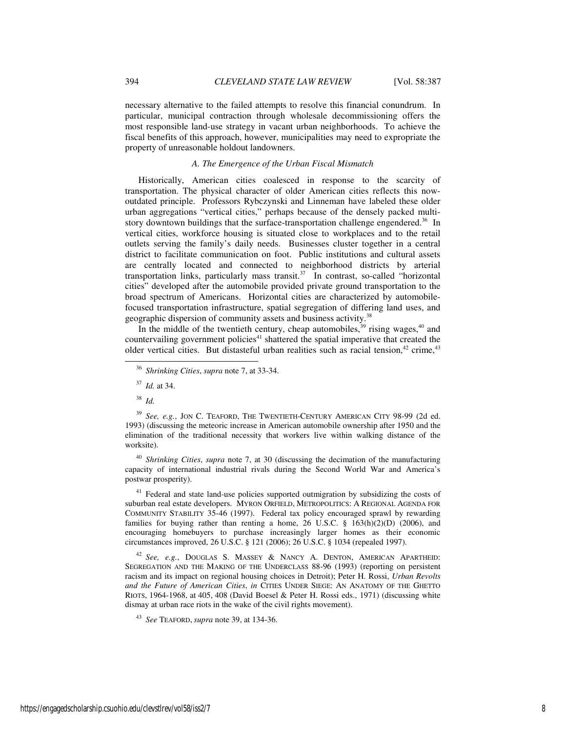necessary alternative to the failed attempts to resolve this financial conundrum. In particular, municipal contraction through wholesale decommissioning offers the most responsible land-use strategy in vacant urban neighborhoods. To achieve the fiscal benefits of this approach, however, municipalities may need to expropriate the property of unreasonable holdout landowners.

### *A. The Emergence of the Urban Fiscal Mismatch*

Historically, American cities coalesced in response to the scarcity of transportation. The physical character of older American cities reflects this now-outdated principle. Professors Rybczynski and Linneman have labeled these older urban aggregations "vertical cities," perhaps because of the densely packed multi-story downtown buildings that the surface-transportation challenge engendered.[36] In vertical cities, workforce housing is situated close to workplaces and to the retail outlets serving the family's daily needs. Businesses cluster together in a central district to facilitate communication on foot. Public institutions and cultural assets are centrally located and connected to neighborhood districts by arterial transportation links, particularly mass transit.[37] In contrast, so-called "horizontal cities" developed after the automobile provided private ground transportation to the broad spectrum of Americans. Horizontal cities are characterized by automobile-focused transportation infrastructure, spatial segregation of differing land uses, and geographic dispersion of community assets and business activity.[38]

In the middle of the twentieth century, cheap automobiles,[39] rising wages,[40] and countervailing government policies[41] shattered the spatial imperative that created the older vertical cities. But distasteful urban realities such as racial tension,[42] crime,[43]

---

[36] *Shrinking Cities*, *supra* note 7, at 33-34.

[37] *Id.* at 34.

[38] *Id.*

[39] *See, e.g.*, JON C. TEAFORD, THE TWENTIETH-CENTURY AMERICAN CITY 98-99 (2d ed. 1993) (discussing the meteoric increase in American automobile ownership after 1950 and the elimination of the traditional necessity that workers live within walking distance of the worksite).

[40] *Shrinking Cities*, *supra* note 7, at 30 (discussing the decimation of the manufacturing capacity of international industrial rivals during the Second World War and America's postwar prosperity).

[41] Federal and state land-use policies supported outmigration by subsidizing the costs of suburban real estate developers. MYRON ORFIELD, METROPOLITICS: A REGIONAL AGENDA FOR COMMUNITY STABILITY 35-46 (1997). Federal tax policy encouraged sprawl by rewarding families for buying rather than renting a home, 26 U.S.C. § 163(h)(2)(D) (2006), and encouraging homebuyers to purchase increasingly larger homes as their economic circumstances improved, 26 U.S.C. § 121 (2006); 26 U.S.C. § 1034 (repealed 1997).

[42] *See, e.g.*, DOUGLAS S. MASSEY & NANCY A. DENTON, AMERICAN APARTHEID: SEGREGATION AND THE MAKING OF THE UNDERCLASS 88-96 (1993) (reporting on persistent racism and its impact on regional housing choices in Detroit); Peter H. Rossi, *Urban Revolts and the Future of American Cities*, *in* CITIES UNDER SIEGE: AN ANATOMY OF THE GHETTO RIOTS, 1964-1968, at 405, 408 (David Boesel & Peter H. Rossi eds., 1971) (discussing white dismay at urban race riots in the wake of the civil rights movement).

[43] *See* TEAFORD, *supra* note 39, at 134-36.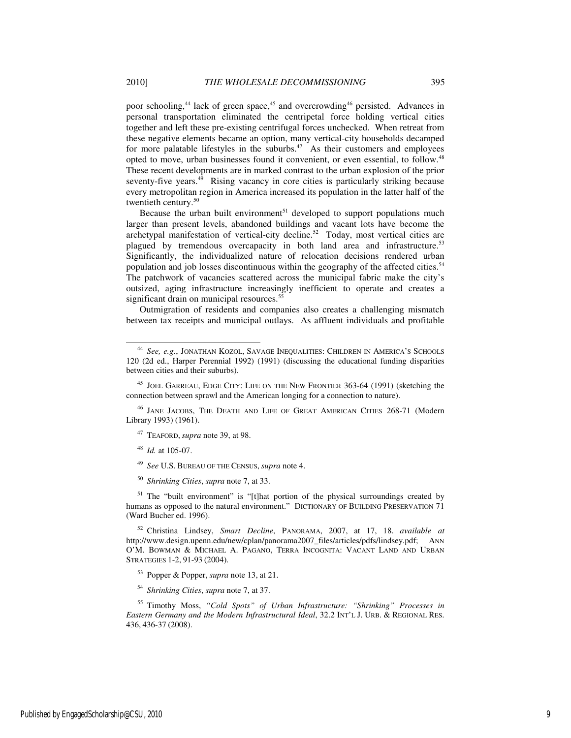poor schooling,[44] lack of green space,[45] and overcrowding[46] persisted. Advances in personal transportation eliminated the centripetal force holding vertical cities together and left these pre-existing centrifugal forces unchecked. When retreat from these negative elements became an option, many vertical-city households decamped for more palatable lifestyles in the suburbs.[47] As their customers and employees opted to move, urban businesses found it convenient, or even essential, to follow.[48] These recent developments are in marked contrast to the urban explosion of the prior seventy-five years.[49] Rising vacancy in core cities is particularly striking because every metropolitan region in America increased its population in the latter half of the twentieth century.[50]

Because the urban built environment[51] developed to support populations much larger than present levels, abandoned buildings and vacant lots have become the archetypal manifestation of vertical-city decline.[52] Today, most vertical cities are plagued by tremendous overcapacity in both land area and infrastructure.[53] Significantly, the individualized nature of relocation decisions rendered urban population and job losses discontinuous within the geography of the affected cities.[54] The patchwork of vacancies scattered across the municipal fabric make the city's outsized, aging infrastructure increasingly inefficient to operate and creates a significant drain on municipal resources.[55]

Outmigration of residents and companies also creates a challenging mismatch between tax receipts and municipal outlays. As affluent individuals and profitable

---

[44] *See, e.g.*, JONATHAN KOZOL, SAVAGE INEQUALITIES: CHILDREN IN AMERICA'S SCHOOLS 120 (2d ed., Harper Perennial 1992) (1991) (discussing the educational funding disparities between cities and their suburbs).

[45] JOEL GARREAU, EDGE CITY: LIFE ON THE NEW FRONTIER 363-64 (1991) (sketching the connection between sprawl and the American longing for a connection to nature).

[46] JANE JACOBS, THE DEATH AND LIFE OF GREAT AMERICAN CITIES 268-71 (Modern Library 1993) (1961).

[47] TEAFORD, *supra* note 39, at 98.

[48] *Id.* at 105-07.

[49] *See* U.S. BUREAU OF THE CENSUS, *supra* note 4.

[50] *Shrinking Cities*, *supra* note 7, at 33.

[51] The "built environment" is "[t]hat portion of the physical surroundings created by humans as opposed to the natural environment." DICTIONARY OF BUILDING PRESERVATION 71 (Ward Bucher ed. 1996).

[52] Christina Lindsey, *Smart Decline*, PANORAMA, 2007, at 17, 18. *available at* http://www.design.upenn.edu/new/cplan/panorama2007_files/articles/pdfs/lindsey.pdf; ANN O'M. BOWMAN & MICHAEL A. PAGANO, TERRA INCOGNITA: VACANT LAND AND URBAN STRATEGIES 1-2, 91-93 (2004).

[53] Popper & Popper, *supra* note 13, at 21.

[54] *Shrinking Cities*, *supra* note 7, at 37.

[55] Timothy Moss, *"Cold Spots" of Urban Infrastructure: "Shrinking" Processes in Eastern Germany and the Modern Infrastructural Ideal*, 32.2 INT'L J. URB. & REGIONAL RES. 436, 436-37 (2008).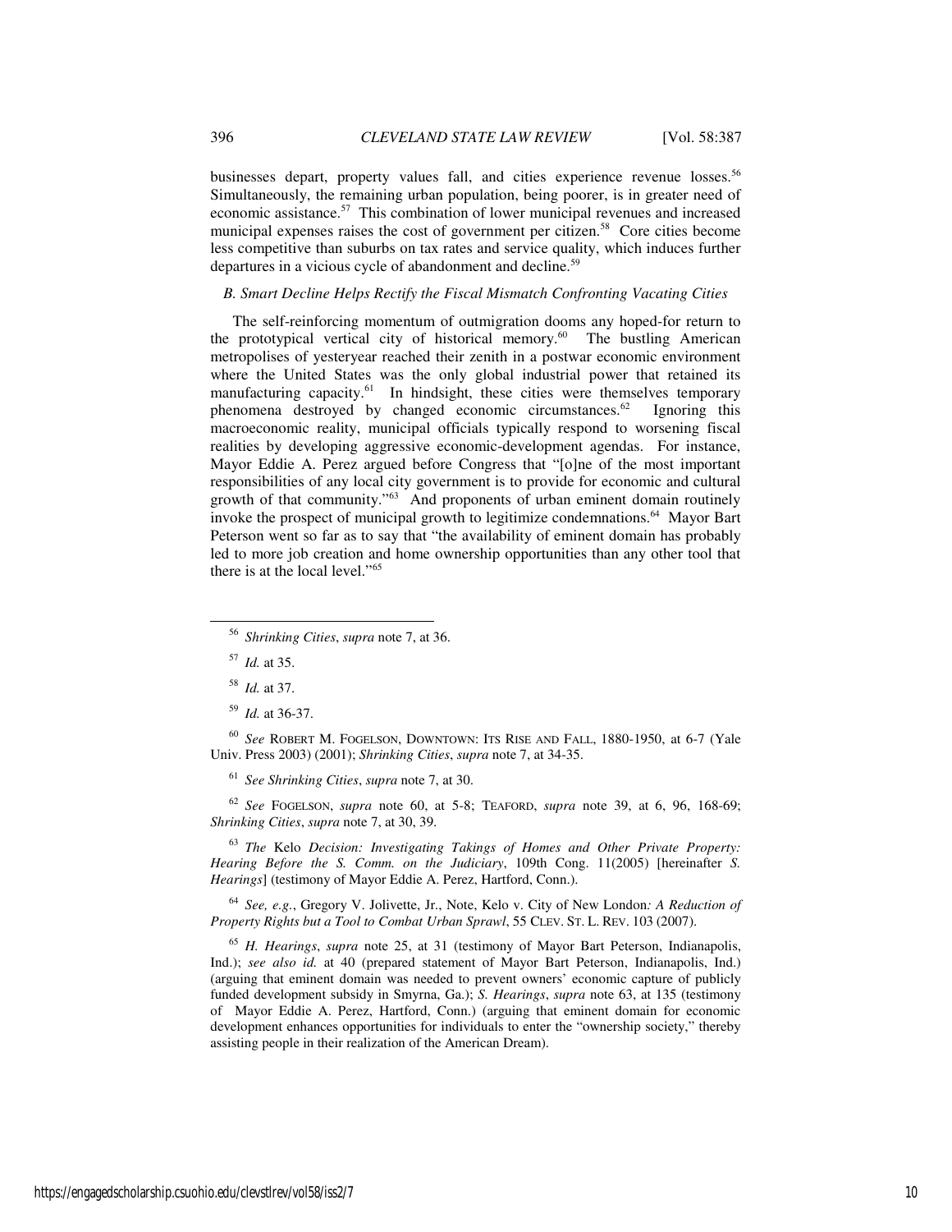businesses depart, property values fall, and cities experience revenue losses.[56] Simultaneously, the remaining urban population, being poorer, is in greater need of economic assistance.[57] This combination of lower municipal revenues and increased municipal expenses raises the cost of government per citizen.[58] Core cities become less competitive than suburbs on tax rates and service quality, which induces further departures in a vicious cycle of abandonment and decline.[59]

### *B. Smart Decline Helps Rectify the Fiscal Mismatch Confronting Vacating Cities*

The self-reinforcing momentum of outmigration dooms any hoped-for return to the prototypical vertical city of historical memory.[60] The bustling American metropolises of yesteryear reached their zenith in a postwar economic environment where the United States was the only global industrial power that retained its manufacturing capacity.[61] In hindsight, these cities were themselves temporary phenomena destroyed by changed economic circumstances.[62] Ignoring this macroeconomic reality, municipal officials typically respond to worsening fiscal realities by developing aggressive economic-development agendas. For instance, Mayor Eddie A. Perez argued before Congress that "[o]ne of the most important responsibilities of any local city government is to provide for economic and cultural growth of that community."[63] And proponents of urban eminent domain routinely invoke the prospect of municipal growth to legitimize condemnations.[64] Mayor Bart Peterson went so far as to say that "the availability of eminent domain has probably led to more job creation and home ownership opportunities than any other tool that there is at the local level."[65]

---

[56] *Shrinking Cities*, *supra* note 7, at 36.

[57] *Id.* at 35.

[58] *Id.* at 37.

[59] *Id.* at 36-37.

[60] *See* ROBERT M. FOGELSON, DOWNTOWN: ITS RISE AND FALL, 1880-1950, at 6-7 (Yale Univ. Press 2003) (2001); *Shrinking Cities*, *supra* note 7, at 34-35.

[61] *See Shrinking Cities*, *supra* note 7, at 30.

[62] *See* FOGELSON, *supra* note 60, at 5-8; TEAFORD, *supra* note 39, at 6, 96, 168-69; *Shrinking Cities*, *supra* note 7, at 30, 39.

[63] *The* Kelo *Decision: Investigating Takings of Homes and Other Private Property: Hearing Before the S. Comm. on the Judiciary*, 109th Cong. 11(2005) [hereinafter *S. Hearings*] (testimony of Mayor Eddie A. Perez, Hartford, Conn.).

[64] *See, e.g.*, Gregory V. Jolivette, Jr., Note, Kelo v. City of New London*: A Reduction of Property Rights but a Tool to Combat Urban Sprawl*, 55 CLEV. ST. L. REV. 103 (2007).

[65] *H. Hearings*, *supra* note 25, at 31 (testimony of Mayor Bart Peterson, Indianapolis, Ind.); *see also id.* at 40 (prepared statement of Mayor Bart Peterson, Indianapolis, Ind.) (arguing that eminent domain was needed to prevent owners' economic capture of publicly funded development subsidy in Smyrna, Ga.); *S. Hearings*, *supra* note 63, at 135 (testimony of Mayor Eddie A. Perez, Hartford, Conn.) (arguing that eminent domain for economic development enhances opportunities for individuals to enter the "ownership society," thereby assisting people in their realization of the American Dream).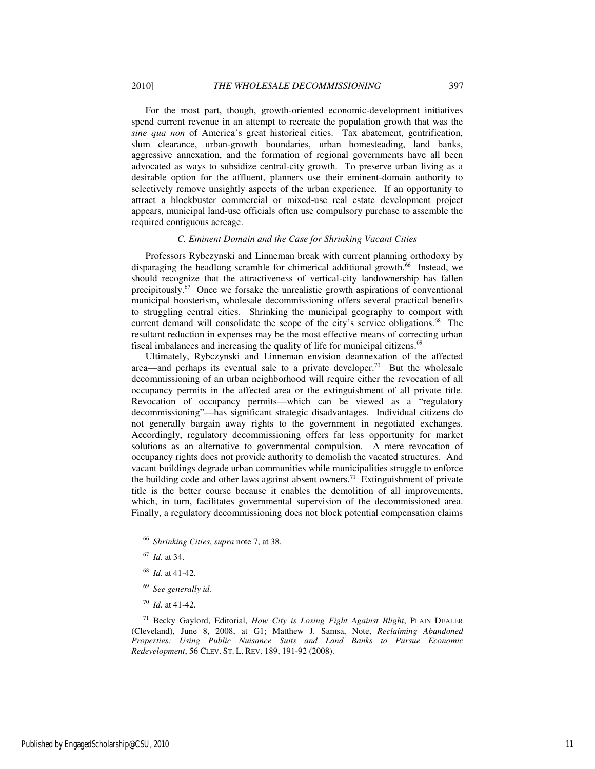For the most part, though, growth-oriented economic-development initiatives spend current revenue in an attempt to recreate the population growth that was the *sine qua non* of America's great historical cities. Tax abatement, gentrification, slum clearance, urban-growth boundaries, urban homesteading, land banks, aggressive annexation, and the formation of regional governments have all been advocated as ways to subsidize central-city growth. To preserve urban living as a desirable option for the affluent, planners use their eminent-domain authority to selectively remove unsightly aspects of the urban experience. If an opportunity to attract a blockbuster commercial or mixed-use real estate development project appears, municipal land-use officials often use compulsory purchase to assemble the required contiguous acreage.

### *C. Eminent Domain and the Case for Shrinking Vacant Cities*

Professors Rybczynski and Linneman break with current planning orthodoxy by disparaging the headlong scramble for chimerical additional growth.[66] Instead, we should recognize that the attractiveness of vertical-city landownership has fallen precipitously.[67] Once we forsake the unrealistic growth aspirations of conventional municipal boosterism, wholesale decommissioning offers several practical benefits to struggling central cities. Shrinking the municipal geography to comport with current demand will consolidate the scope of the city's service obligations.[68] The resultant reduction in expenses may be the most effective means of correcting urban fiscal imbalances and increasing the quality of life for municipal citizens.[69]

Ultimately, Rybczynski and Linneman envision deannexation of the affected area—and perhaps its eventual sale to a private developer.[70] But the wholesale decommissioning of an urban neighborhood will require either the revocation of all occupancy permits in the affected area or the extinguishment of all private title. Revocation of occupancy permits—which can be viewed as a "regulatory decommissioning"—has significant strategic disadvantages. Individual citizens do not generally bargain away rights to the government in negotiated exchanges. Accordingly, regulatory decommissioning offers far less opportunity for market solutions as an alternative to governmental compulsion. A mere revocation of occupancy rights does not provide authority to demolish the vacated structures. And vacant buildings degrade urban communities while municipalities struggle to enforce the building code and other laws against absent owners.[71] Extinguishment of private title is the better course because it enables the demolition of all improvements, which, in turn, facilitates governmental supervision of the decommissioned area. Finally, a regulatory decommissioning does not block potential compensation claims

---

[66] *Shrinking Cities*, *supra* note 7, at 38.

[67] *Id.* at 34.

[68] *Id.* at 41-42.

[69] *See generally id.*

[70] *Id*. at 41-42.

[71] Becky Gaylord, Editorial, *How City is Losing Fight Against Blight*, PLAIN DEALER (Cleveland), June 8, 2008, at G1; Matthew J. Samsa, Note, *Reclaiming Abandoned Properties: Using Public Nuisance Suits and Land Banks to Pursue Economic Redevelopment*, 56 CLEV. ST. L. REV. 189, 191-92 (2008).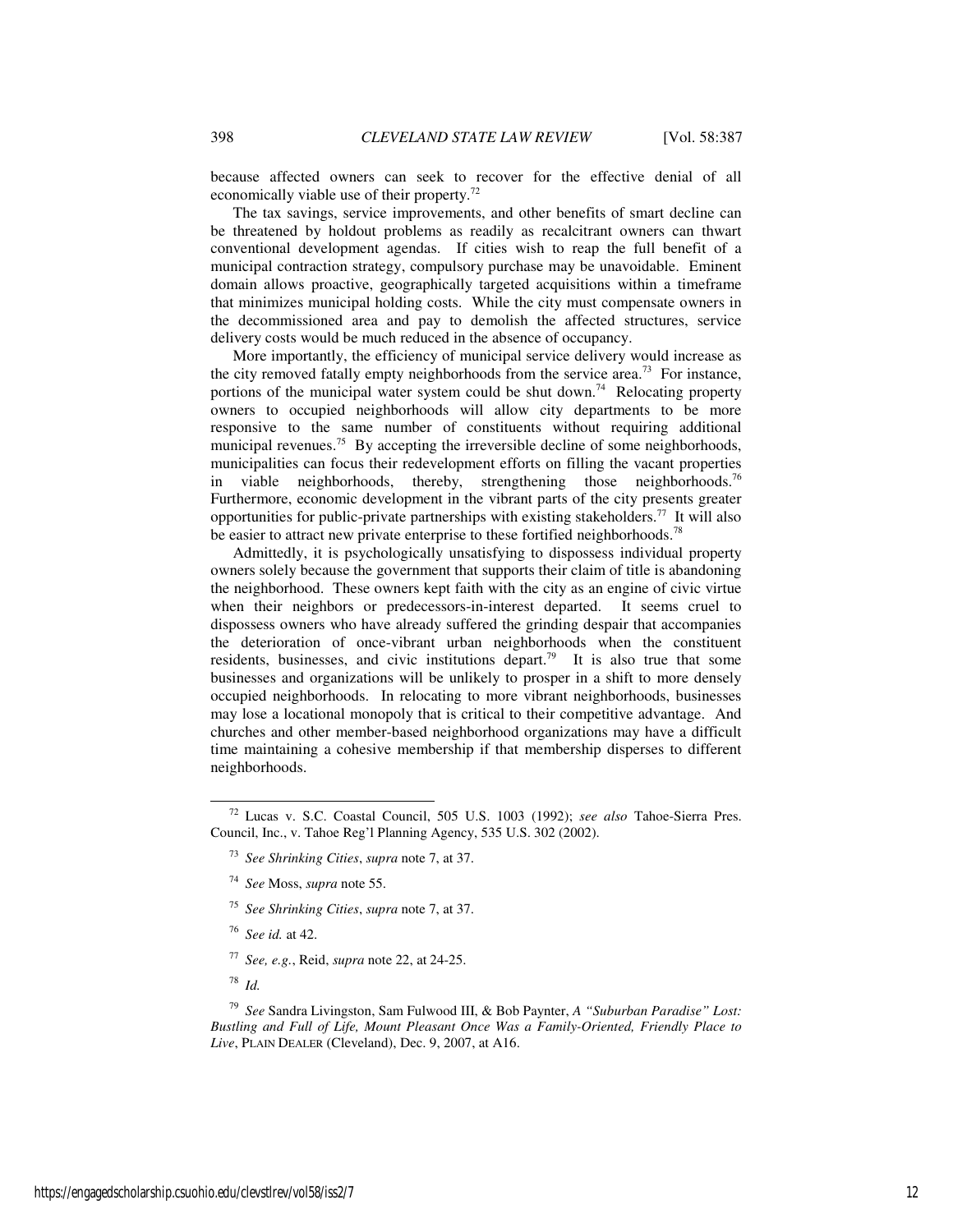because affected owners can seek to recover for the effective denial of all economically viable use of their property.[72]

The tax savings, service improvements, and other benefits of smart decline can be threatened by holdout problems as readily as recalcitrant owners can thwart conventional development agendas. If cities wish to reap the full benefit of a municipal contraction strategy, compulsory purchase may be unavoidable. Eminent domain allows proactive, geographically targeted acquisitions within a timeframe that minimizes municipal holding costs. While the city must compensate owners in the decommissioned area and pay to demolish the affected structures, service delivery costs would be much reduced in the absence of occupancy.

More importantly, the efficiency of municipal service delivery would increase as the city removed fatally empty neighborhoods from the service area.[73] For instance, portions of the municipal water system could be shut down.[74] Relocating property owners to occupied neighborhoods will allow city departments to be more responsive to the same number of constituents without requiring additional municipal revenues.[75] By accepting the irreversible decline of some neighborhoods, municipalities can focus their redevelopment efforts on filling the vacant properties in viable neighborhoods, thereby, strengthening those neighborhoods.[76] Furthermore, economic development in the vibrant parts of the city presents greater opportunities for public-private partnerships with existing stakeholders.[77] It will also be easier to attract new private enterprise to these fortified neighborhoods.[78]

Admittedly, it is psychologically unsatisfying to dispossess individual property owners solely because the government that supports their claim of title is abandoning the neighborhood. These owners kept faith with the city as an engine of civic virtue when their neighbors or predecessors-in-interest departed. It seems cruel to dispossess owners who have already suffered the grinding despair that accompanies the deterioration of once-vibrant urban neighborhoods when the constituent residents, businesses, and civic institutions depart.[79] It is also true that some businesses and organizations will be unlikely to prosper in a shift to more densely occupied neighborhoods. In relocating to more vibrant neighborhoods, businesses may lose a locational monopoly that is critical to their competitive advantage. And churches and other member-based neighborhood organizations may have a difficult time maintaining a cohesive membership if that membership disperses to different neighborhoods.

---

[72] Lucas v. S.C. Coastal Council, 505 U.S. 1003 (1992); *see also* Tahoe-Sierra Pres. Council, Inc., v. Tahoe Reg'l Planning Agency, 535 U.S. 302 (2002).

[73] *See Shrinking Cities*, *supra* note 7, at 37.

[74] *See* Moss, *supra* note 55.

[75] *See Shrinking Cities*, *supra* note 7, at 37.

[76] *See id.* at 42.

[77] *See, e.g.*, Reid, *supra* note 22, at 24-25.

[78] *Id.*

[79] *See* Sandra Livingston, Sam Fulwood III, & Bob Paynter, *A "Suburban Paradise" Lost: Bustling and Full of Life, Mount Pleasant Once Was a Family-Oriented, Friendly Place to Live*, PLAIN DEALER (Cleveland), Dec. 9, 2007, at A16.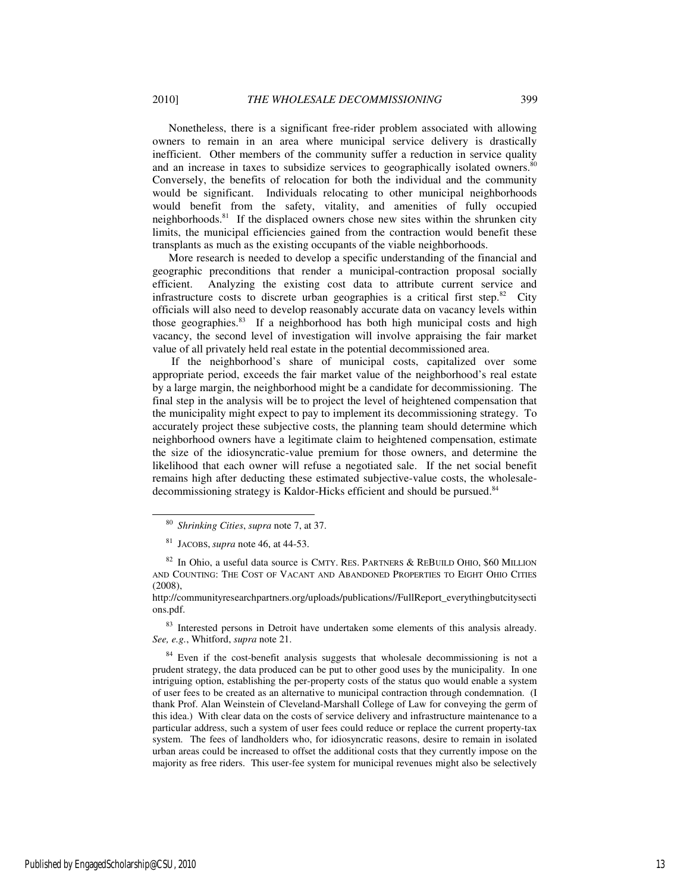Nonetheless, there is a significant free-rider problem associated with allowing owners to remain in an area where municipal service delivery is drastically inefficient. Other members of the community suffer a reduction in service quality and an increase in taxes to subsidize services to geographically isolated owners.[80] Conversely, the benefits of relocation for both the individual and the community would be significant. Individuals relocating to other municipal neighborhoods would benefit from the safety, vitality, and amenities of fully occupied neighborhoods.[81] If the displaced owners chose new sites within the shrunken city limits, the municipal efficiencies gained from the contraction would benefit these transplants as much as the existing occupants of the viable neighborhoods.

More research is needed to develop a specific understanding of the financial and geographic preconditions that render a municipal-contraction proposal socially efficient. Analyzing the existing cost data to attribute current service and infrastructure costs to discrete urban geographies is a critical first step.[82] City officials will also need to develop reasonably accurate data on vacancy levels within those geographies.[83] If a neighborhood has both high municipal costs and high vacancy, the second level of investigation will involve appraising the fair market value of all privately held real estate in the potential decommissioned area.

If the neighborhood's share of municipal costs, capitalized over some appropriate period, exceeds the fair market value of the neighborhood's real estate by a large margin, the neighborhood might be a candidate for decommissioning. The final step in the analysis will be to project the level of heightened compensation that the municipality might expect to pay to implement its decommissioning strategy. To accurately project these subjective costs, the planning team should determine which neighborhood owners have a legitimate claim to heightened compensation, estimate the size of the idiosyncratic-value premium for those owners, and determine the likelihood that each owner will refuse a negotiated sale. If the net social benefit remains high after deducting these estimated subjective-value costs, the wholesale-decommissioning strategy is Kaldor-Hicks efficient and should be pursued.[84]

---

[80] *Shrinking Cities*, *supra* note 7, at 37.

[81] JACOBS, *supra* note 46, at 44-53.

[82] In Ohio, a useful data source is CMTY. RES. PARTNERS & REBUILD OHIO, $60 MILLION AND COUNTING: THE COST OF VACANT AND ABANDONED PROPERTIES TO EIGHT OHIO CITIES (2008), http://communityresearchpartners.org/uploads/publications//FullReport_everythingbutcitysections.pdf.

[83] Interested persons in Detroit have undertaken some elements of this analysis already. *See, e.g.*, Whitford, *supra* note 21.

[84] Even if the cost-benefit analysis suggests that wholesale decommissioning is not a prudent strategy, the data produced can be put to other good uses by the municipality. In one intriguing option, establishing the per-property costs of the status quo would enable a system of user fees to be created as an alternative to municipal contraction through condemnation. (I thank Prof. Alan Weinstein of Cleveland-Marshall College of Law for conveying the germ of this idea.) With clear data on the costs of service delivery and infrastructure maintenance to a particular address, such a system of user fees could reduce or replace the current property-tax system. The fees of landholders who, for idiosyncratic reasons, desire to remain in isolated urban areas could be increased to offset the additional costs that they currently impose on the majority as free riders. This user-fee system for municipal revenues might also be selectively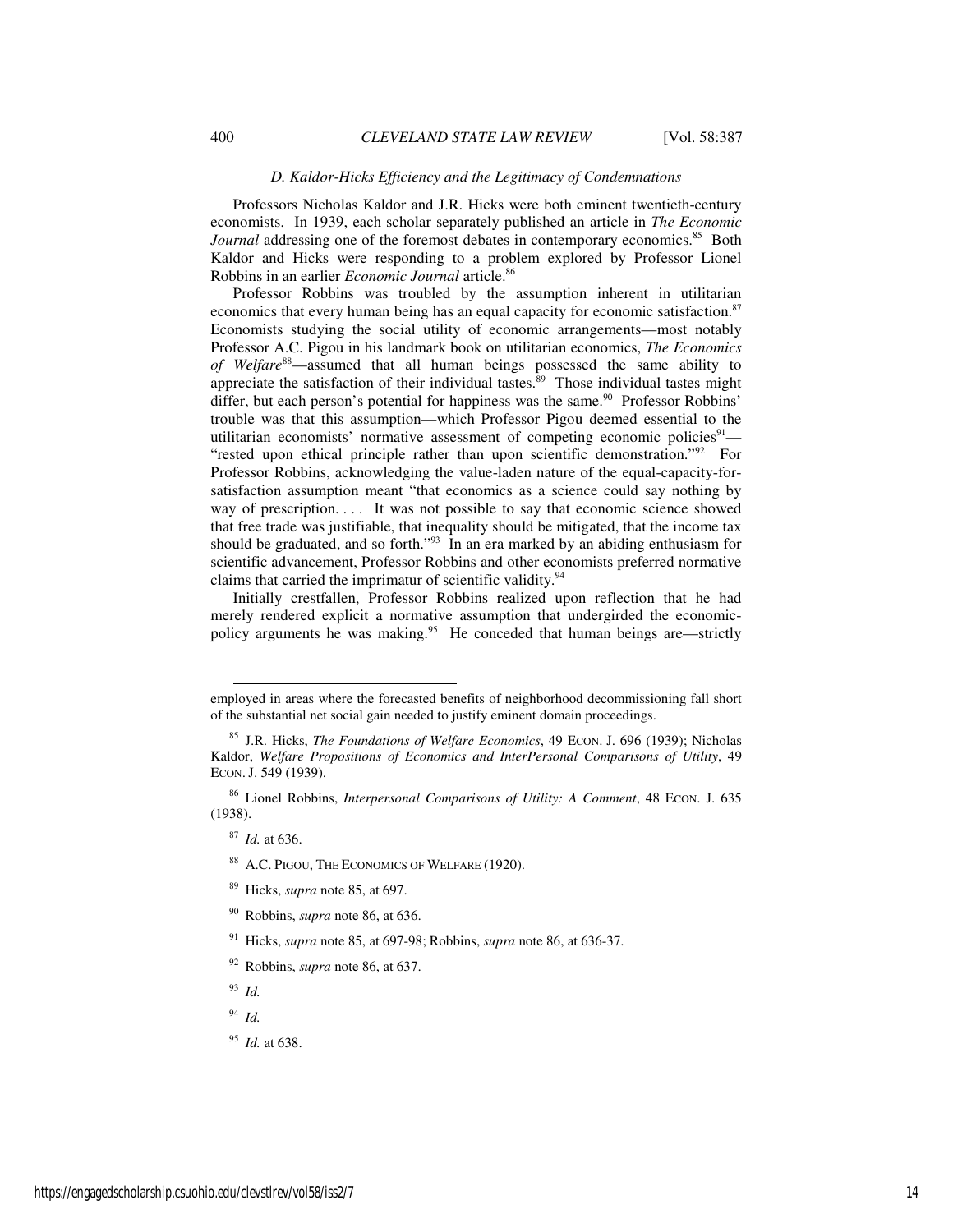### *D. Kaldor-Hicks Efficiency and the Legitimacy of Condemnations*

Professors Nicholas Kaldor and J.R. Hicks were both eminent twentieth-century economists. In 1939, each scholar separately published an article in *The Economic Journal* addressing one of the foremost debates in contemporary economics.[85] Both Kaldor and Hicks were responding to a problem explored by Professor Lionel Robbins in an earlier *Economic Journal* article.[86]

Professor Robbins was troubled by the assumption inherent in utilitarian economics that every human being has an equal capacity for economic satisfaction.[87] Economists studying the social utility of economic arrangements—most notably Professor A.C. Pigou in his landmark book on utilitarian economics, *The Economics of Welfare*[88]—assumed that all human beings possessed the same ability to appreciate the satisfaction of their individual tastes.[89] Those individual tastes might differ, but each person's potential for happiness was the same.[90] Professor Robbins' trouble was that this assumption—which Professor Pigou deemed essential to the utilitarian economists' normative assessment of competing economic policies[91]—"rested upon ethical principle rather than upon scientific demonstration."[92] For Professor Robbins, acknowledging the value-laden nature of the equal-capacity-for-satisfaction assumption meant "that economics as a science could say nothing by way of prescription. . . . It was not possible to say that economic science showed that free trade was justifiable, that inequality should be mitigated, that the income tax should be graduated, and so forth."[93] In an era marked by an abiding enthusiasm for scientific advancement, Professor Robbins and other economists preferred normative claims that carried the imprimatur of scientific validity.[94]

Initially crestfallen, Professor Robbins realized upon reflection that he had merely rendered explicit a normative assumption that undergirded the economic-policy arguments he was making.[95] He conceded that human beings are—strictly

---

employed in areas where the forecasted benefits of neighborhood decommissioning fall short of the substantial net social gain needed to justify eminent domain proceedings.

[85] J.R. Hicks, *The Foundations of Welfare Economics*, 49 ECON. J. 696 (1939); Nicholas Kaldor, *Welfare Propositions of Economics and InterPersonal Comparisons of Utility*, 49 ECON. J. 549 (1939).

[86] Lionel Robbins, *Interpersonal Comparisons of Utility: A Comment*, 48 ECON. J. 635 (1938).

[87] *Id.* at 636.

[88] A.C. PIGOU, THE ECONOMICS OF WELFARE (1920).

[89] Hicks, *supra* note 85, at 697.

[90] Robbins, *supra* note 86, at 636.

[91] Hicks, *supra* note 85, at 697-98; Robbins, *supra* note 86, at 636-37.

[92] Robbins, *supra* note 86, at 637.

[93] *Id.*

[94] *Id.*

[95] *Id.* at 638.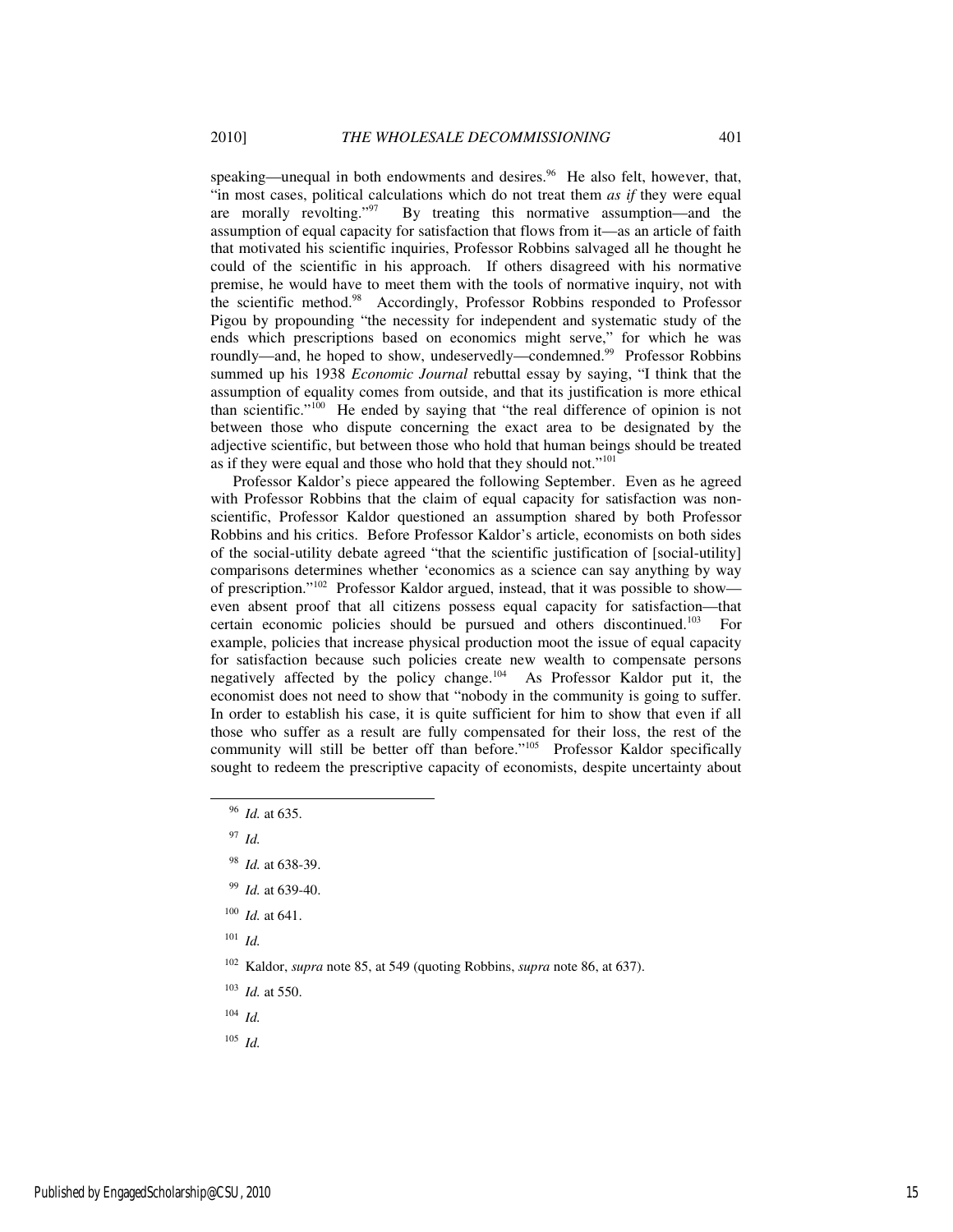speaking—unequal in both endowments and desires.[96] He also felt, however, that, "in most cases, political calculations which do not treat them *as if* they were equal are morally revolting."[97] By treating this normative assumption—and the assumption of equal capacity for satisfaction that flows from it—as an article of faith that motivated his scientific inquiries, Professor Robbins salvaged all he thought he could of the scientific in his approach. If others disagreed with his normative premise, he would have to meet them with the tools of normative inquiry, not with the scientific method.[98] Accordingly, Professor Robbins responded to Professor Pigou by propounding "the necessity for independent and systematic study of the ends which prescriptions based on economics might serve," for which he was roundly—and, he hoped to show, undeservedly—condemned.[99] Professor Robbins summed up his 1938 *Economic Journal* rebuttal essay by saying, "I think that the assumption of equality comes from outside, and that its justification is more ethical than scientific."[100] He ended by saying that "the real difference of opinion is not between those who dispute concerning the exact area to be designated by the adjective scientific, but between those who hold that human beings should be treated as if they were equal and those who hold that they should not."[101]

Professor Kaldor's piece appeared the following September. Even as he agreed with Professor Robbins that the claim of equal capacity for satisfaction was non-scientific, Professor Kaldor questioned an assumption shared by both Professor Robbins and his critics. Before Professor Kaldor's article, economists on both sides of the social-utility debate agreed "that the scientific justification of [social-utility] comparisons determines whether 'economics as a science can say anything by way of prescription."[102] Professor Kaldor argued, instead, that it was possible to show—even absent proof that all citizens possess equal capacity for satisfaction—that certain economic policies should be pursued and others discontinued.[103] For example, policies that increase physical production moot the issue of equal capacity for satisfaction because such policies create new wealth to compensate persons negatively affected by the policy change.[104] As Professor Kaldor put it, the economist does not need to show that "nobody in the community is going to suffer. In order to establish his case, it is quite sufficient for him to show that even if all those who suffer as a result are fully compensated for their loss, the rest of the community will still be better off than before."[105] Professor Kaldor specifically sought to redeem the prescriptive capacity of economists, despite uncertainty about

---

[96] *Id.* at 635.

[97] *Id.*

[98] *Id.* at 638-39.

[99] *Id.* at 639-40.

[100] *Id.* at 641.

[101] *Id.*

[102] Kaldor, *supra* note 85, at 549 (quoting Robbins, *supra* note 86, at 637).

[103] *Id.* at 550.

[104] *Id.*

[105] *Id.*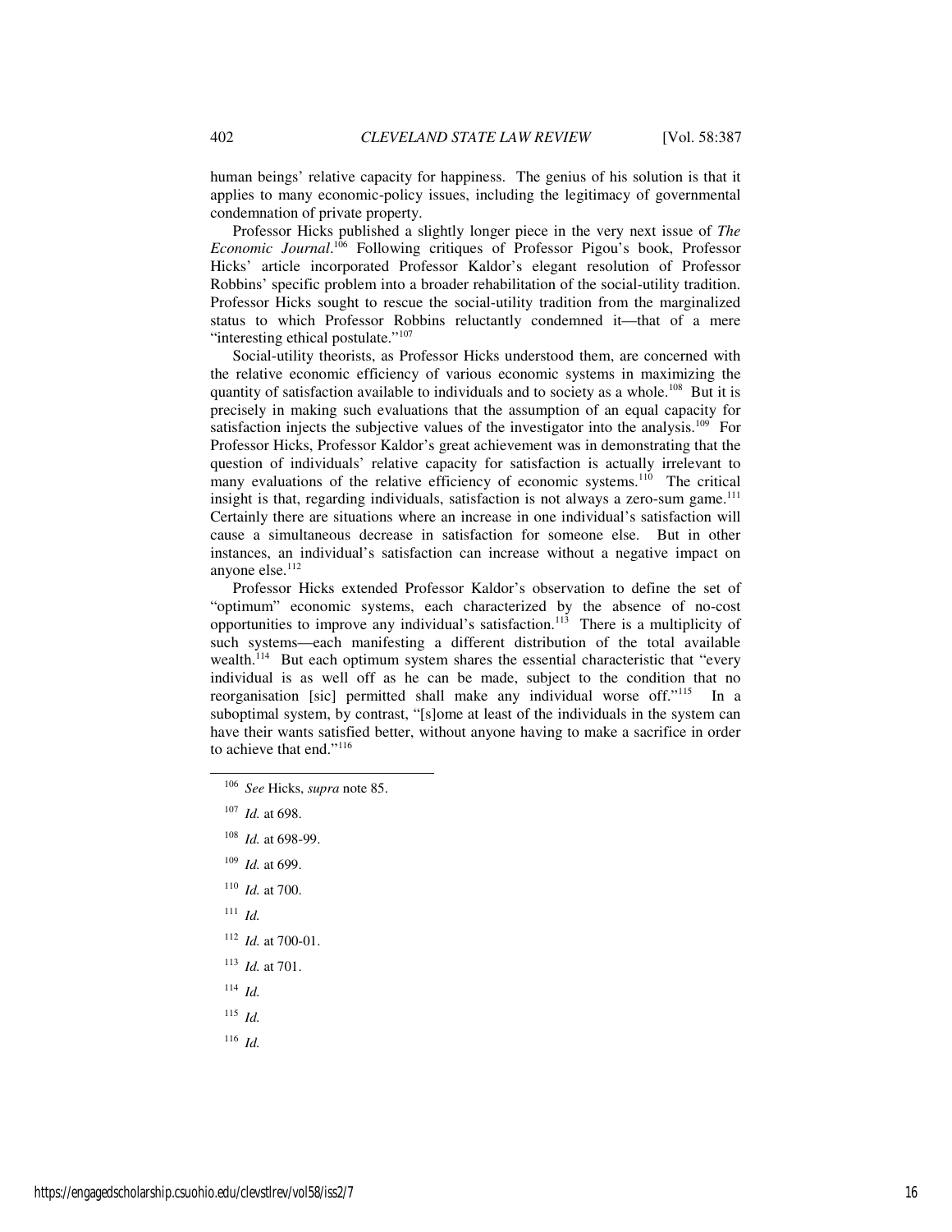human beings' relative capacity for happiness. The genius of his solution is that it applies to many economic-policy issues, including the legitimacy of governmental condemnation of private property.

Professor Hicks published a slightly longer piece in the very next issue of *The Economic Journal*.[106] Following critiques of Professor Pigou's book, Professor Hicks' article incorporated Professor Kaldor's elegant resolution of Professor Robbins' specific problem into a broader rehabilitation of the social-utility tradition. Professor Hicks sought to rescue the social-utility tradition from the marginalized status to which Professor Robbins reluctantly condemned it—that of a mere "interesting ethical postulate."[107]

Social-utility theorists, as Professor Hicks understood them, are concerned with the relative economic efficiency of various economic systems in maximizing the quantity of satisfaction available to individuals and to society as a whole.[108] But it is precisely in making such evaluations that the assumption of an equal capacity for satisfaction injects the subjective values of the investigator into the analysis.[109] For Professor Hicks, Professor Kaldor's great achievement was in demonstrating that the question of individuals' relative capacity for satisfaction is actually irrelevant to many evaluations of the relative efficiency of economic systems.[110] The critical insight is that, regarding individuals, satisfaction is not always a zero-sum game.[111] Certainly there are situations where an increase in one individual's satisfaction will cause a simultaneous decrease in satisfaction for someone else. But in other instances, an individual's satisfaction can increase without a negative impact on anyone else.[112]

Professor Hicks extended Professor Kaldor's observation to define the set of "optimum" economic systems, each characterized by the absence of no-cost opportunities to improve any individual's satisfaction.[113] There is a multiplicity of such systems—each manifesting a different distribution of the total available wealth.[114] But each optimum system shares the essential characteristic that "every individual is as well off as he can be made, subject to the condition that no reorganisation [sic] permitted shall make any individual worse off."[115] In a suboptimal system, by contrast, "[s]ome at least of the individuals in the system can have their wants satisfied better, without anyone having to make a sacrifice in order to achieve that end."[116]

---

[106] *See* Hicks, *supra* note 85.

[107] *Id.* at 698.

[108] *Id.* at 698-99.

[109] *Id.* at 699.

[110] *Id.* at 700.

[111] *Id.*

[112] *Id.* at 700-01.

[113] *Id.* at 701.

[114] *Id.*

[115] *Id.*

[116] *Id.*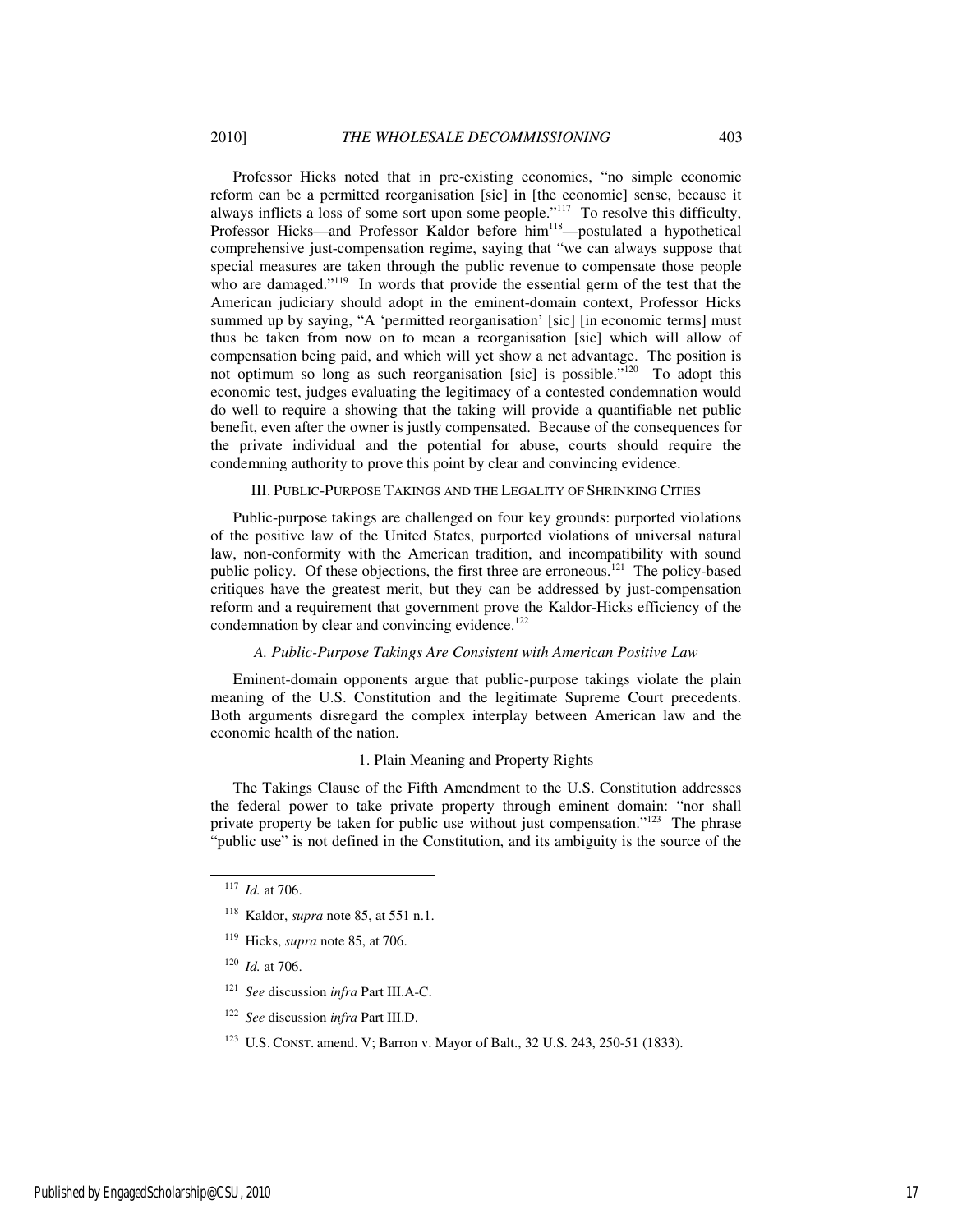Professor Hicks noted that in pre-existing economies, "no simple economic reform can be a permitted reorganisation [sic] in [the economic] sense, because it always inflicts a loss of some sort upon some people."[117] To resolve this difficulty, Professor Hicks—and Professor Kaldor before him[118]—postulated a hypothetical comprehensive just-compensation regime, saying that "we can always suppose that special measures are taken through the public revenue to compensate those people who are damaged."[119] In words that provide the essential germ of the test that the American judiciary should adopt in the eminent-domain context, Professor Hicks summed up by saying, "A 'permitted reorganisation' [sic] [in economic terms] must thus be taken from now on to mean a reorganisation [sic] which will allow of compensation being paid, and which will yet show a net advantage. The position is not optimum so long as such reorganisation [sic] is possible."[120] To adopt this economic test, judges evaluating the legitimacy of a contested condemnation would do well to require a showing that the taking will provide a quantifiable net public benefit, even after the owner is justly compensated. Because of the consequences for the private individual and the potential for abuse, courts should require the condemning authority to prove this point by clear and convincing evidence.

## III. PUBLIC-PURPOSE TAKINGS AND THE LEGALITY OF SHRINKING CITIES

Public-purpose takings are challenged on four key grounds: purported violations of the positive law of the United States, purported violations of universal natural law, non-conformity with the American tradition, and incompatibility with sound public policy. Of these objections, the first three are erroneous.[121] The policy-based critiques have the greatest merit, but they can be addressed by just-compensation reform and a requirement that government prove the Kaldor-Hicks efficiency of the condemnation by clear and convincing evidence.[122]

### *A. Public-Purpose Takings Are Consistent with American Positive Law*

Eminent-domain opponents argue that public-purpose takings violate the plain meaning of the U.S. Constitution and the legitimate Supreme Court precedents. Both arguments disregard the complex interplay between American law and the economic health of the nation.

#### 1. Plain Meaning and Property Rights

The Takings Clause of the Fifth Amendment to the U.S. Constitution addresses the federal power to take private property through eminent domain: "nor shall private property be taken for public use without just compensation."[123] The phrase "public use" is not defined in the Constitution, and its ambiguity is the source of the

---

[117] *Id.* at 706.

[118] Kaldor, *supra* note 85, at 551 n.1.

[119] Hicks, *supra* note 85, at 706.

[120] *Id.* at 706.

[121] *See* discussion *infra* Part III.A-C.

[122] *See* discussion *infra* Part III.D.

[123] U.S. CONST. amend. V; Barron v. Mayor of Balt., 32 U.S. 243, 250-51 (1833).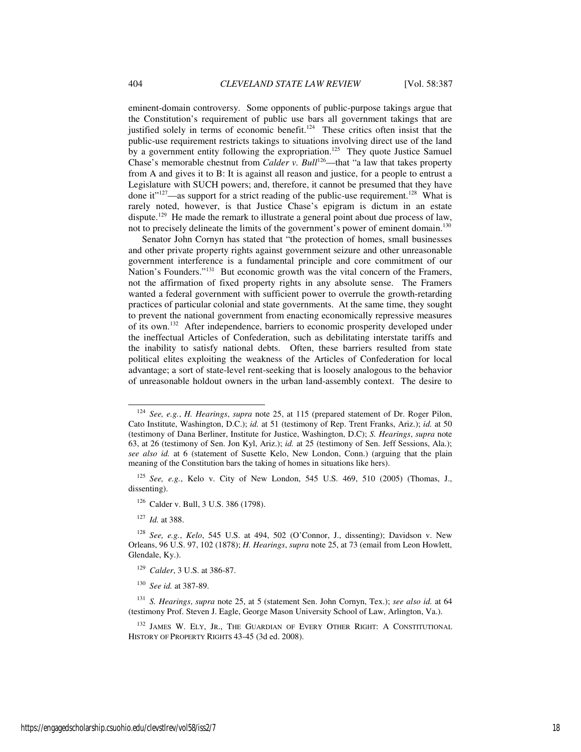eminent-domain controversy. Some opponents of public-purpose takings argue that the Constitution's requirement of public use bars all government takings that are justified solely in terms of economic benefit.[124] These critics often insist that the public-use requirement restricts takings to situations involving direct use of the land by a government entity following the expropriation.[125] They quote Justice Samuel Chase's memorable chestnut from *Calder v. Bull*[126]—that "a law that takes property from A and gives it to B: It is against all reason and justice, for a people to entrust a Legislature with SUCH powers; and, therefore, it cannot be presumed that they have done it"[127]—as support for a strict reading of the public-use requirement.[128] What is rarely noted, however, is that Justice Chase's epigram is dictum in an estate dispute.[129] He made the remark to illustrate a general point about due process of law, not to precisely delineate the limits of the government's power of eminent domain.[130]

Senator John Cornyn has stated that "the protection of homes, small businesses and other private property rights against government seizure and other unreasonable government interference is a fundamental principle and core commitment of our Nation's Founders."[131] But economic growth was the vital concern of the Framers, not the affirmation of fixed property rights in any absolute sense. The Framers wanted a federal government with sufficient power to overrule the growth-retarding practices of particular colonial and state governments. At the same time, they sought to prevent the national government from enacting economically repressive measures of its own.[132] After independence, barriers to economic prosperity developed under the ineffectual Articles of Confederation, such as debilitating interstate tariffs and the inability to satisfy national debts. Often, these barriers resulted from state political elites exploiting the weakness of the Articles of Confederation for local advantage; a sort of state-level rent-seeking that is loosely analogous to the behavior of unreasonable holdout owners in the urban land-assembly context. The desire to

---

[124] *See, e.g.*, *H. Hearings*, *supra* note 25, at 115 (prepared statement of Dr. Roger Pilon, Cato Institute, Washington, D.C.); *id.* at 51 (testimony of Rep. Trent Franks, Ariz.); *id.* at 50 (testimony of Dana Berliner, Institute for Justice, Washington, D.C); *S. Hearings*, *supra* note 63, at 26 (testimony of Sen. Jon Kyl, Ariz.); *id.* at 25 (testimony of Sen. Jeff Sessions, Ala.); *see also id.* at 6 (statement of Susette Kelo, New London, Conn.) (arguing that the plain meaning of the Constitution bars the taking of homes in situations like hers).

[125] *See, e.g.*, Kelo v. City of New London, 545 U.S. 469, 510 (2005) (Thomas, J., dissenting).

[126] Calder v. Bull, 3 U.S. 386 (1798).

[127] *Id.* at 388.

[128] *See, e.g.*, *Kelo*, 545 U.S. at 494, 502 (O'Connor, J., dissenting); Davidson v. New Orleans, 96 U.S. 97, 102 (1878); *H. Hearings*, *supra* note 25, at 73 (email from Leon Howlett, Glendale, Ky.).

[129] *Calder*, 3 U.S. at 386-87.

[130] *See id.* at 387-89.

[131] *S. Hearings*, *supra* note 25, at 5 (statement Sen. John Cornyn, Tex.); *see also id.* at 64 (testimony Prof. Steven J. Eagle, George Mason University School of Law, Arlington, Va.).

[132] JAMES W. ELY, JR., THE GUARDIAN OF EVERY OTHER RIGHT: A CONSTITUTIONAL HISTORY OF PROPERTY RIGHTS 43-45 (3d ed. 2008).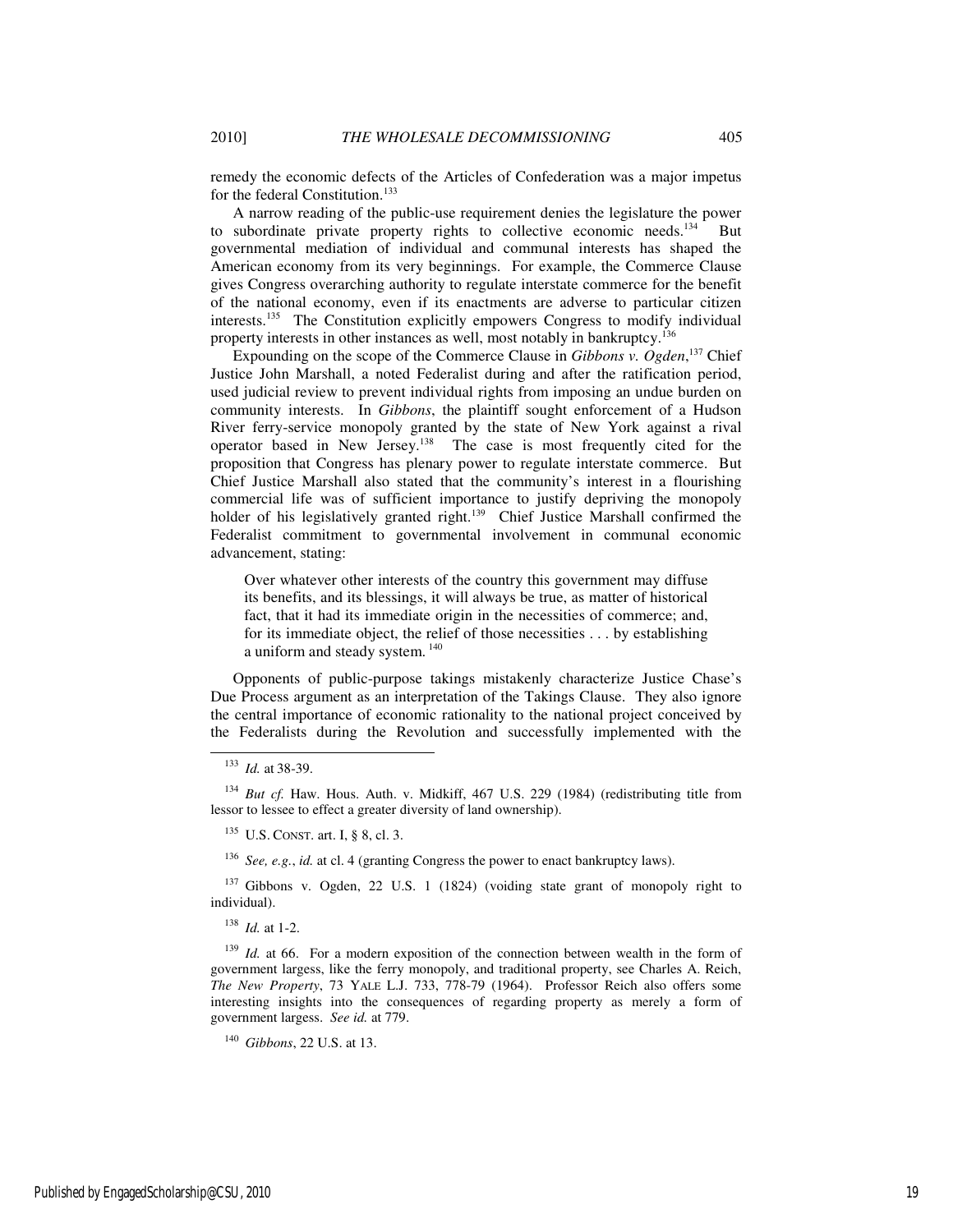remedy the economic defects of the Articles of Confederation was a major impetus for the federal Constitution.[133]

A narrow reading of the public-use requirement denies the legislature the power to subordinate private property rights to collective economic needs.[134] But governmental mediation of individual and communal interests has shaped the American economy from its very beginnings. For example, the Commerce Clause gives Congress overarching authority to regulate interstate commerce for the benefit of the national economy, even if its enactments are adverse to particular citizen interests.[135] The Constitution explicitly empowers Congress to modify individual property interests in other instances as well, most notably in bankruptcy.[136]

Expounding on the scope of the Commerce Clause in *Gibbons v. Ogden*,[137] Chief Justice John Marshall, a noted Federalist during and after the ratification period, used judicial review to prevent individual rights from imposing an undue burden on community interests. In *Gibbons*, the plaintiff sought enforcement of a Hudson River ferry-service monopoly granted by the state of New York against a rival operator based in New Jersey.[138] The case is most frequently cited for the proposition that Congress has plenary power to regulate interstate commerce. But Chief Justice Marshall also stated that the community's interest in a flourishing commercial life was of sufficient importance to justify depriving the monopoly holder of his legislatively granted right.[139] Chief Justice Marshall confirmed the Federalist commitment to governmental involvement in communal economic advancement, stating:

> Over whatever other interests of the country this government may diffuse its benefits, and its blessings, it will always be true, as matter of historical fact, that it had its immediate origin in the necessities of commerce; and, for its immediate object, the relief of those necessities . . . by establishing a uniform and steady system.[140]

Opponents of public-purpose takings mistakenly characterize Justice Chase's Due Process argument as an interpretation of the Takings Clause. They also ignore the central importance of economic rationality to the national project conceived by the Federalists during the Revolution and successfully implemented with the

---

[133] *Id.* at 38-39.

[134] *But cf.* Haw. Hous. Auth. v. Midkiff, 467 U.S. 229 (1984) (redistributing title from lessor to lessee to effect a greater diversity of land ownership).

[135] U.S. CONST. art. I, § 8, cl. 3.

[136] *See, e.g.*, *id.* at cl. 4 (granting Congress the power to enact bankruptcy laws).

[137] Gibbons v. Ogden, 22 U.S. 1 (1824) (voiding state grant of monopoly right to individual).

[138] *Id.* at 1-2.

[139] *Id.* at 66. For a modern exposition of the connection between wealth in the form of government largess, like the ferry monopoly, and traditional property, see Charles A. Reich, *The New Property*, 73 YALE L.J. 733, 778-79 (1964). Professor Reich also offers some interesting insights into the consequences of regarding property as merely a form of government largess. *See id.* at 779.

[140] *Gibbons*, 22 U.S. at 13.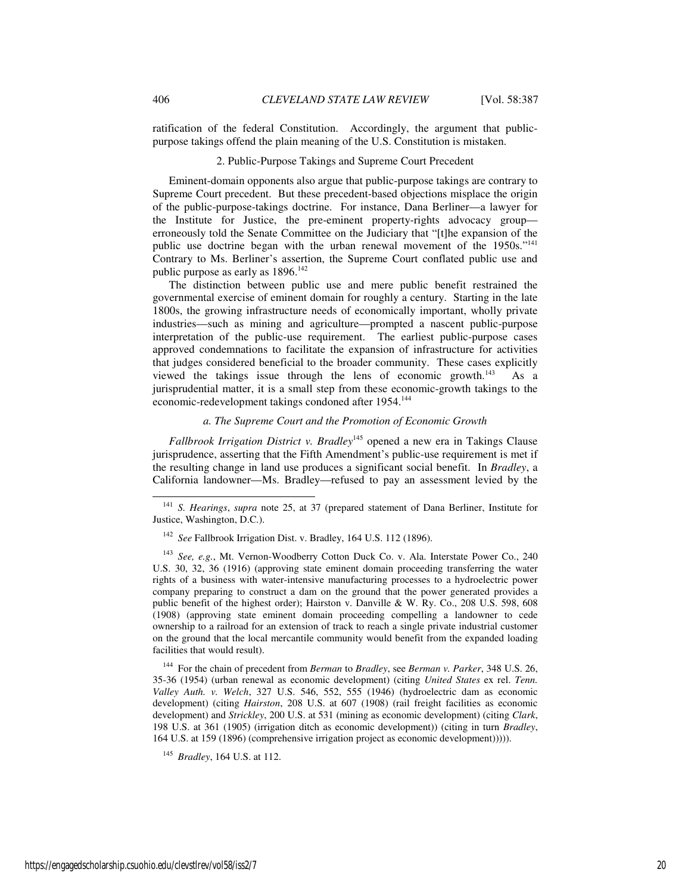ratification of the federal Constitution. Accordingly, the argument that public-purpose takings offend the plain meaning of the U.S. Constitution is mistaken.

### 2. Public-Purpose Takings and Supreme Court Precedent

Eminent-domain opponents also argue that public-purpose takings are contrary to Supreme Court precedent. But these precedent-based objections misplace the origin of the public-purpose-takings doctrine. For instance, Dana Berliner—a lawyer for the Institute for Justice, the pre-eminent property-rights advocacy group—erroneously told the Senate Committee on the Judiciary that "[t]he expansion of the public use doctrine began with the urban renewal movement of the 1950s."[141] Contrary to Ms. Berliner's assertion, the Supreme Court conflated public use and public purpose as early as 1896.[142]

The distinction between public use and mere public benefit restrained the governmental exercise of eminent domain for roughly a century. Starting in the late 1800s, the growing infrastructure needs of economically important, wholly private industries—such as mining and agriculture—prompted a nascent public-purpose interpretation of the public-use requirement. The earliest public-purpose cases approved condemnations to facilitate the expansion of infrastructure for activities that judges considered beneficial to the broader community. These cases explicitly viewed the takings issue through the lens of economic growth.[143] As a jurisprudential matter, it is a small step from these economic-growth takings to the economic-redevelopment takings condoned after 1954.[144]

#### *a. The Supreme Court and the Promotion of Economic Growth*

*Fallbrook Irrigation District v. Bradley*[145] opened a new era in Takings Clause jurisprudence, asserting that the Fifth Amendment's public-use requirement is met if the resulting change in land use produces a significant social benefit. In *Bradley*, a California landowner—Ms. Bradley—refused to pay an assessment levied by the

---

[141] *S. Hearings*, *supra* note 25, at 37 (prepared statement of Dana Berliner, Institute for Justice, Washington, D.C.).

[142] *See* Fallbrook Irrigation Dist. v. Bradley, 164 U.S. 112 (1896).

[143] *See, e.g.*, Mt. Vernon-Woodberry Cotton Duck Co. v. Ala. Interstate Power Co., 240 U.S. 30, 32, 36 (1916) (approving state eminent domain proceeding transferring the water rights of a business with water-intensive manufacturing processes to a hydroelectric power company preparing to construct a dam on the ground that the power generated provides a public benefit of the highest order); Hairston v. Danville & W. Ry. Co., 208 U.S. 598, 608 (1908) (approving state eminent domain proceeding compelling a landowner to cede ownership to a railroad for an extension of track to reach a single private industrial customer on the ground that the local mercantile community would benefit from the expanded loading facilities that would result).

[144] For the chain of precedent from *Berman* to *Bradley*, see *Berman v. Parker*, 348 U.S. 26, 35-36 (1954) (urban renewal as economic development) (citing *United States* ex rel. *Tenn. Valley Auth. v. Welch*, 327 U.S. 546, 552, 555 (1946) (hydroelectric dam as economic development) (citing *Hairston*, 208 U.S. at 607 (1908) (rail freight facilities as economic development) and *Strickley*, 200 U.S. at 531 (mining as economic development) (citing *Clark*, 198 U.S. at 361 (1905) (irrigation ditch as economic development)) (citing in turn *Bradley*, 164 U.S. at 159 (1896) (comprehensive irrigation project as economic development))))).

[145] *Bradley*, 164 U.S. at 112.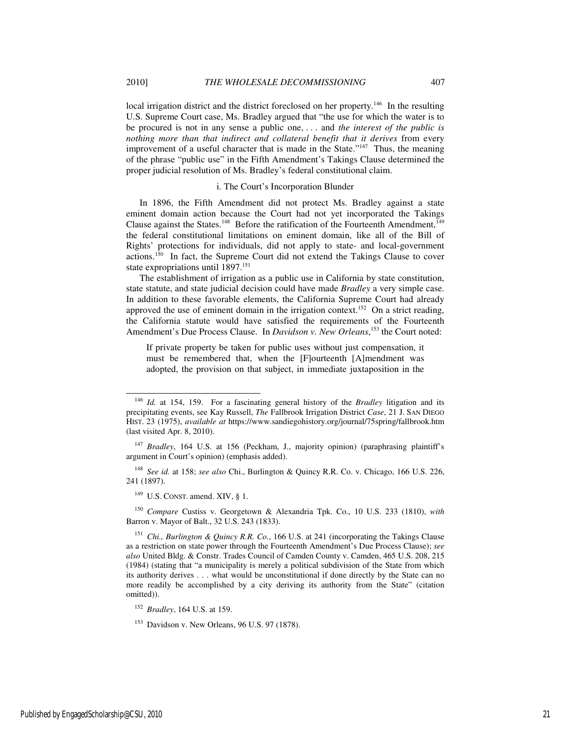local irrigation district and the district foreclosed on her property.[146] In the resulting U.S. Supreme Court case, Ms. Bradley argued that "the use for which the water is to be procured is not in any sense a public one, . . . and *the interest of the public is nothing more than that indirect and collateral benefit that it derives* from every improvement of a useful character that is made in the State."[147] Thus, the meaning of the phrase "public use" in the Fifth Amendment's Takings Clause determined the proper judicial resolution of Ms. Bradley's federal constitutional claim.

i. The Court's Incorporation Blunder

In 1896, the Fifth Amendment did not protect Ms. Bradley against a state eminent domain action because the Court had not yet incorporated the Takings Clause against the States.[148] Before the ratification of the Fourteenth Amendment,[149] the federal constitutional limitations on eminent domain, like all of the Bill of Rights' protections for individuals, did not apply to state- and local-government actions.[150] In fact, the Supreme Court did not extend the Takings Clause to cover state expropriations until 1897.[151]

The establishment of irrigation as a public use in California by state constitution, state statute, and state judicial decision could have made *Bradley* a very simple case. In addition to these favorable elements, the California Supreme Court had already approved the use of eminent domain in the irrigation context.[152] On a strict reading, the California statute would have satisfied the requirements of the Fourteenth Amendment's Due Process Clause. In *Davidson v. New Orleans*,[153] the Court noted:

> If private property be taken for public uses without just compensation, it must be remembered that, when the [F]ourteenth [A]mendment was adopted, the provision on that subject, in immediate juxtaposition in the

---

[146] *Id.* at 154, 159. For a fascinating general history of the *Bradley* litigation and its precipitating events, see Kay Russell, *The* Fallbrook Irrigation District *Case*, 21 J. SAN DIEGO HIST. 23 (1975), *available at* https://www.sandiegohistory.org/journal/75spring/fallbrook.htm (last visited Apr. 8, 2010).

[147] *Bradley*, 164 U.S. at 156 (Peckham, J., majority opinion) (paraphrasing plaintiff's argument in Court's opinion) (emphasis added).

[148] *See id.* at 158; *see also* Chi., Burlington & Quincy R.R. Co. v. Chicago, 166 U.S. 226, 241 (1897).

[149] U.S. CONST. amend. XIV, § 1.

[150] *Compare* Custiss v. Georgetown & Alexandria Tpk. Co., 10 U.S. 233 (1810), *with* Barron v. Mayor of Balt., 32 U.S. 243 (1833).

[151] *Chi., Burlington & Quincy R.R. Co.*, 166 U.S. at 241 (incorporating the Takings Clause as a restriction on state power through the Fourteenth Amendment's Due Process Clause); *see also* United Bldg. & Constr. Trades Council of Camden County v. Camden, 465 U.S. 208, 215 (1984) (stating that "a municipality is merely a political subdivision of the State from which its authority derives . . . what would be unconstitutional if done directly by the State can no more readily be accomplished by a city deriving its authority from the State" (citation omitted)).

[152] *Bradley*, 164 U.S. at 159.

[153] Davidson v. New Orleans, 96 U.S. 97 (1878).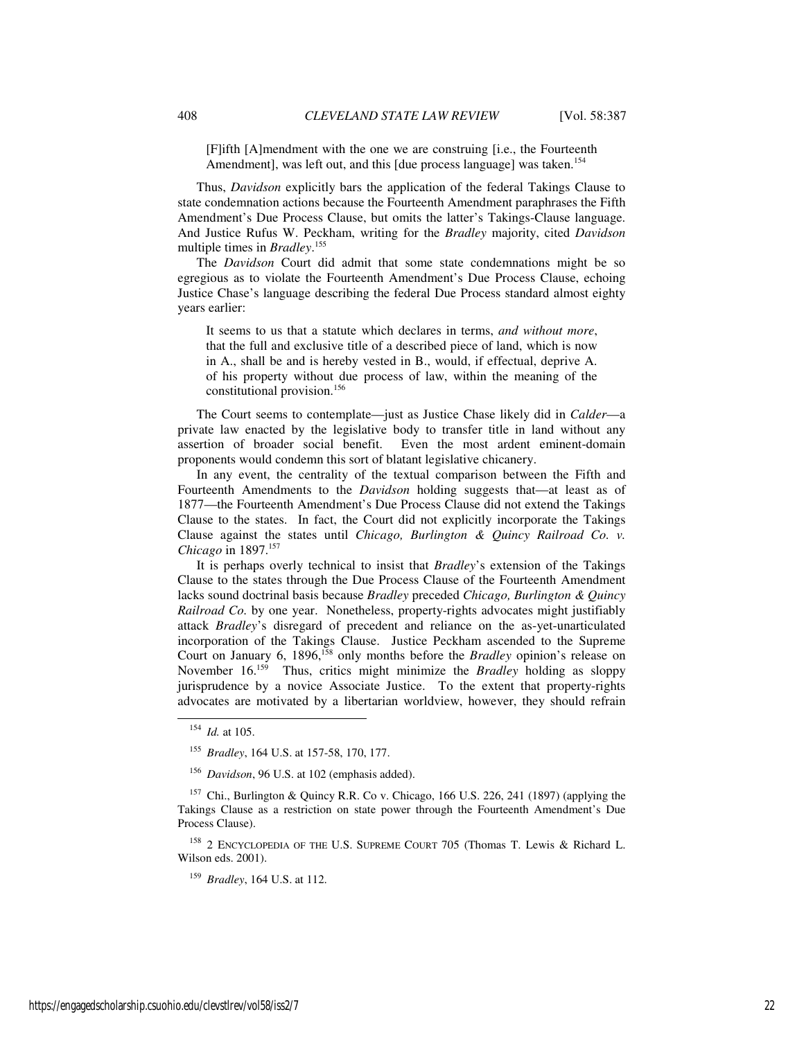> [F]ifth [A]mendment with the one we are construing [i.e., the Fourteenth Amendment], was left out, and this [due process language] was taken.[154]

Thus, *Davidson* explicitly bars the application of the federal Takings Clause to state condemnation actions because the Fourteenth Amendment paraphrases the Fifth Amendment's Due Process Clause, but omits the latter's Takings-Clause language. And Justice Rufus W. Peckham, writing for the *Bradley* majority, cited *Davidson* multiple times in *Bradley*.[155]

The *Davidson* Court did admit that some state condemnations might be so egregious as to violate the Fourteenth Amendment's Due Process Clause, echoing Justice Chase's language describing the federal Due Process standard almost eighty years earlier:

> It seems to us that a statute which declares in terms, *and without more*, that the full and exclusive title of a described piece of land, which is now in A., shall be and is hereby vested in B., would, if effectual, deprive A. of his property without due process of law, within the meaning of the constitutional provision.[156]

The Court seems to contemplate—just as Justice Chase likely did in *Calder*—a private law enacted by the legislative body to transfer title in land without any assertion of broader social benefit. Even the most ardent eminent-domain proponents would condemn this sort of blatant legislative chicanery.

In any event, the centrality of the textual comparison between the Fifth and Fourteenth Amendments to the *Davidson* holding suggests that—at least as of 1877—the Fourteenth Amendment's Due Process Clause did not extend the Takings Clause to the states. In fact, the Court did not explicitly incorporate the Takings Clause against the states until *Chicago, Burlington & Quincy Railroad Co. v. Chicago* in 1897.[157]

It is perhaps overly technical to insist that *Bradley*'s extension of the Takings Clause to the states through the Due Process Clause of the Fourteenth Amendment lacks sound doctrinal basis because *Bradley* preceded *Chicago, Burlington & Quincy Railroad Co.* by one year. Nonetheless, property-rights advocates might justifiably attack *Bradley*'s disregard of precedent and reliance on the as-yet-unarticulated incorporation of the Takings Clause. Justice Peckham ascended to the Supreme Court on January 6, 1896,[158] only months before the *Bradley* opinion's release on November 16.[159] Thus, critics might minimize the *Bradley* holding as sloppy jurisprudence by a novice Associate Justice. To the extent that property-rights advocates are motivated by a libertarian worldview, however, they should refrain

---

[154] *Id.* at 105.

[155] *Bradley*, 164 U.S. at 157-58, 170, 177.

[156] *Davidson*, 96 U.S. at 102 (emphasis added).

[157] Chi., Burlington & Quincy R.R. Co v. Chicago, 166 U.S. 226, 241 (1897) (applying the Takings Clause as a restriction on state power through the Fourteenth Amendment's Due Process Clause).

[158] 2 ENCYCLOPEDIA OF THE U.S. SUPREME COURT 705 (Thomas T. Lewis & Richard L. Wilson eds. 2001).

[159] *Bradley*, 164 U.S. at 112.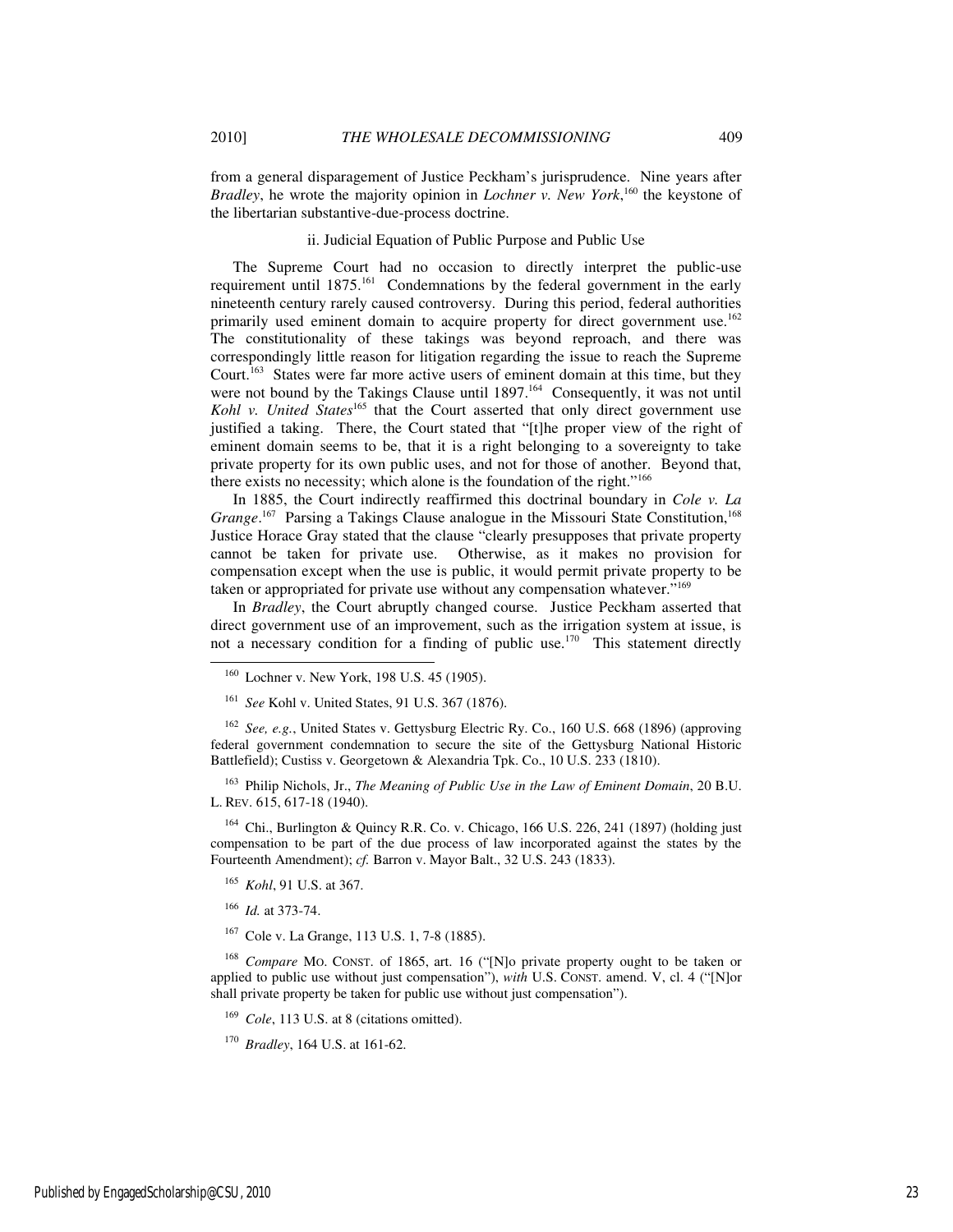from a general disparagement of Justice Peckham's jurisprudence. Nine years after *Bradley*, he wrote the majority opinion in *Lochner v. New York*,[160] the keystone of the libertarian substantive-due-process doctrine.

ii. Judicial Equation of Public Purpose and Public Use

The Supreme Court had no occasion to directly interpret the public-use requirement until 1875.[161] Condemnations by the federal government in the early nineteenth century rarely caused controversy. During this period, federal authorities primarily used eminent domain to acquire property for direct government use.[162] The constitutionality of these takings was beyond reproach, and there was correspondingly little reason for litigation regarding the issue to reach the Supreme Court.[163] States were far more active users of eminent domain at this time, but they were not bound by the Takings Clause until 1897.[164] Consequently, it was not until *Kohl v. United States*[165] that the Court asserted that only direct government use justified a taking. There, the Court stated that "[t]he proper view of the right of eminent domain seems to be, that it is a right belonging to a sovereignty to take private property for its own public uses, and not for those of another. Beyond that, there exists no necessity; which alone is the foundation of the right."[166]

In 1885, the Court indirectly reaffirmed this doctrinal boundary in *Cole v. La Grange*.[167] Parsing a Takings Clause analogue in the Missouri State Constitution,[168] Justice Horace Gray stated that the clause "clearly presupposes that private property cannot be taken for private use. Otherwise, as it makes no provision for compensation except when the use is public, it would permit private property to be taken or appropriated for private use without any compensation whatever."[169]

In *Bradley*, the Court abruptly changed course. Justice Peckham asserted that direct government use of an improvement, such as the irrigation system at issue, is not a necessary condition for a finding of public use.[170] This statement directly

---

[160] Lochner v. New York, 198 U.S. 45 (1905).

[161] *See* Kohl v. United States, 91 U.S. 367 (1876).

[162] *See, e.g.*, United States v. Gettysburg Electric Ry. Co., 160 U.S. 668 (1896) (approving federal government condemnation to secure the site of the Gettysburg National Historic Battlefield); Custiss v. Georgetown & Alexandria Tpk. Co., 10 U.S. 233 (1810).

[163] Philip Nichols, Jr., *The Meaning of Public Use in the Law of Eminent Domain*, 20 B.U. L. REV. 615, 617-18 (1940).

[164] Chi., Burlington & Quincy R.R. Co. v. Chicago, 166 U.S. 226, 241 (1897) (holding just compensation to be part of the due process of law incorporated against the states by the Fourteenth Amendment); *cf.* Barron v. Mayor Balt., 32 U.S. 243 (1833).

[165] *Kohl*, 91 U.S. at 367.

[166] *Id.* at 373-74.

[167] Cole v. La Grange, 113 U.S. 1, 7-8 (1885).

[168] *Compare* MO. CONST. of 1865, art. 16 ("[N]o private property ought to be taken or applied to public use without just compensation"), *with* U.S. CONST. amend. V, cl. 4 ("[N]or shall private property be taken for public use without just compensation").

[169] *Cole*, 113 U.S. at 8 (citations omitted).

[170] *Bradley*, 164 U.S. at 161-62.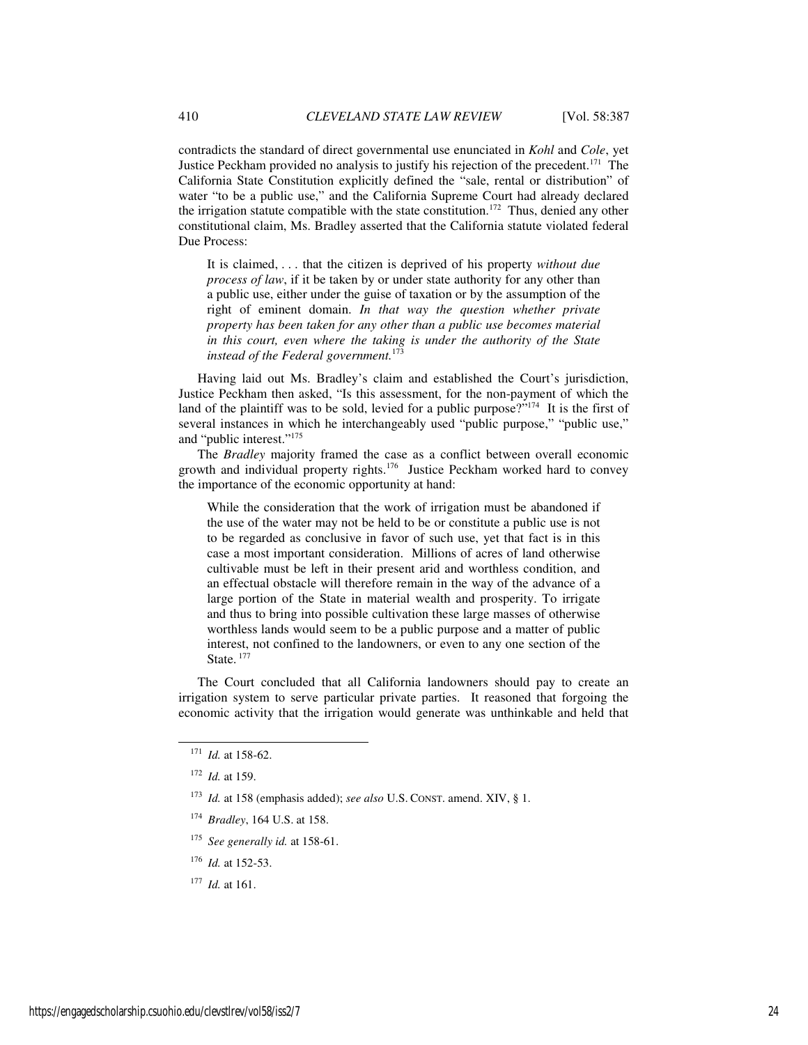contradicts the standard of direct governmental use enunciated in *Kohl* and *Cole*, yet Justice Peckham provided no analysis to justify his rejection of the precedent.[171] The California State Constitution explicitly defined the "sale, rental or distribution" of water "to be a public use," and the California Supreme Court had already declared the irrigation statute compatible with the state constitution.[172] Thus, denied any other constitutional claim, Ms. Bradley asserted that the California statute violated federal Due Process:

> It is claimed, . . . that the citizen is deprived of his property *without due process of law*, if it be taken by or under state authority for any other than a public use, either under the guise of taxation or by the assumption of the right of eminent domain. *In that way the question whether private property has been taken for any other than a public use becomes material in this court, even where the taking is under the authority of the State instead of the Federal government.*[173]

Having laid out Ms. Bradley's claim and established the Court's jurisdiction, Justice Peckham then asked, "Is this assessment, for the non-payment of which the land of the plaintiff was to be sold, levied for a public purpose?"[174] It is the first of several instances in which he interchangeably used "public purpose," "public use," and "public interest."[175]

The *Bradley* majority framed the case as a conflict between overall economic growth and individual property rights.[176] Justice Peckham worked hard to convey the importance of the economic opportunity at hand:

> While the consideration that the work of irrigation must be abandoned if the use of the water may not be held to be or constitute a public use is not to be regarded as conclusive in favor of such use, yet that fact is in this case a most important consideration. Millions of acres of land otherwise cultivable must be left in their present arid and worthless condition, and an effectual obstacle will therefore remain in the way of the advance of a large portion of the State in material wealth and prosperity. To irrigate and thus to bring into possible cultivation these large masses of otherwise worthless lands would seem to be a public purpose and a matter of public interest, not confined to the landowners, or even to any one section of the State.[177]

The Court concluded that all California landowners should pay to create an irrigation system to serve particular private parties. It reasoned that forgoing the economic activity that the irrigation would generate was unthinkable and held that

---

[171] *Id.* at 158-62.

[172] *Id.* at 159.

[173] *Id.* at 158 (emphasis added); *see also* U.S. CONST. amend. XIV, § 1.

[174] *Bradley*, 164 U.S. at 158.

[175] *See generally id.* at 158-61.

[176] *Id.* at 152-53.

[177] *Id.* at 161.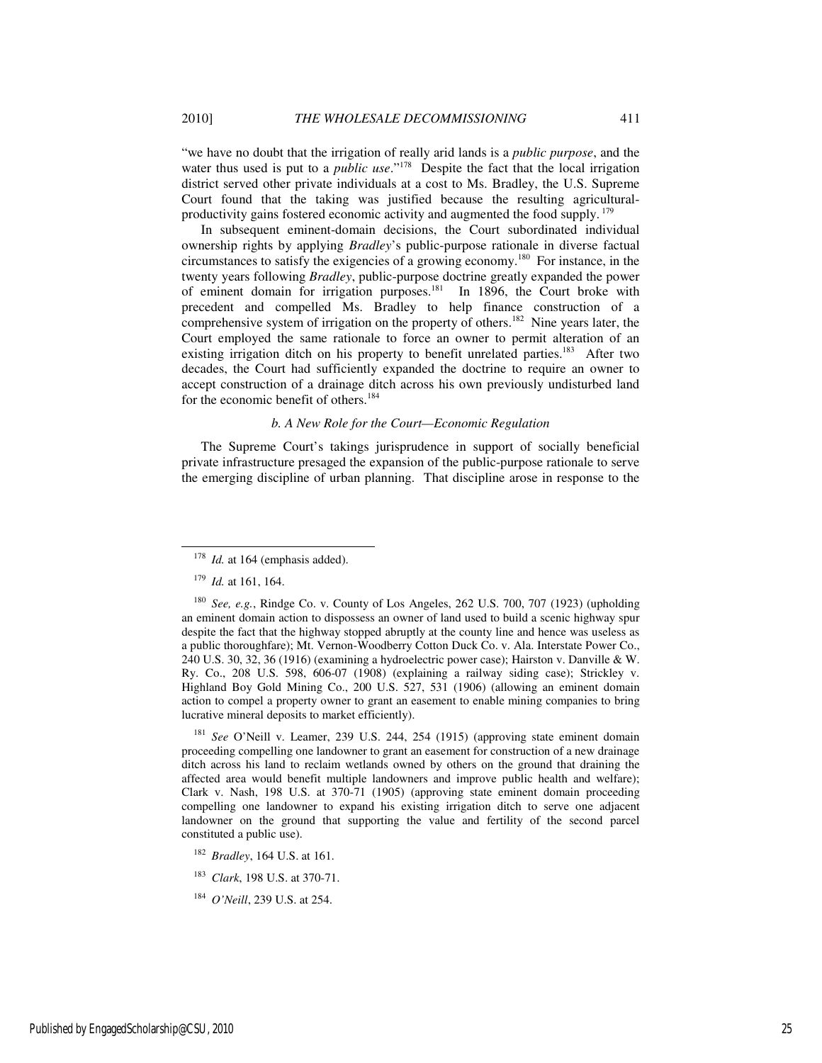"we have no doubt that the irrigation of really arid lands is a *public purpose*, and the water thus used is put to a *public use*."[178] Despite the fact that the local irrigation district served other private individuals at a cost to Ms. Bradley, the U.S. Supreme Court found that the taking was justified because the resulting agricultural-productivity gains fostered economic activity and augmented the food supply.[179]

In subsequent eminent-domain decisions, the Court subordinated individual ownership rights by applying *Bradley*'s public-purpose rationale in diverse factual circumstances to satisfy the exigencies of a growing economy.[180] For instance, in the twenty years following *Bradley*, public-purpose doctrine greatly expanded the power of eminent domain for irrigation purposes.[181] In 1896, the Court broke with precedent and compelled Ms. Bradley to help finance construction of a comprehensive system of irrigation on the property of others.[182] Nine years later, the Court employed the same rationale to force an owner to permit alteration of an existing irrigation ditch on his property to benefit unrelated parties.[183] After two decades, the Court had sufficiently expanded the doctrine to require an owner to accept construction of a drainage ditch across his own previously undisturbed land for the economic benefit of others.[184]

#### *b. A New Role for the Court—Economic Regulation*

The Supreme Court's takings jurisprudence in support of socially beneficial private infrastructure presaged the expansion of the public-purpose rationale to serve the emerging discipline of urban planning. That discipline arose in response to the

---

[178] *Id.* at 164 (emphasis added).

[179] *Id.* at 161, 164.

[180] *See, e.g.*, Rindge Co. v. County of Los Angeles, 262 U.S. 700, 707 (1923) (upholding an eminent domain action to dispossess an owner of land used to build a scenic highway spur despite the fact that the highway stopped abruptly at the county line and hence was useless as a public thoroughfare); Mt. Vernon-Woodberry Cotton Duck Co. v. Ala. Interstate Power Co., 240 U.S. 30, 32, 36 (1916) (examining a hydroelectric power case); Hairston v. Danville & W. Ry. Co., 208 U.S. 598, 606-07 (1908) (explaining a railway siding case); Strickley v. Highland Boy Gold Mining Co., 200 U.S. 527, 531 (1906) (allowing an eminent domain action to compel a property owner to grant an easement to enable mining companies to bring lucrative mineral deposits to market efficiently).

[181] *See* O'Neill v. Leamer, 239 U.S. 244, 254 (1915) (approving state eminent domain proceeding compelling one landowner to grant an easement for construction of a new drainage ditch across his land to reclaim wetlands owned by others on the ground that draining the affected area would benefit multiple landowners and improve public health and welfare); Clark v. Nash, 198 U.S. at 370-71 (1905) (approving state eminent domain proceeding compelling one landowner to expand his existing irrigation ditch to serve one adjacent landowner on the ground that supporting the value and fertility of the second parcel constituted a public use).

[182] *Bradley*, 164 U.S. at 161.

[183] *Clark*, 198 U.S. at 370-71.

[184] *O'Neill*, 239 U.S. at 254.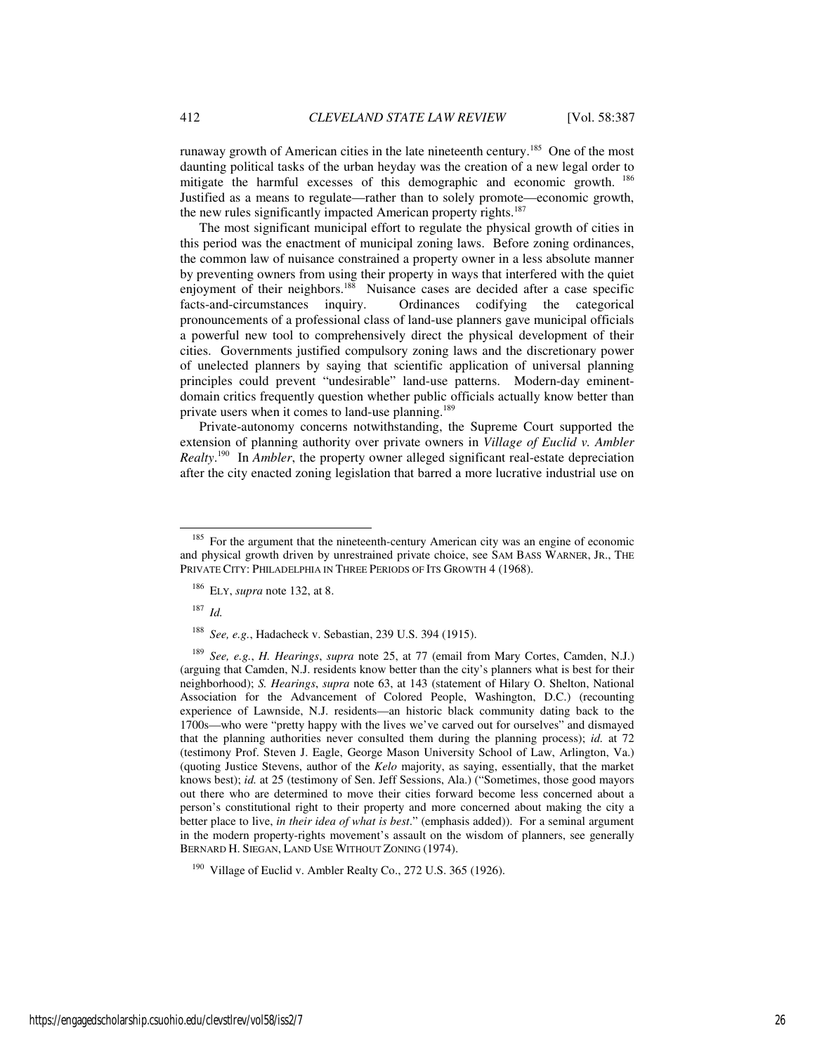runaway growth of American cities in the late nineteenth century.[185] One of the most daunting political tasks of the urban heyday was the creation of a new legal order to mitigate the harmful excesses of this demographic and economic growth.[186] Justified as a means to regulate—rather than to solely promote—economic growth, the new rules significantly impacted American property rights.[187]

The most significant municipal effort to regulate the physical growth of cities in this period was the enactment of municipal zoning laws. Before zoning ordinances, the common law of nuisance constrained a property owner in a less absolute manner by preventing owners from using their property in ways that interfered with the quiet enjoyment of their neighbors.[188] Nuisance cases are decided after a case specific facts-and-circumstances inquiry. Ordinances codifying the categorical pronouncements of a professional class of land-use planners gave municipal officials a powerful new tool to comprehensively direct the physical development of their cities. Governments justified compulsory zoning laws and the discretionary power of unelected planners by saying that scientific application of universal planning principles could prevent "undesirable" land-use patterns. Modern-day eminent-domain critics frequently question whether public officials actually know better than private users when it comes to land-use planning.[189]

Private-autonomy concerns notwithstanding, the Supreme Court supported the extension of planning authority over private owners in *Village of Euclid v. Ambler Realty*.[190] In *Ambler*, the property owner alleged significant real-estate depreciation after the city enacted zoning legislation that barred a more lucrative industrial use on

---

[185] For the argument that the nineteenth-century American city was an engine of economic and physical growth driven by unrestrained private choice, see SAM BASS WARNER, JR., THE PRIVATE CITY: PHILADELPHIA IN THREE PERIODS OF ITS GROWTH 4 (1968).

[186] ELY, *supra* note 132, at 8.

[187] *Id.*

[188] *See, e.g.*, Hadacheck v. Sebastian, 239 U.S. 394 (1915).

[189] *See, e.g.*, *H. Hearings*, *supra* note 25, at 77 (email from Mary Cortes, Camden, N.J.) (arguing that Camden, N.J. residents know better than the city's planners what is best for their neighborhood); *S. Hearings*, *supra* note 63, at 143 (statement of Hilary O. Shelton, National Association for the Advancement of Colored People, Washington, D.C.) (recounting experience of Lawnside, N.J. residents—an historic black community dating back to the 1700s—who were "pretty happy with the lives we've carved out for ourselves" and dismayed that the planning authorities never consulted them during the planning process); *id.* at 72 (testimony Prof. Steven J. Eagle, George Mason University School of Law, Arlington, Va.) (quoting Justice Stevens, author of the *Kelo* majority, as saying, essentially, that the market knows best); *id.* at 25 (testimony of Sen. Jeff Sessions, Ala.) ("Sometimes, those good mayors out there who are determined to move their cities forward become less concerned about a person's constitutional right to their property and more concerned about making the city a better place to live, *in their idea of what is best*." (emphasis added)). For a seminal argument in the modern property-rights movement's assault on the wisdom of planners, see generally BERNARD H. SIEGAN, LAND USE WITHOUT ZONING (1974).

[190] Village of Euclid v. Ambler Realty Co., 272 U.S. 365 (1926).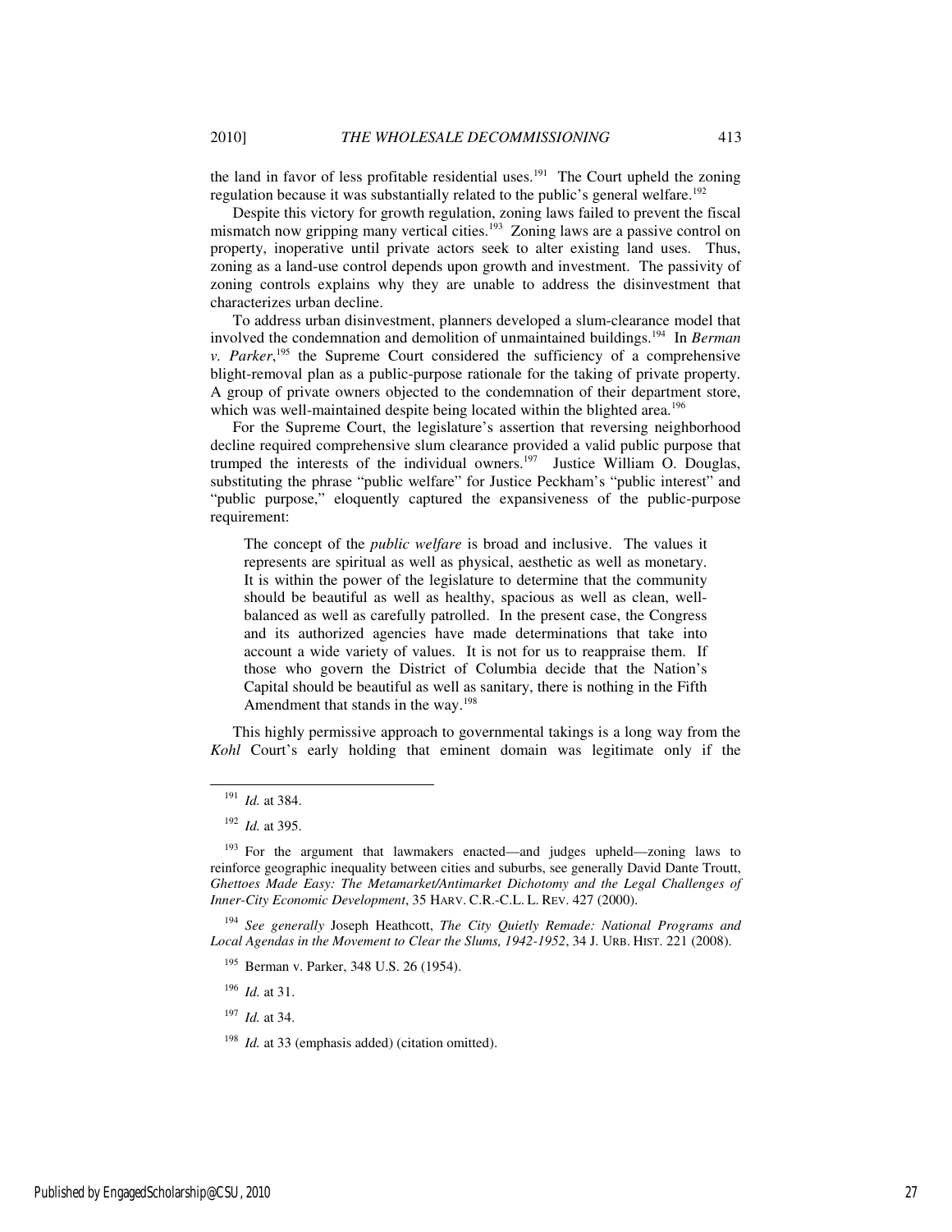the land in favor of less profitable residential uses.[191] The Court upheld the zoning regulation because it was substantially related to the public's general welfare.[192]

Despite this victory for growth regulation, zoning laws failed to prevent the fiscal mismatch now gripping many vertical cities.[193] Zoning laws are a passive control on property, inoperative until private actors seek to alter existing land uses. Thus, zoning as a land-use control depends upon growth and investment. The passivity of zoning controls explains why they are unable to address the disinvestment that characterizes urban decline.

To address urban disinvestment, planners developed a slum-clearance model that involved the condemnation and demolition of unmaintained buildings.[194] In *Berman v. Parker*,[195] the Supreme Court considered the sufficiency of a comprehensive blight-removal plan as a public-purpose rationale for the taking of private property. A group of private owners objected to the condemnation of their department store, which was well-maintained despite being located within the blighted area.[196]

For the Supreme Court, the legislature's assertion that reversing neighborhood decline required comprehensive slum clearance provided a valid public purpose that trumped the interests of the individual owners.[197] Justice William O. Douglas, substituting the phrase "public welfare" for Justice Peckham's "public interest" and "public purpose," eloquently captured the expansiveness of the public-purpose requirement:

> The concept of the *public welfare* is broad and inclusive. The values it represents are spiritual as well as physical, aesthetic as well as monetary. It is within the power of the legislature to determine that the community should be beautiful as well as healthy, spacious as well as clean, well-balanced as well as carefully patrolled. In the present case, the Congress and its authorized agencies have made determinations that take into account a wide variety of values. It is not for us to reappraise them. If those who govern the District of Columbia decide that the Nation's Capital should be beautiful as well as sanitary, there is nothing in the Fifth Amendment that stands in the way.[198]

This highly permissive approach to governmental takings is a long way from the *Kohl* Court's early holding that eminent domain was legitimate only if the

---

[191] *Id.* at 384.

[192] *Id.* at 395.

[193] For the argument that lawmakers enacted—and judges upheld—zoning laws to reinforce geographic inequality between cities and suburbs, see generally David Dante Troutt, *Ghettoes Made Easy: The Metamarket/Antimarket Dichotomy and the Legal Challenges of Inner-City Economic Development*, 35 HARV. C.R.-C.L. L. REV. 427 (2000).

[194] *See generally* Joseph Heathcott, *The City Quietly Remade: National Programs and Local Agendas in the Movement to Clear the Slums, 1942-1952*, 34 J. URB. HIST. 221 (2008).

[195] Berman v. Parker, 348 U.S. 26 (1954).

[196] *Id.* at 31.

[197] *Id.* at 34.

[198] *Id.* at 33 (emphasis added) (citation omitted).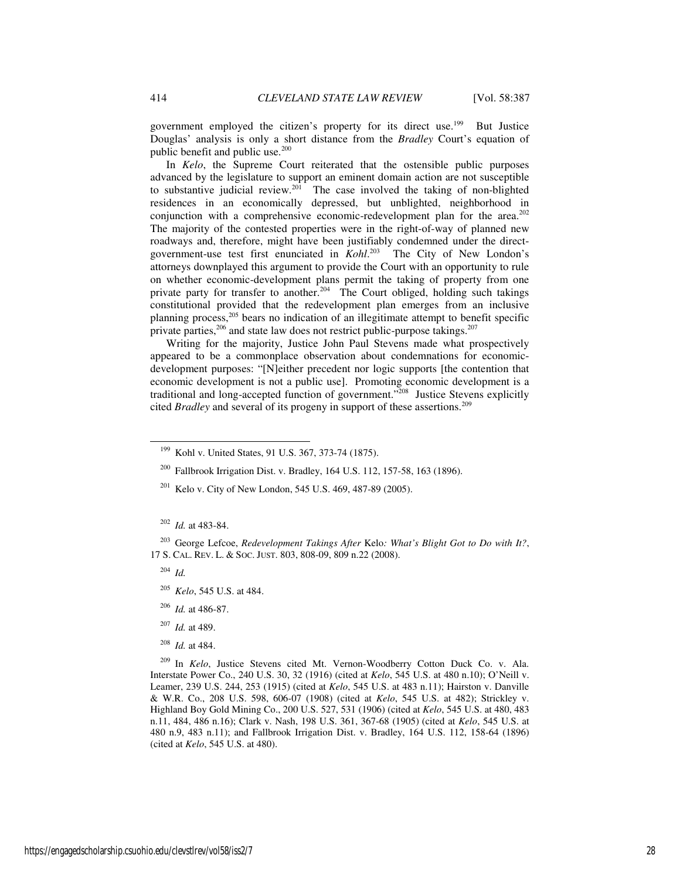government employed the citizen's property for its direct use.[199] But Justice Douglas' analysis is only a short distance from the *Bradley* Court's equation of public benefit and public use.[200]

In *Kelo*, the Supreme Court reiterated that the ostensible public purposes advanced by the legislature to support an eminent domain action are not susceptible to substantive judicial review.[201] The case involved the taking of non-blighted residences in an economically depressed, but unblighted, neighborhood in conjunction with a comprehensive economic-redevelopment plan for the area.[202] The majority of the contested properties were in the right-of-way of planned new roadways and, therefore, might have been justifiably condemned under the direct-government-use test first enunciated in *Kohl*.[203] The City of New London's attorneys downplayed this argument to provide the Court with an opportunity to rule on whether economic-development plans permit the taking of property from one private party for transfer to another.[204] The Court obliged, holding such takings constitutional provided that the redevelopment plan emerges from an inclusive planning process,[205] bears no indication of an illegitimate attempt to benefit specific private parties,[206] and state law does not restrict public-purpose takings.[207]

Writing for the majority, Justice John Paul Stevens made what prospectively appeared to be a commonplace observation about condemnations for economic-development purposes: "[N]either precedent nor logic supports [the contention that economic development is not a public use]. Promoting economic development is a traditional and long-accepted function of government."[208] Justice Stevens explicitly cited *Bradley* and several of its progeny in support of these assertions.[209]

---

[199] Kohl v. United States, 91 U.S. 367, 373-74 (1875).

[200] Fallbrook Irrigation Dist. v. Bradley, 164 U.S. 112, 157-58, 163 (1896).

[201] Kelo v. City of New London, 545 U.S. 469, 487-89 (2005).

[202] *Id.* at 483-84.

[203] George Lefcoe, *Redevelopment Takings After* Kelo*: What's Blight Got to Do with It?*, 17 S. CAL. REV. L. & SOC. JUST. 803, 808-09, 809 n.22 (2008).

[204] *Id.*

[205] *Kelo*, 545 U.S. at 484.

[206] *Id.* at 486-87.

[207] *Id.* at 489.

[208] *Id.* at 484.

[209] In *Kelo*, Justice Stevens cited Mt. Vernon-Woodberry Cotton Duck Co. v. Ala. Interstate Power Co., 240 U.S. 30, 32 (1916) (cited at *Kelo*, 545 U.S. at 480 n.10); O'Neill v. Leamer, 239 U.S. 244, 253 (1915) (cited at *Kelo*, 545 U.S. at 483 n.11); Hairston v. Danville & W.R. Co., 208 U.S. 598, 606-07 (1908) (cited at *Kelo*, 545 U.S. at 482); Strickley v. Highland Boy Gold Mining Co., 200 U.S. 527, 531 (1906) (cited at *Kelo*, 545 U.S. at 480, 483 n.11, 484, 486 n.16); Clark v. Nash, 198 U.S. 361, 367-68 (1905) (cited at *Kelo*, 545 U.S. at 480 n.9, 483 n.11); and Fallbrook Irrigation Dist. v. Bradley, 164 U.S. 112, 158-64 (1896) (cited at *Kelo*, 545 U.S. at 480).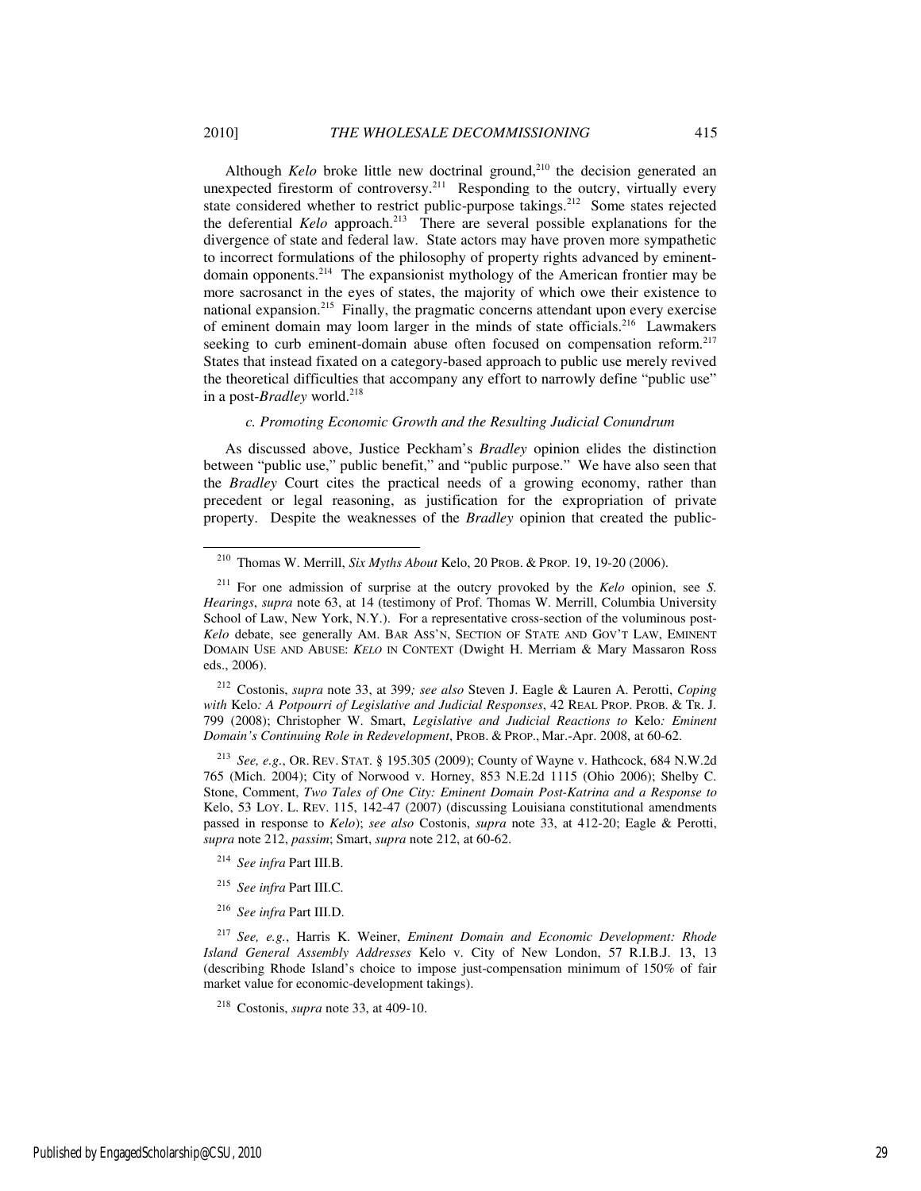Although *Kelo* broke little new doctrinal ground,[210] the decision generated an unexpected firestorm of controversy.[211] Responding to the outcry, virtually every state considered whether to restrict public-purpose takings.[212] Some states rejected the deferential *Kelo* approach.[213] There are several possible explanations for the divergence of state and federal law. State actors may have proven more sympathetic to incorrect formulations of the philosophy of property rights advanced by eminent-domain opponents.[214] The expansionist mythology of the American frontier may be more sacrosanct in the eyes of states, the majority of which owe their existence to national expansion.[215] Finally, the pragmatic concerns attendant upon every exercise of eminent domain may loom larger in the minds of state officials.[216] Lawmakers seeking to curb eminent-domain abuse often focused on compensation reform.[217] States that instead fixated on a category-based approach to public use merely revived the theoretical difficulties that accompany any effort to narrowly define "public use" in a post-*Bradley* world.[218]

#### *c. Promoting Economic Growth and the Resulting Judicial Conundrum*

As discussed above, Justice Peckham's *Bradley* opinion elides the distinction between "public use," public benefit," and "public purpose." We have also seen that the *Bradley* Court cites the practical needs of a growing economy, rather than precedent or legal reasoning, as justification for the expropriation of private property. Despite the weaknesses of the *Bradley* opinion that created the public-

---

[210] Thomas W. Merrill, *Six Myths About* Kelo, 20 PROB. & PROP. 19, 19-20 (2006).

[211] For one admission of surprise at the outcry provoked by the *Kelo* opinion, see *S. Hearings*, *supra* note 63, at 14 (testimony of Prof. Thomas W. Merrill, Columbia University School of Law, New York, N.Y.). For a representative cross-section of the voluminous post-*Kelo* debate, see generally AM. BAR ASS'N, SECTION OF STATE AND GOV'T LAW, EMINENT DOMAIN USE AND ABUSE: *KELO* IN CONTEXT (Dwight H. Merriam & Mary Massaron Ross eds., 2006).

[212] Costonis, *supra* note 33, at 399*; see also* Steven J. Eagle & Lauren A. Perotti, *Coping with* Kelo*: A Potpourri of Legislative and Judicial Responses*, 42 REAL PROP. PROB. & TR. J. 799 (2008); Christopher W. Smart, *Legislative and Judicial Reactions to* Kelo*: Eminent Domain's Continuing Role in Redevelopment*, PROB. & PROP., Mar.-Apr. 2008, at 60-62.

[213] *See, e.g.*, OR. REV. STAT. § 195.305 (2009); County of Wayne v. Hathcock, 684 N.W.2d 765 (Mich. 2004); City of Norwood v. Horney, 853 N.E.2d 1115 (Ohio 2006); Shelby C. Stone, Comment, *Two Tales of One City: Eminent Domain Post-Katrina and a Response to* Kelo, 53 LOY. L. REV. 115, 142-47 (2007) (discussing Louisiana constitutional amendments passed in response to *Kelo*); *see also* Costonis, *supra* note 33, at 412-20; Eagle & Perotti, *supra* note 212, *passim*; Smart, *supra* note 212, at 60-62.

[214] *See infra* Part III.B.

[215] *See infra* Part III.C.

[216] *See infra* Part III.D.

[217] *See, e.g.*, Harris K. Weiner, *Eminent Domain and Economic Development: Rhode Island General Assembly Addresses* Kelo v. City of New London, 57 R.I.B.J. 13, 13 (describing Rhode Island's choice to impose just-compensation minimum of 150% of fair market value for economic-development takings).

[218] Costonis, *supra* note 33, at 409-10.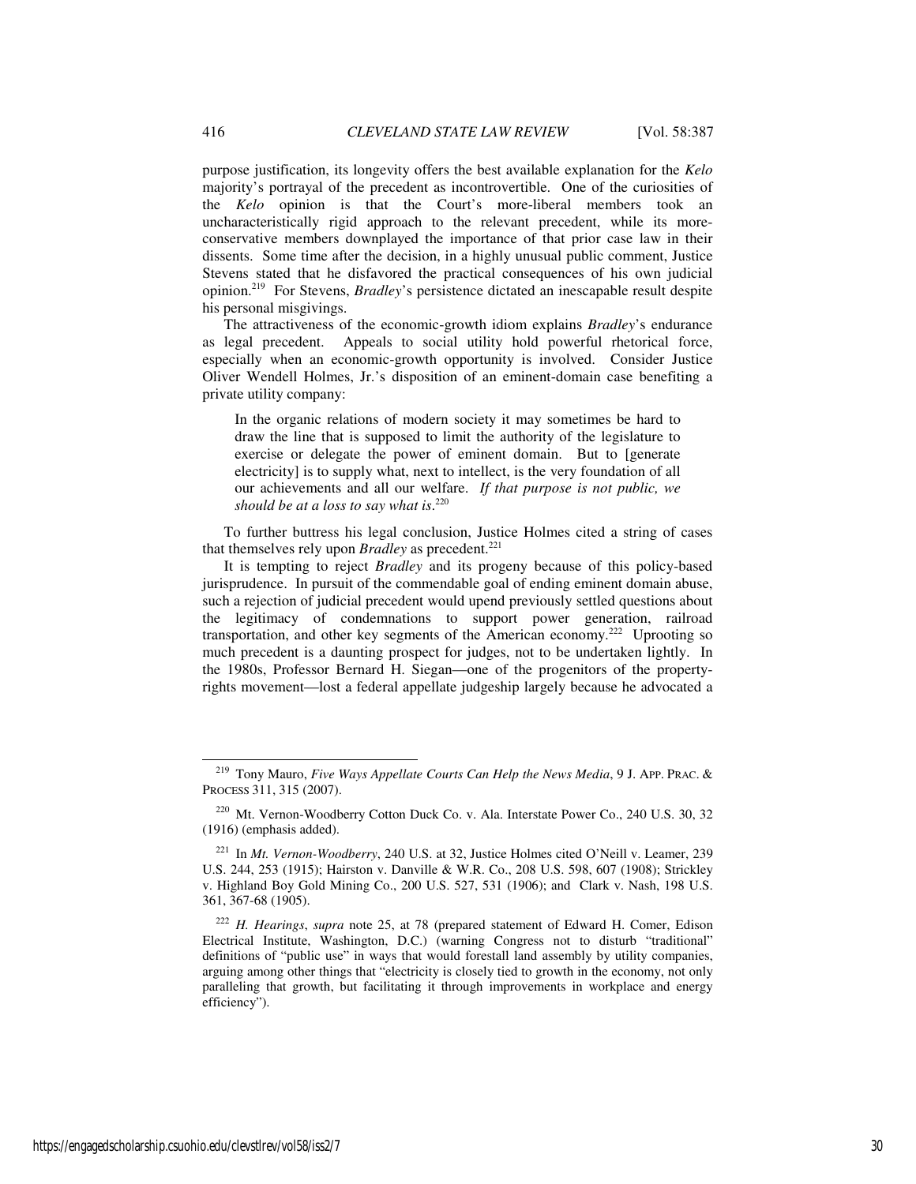purpose justification, its longevity offers the best available explanation for the *Kelo* majority's portrayal of the precedent as incontrovertible. One of the curiosities of the *Kelo* opinion is that the Court's more-liberal members took an uncharacteristically rigid approach to the relevant precedent, while its more-conservative members downplayed the importance of that prior case law in their dissents. Some time after the decision, in a highly unusual public comment, Justice Stevens stated that he disfavored the practical consequences of his own judicial opinion.[219] For Stevens, *Bradley*'s persistence dictated an inescapable result despite his personal misgivings.

The attractiveness of the economic-growth idiom explains *Bradley*'s endurance as legal precedent. Appeals to social utility hold powerful rhetorical force, especially when an economic-growth opportunity is involved. Consider Justice Oliver Wendell Holmes, Jr.'s disposition of an eminent-domain case benefiting a private utility company:

> In the organic relations of modern society it may sometimes be hard to draw the line that is supposed to limit the authority of the legislature to exercise or delegate the power of eminent domain. But to [generate electricity] is to supply what, next to intellect, is the very foundation of all our achievements and all our welfare. *If that purpose is not public, we should be at a loss to say what is*.[220]

To further buttress his legal conclusion, Justice Holmes cited a string of cases that themselves rely upon *Bradley* as precedent.[221]

It is tempting to reject *Bradley* and its progeny because of this policy-based jurisprudence. In pursuit of the commendable goal of ending eminent domain abuse, such a rejection of judicial precedent would upend previously settled questions about the legitimacy of condemnations to support power generation, railroad transportation, and other key segments of the American economy.[222] Uprooting so much precedent is a daunting prospect for judges, not to be undertaken lightly. In the 1980s, Professor Bernard H. Siegan—one of the progenitors of the property-rights movement—lost a federal appellate judgeship largely because he advocated a

---

[219] Tony Mauro, *Five Ways Appellate Courts Can Help the News Media*, 9 J. APP. PRAC. & PROCESS 311, 315 (2007).

[220] Mt. Vernon-Woodberry Cotton Duck Co. v. Ala. Interstate Power Co., 240 U.S. 30, 32 (1916) (emphasis added).

[221] In *Mt. Vernon-Woodberry*, 240 U.S. at 32, Justice Holmes cited O'Neill v. Leamer, 239 U.S. 244, 253 (1915); Hairston v. Danville & W.R. Co., 208 U.S. 598, 607 (1908); Strickley v. Highland Boy Gold Mining Co., 200 U.S. 527, 531 (1906); and Clark v. Nash, 198 U.S. 361, 367-68 (1905).

[222] *H. Hearings*, *supra* note 25, at 78 (prepared statement of Edward H. Comer, Edison Electrical Institute, Washington, D.C.) (warning Congress not to disturb "traditional" definitions of "public use" in ways that would forestall land assembly by utility companies, arguing among other things that "electricity is closely tied to growth in the economy, not only paralleling that growth, but facilitating it through improvements in workplace and energy efficiency").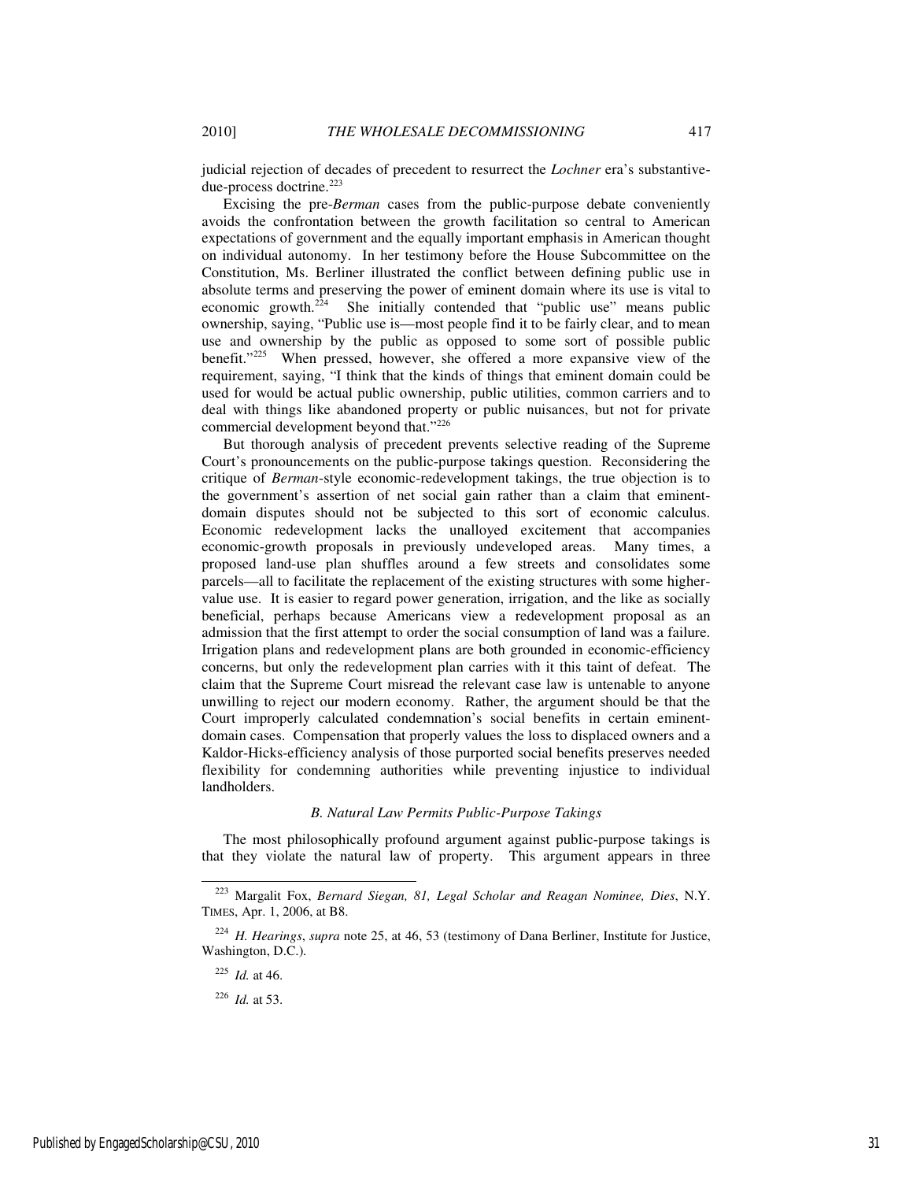judicial rejection of decades of precedent to resurrect the *Lochner* era's substantive-due-process doctrine.[223]

Excising the pre-*Berman* cases from the public-purpose debate conveniently avoids the confrontation between the growth facilitation so central to American expectations of government and the equally important emphasis in American thought on individual autonomy. In her testimony before the House Subcommittee on the Constitution, Ms. Berliner illustrated the conflict between defining public use in absolute terms and preserving the power of eminent domain where its use is vital to economic growth.[224] She initially contended that "public use" means public ownership, saying, "Public use is—most people find it to be fairly clear, and to mean use and ownership by the public as opposed to some sort of possible public benefit."[225] When pressed, however, she offered a more expansive view of the requirement, saying, "I think that the kinds of things that eminent domain could be used for would be actual public ownership, public utilities, common carriers and to deal with things like abandoned property or public nuisances, but not for private commercial development beyond that."[226]

But thorough analysis of precedent prevents selective reading of the Supreme Court's pronouncements on the public-purpose takings question. Reconsidering the critique of *Berman*-style economic-redevelopment takings, the true objection is to the government's assertion of net social gain rather than a claim that eminent-domain disputes should not be subjected to this sort of economic calculus. Economic redevelopment lacks the unalloyed excitement that accompanies economic-growth proposals in previously undeveloped areas. Many times, a proposed land-use plan shuffles around a few streets and consolidates some parcels—all to facilitate the replacement of the existing structures with some higher-value use. It is easier to regard power generation, irrigation, and the like as socially beneficial, perhaps because Americans view a redevelopment proposal as an admission that the first attempt to order the social consumption of land was a failure. Irrigation plans and redevelopment plans are both grounded in economic-efficiency concerns, but only the redevelopment plan carries with it this taint of defeat. The claim that the Supreme Court misread the relevant case law is untenable to anyone unwilling to reject our modern economy. Rather, the argument should be that the Court improperly calculated condemnation's social benefits in certain eminent-domain cases. Compensation that properly values the loss to displaced owners and a Kaldor-Hicks-efficiency analysis of those purported social benefits preserves needed flexibility for condemning authorities while preventing injustice to individual landholders.

### *B. Natural Law Permits Public-Purpose Takings*

The most philosophically profound argument against public-purpose takings is that they violate the natural law of property. This argument appears in three

---

[223] Margalit Fox, *Bernard Siegan, 81, Legal Scholar and Reagan Nominee, Dies*, N.Y. TIMES, Apr. 1, 2006, at B8.

[224] *H. Hearings*, *supra* note 25, at 46, 53 (testimony of Dana Berliner, Institute for Justice, Washington, D.C.).

[225] *Id.* at 46.

[226] *Id.* at 53.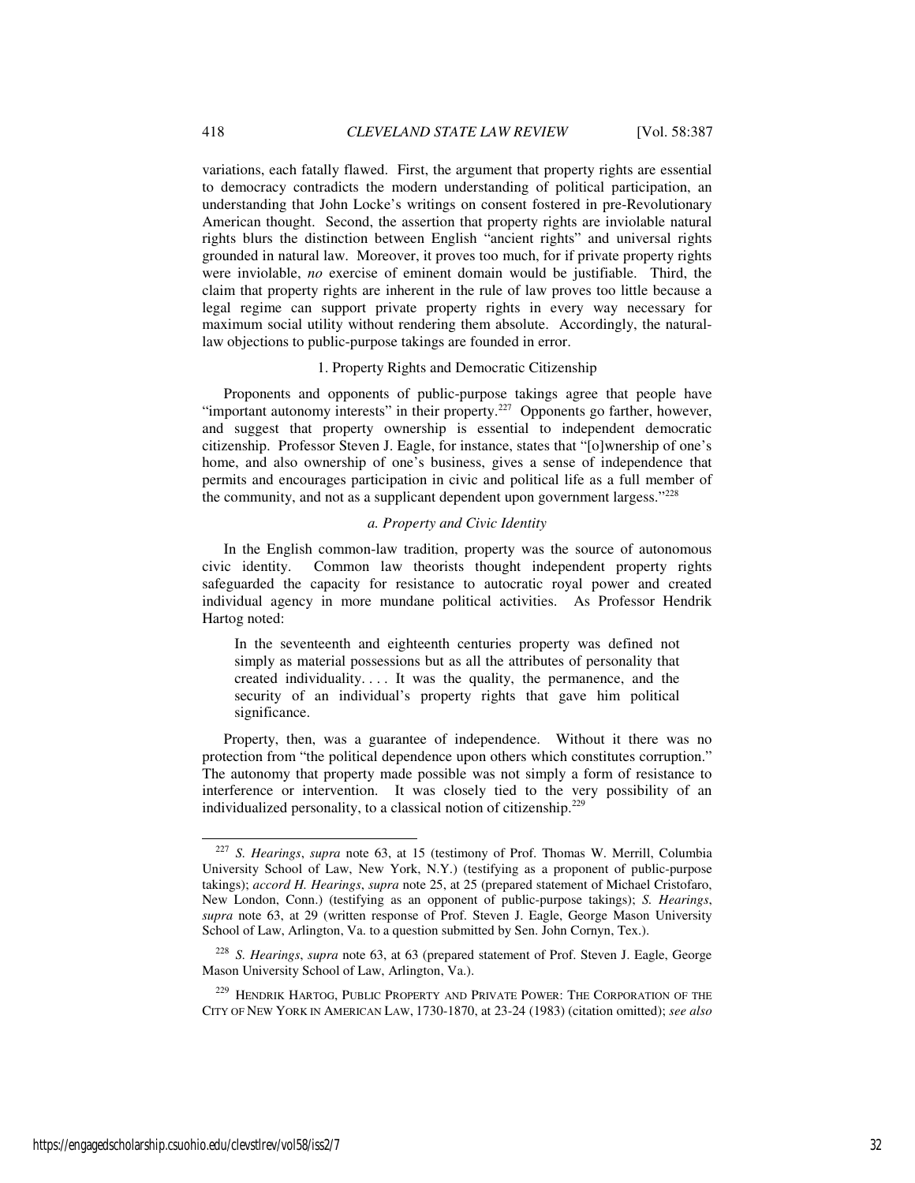variations, each fatally flawed. First, the argument that property rights are essential to democracy contradicts the modern understanding of political participation, an understanding that John Locke's writings on consent fostered in pre-Revolutionary American thought. Second, the assertion that property rights are inviolable natural rights blurs the distinction between English "ancient rights" and universal rights grounded in natural law. Moreover, it proves too much, for if private property rights were inviolable, *no* exercise of eminent domain would be justifiable. Third, the claim that property rights are inherent in the rule of law proves too little because a legal regime can support private property rights in every way necessary for maximum social utility without rendering them absolute. Accordingly, the natural-law objections to public-purpose takings are founded in error.

### 1. Property Rights and Democratic Citizenship

Proponents and opponents of public-purpose takings agree that people have "important autonomy interests" in their property.[227] Opponents go farther, however, and suggest that property ownership is essential to independent democratic citizenship. Professor Steven J. Eagle, for instance, states that "[o]wnership of one's home, and also ownership of one's business, gives a sense of independence that permits and encourages participation in civic and political life as a full member of the community, and not as a supplicant dependent upon government largess."[228]

#### *a. Property and Civic Identity*

In the English common-law tradition, property was the source of autonomous civic identity. Common law theorists thought independent property rights safeguarded the capacity for resistance to autocratic royal power and created individual agency in more mundane political activities. As Professor Hendrik Hartog noted:

> In the seventeenth and eighteenth centuries property was defined not simply as material possessions but as all the attributes of personality that created individuality. . . . It was the quality, the permanence, and the security of an individual's property rights that gave him political significance.

Property, then, was a guarantee of independence. Without it there was no protection from "the political dependence upon others which constitutes corruption." The autonomy that property made possible was not simply a form of resistance to interference or intervention. It was closely tied to the very possibility of an individualized personality, to a classical notion of citizenship.[229]

---

[227] *S. Hearings*, *supra* note 63, at 15 (testimony of Prof. Thomas W. Merrill, Columbia University School of Law, New York, N.Y.) (testifying as a proponent of public-purpose takings); *accord H. Hearings*, *supra* note 25, at 25 (prepared statement of Michael Cristofaro, New London, Conn.) (testifying as an opponent of public-purpose takings); *S. Hearings*, *supra* note 63, at 29 (written response of Prof. Steven J. Eagle, George Mason University School of Law, Arlington, Va. to a question submitted by Sen. John Cornyn, Tex.).

[228] *S. Hearings*, *supra* note 63, at 63 (prepared statement of Prof. Steven J. Eagle, George Mason University School of Law, Arlington, Va.).

[229] HENDRIK HARTOG, PUBLIC PROPERTY AND PRIVATE POWER: THE CORPORATION OF THE CITY OF NEW YORK IN AMERICAN LAW, 1730-1870, at 23-24 (1983) (citation omitted); *see also*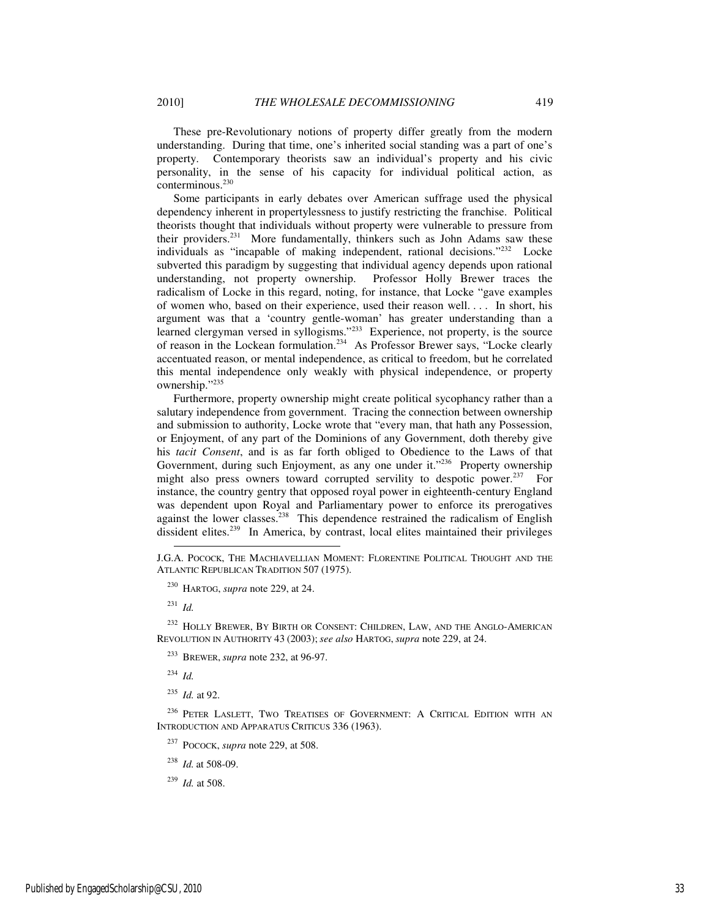These pre-Revolutionary notions of property differ greatly from the modern understanding. During that time, one's inherited social standing was a part of one's property. Contemporary theorists saw an individual's property and his civic personality, in the sense of his capacity for individual political action, as conterminous.[230]

Some participants in early debates over American suffrage used the physical dependency inherent in propertylessness to justify restricting the franchise. Political theorists thought that individuals without property were vulnerable to pressure from their providers.[231] More fundamentally, thinkers such as John Adams saw these individuals as "incapable of making independent, rational decisions."[232] Locke subverted this paradigm by suggesting that individual agency depends upon rational understanding, not property ownership. Professor Holly Brewer traces the radicalism of Locke in this regard, noting, for instance, that Locke "gave examples of women who, based on their experience, used their reason well. . . . In short, his argument was that a 'country gentle-woman' has greater understanding than a learned clergyman versed in syllogisms."[233] Experience, not property, is the source of reason in the Lockean formulation.[234] As Professor Brewer says, "Locke clearly accentuated reason, or mental independence, as critical to freedom, but he correlated this mental independence only weakly with physical independence, or property ownership."[235]

Furthermore, property ownership might create political sycophancy rather than a salutary independence from government. Tracing the connection between ownership and submission to authority, Locke wrote that "every man, that hath any Possession, or Enjoyment, of any part of the Dominions of any Government, doth thereby give his *tacit Consent*, and is as far forth obliged to Obedience to the Laws of that Government, during such Enjoyment, as any one under it."[236] Property ownership might also press owners toward corrupted servility to despotic power.[237] For instance, the country gentry that opposed royal power in eighteenth-century England was dependent upon Royal and Parliamentary power to enforce its prerogatives against the lower classes.[238] This dependence restrained the radicalism of English dissident elites.[239] In America, by contrast, local elites maintained their privileges

---

J.G.A. POCOCK, THE MACHIAVELLIAN MOMENT: FLORENTINE POLITICAL THOUGHT AND THE ATLANTIC REPUBLICAN TRADITION 507 (1975).

[230] HARTOG, *supra* note 229, at 24.

[231] *Id.*

[232] HOLLY BREWER, BY BIRTH OR CONSENT: CHILDREN, LAW, AND THE ANGLO-AMERICAN REVOLUTION IN AUTHORITY 43 (2003); *see also* HARTOG, *supra* note 229, at 24.

[233] BREWER, *supra* note 232, at 96-97.

[234] *Id.*

[235] *Id.* at 92.

[236] PETER LASLETT, TWO TREATISES OF GOVERNMENT: A CRITICAL EDITION WITH AN INTRODUCTION AND APPARATUS CRITICUS 336 (1963).

[237] POCOCK, *supra* note 229, at 508.

[238] *Id.* at 508-09.

[239] *Id.* at 508.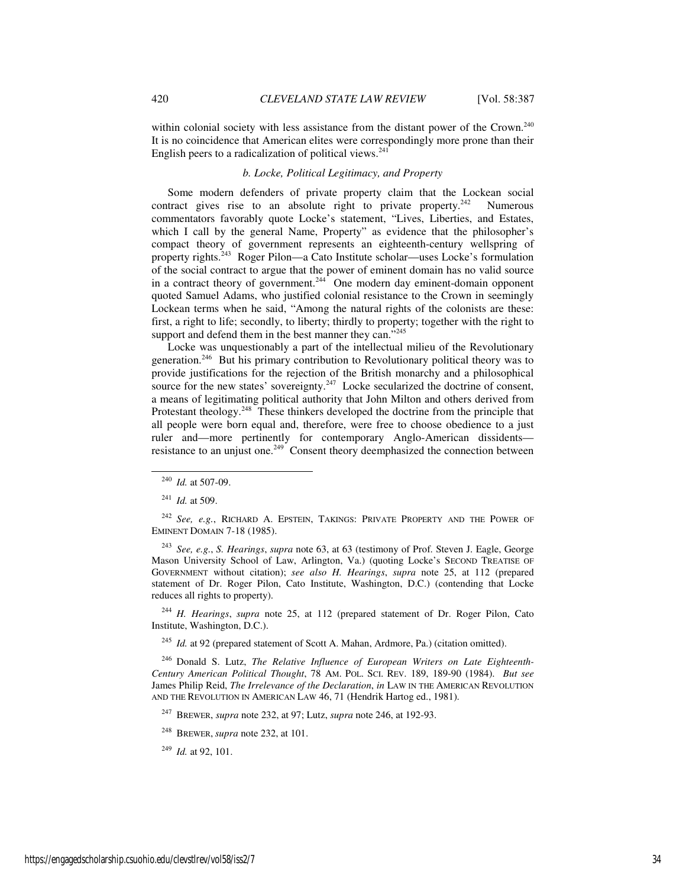within colonial society with less assistance from the distant power of the Crown.[240] It is no coincidence that American elites were correspondingly more prone than their English peers to a radicalization of political views.[241]

### *b. Locke, Political Legitimacy, and Property*

Some modern defenders of private property claim that the Lockean social contract gives rise to an absolute right to private property.[242] Numerous commentators favorably quote Locke's statement, "Lives, Liberties, and Estates, which I call by the general Name, Property" as evidence that the philosopher's compact theory of government represents an eighteenth-century wellspring of property rights.[243] Roger Pilon—a Cato Institute scholar—uses Locke's formulation of the social contract to argue that the power of eminent domain has no valid source in a contract theory of government.[244] One modern day eminent-domain opponent quoted Samuel Adams, who justified colonial resistance to the Crown in seemingly Lockean terms when he said, "Among the natural rights of the colonists are these: first, a right to life; secondly, to liberty; thirdly to property; together with the right to support and defend them in the best manner they can."[245]

Locke was unquestionably a part of the intellectual milieu of the Revolutionary generation.[246] But his primary contribution to Revolutionary political theory was to provide justifications for the rejection of the British monarchy and a philosophical source for the new states' sovereignty.[247] Locke secularized the doctrine of consent, a means of legitimating political authority that John Milton and others derived from Protestant theology.[248] These thinkers developed the doctrine from the principle that all people were born equal and, therefore, were free to choose obedience to a just ruler and—more pertinently for contemporary Anglo-American dissidents—resistance to an unjust one.[249] Consent theory deemphasized the connection between

---

[240] *Id.* at 507-09.

[241] *Id.* at 509.

[242] *See, e.g.*, RICHARD A. EPSTEIN, TAKINGS: PRIVATE PROPERTY AND THE POWER OF EMINENT DOMAIN 7-18 (1985).

[243] *See, e.g.*, *S. Hearings*, *supra* note 63, at 63 (testimony of Prof. Steven J. Eagle, George Mason University School of Law, Arlington, Va.) (quoting Locke's SECOND TREATISE OF GOVERNMENT without citation); *see also H. Hearings*, *supra* note 25, at 112 (prepared statement of Dr. Roger Pilon, Cato Institute, Washington, D.C.) (contending that Locke reduces all rights to property).

[244] *H. Hearings*, *supra* note 25, at 112 (prepared statement of Dr. Roger Pilon, Cato Institute, Washington, D.C.).

[245] *Id.* at 92 (prepared statement of Scott A. Mahan, Ardmore, Pa.) (citation omitted).

[246] Donald S. Lutz, *The Relative Influence of European Writers on Late Eighteenth-Century American Political Thought*, 78 AM. POL. SCI. REV. 189, 189-90 (1984). *But see* James Philip Reid, *The Irrelevance of the Declaration*, *in* LAW IN THE AMERICAN REVOLUTION AND THE REVOLUTION IN AMERICAN LAW 46, 71 (Hendrik Hartog ed., 1981).

[247] BREWER, *supra* note 232, at 97; Lutz, *supra* note 246, at 192-93.

[248] BREWER, *supra* note 232, at 101.

[249] *Id.* at 92, 101.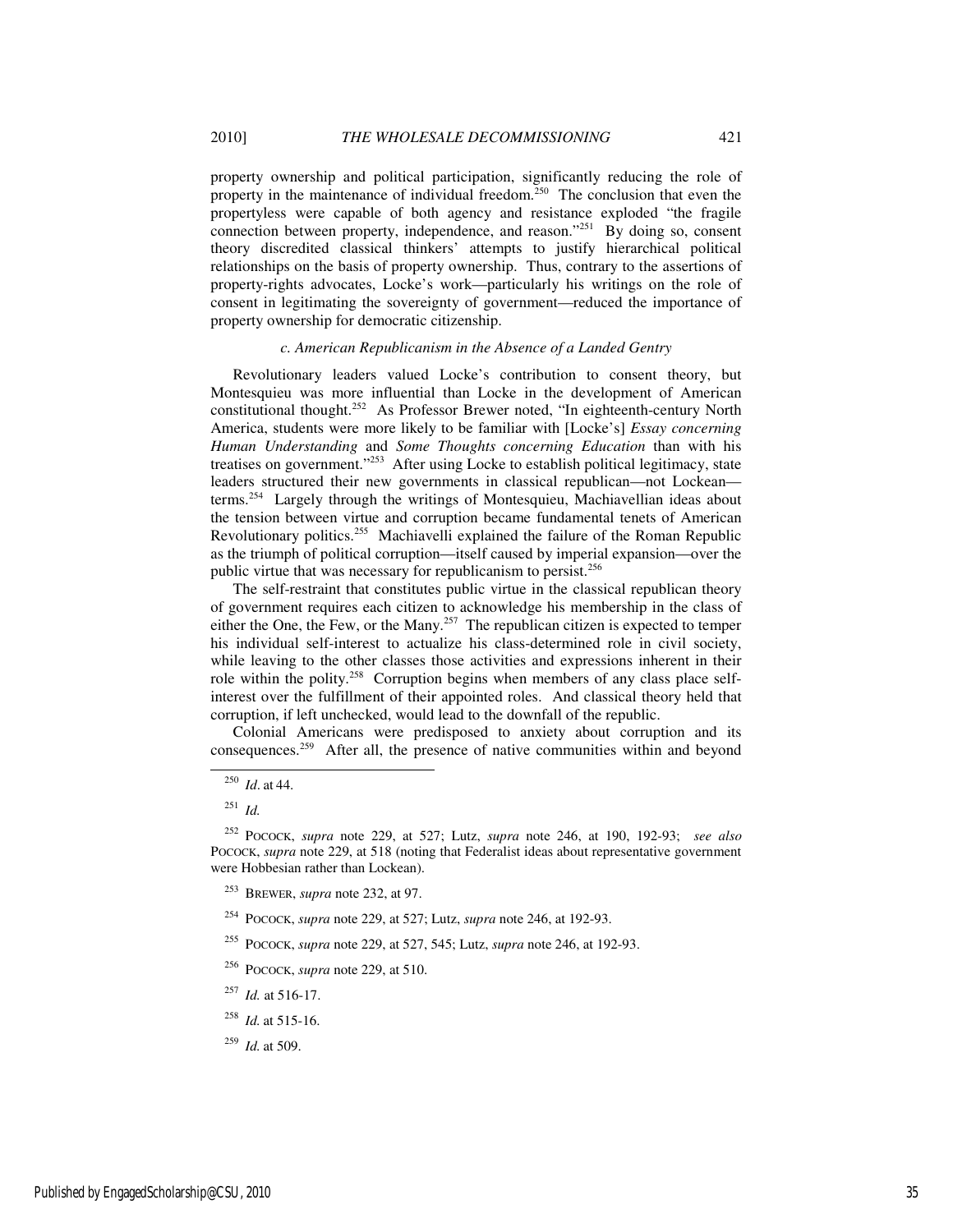property ownership and political participation, significantly reducing the role of property in the maintenance of individual freedom.[250] The conclusion that even the propertyless were capable of both agency and resistance exploded "the fragile connection between property, independence, and reason."[251] By doing so, consent theory discredited classical thinkers' attempts to justify hierarchical political relationships on the basis of property ownership. Thus, contrary to the assertions of property-rights advocates, Locke's work—particularly his writings on the role of consent in legitimating the sovereignty of government—reduced the importance of property ownership for democratic citizenship.

#### *c. American Republicanism in the Absence of a Landed Gentry*

Revolutionary leaders valued Locke's contribution to consent theory, but Montesquieu was more influential than Locke in the development of American constitutional thought.[252] As Professor Brewer noted, "In eighteenth-century North America, students were more likely to be familiar with [Locke's] *Essay concerning Human Understanding* and *Some Thoughts concerning Education* than with his treatises on government."[253] After using Locke to establish political legitimacy, state leaders structured their new governments in classical republican—not Lockean—terms.[254] Largely through the writings of Montesquieu, Machiavellian ideas about the tension between virtue and corruption became fundamental tenets of American Revolutionary politics.[255] Machiavelli explained the failure of the Roman Republic as the triumph of political corruption—itself caused by imperial expansion—over the public virtue that was necessary for republicanism to persist.[256]

The self-restraint that constitutes public virtue in the classical republican theory of government requires each citizen to acknowledge his membership in the class of either the One, the Few, or the Many.[257] The republican citizen is expected to temper his individual self-interest to actualize his class-determined role in civil society, while leaving to the other classes those activities and expressions inherent in their role within the polity.[258] Corruption begins when members of any class place self-interest over the fulfillment of their appointed roles. And classical theory held that corruption, if left unchecked, would lead to the downfall of the republic.

Colonial Americans were predisposed to anxiety about corruption and its consequences.[259] After all, the presence of native communities within and beyond

---

[250] *Id*. at 44.

[251] *Id.*

[252] POCOCK, *supra* note 229, at 527; Lutz, *supra* note 246, at 190, 192-93; *see also* POCOCK, *supra* note 229, at 518 (noting that Federalist ideas about representative government were Hobbesian rather than Lockean).

[253] BREWER, *supra* note 232, at 97.

[254] POCOCK, *supra* note 229, at 527; Lutz, *supra* note 246, at 192-93.

[255] POCOCK, *supra* note 229, at 527, 545; Lutz, *supra* note 246, at 192-93.

[256] POCOCK, *supra* note 229, at 510.

[257] *Id.* at 516-17.

[258] *Id.* at 515-16.

[259] *Id.* at 509.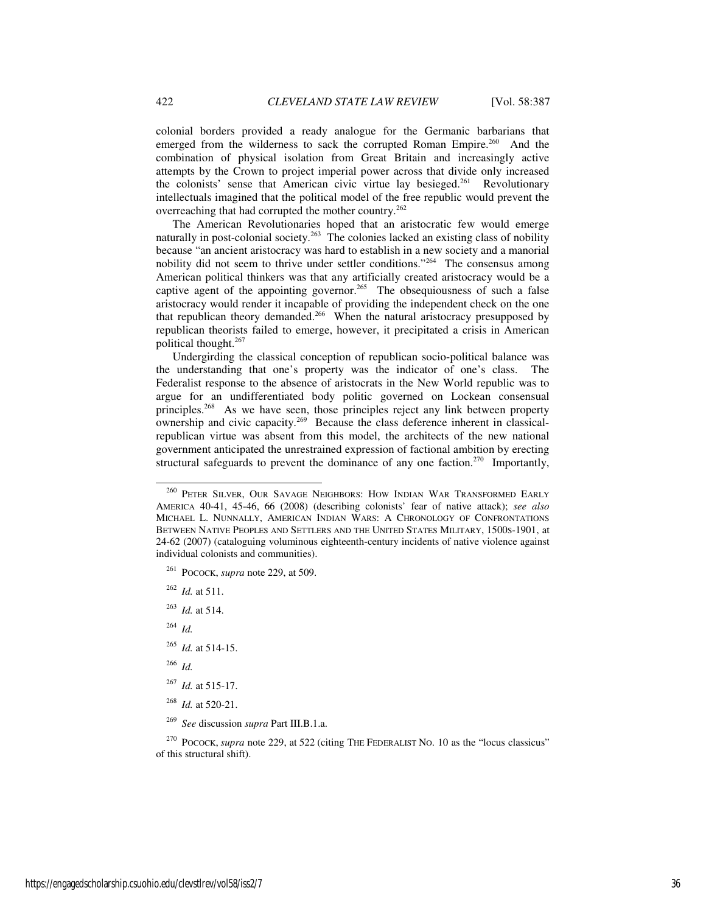colonial borders provided a ready analogue for the Germanic barbarians that emerged from the wilderness to sack the corrupted Roman Empire.[260] And the combination of physical isolation from Great Britain and increasingly active attempts by the Crown to project imperial power across that divide only increased the colonists' sense that American civic virtue lay besieged.[261] Revolutionary intellectuals imagined that the political model of the free republic would prevent the overreaching that had corrupted the mother country.[262]

The American Revolutionaries hoped that an aristocratic few would emerge naturally in post-colonial society.[263] The colonies lacked an existing class of nobility because "an ancient aristocracy was hard to establish in a new society and a manorial nobility did not seem to thrive under settler conditions."[264] The consensus among American political thinkers was that any artificially created aristocracy would be a captive agent of the appointing governor.[265] The obsequiousness of such a false aristocracy would render it incapable of providing the independent check on the one that republican theory demanded.[266] When the natural aristocracy presupposed by republican theorists failed to emerge, however, it precipitated a crisis in American political thought.[267]

Undergirding the classical conception of republican socio-political balance was the understanding that one's property was the indicator of one's class. The Federalist response to the absence of aristocrats in the New World republic was to argue for an undifferentiated body politic governed on Lockean consensual principles.[268] As we have seen, those principles reject any link between property ownership and civic capacity.[269] Because the class deference inherent in classical-republican virtue was absent from this model, the architects of the new national government anticipated the unrestrained expression of factional ambition by erecting structural safeguards to prevent the dominance of any one faction.[270] Importantly,

---

[260] PETER SILVER, OUR SAVAGE NEIGHBORS: HOW INDIAN WAR TRANSFORMED EARLY AMERICA 40-41, 45-46, 66 (2008) (describing colonists' fear of native attack); *see also* MICHAEL L. NUNNALLY, AMERICAN INDIAN WARS: A CHRONOLOGY OF CONFRONTATIONS BETWEEN NATIVE PEOPLES AND SETTLERS AND THE UNITED STATES MILITARY, 1500S-1901, at 24-62 (2007) (cataloguing voluminous eighteenth-century incidents of native violence against individual colonists and communities).

[261] POCOCK, *supra* note 229, at 509.

[262] *Id.* at 511.

[263] *Id.* at 514.

[264] *Id.*

[265] *Id.* at 514-15.

[266] *Id.*

[267] *Id.* at 515-17.

[268] *Id.* at 520-21.

[269] *See* discussion *supra* Part III.B.1.a.

[270] POCOCK, *supra* note 229, at 522 (citing THE FEDERALIST NO. 10 as the "locus classicus" of this structural shift).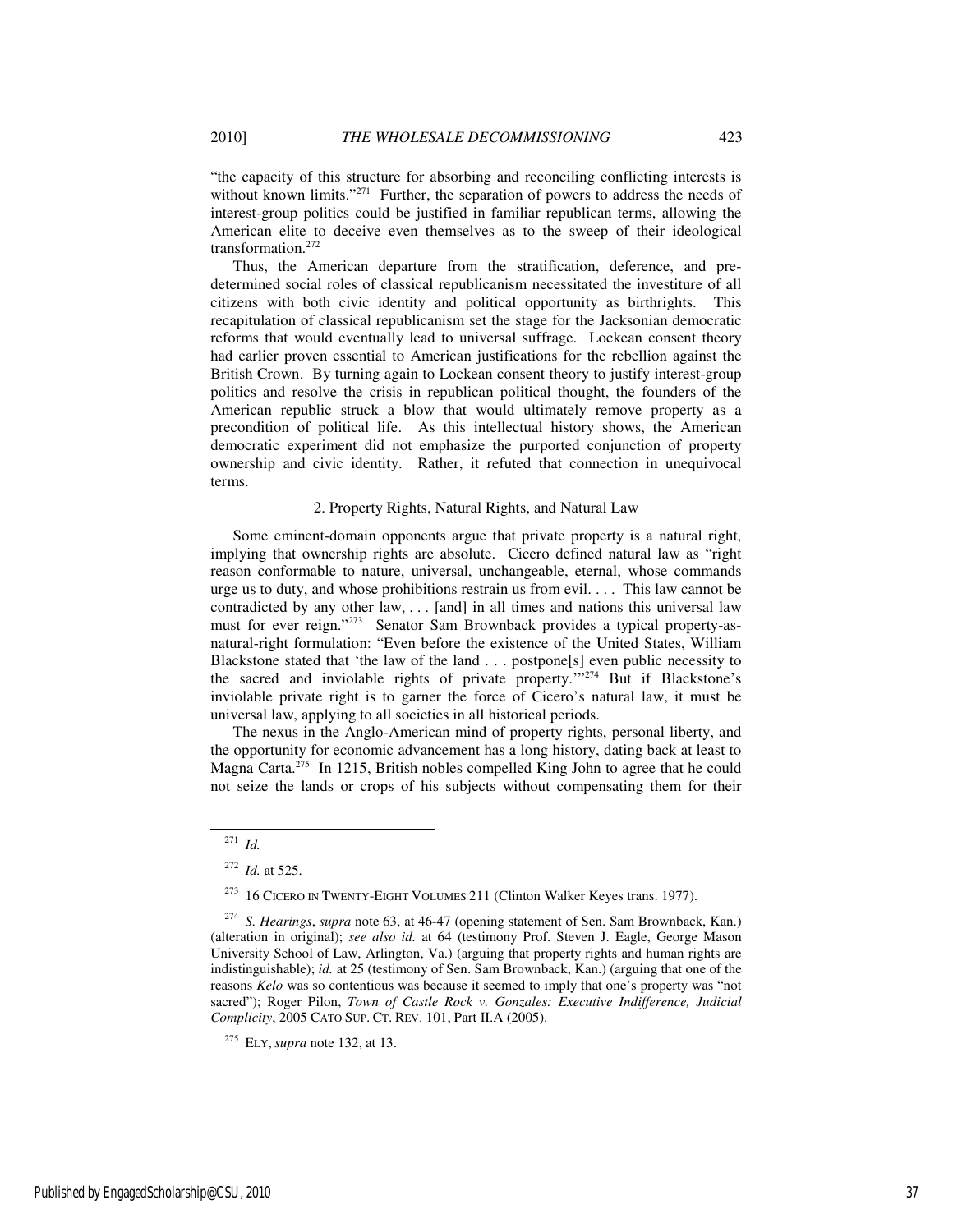"the capacity of this structure for absorbing and reconciling conflicting interests is without known limits."[271] Further, the separation of powers to address the needs of interest-group politics could be justified in familiar republican terms, allowing the American elite to deceive even themselves as to the sweep of their ideological transformation.[272]

Thus, the American departure from the stratification, deference, and pre-determined social roles of classical republicanism necessitated the investiture of all citizens with both civic identity and political opportunity as birthrights. This recapitulation of classical republicanism set the stage for the Jacksonian democratic reforms that would eventually lead to universal suffrage. Lockean consent theory had earlier proven essential to American justifications for the rebellion against the British Crown. By turning again to Lockean consent theory to justify interest-group politics and resolve the crisis in republican political thought, the founders of the American republic struck a blow that would ultimately remove property as a precondition of political life. As this intellectual history shows, the American democratic experiment did not emphasize the purported conjunction of property ownership and civic identity. Rather, it refuted that connection in unequivocal terms.

### 2. Property Rights, Natural Rights, and Natural Law

Some eminent-domain opponents argue that private property is a natural right, implying that ownership rights are absolute. Cicero defined natural law as "right reason conformable to nature, universal, unchangeable, eternal, whose commands urge us to duty, and whose prohibitions restrain us from evil. . . . This law cannot be contradicted by any other law, . . . [and] in all times and nations this universal law must for ever reign."[273] Senator Sam Brownback provides a typical property-as-natural-right formulation: "Even before the existence of the United States, William Blackstone stated that 'the law of the land . . . postpone[s] even public necessity to the sacred and inviolable rights of private property.'"[274] But if Blackstone's inviolable private right is to garner the force of Cicero's natural law, it must be universal law, applying to all societies in all historical periods.

The nexus in the Anglo-American mind of property rights, personal liberty, and the opportunity for economic advancement has a long history, dating back at least to Magna Carta.[275] In 1215, British nobles compelled King John to agree that he could not seize the lands or crops of his subjects without compensating them for their

---

[271] *Id.*

[272] *Id.* at 525.

[273] 16 CICERO IN TWENTY-EIGHT VOLUMES 211 (Clinton Walker Keyes trans. 1977).

[274] *S. Hearings*, *supra* note 63, at 46-47 (opening statement of Sen. Sam Brownback, Kan.) (alteration in original); *see also id.* at 64 (testimony Prof. Steven J. Eagle, George Mason University School of Law, Arlington, Va.) (arguing that property rights and human rights are indistinguishable); *id.* at 25 (testimony of Sen. Sam Brownback, Kan.) (arguing that one of the reasons *Kelo* was so contentious was because it seemed to imply that one's property was "not sacred"); Roger Pilon, *Town of Castle Rock v. Gonzales: Executive Indifference, Judicial Complicity*, 2005 CATO SUP. CT. REV. 101, Part II.A (2005).

[275] ELY, *supra* note 132, at 13.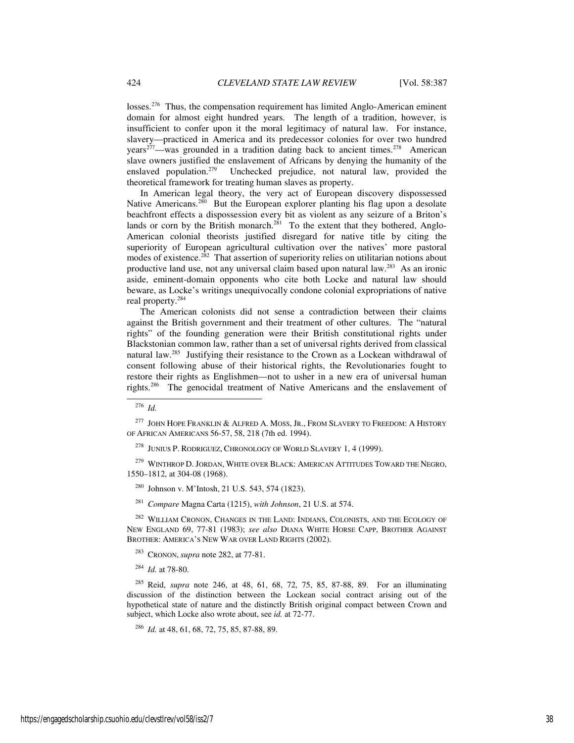losses.[276] Thus, the compensation requirement has limited Anglo-American eminent domain for almost eight hundred years. The length of a tradition, however, is insufficient to confer upon it the moral legitimacy of natural law. For instance, slavery—practiced in America and its predecessor colonies for over two hundred years[277]—was grounded in a tradition dating back to ancient times.[278] American slave owners justified the enslavement of Africans by denying the humanity of the enslaved population.[279] Unchecked prejudice, not natural law, provided the theoretical framework for treating human slaves as property.

In American legal theory, the very act of European discovery dispossessed Native Americans.[280] But the European explorer planting his flag upon a desolate beachfront effects a dispossession every bit as violent as any seizure of a Briton's lands or corn by the British monarch.[281] To the extent that they bothered, Anglo-American colonial theorists justified disregard for native title by citing the superiority of European agricultural cultivation over the natives' more pastoral modes of existence.[282] That assertion of superiority relies on utilitarian notions about productive land use, not any universal claim based upon natural law.[283] As an ironic aside, eminent-domain opponents who cite both Locke and natural law should beware, as Locke's writings unequivocally condone colonial expropriations of native real property.[284]

The American colonists did not sense a contradiction between their claims against the British government and their treatment of other cultures. The "natural rights" of the founding generation were their British constitutional rights under Blackstonian common law, rather than a set of universal rights derived from classical natural law.[285] Justifying their resistance to the Crown as a Lockean withdrawal of consent following abuse of their historical rights, the Revolutionaries fought to restore their rights as Englishmen—not to usher in a new era of universal human rights.[286] The genocidal treatment of Native Americans and the enslavement of

---

[276] *Id.*

[277] JOHN HOPE FRANKLIN & ALFRED A. MOSS, JR., FROM SLAVERY TO FREEDOM: A HISTORY OF AFRICAN AMERICANS 56-57, 58, 218 (7th ed. 1994).

[278] JUNIUS P. RODRIGUEZ, CHRONOLOGY OF WORLD SLAVERY 1, 4 (1999).

[279] WINTHROP D. JORDAN, WHITE OVER BLACK: AMERICAN ATTITUDES TOWARD THE NEGRO, 1550–1812, at 304-08 (1968).

[280] Johnson v. M'Intosh, 21 U.S. 543, 574 (1823).

[281] *Compare* Magna Carta (1215), *with Johnson*, 21 U.S. at 574.

[282] WILLIAM CRONON, CHANGES IN THE LAND: INDIANS, COLONISTS, AND THE ECOLOGY OF NEW ENGLAND 69, 77-81 (1983); *see also* DIANA WHITE HORSE CAPP, BROTHER AGAINST BROTHER: AMERICA'S NEW WAR OVER LAND RIGHTS (2002).

[283] CRONON, *supra* note 282, at 77-81.

[284] *Id.* at 78-80.

[285] Reid, *supra* note 246, at 48, 61, 68, 72, 75, 85, 87-88, 89. For an illuminating discussion of the distinction between the Lockean social contract arising out of the hypothetical state of nature and the distinctly British original compact between Crown and subject, which Locke also wrote about, see *id.* at 72-77.

[286] *Id.* at 48, 61, 68, 72, 75, 85, 87-88, 89.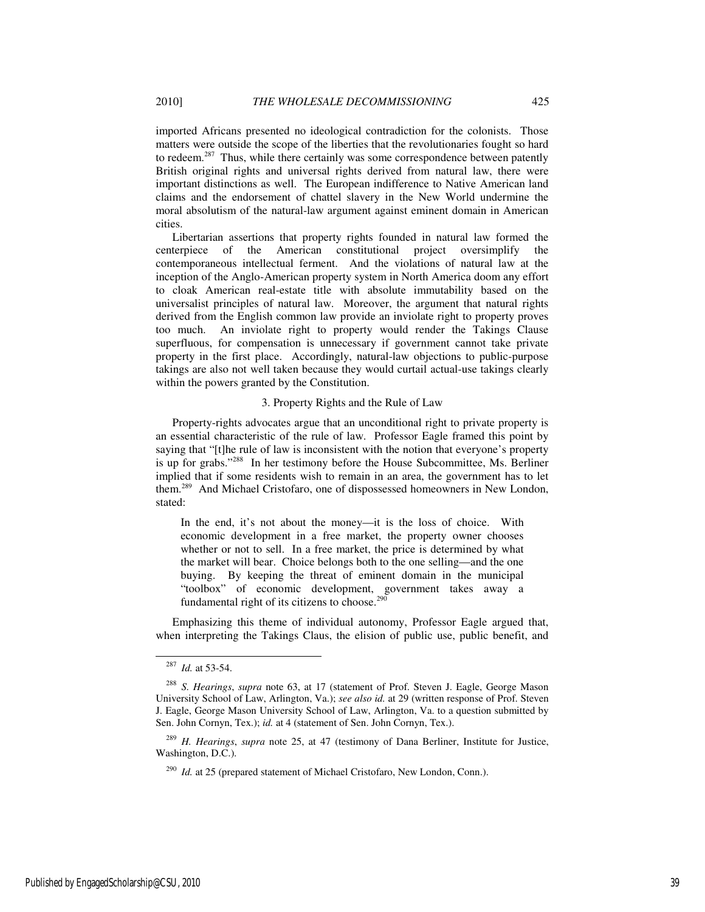imported Africans presented no ideological contradiction for the colonists. Those matters were outside the scope of the liberties that the revolutionaries fought so hard to redeem.[287] Thus, while there certainly was some correspondence between patently British original rights and universal rights derived from natural law, there were important distinctions as well. The European indifference to Native American land claims and the endorsement of chattel slavery in the New World undermine the moral absolutism of the natural-law argument against eminent domain in American cities.

Libertarian assertions that property rights founded in natural law formed the centerpiece of the American constitutional project oversimplify the contemporaneous intellectual ferment. And the violations of natural law at the inception of the Anglo-American property system in North America doom any effort to cloak American real-estate title with absolute immutability based on the universalist principles of natural law. Moreover, the argument that natural rights derived from the English common law provide an inviolate right to property proves too much. An inviolate right to property would render the Takings Clause superfluous, for compensation is unnecessary if government cannot take private property in the first place. Accordingly, natural-law objections to public-purpose takings are also not well taken because they would curtail actual-use takings clearly within the powers granted by the Constitution.

### 3. Property Rights and the Rule of Law

Property-rights advocates argue that an unconditional right to private property is an essential characteristic of the rule of law. Professor Eagle framed this point by saying that "[t]he rule of law is inconsistent with the notion that everyone's property is up for grabs."[288] In her testimony before the House Subcommittee, Ms. Berliner implied that if some residents wish to remain in an area, the government has to let them.[289] And Michael Cristofaro, one of dispossessed homeowners in New London, stated:

> In the end, it's not about the money—it is the loss of choice. With economic development in a free market, the property owner chooses whether or not to sell. In a free market, the price is determined by what the market will bear. Choice belongs both to the one selling—and the one buying. By keeping the threat of eminent domain in the municipal "toolbox" of economic development, government takes away a fundamental right of its citizens to choose.[290]

Emphasizing this theme of individual autonomy, Professor Eagle argued that, when interpreting the Takings Claus, the elision of public use, public benefit, and

---

[287] *Id.* at 53-54.

[288] *S. Hearings*, *supra* note 63, at 17 (statement of Prof. Steven J. Eagle, George Mason University School of Law, Arlington, Va.); *see also id.* at 29 (written response of Prof. Steven J. Eagle, George Mason University School of Law, Arlington, Va. to a question submitted by Sen. John Cornyn, Tex.); *id.* at 4 (statement of Sen. John Cornyn, Tex.).

[289] *H. Hearings*, *supra* note 25, at 47 (testimony of Dana Berliner, Institute for Justice, Washington, D.C.).

[290] *Id.* at 25 (prepared statement of Michael Cristofaro, New London, Conn.).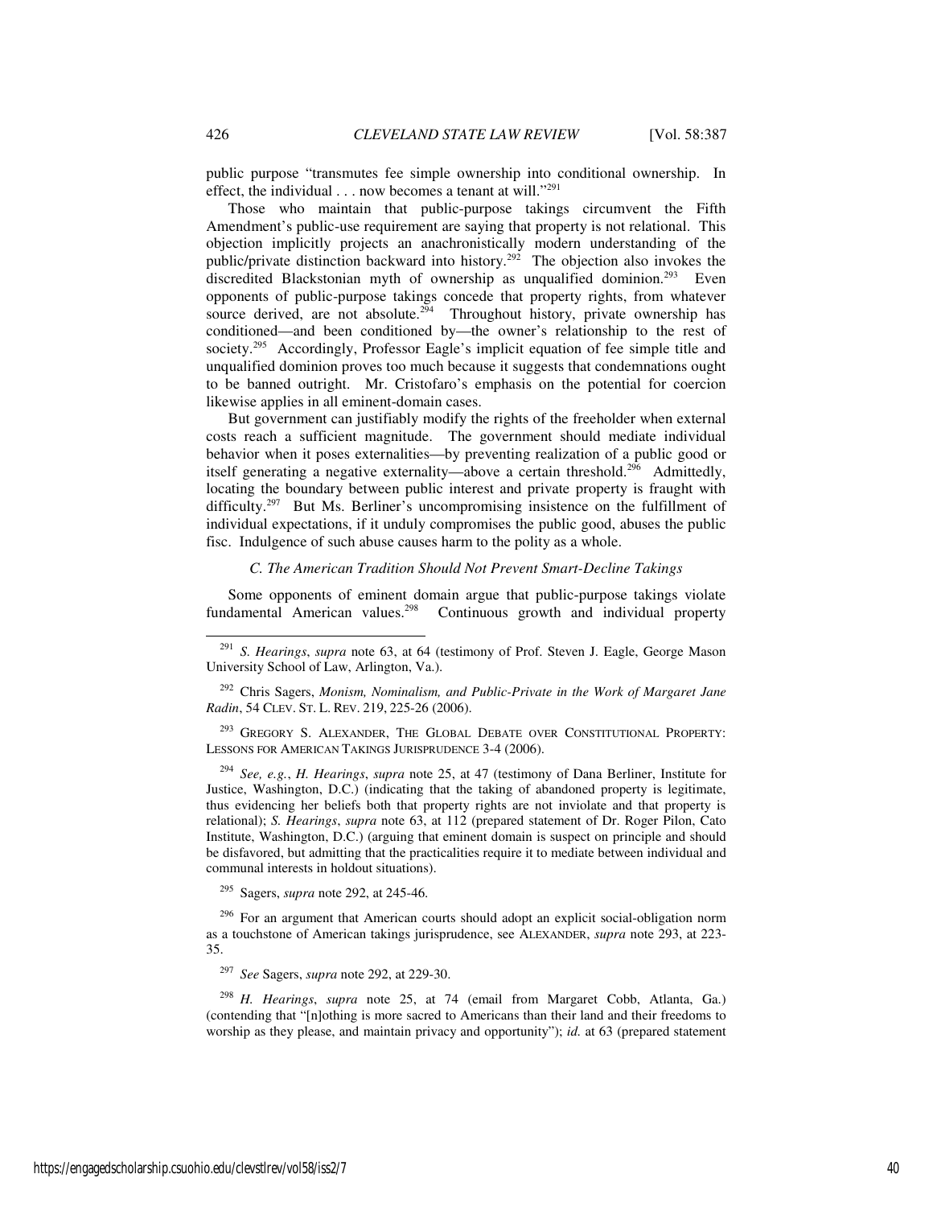public purpose "transmutes fee simple ownership into conditional ownership. In effect, the individual . . . now becomes a tenant at will."[291]

Those who maintain that public-purpose takings circumvent the Fifth Amendment's public-use requirement are saying that property is not relational. This objection implicitly projects an anachronistically modern understanding of the public/private distinction backward into history.[292] The objection also invokes the discredited Blackstonian myth of ownership as unqualified dominion.[293] Even opponents of public-purpose takings concede that property rights, from whatever source derived, are not absolute.[294] Throughout history, private ownership has conditioned—and been conditioned by—the owner's relationship to the rest of society.[295] Accordingly, Professor Eagle's implicit equation of fee simple title and unqualified dominion proves too much because it suggests that condemnations ought to be banned outright. Mr. Cristofaro's emphasis on the potential for coercion likewise applies in all eminent-domain cases.

But government can justifiably modify the rights of the freeholder when external costs reach a sufficient magnitude. The government should mediate individual behavior when it poses externalities—by preventing realization of a public good or itself generating a negative externality—above a certain threshold.[296] Admittedly, locating the boundary between public interest and private property is fraught with difficulty.[297] But Ms. Berliner's uncompromising insistence on the fulfillment of individual expectations, if it unduly compromises the public good, abuses the public fisc. Indulgence of such abuse causes harm to the polity as a whole.

### *C. The American Tradition Should Not Prevent Smart-Decline Takings*

Some opponents of eminent domain argue that public-purpose takings violate fundamental American values.[298] Continuous growth and individual property

---

[291] *S. Hearings*, *supra* note 63, at 64 (testimony of Prof. Steven J. Eagle, George Mason University School of Law, Arlington, Va.).

[292] Chris Sagers, *Monism, Nominalism, and Public-Private in the Work of Margaret Jane Radin*, 54 CLEV. ST. L. REV. 219, 225-26 (2006).

[293] GREGORY S. ALEXANDER, THE GLOBAL DEBATE OVER CONSTITUTIONAL PROPERTY: LESSONS FOR AMERICAN TAKINGS JURISPRUDENCE 3-4 (2006).

[294] *See, e.g.*, *H. Hearings*, *supra* note 25, at 47 (testimony of Dana Berliner, Institute for Justice, Washington, D.C.) (indicating that the taking of abandoned property is legitimate, thus evidencing her beliefs both that property rights are not inviolate and that property is relational); *S. Hearings*, *supra* note 63, at 112 (prepared statement of Dr. Roger Pilon, Cato Institute, Washington, D.C.) (arguing that eminent domain is suspect on principle and should be disfavored, but admitting that the practicalities require it to mediate between individual and communal interests in holdout situations).

[295] Sagers, *supra* note 292, at 245-46.

[296] For an argument that American courts should adopt an explicit social-obligation norm as a touchstone of American takings jurisprudence, see ALEXANDER, *supra* note 293, at 223-35.

[297] *See* Sagers, *supra* note 292, at 229-30.

[298] *H. Hearings*, *supra* note 25, at 74 (email from Margaret Cobb, Atlanta, Ga.) (contending that "[n]othing is more sacred to Americans than their land and their freedoms to worship as they please, and maintain privacy and opportunity"); *id.* at 63 (prepared statement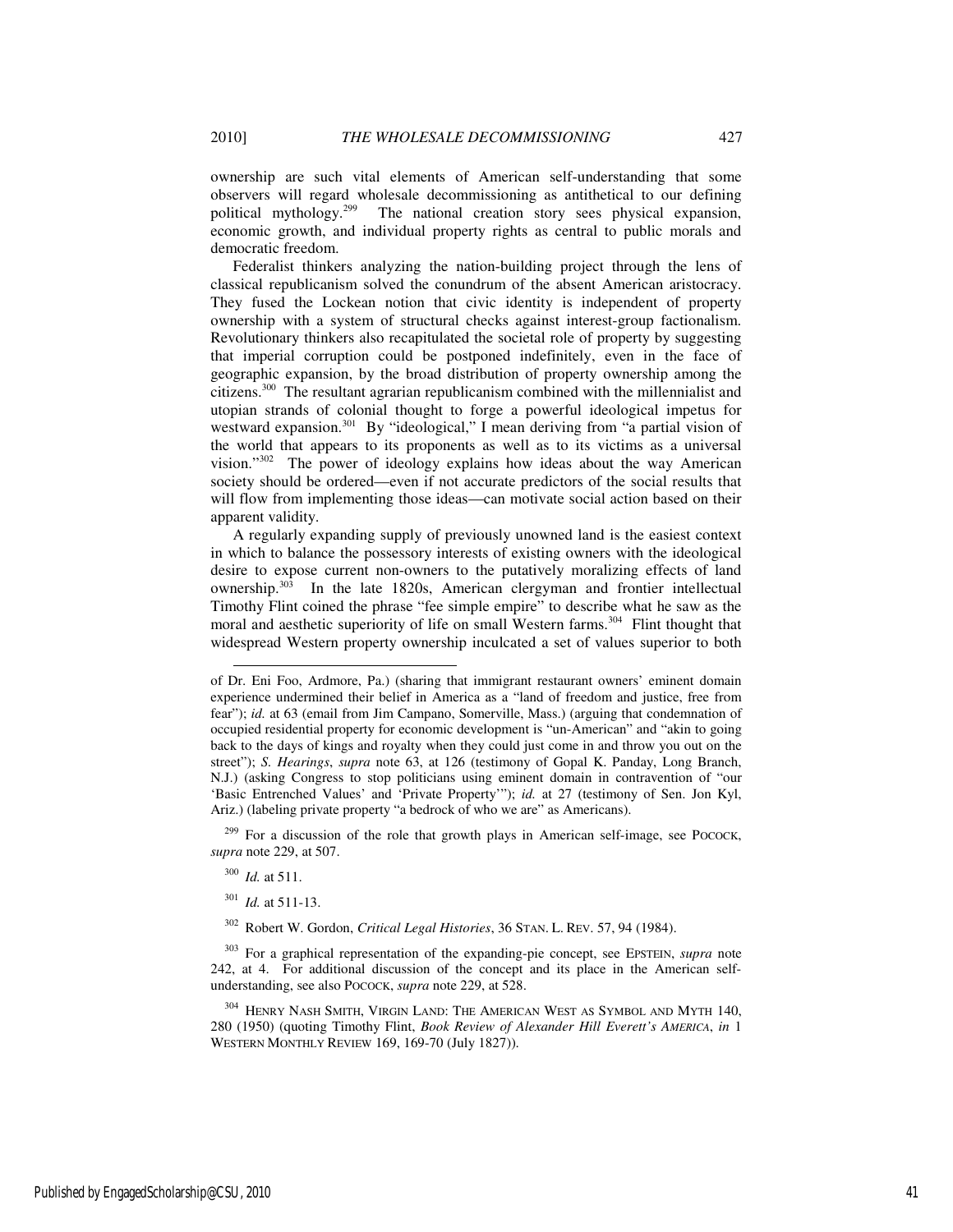ownership are such vital elements of American self-understanding that some observers will regard wholesale decommissioning as antithetical to our defining political mythology.[299] The national creation story sees physical expansion, economic growth, and individual property rights as central to public morals and democratic freedom.

Federalist thinkers analyzing the nation-building project through the lens of classical republicanism solved the conundrum of the absent American aristocracy. They fused the Lockean notion that civic identity is independent of property ownership with a system of structural checks against interest-group factionalism. Revolutionary thinkers also recapitulated the societal role of property by suggesting that imperial corruption could be postponed indefinitely, even in the face of geographic expansion, by the broad distribution of property ownership among the citizens.[300] The resultant agrarian republicanism combined with the millennialist and utopian strands of colonial thought to forge a powerful ideological impetus for westward expansion.[301] By "ideological," I mean deriving from "a partial vision of the world that appears to its proponents as well as to its victims as a universal vision."[302] The power of ideology explains how ideas about the way American society should be ordered—even if not accurate predictors of the social results that will flow from implementing those ideas—can motivate social action based on their apparent validity.

A regularly expanding supply of previously unowned land is the easiest context in which to balance the possessory interests of existing owners with the ideological desire to expose current non-owners to the putatively moralizing effects of land ownership.[303] In the late 1820s, American clergyman and frontier intellectual Timothy Flint coined the phrase "fee simple empire" to describe what he saw as the moral and aesthetic superiority of life on small Western farms.[304] Flint thought that widespread Western property ownership inculcated a set of values superior to both

---

of Dr. Eni Foo, Ardmore, Pa.) (sharing that immigrant restaurant owners' eminent domain experience undermined their belief in America as a "land of freedom and justice, free from fear"); *id.* at 63 (email from Jim Campano, Somerville, Mass.) (arguing that condemnation of occupied residential property for economic development is "un-American" and "akin to going back to the days of kings and royalty when they could just come in and throw you out on the street"); *S. Hearings*, *supra* note 63, at 126 (testimony of Gopal K. Panday, Long Branch, N.J.) (asking Congress to stop politicians using eminent domain in contravention of "our 'Basic Entrenched Values' and 'Private Property'"); *id.* at 27 (testimony of Sen. Jon Kyl, Ariz.) (labeling private property "a bedrock of who we are" as Americans).

[299] For a discussion of the role that growth plays in American self-image, see POCOCK, *supra* note 229, at 507.

[300] *Id.* at 511.

[301] *Id.* at 511-13.

[302] Robert W. Gordon, *Critical Legal Histories*, 36 STAN. L. REV. 57, 94 (1984).

[303] For a graphical representation of the expanding-pie concept, see EPSTEIN, *supra* note 242, at 4. For additional discussion of the concept and its place in the American self-understanding, see also POCOCK, *supra* note 229, at 528.

[304] HENRY NASH SMITH, VIRGIN LAND: THE AMERICAN WEST AS SYMBOL AND MYTH 140, 280 (1950) (quoting Timothy Flint, *Book Review of Alexander Hill Everett's AMERICA*, *in* 1 WESTERN MONTHLY REVIEW 169, 169-70 (July 1827)).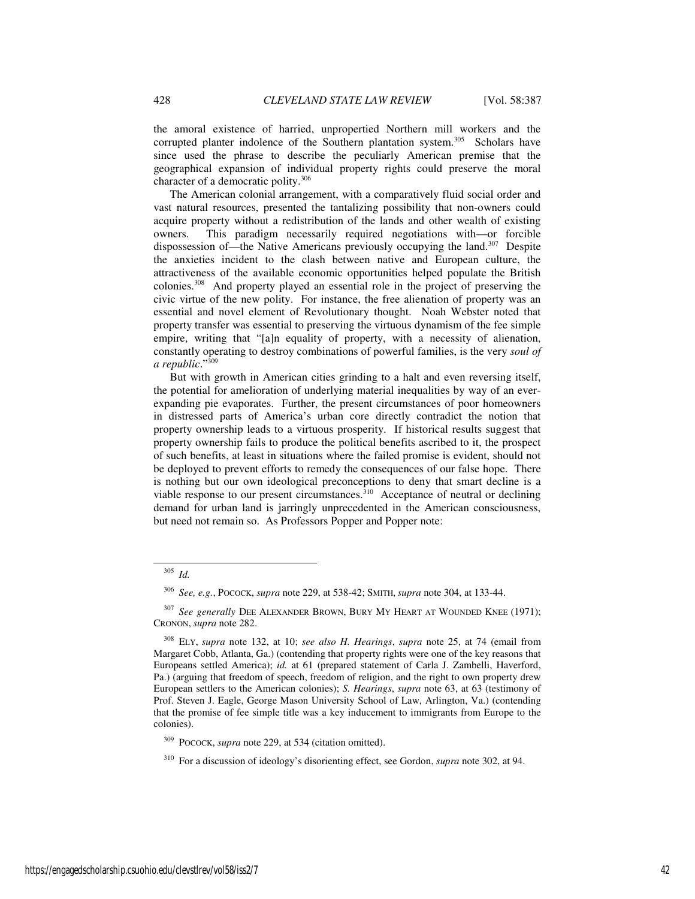the amoral existence of harried, unpropertied Northern mill workers and the corrupted planter indolence of the Southern plantation system.[305] Scholars have since used the phrase to describe the peculiarly American premise that the geographical expansion of individual property rights could preserve the moral character of a democratic polity.[306]

The American colonial arrangement, with a comparatively fluid social order and vast natural resources, presented the tantalizing possibility that non-owners could acquire property without a redistribution of the lands and other wealth of existing owners. This paradigm necessarily required negotiations with—or forcible dispossession of—the Native Americans previously occupying the land.[307] Despite the anxieties incident to the clash between native and European culture, the attractiveness of the available economic opportunities helped populate the British colonies.[308] And property played an essential role in the project of preserving the civic virtue of the new polity. For instance, the free alienation of property was an essential and novel element of Revolutionary thought. Noah Webster noted that property transfer was essential to preserving the virtuous dynamism of the fee simple empire, writing that "[a]n equality of property, with a necessity of alienation, constantly operating to destroy combinations of powerful families, is the very *soul of a republic*."[309]

But with growth in American cities grinding to a halt and even reversing itself, the potential for amelioration of underlying material inequalities by way of an ever-expanding pie evaporates. Further, the present circumstances of poor homeowners in distressed parts of America's urban core directly contradict the notion that property ownership leads to a virtuous prosperity. If historical results suggest that property ownership fails to produce the political benefits ascribed to it, the prospect of such benefits, at least in situations where the failed promise is evident, should not be deployed to prevent efforts to remedy the consequences of our false hope. There is nothing but our own ideological preconceptions to deny that smart decline is a viable response to our present circumstances.[310] Acceptance of neutral or declining demand for urban land is jarringly unprecedented in the American consciousness, but need not remain so. As Professors Popper and Popper note:

---

[305] *Id.*

[306] *See, e.g.*, POCOCK, *supra* note 229, at 538-42; SMITH, *supra* note 304, at 133-44.

[307] *See generally* DEE ALEXANDER BROWN, BURY MY HEART AT WOUNDED KNEE (1971); CRONON, *supra* note 282.

[308] ELY, *supra* note 132, at 10; *see also H. Hearings*, *supra* note 25, at 74 (email from Margaret Cobb, Atlanta, Ga.) (contending that property rights were one of the key reasons that Europeans settled America); *id.* at 61 (prepared statement of Carla J. Zambelli, Haverford, Pa.) (arguing that freedom of speech, freedom of religion, and the right to own property drew European settlers to the American colonies); *S. Hearings*, *supra* note 63, at 63 (testimony of Prof. Steven J. Eagle, George Mason University School of Law, Arlington, Va.) (contending that the promise of fee simple title was a key inducement to immigrants from Europe to the colonies).

[309] POCOCK, *supra* note 229, at 534 (citation omitted).

[310] For a discussion of ideology's disorienting effect, see Gordon, *supra* note 302, at 94.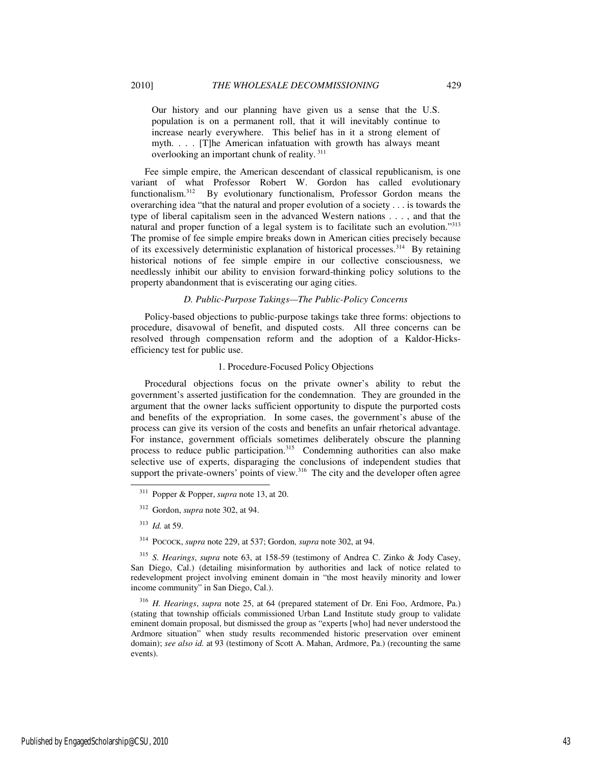> Our history and our planning have given us a sense that the U.S. population is on a permanent roll, that it will inevitably continue to increase nearly everywhere. This belief has in it a strong element of myth. . . . [T]he American infatuation with growth has always meant overlooking an important chunk of reality.[311]

Fee simple empire, the American descendant of classical republicanism, is one variant of what Professor Robert W. Gordon has called evolutionary functionalism.[312] By evolutionary functionalism, Professor Gordon means the overarching idea "that the natural and proper evolution of a society . . . is towards the type of liberal capitalism seen in the advanced Western nations . . . , and that the natural and proper function of a legal system is to facilitate such an evolution."[313] The promise of fee simple empire breaks down in American cities precisely because of its excessively deterministic explanation of historical processes.[314] By retaining historical notions of fee simple empire in our collective consciousness, we needlessly inhibit our ability to envision forward-thinking policy solutions to the property abandonment that is eviscerating our aging cities.

### *D. Public-Purpose Takings—The Public-Policy Concerns*

Policy-based objections to public-purpose takings take three forms: objections to procedure, disavowal of benefit, and disputed costs. All three concerns can be resolved through compensation reform and the adoption of a Kaldor-Hicks-efficiency test for public use.

#### 1. Procedure-Focused Policy Objections

Procedural objections focus on the private owner's ability to rebut the government's asserted justification for the condemnation. They are grounded in the argument that the owner lacks sufficient opportunity to dispute the purported costs and benefits of the expropriation. In some cases, the government's abuse of the process can give its version of the costs and benefits an unfair rhetorical advantage. For instance, government officials sometimes deliberately obscure the planning process to reduce public participation.[315] Condemning authorities can also make selective use of experts, disparaging the conclusions of independent studies that support the private-owners' points of view.[316] The city and the developer often agree

---

[311] Popper & Popper, *supra* note 13, at 20.

[312] Gordon, *supra* note 302, at 94.

[313] *Id.* at 59.

[314] POCOCK, *supra* note 229, at 537; Gordon, *supra* note 302, at 94.

[315] *S. Hearings*, *supra* note 63, at 158-59 (testimony of Andrea C. Zinko & Jody Casey, San Diego, Cal.) (detailing misinformation by authorities and lack of notice related to redevelopment project involving eminent domain in "the most heavily minority and lower income community" in San Diego, Cal.).

[316] *H. Hearings*, *supra* note 25, at 64 (prepared statement of Dr. Eni Foo, Ardmore, Pa.) (stating that township officials commissioned Urban Land Institute study group to validate eminent domain proposal, but dismissed the group as "experts [who] had never understood the Ardmore situation" when study results recommended historic preservation over eminent domain); *see also id.* at 93 (testimony of Scott A. Mahan, Ardmore, Pa.) (recounting the same events).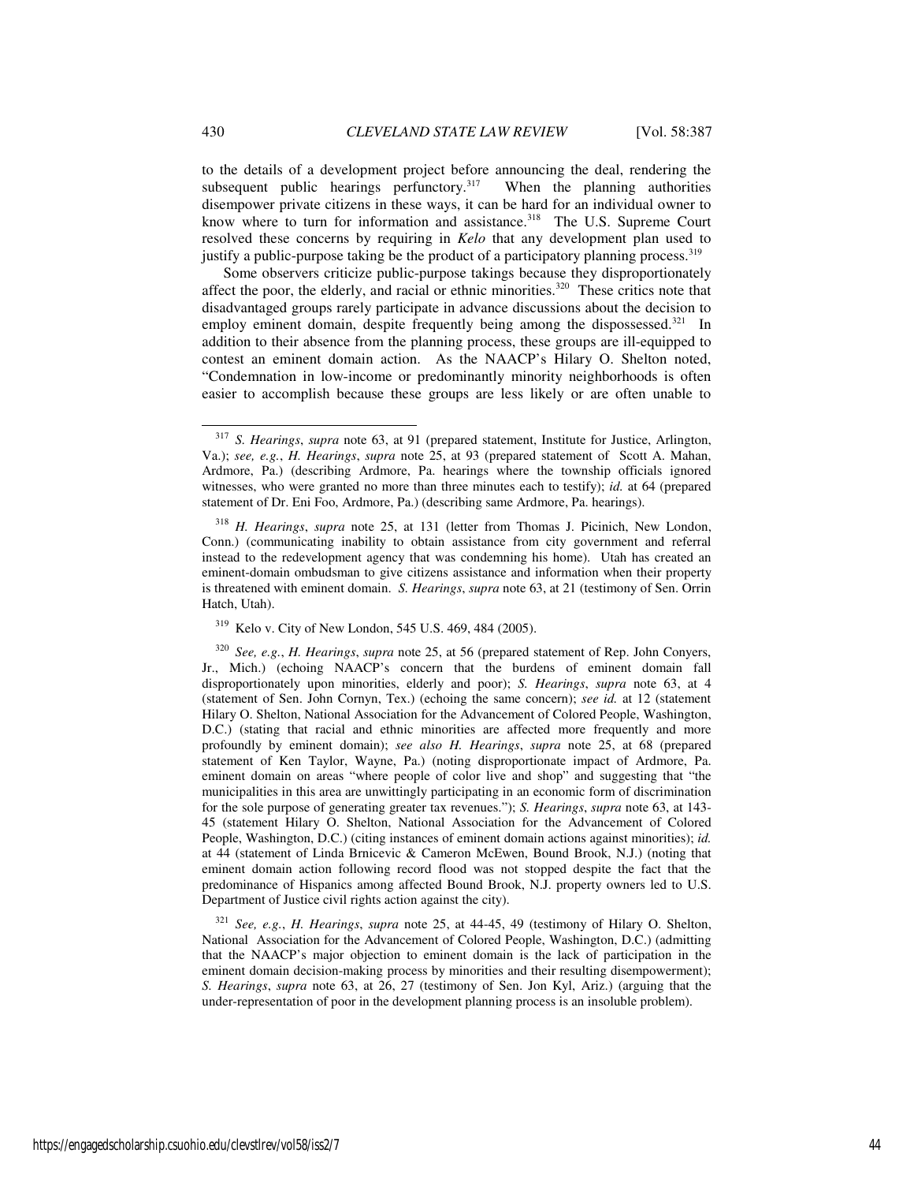to the details of a development project before announcing the deal, rendering the subsequent public hearings perfunctory.[317] When the planning authorities disempower private citizens in these ways, it can be hard for an individual owner to know where to turn for information and assistance.[318] The U.S. Supreme Court resolved these concerns by requiring in *Kelo* that any development plan used to justify a public-purpose taking be the product of a participatory planning process.[319]

Some observers criticize public-purpose takings because they disproportionately affect the poor, the elderly, and racial or ethnic minorities.[320] These critics note that disadvantaged groups rarely participate in advance discussions about the decision to employ eminent domain, despite frequently being among the dispossessed.[321] In addition to their absence from the planning process, these groups are ill-equipped to contest an eminent domain action. As the NAACP's Hilary O. Shelton noted, "Condemnation in low-income or predominantly minority neighborhoods is often easier to accomplish because these groups are less likely or are often unable to

---

[317] *S. Hearings*, *supra* note 63, at 91 (prepared statement, Institute for Justice, Arlington, Va.); *see, e.g.*, *H. Hearings*, *supra* note 25, at 93 (prepared statement of Scott A. Mahan, Ardmore, Pa.) (describing Ardmore, Pa. hearings where the township officials ignored witnesses, who were granted no more than three minutes each to testify); *id.* at 64 (prepared statement of Dr. Eni Foo, Ardmore, Pa.) (describing same Ardmore, Pa. hearings).

[318] *H. Hearings*, *supra* note 25, at 131 (letter from Thomas J. Picinich, New London, Conn.) (communicating inability to obtain assistance from city government and referral instead to the redevelopment agency that was condemning his home). Utah has created an eminent-domain ombudsman to give citizens assistance and information when their property is threatened with eminent domain. *S. Hearings*, *supra* note 63, at 21 (testimony of Sen. Orrin Hatch, Utah).

[319] Kelo v. City of New London, 545 U.S. 469, 484 (2005).

[320] *See, e.g.*, *H. Hearings*, *supra* note 25, at 56 (prepared statement of Rep. John Conyers, Jr., Mich.) (echoing NAACP's concern that the burdens of eminent domain fall disproportionately upon minorities, elderly and poor); *S. Hearings*, *supra* note 63, at 4 (statement of Sen. John Cornyn, Tex.) (echoing the same concern); *see id.* at 12 (statement Hilary O. Shelton, National Association for the Advancement of Colored People, Washington, D.C.) (stating that racial and ethnic minorities are affected more frequently and more profoundly by eminent domain); *see also H. Hearings*, *supra* note 25, at 68 (prepared statement of Ken Taylor, Wayne, Pa.) (noting disproportionate impact of Ardmore, Pa. eminent domain on areas "where people of color live and shop" and suggesting that "the municipalities in this area are unwittingly participating in an economic form of discrimination for the sole purpose of generating greater tax revenues."); *S. Hearings*, *supra* note 63, at 143-45 (statement Hilary O. Shelton, National Association for the Advancement of Colored People, Washington, D.C.) (citing instances of eminent domain actions against minorities); *id.* at 44 (statement of Linda Brnicevic & Cameron McEwen, Bound Brook, N.J.) (noting that eminent domain action following record flood was not stopped despite the fact that the predominance of Hispanics among affected Bound Brook, N.J. property owners led to U.S. Department of Justice civil rights action against the city).

[321] *See, e.g.*, *H. Hearings*, *supra* note 25, at 44-45, 49 (testimony of Hilary O. Shelton, National Association for the Advancement of Colored People, Washington, D.C.) (admitting that the NAACP's major objection to eminent domain is the lack of participation in the eminent domain decision-making process by minorities and their resulting disempowerment); *S. Hearings*, *supra* note 63, at 26, 27 (testimony of Sen. Jon Kyl, Ariz.) (arguing that the under-representation of poor in the development planning process is an insoluble problem).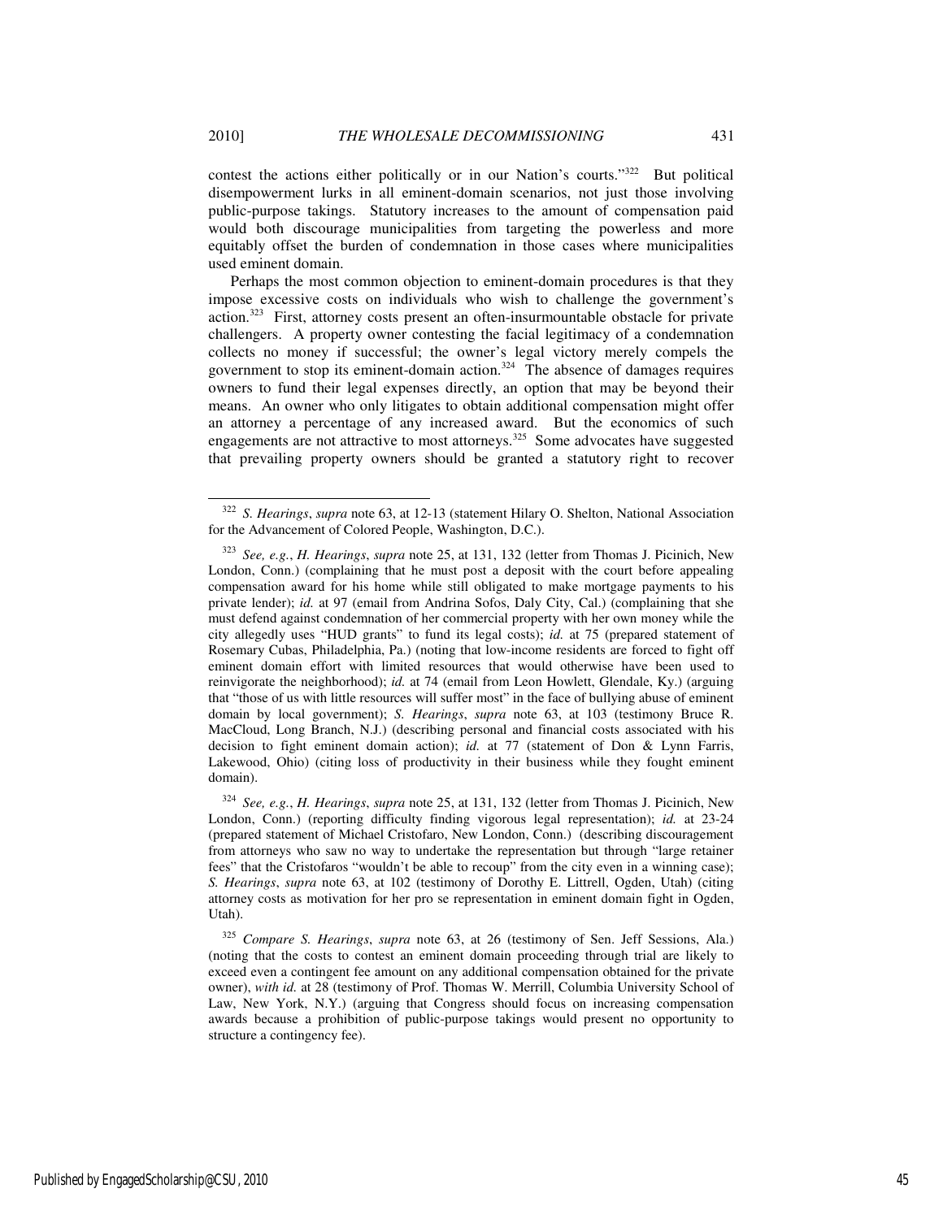contest the actions either politically or in our Nation's courts."[322] But political disempowerment lurks in all eminent-domain scenarios, not just those involving public-purpose takings. Statutory increases to the amount of compensation paid would both discourage municipalities from targeting the powerless and more equitably offset the burden of condemnation in those cases where municipalities used eminent domain.

Perhaps the most common objection to eminent-domain procedures is that they impose excessive costs on individuals who wish to challenge the government's action.[323] First, attorney costs present an often-insurmountable obstacle for private challengers. A property owner contesting the facial legitimacy of a condemnation collects no money if successful; the owner's legal victory merely compels the government to stop its eminent-domain action.[324] The absence of damages requires owners to fund their legal expenses directly, an option that may be beyond their means. An owner who only litigates to obtain additional compensation might offer an attorney a percentage of any increased award. But the economics of such engagements are not attractive to most attorneys.[325] Some advocates have suggested that prevailing property owners should be granted a statutory right to recover

---

[322] *S. Hearings*, *supra* note 63, at 12-13 (statement Hilary O. Shelton, National Association for the Advancement of Colored People, Washington, D.C.).

[323] *See, e.g.*, *H. Hearings*, *supra* note 25, at 131, 132 (letter from Thomas J. Picinich, New London, Conn.) (complaining that he must post a deposit with the court before appealing compensation award for his home while still obligated to make mortgage payments to his private lender); *id.* at 97 (email from Andrina Sofos, Daly City, Cal.) (complaining that she must defend against condemnation of her commercial property with her own money while the city allegedly uses "HUD grants" to fund its legal costs); *id.* at 75 (prepared statement of Rosemary Cubas, Philadelphia, Pa.) (noting that low-income residents are forced to fight off eminent domain effort with limited resources that would otherwise have been used to reinvigorate the neighborhood); *id.* at 74 (email from Leon Howlett, Glendale, Ky.) (arguing that "those of us with little resources will suffer most" in the face of bullying abuse of eminent domain by local government); *S. Hearings*, *supra* note 63, at 103 (testimony Bruce R. MacCloud, Long Branch, N.J.) (describing personal and financial costs associated with his decision to fight eminent domain action); *id.* at 77 (statement of Don & Lynn Farris, Lakewood, Ohio) (citing loss of productivity in their business while they fought eminent domain).

[324] *See, e.g.*, *H. Hearings*, *supra* note 25, at 131, 132 (letter from Thomas J. Picinich, New London, Conn.) (reporting difficulty finding vigorous legal representation); *id.* at 23-24 (prepared statement of Michael Cristofaro, New London, Conn.) (describing discouragement from attorneys who saw no way to undertake the representation but through "large retainer fees" that the Cristofaros "wouldn't be able to recoup" from the city even in a winning case); *S. Hearings*, *supra* note 63, at 102 (testimony of Dorothy E. Littrell, Ogden, Utah) (citing attorney costs as motivation for her pro se representation in eminent domain fight in Ogden, Utah).

[325] *Compare S. Hearings*, *supra* note 63, at 26 (testimony of Sen. Jeff Sessions, Ala.) (noting that the costs to contest an eminent domain proceeding through trial are likely to exceed even a contingent fee amount on any additional compensation obtained for the private owner), *with id.* at 28 (testimony of Prof. Thomas W. Merrill, Columbia University School of Law, New York, N.Y.) (arguing that Congress should focus on increasing compensation awards because a prohibition of public-purpose takings would present no opportunity to structure a contingency fee).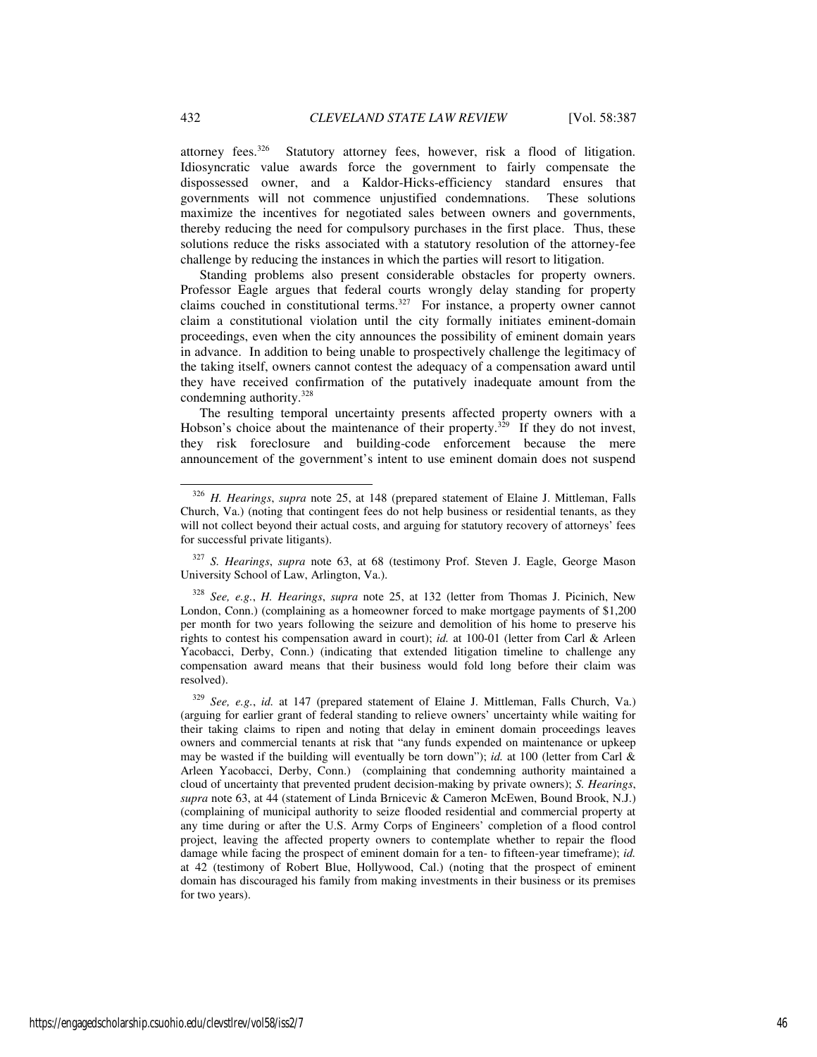attorney fees.[326] Statutory attorney fees, however, risk a flood of litigation. Idiosyncratic value awards force the government to fairly compensate the dispossessed owner, and a Kaldor-Hicks-efficiency standard ensures that governments will not commence unjustified condemnations. These solutions maximize the incentives for negotiated sales between owners and governments, thereby reducing the need for compulsory purchases in the first place. Thus, these solutions reduce the risks associated with a statutory resolution of the attorney-fee challenge by reducing the instances in which the parties will resort to litigation.

Standing problems also present considerable obstacles for property owners. Professor Eagle argues that federal courts wrongly delay standing for property claims couched in constitutional terms.[327] For instance, a property owner cannot claim a constitutional violation until the city formally initiates eminent-domain proceedings, even when the city announces the possibility of eminent domain years in advance. In addition to being unable to prospectively challenge the legitimacy of the taking itself, owners cannot contest the adequacy of a compensation award until they have received confirmation of the putatively inadequate amount from the condemning authority.[328]

The resulting temporal uncertainty presents affected property owners with a Hobson's choice about the maintenance of their property.[329] If they do not invest, they risk foreclosure and building-code enforcement because the mere announcement of the government's intent to use eminent domain does not suspend

---

[326] *H. Hearings*, *supra* note 25, at 148 (prepared statement of Elaine J. Mittleman, Falls Church, Va.) (noting that contingent fees do not help business or residential tenants, as they will not collect beyond their actual costs, and arguing for statutory recovery of attorneys' fees for successful private litigants).

[327] *S. Hearings*, *supra* note 63, at 68 (testimony Prof. Steven J. Eagle, George Mason University School of Law, Arlington, Va.).

[328] *See, e.g.*, *H. Hearings*, *supra* note 25, at 132 (letter from Thomas J. Picinich, New London, Conn.) (complaining as a homeowner forced to make mortgage payments of $1,200 per month for two years following the seizure and demolition of his home to preserve his rights to contest his compensation award in court); *id.* at 100-01 (letter from Carl & Arleen Yacobacci, Derby, Conn.) (indicating that extended litigation timeline to challenge any compensation award means that their business would fold long before their claim was resolved).

[329] *See, e.g.*, *id.* at 147 (prepared statement of Elaine J. Mittleman, Falls Church, Va.) (arguing for earlier grant of federal standing to relieve owners' uncertainty while waiting for their taking claims to ripen and noting that delay in eminent domain proceedings leaves owners and commercial tenants at risk that "any funds expended on maintenance or upkeep may be wasted if the building will eventually be torn down"); *id.* at 100 (letter from Carl & Arleen Yacobacci, Derby, Conn.) (complaining that condemning authority maintained a cloud of uncertainty that prevented prudent decision-making by private owners); *S. Hearings*, *supra* note 63, at 44 (statement of Linda Brnicevic & Cameron McEwen, Bound Brook, N.J.) (complaining of municipal authority to seize flooded residential and commercial property at any time during or after the U.S. Army Corps of Engineers' completion of a flood control project, leaving the affected property owners to contemplate whether to repair the flood damage while facing the prospect of eminent domain for a ten- to fifteen-year timeframe); *id.* at 42 (testimony of Robert Blue, Hollywood, Cal.) (noting that the prospect of eminent domain has discouraged his family from making investments in their business or its premises for two years).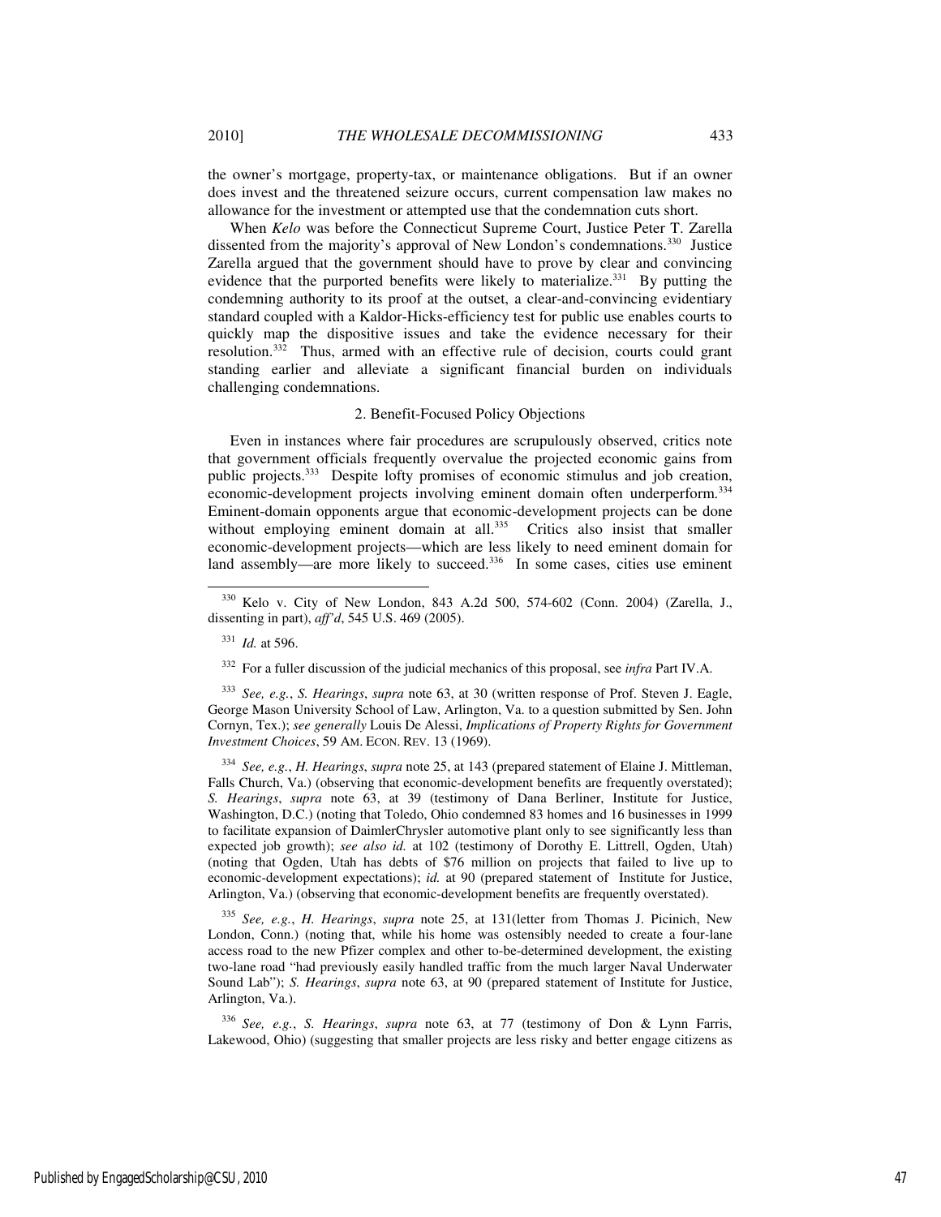the owner's mortgage, property-tax, or maintenance obligations. But if an owner does invest and the threatened seizure occurs, current compensation law makes no allowance for the investment or attempted use that the condemnation cuts short.

When *Kelo* was before the Connecticut Supreme Court, Justice Peter T. Zarella dissented from the majority's approval of New London's condemnations.[330] Justice Zarella argued that the government should have to prove by clear and convincing evidence that the purported benefits were likely to materialize.[331] By putting the condemning authority to its proof at the outset, a clear-and-convincing evidentiary standard coupled with a Kaldor-Hicks-efficiency test for public use enables courts to quickly map the dispositive issues and take the evidence necessary for their resolution.[332] Thus, armed with an effective rule of decision, courts could grant standing earlier and alleviate a significant financial burden on individuals challenging condemnations.

### 2. Benefit-Focused Policy Objections

Even in instances where fair procedures are scrupulously observed, critics note that government officials frequently overvalue the projected economic gains from public projects.[333] Despite lofty promises of economic stimulus and job creation, economic-development projects involving eminent domain often underperform.[334] Eminent-domain opponents argue that economic-development projects can be done without employing eminent domain at all.[335] Critics also insist that smaller economic-development projects—which are less likely to need eminent domain for land assembly—are more likely to succeed.[336] In some cases, cities use eminent

---

[330] Kelo v. City of New London, 843 A.2d 500, 574-602 (Conn. 2004) (Zarella, J., dissenting in part), *aff'd*, 545 U.S. 469 (2005).

[331] *Id.* at 596.

[332] For a fuller discussion of the judicial mechanics of this proposal, see *infra* Part IV.A.

[333] *See, e.g.*, *S. Hearings*, *supra* note 63, at 30 (written response of Prof. Steven J. Eagle, George Mason University School of Law, Arlington, Va. to a question submitted by Sen. John Cornyn, Tex.); *see generally* Louis De Alessi, *Implications of Property Rights for Government Investment Choices*, 59 AM. ECON. REV. 13 (1969).

[334] *See, e.g.*, *H. Hearings*, *supra* note 25, at 143 (prepared statement of Elaine J. Mittleman, Falls Church, Va.) (observing that economic-development benefits are frequently overstated); *S. Hearings*, *supra* note 63, at 39 (testimony of Dana Berliner, Institute for Justice, Washington, D.C.) (noting that Toledo, Ohio condemned 83 homes and 16 businesses in 1999 to facilitate expansion of DaimlerChrysler automotive plant only to see significantly less than expected job growth); *see also id.* at 102 (testimony of Dorothy E. Littrell, Ogden, Utah) (noting that Ogden, Utah has debts of \$76 million on projects that failed to live up to economic-development expectations); *id.* at 90 (prepared statement of Institute for Justice, Arlington, Va.) (observing that economic-development benefits are frequently overstated).

[335] *See, e.g.*, *H. Hearings*, *supra* note 25, at 131(letter from Thomas J. Picinich, New London, Conn.) (noting that, while his home was ostensibly needed to create a four-lane access road to the new Pfizer complex and other to-be-determined development, the existing two-lane road "had previously easily handled traffic from the much larger Naval Underwater Sound Lab"); *S. Hearings*, *supra* note 63, at 90 (prepared statement of Institute for Justice, Arlington, Va.).

[336] *See, e.g.*, *S. Hearings*, *supra* note 63, at 77 (testimony of Don & Lynn Farris, Lakewood, Ohio) (suggesting that smaller projects are less risky and better engage citizens as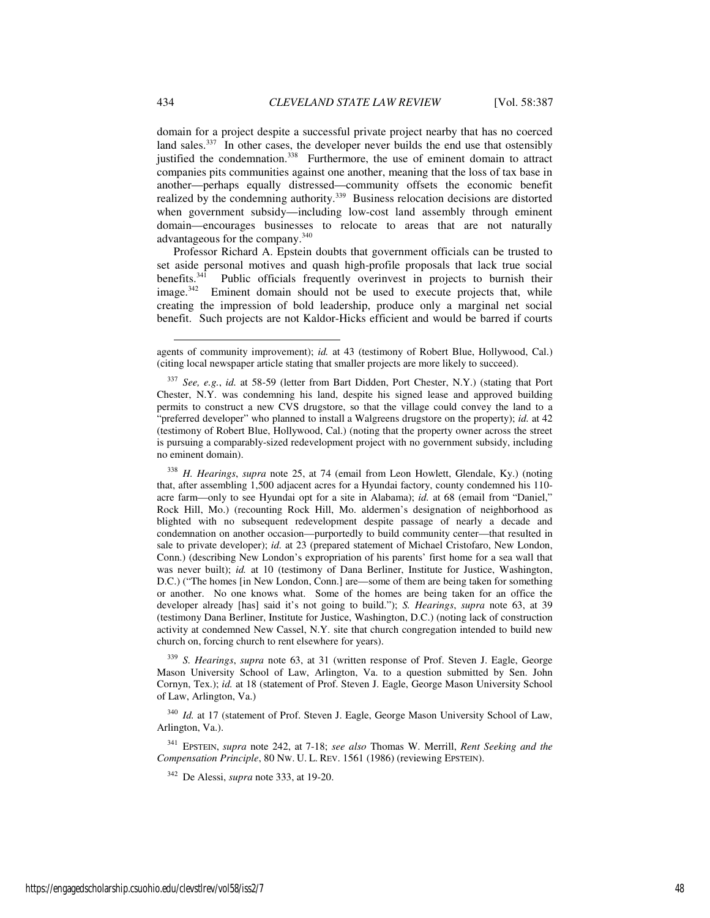domain for a project despite a successful private project nearby that has no coerced land sales.[337] In other cases, the developer never builds the end use that ostensibly justified the condemnation.[338] Furthermore, the use of eminent domain to attract companies pits communities against one another, meaning that the loss of tax base in another—perhaps equally distressed—community offsets the economic benefit realized by the condemning authority.[339] Business relocation decisions are distorted when government subsidy—including low-cost land assembly through eminent domain—encourages businesses to relocate to areas that are not naturally advantageous for the company.[340]

Professor Richard A. Epstein doubts that government officials can be trusted to set aside personal motives and quash high-profile proposals that lack true social benefits.[341] Public officials frequently overinvest in projects to burnish their image.[342] Eminent domain should not be used to execute projects that, while creating the impression of bold leadership, produce only a marginal net social benefit. Such projects are not Kaldor-Hicks efficient and would be barred if courts

---

agents of community improvement); *id.* at 43 (testimony of Robert Blue, Hollywood, Cal.) (citing local newspaper article stating that smaller projects are more likely to succeed).

[337] *See, e.g.*, *id.* at 58-59 (letter from Bart Didden, Port Chester, N.Y.) (stating that Port Chester, N.Y. was condemning his land, despite his signed lease and approved building permits to construct a new CVS drugstore, so that the village could convey the land to a "preferred developer" who planned to install a Walgreens drugstore on the property); *id.* at 42 (testimony of Robert Blue, Hollywood, Cal.) (noting that the property owner across the street is pursuing a comparably-sized redevelopment project with no government subsidy, including no eminent domain).

[338] *H. Hearings*, *supra* note 25, at 74 (email from Leon Howlett, Glendale, Ky.) (noting that, after assembling 1,500 adjacent acres for a Hyundai factory, county condemned his 110-acre farm—only to see Hyundai opt for a site in Alabama); *id.* at 68 (email from "Daniel," Rock Hill, Mo.) (recounting Rock Hill, Mo. aldermen's designation of neighborhood as blighted with no subsequent redevelopment despite passage of nearly a decade and condemnation on another occasion—purportedly to build community center—that resulted in sale to private developer); *id.* at 23 (prepared statement of Michael Cristofaro, New London, Conn.) (describing New London's expropriation of his parents' first home for a sea wall that was never built); *id.* at 10 (testimony of Dana Berliner, Institute for Justice, Washington, D.C.) ("The homes [in New London, Conn.] are—some of them are being taken for something or another. No one knows what. Some of the homes are being taken for an office the developer already [has] said it's not going to build."); *S. Hearings*, *supra* note 63, at 39 (testimony Dana Berliner, Institute for Justice, Washington, D.C.) (noting lack of construction activity at condemned New Cassel, N.Y. site that church congregation intended to build new church on, forcing church to rent elsewhere for years).

[339] *S. Hearings*, *supra* note 63, at 31 (written response of Prof. Steven J. Eagle, George Mason University School of Law, Arlington, Va. to a question submitted by Sen. John Cornyn, Tex.); *id.* at 18 (statement of Prof. Steven J. Eagle, George Mason University School of Law, Arlington, Va.)

[340] *Id.* at 17 (statement of Prof. Steven J. Eagle, George Mason University School of Law, Arlington, Va.).

[341] EPSTEIN, *supra* note 242, at 7-18; *see also* Thomas W. Merrill, *Rent Seeking and the Compensation Principle*, 80 NW. U. L. REV. 1561 (1986) (reviewing EPSTEIN).

[342] De Alessi, *supra* note 333, at 19-20.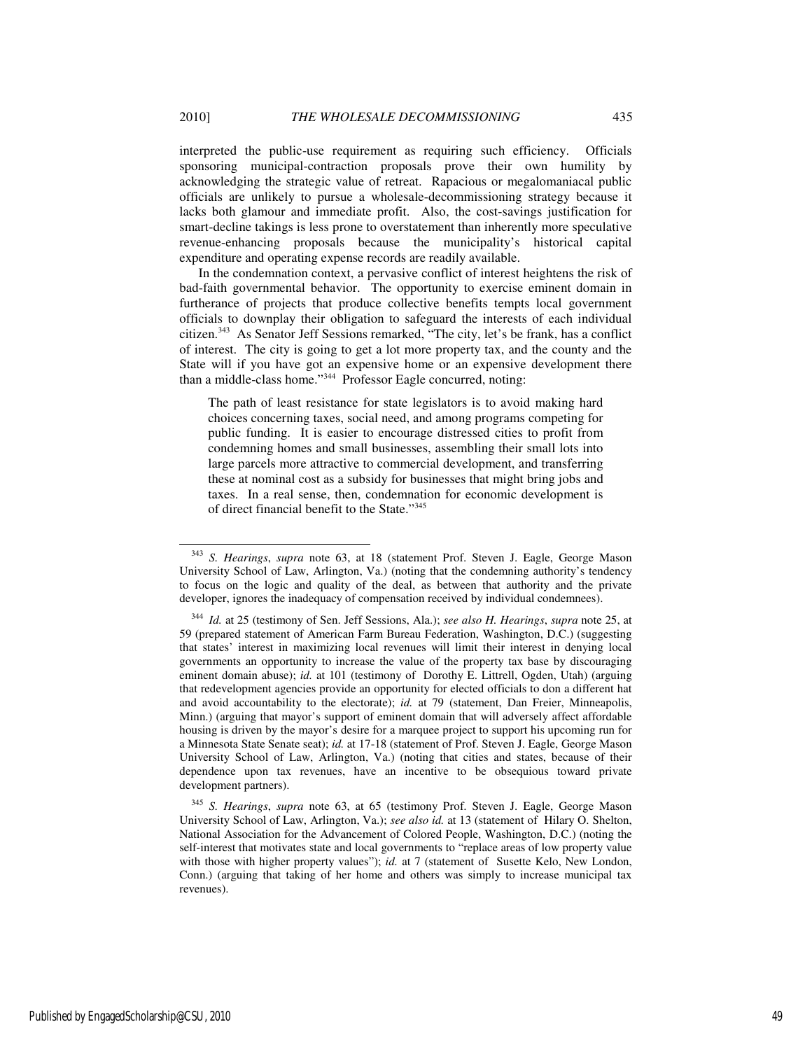interpreted the public-use requirement as requiring such efficiency. Officials sponsoring municipal-contraction proposals prove their own humility by acknowledging the strategic value of retreat. Rapacious or megalomaniacal public officials are unlikely to pursue a wholesale-decommissioning strategy because it lacks both glamour and immediate profit. Also, the cost-savings justification for smart-decline takings is less prone to overstatement than inherently more speculative revenue-enhancing proposals because the municipality's historical capital expenditure and operating expense records are readily available.

In the condemnation context, a pervasive conflict of interest heightens the risk of bad-faith governmental behavior. The opportunity to exercise eminent domain in furtherance of projects that produce collective benefits tempts local government officials to downplay their obligation to safeguard the interests of each individual citizen.[343] As Senator Jeff Sessions remarked, "The city, let's be frank, has a conflict of interest. The city is going to get a lot more property tax, and the county and the State will if you have got an expensive home or an expensive development there than a middle-class home."[344] Professor Eagle concurred, noting:

> The path of least resistance for state legislators is to avoid making hard choices concerning taxes, social need, and among programs competing for public funding. It is easier to encourage distressed cities to profit from condemning homes and small businesses, assembling their small lots into large parcels more attractive to commercial development, and transferring these at nominal cost as a subsidy for businesses that might bring jobs and taxes. In a real sense, then, condemnation for economic development is of direct financial benefit to the State."[345]

---

[343] *S. Hearings*, *supra* note 63, at 18 (statement Prof. Steven J. Eagle, George Mason University School of Law, Arlington, Va.) (noting that the condemning authority's tendency to focus on the logic and quality of the deal, as between that authority and the private developer, ignores the inadequacy of compensation received by individual condemnees).

[344] *Id.* at 25 (testimony of Sen. Jeff Sessions, Ala.); *see also H. Hearings*, *supra* note 25, at 59 (prepared statement of American Farm Bureau Federation, Washington, D.C.) (suggesting that states' interest in maximizing local revenues will limit their interest in denying local governments an opportunity to increase the value of the property tax base by discouraging eminent domain abuse); *id.* at 101 (testimony of Dorothy E. Littrell, Ogden, Utah) (arguing that redevelopment agencies provide an opportunity for elected officials to don a different hat and avoid accountability to the electorate); *id.* at 79 (statement, Dan Freier, Minneapolis, Minn.) (arguing that mayor's support of eminent domain that will adversely affect affordable housing is driven by the mayor's desire for a marquee project to support his upcoming run for a Minnesota State Senate seat); *id.* at 17-18 (statement of Prof. Steven J. Eagle, George Mason University School of Law, Arlington, Va.) (noting that cities and states, because of their dependence upon tax revenues, have an incentive to be obsequious toward private development partners).

[345] *S. Hearings*, *supra* note 63, at 65 (testimony Prof. Steven J. Eagle, George Mason University School of Law, Arlington, Va.); *see also id.* at 13 (statement of Hilary O. Shelton, National Association for the Advancement of Colored People, Washington, D.C.) (noting the self-interest that motivates state and local governments to "replace areas of low property value with those with higher property values"); *id.* at 7 (statement of Susette Kelo, New London, Conn.) (arguing that taking of her home and others was simply to increase municipal tax revenues).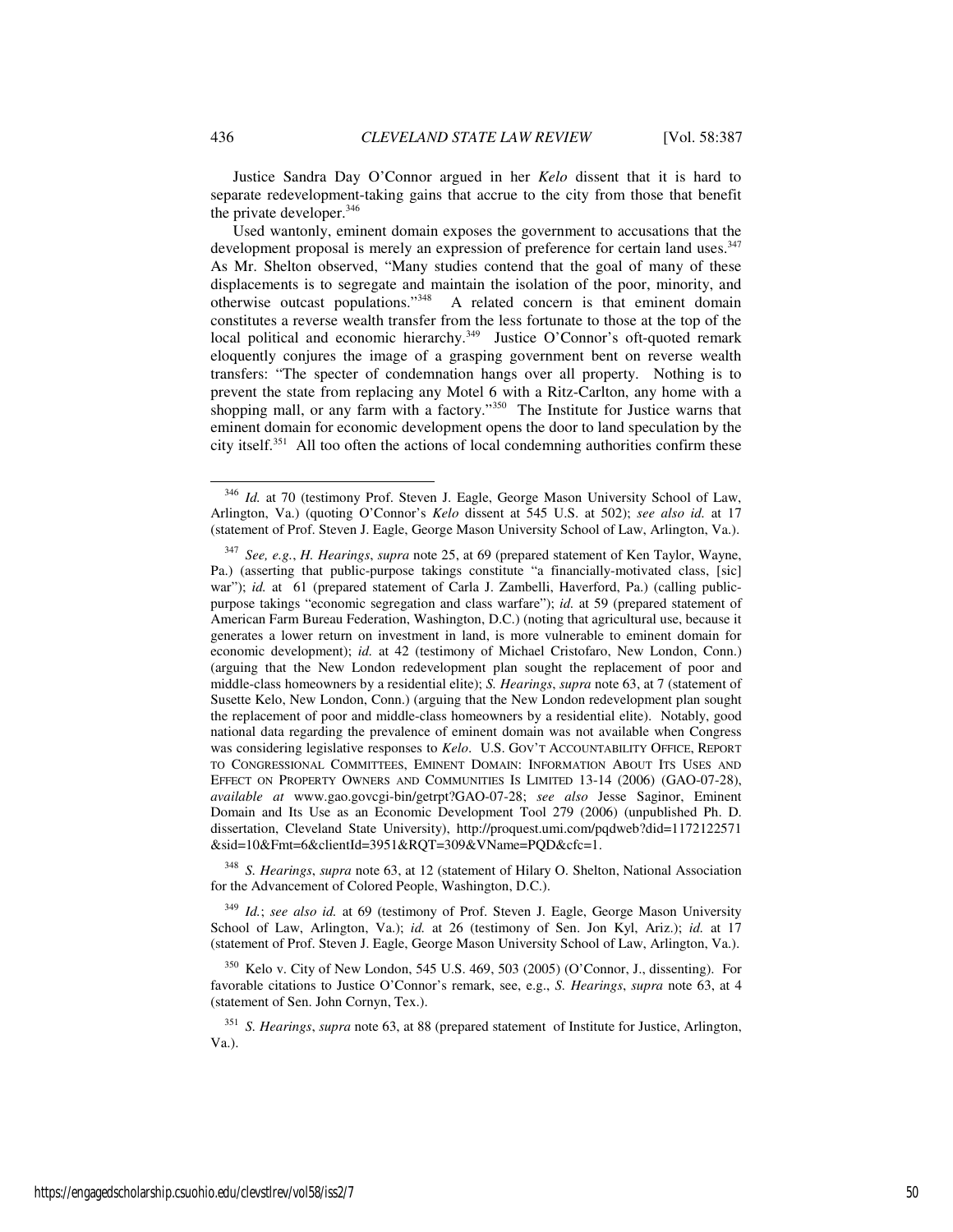Justice Sandra Day O'Connor argued in her *Kelo* dissent that it is hard to separate redevelopment-taking gains that accrue to the city from those that benefit the private developer.[346]

Used wantonly, eminent domain exposes the government to accusations that the development proposal is merely an expression of preference for certain land uses.[347] As Mr. Shelton observed, "Many studies contend that the goal of many of these displacements is to segregate and maintain the isolation of the poor, minority, and otherwise outcast populations."[348] A related concern is that eminent domain constitutes a reverse wealth transfer from the less fortunate to those at the top of the local political and economic hierarchy.[349] Justice O'Connor's oft-quoted remark eloquently conjures the image of a grasping government bent on reverse wealth transfers: "The specter of condemnation hangs over all property. Nothing is to prevent the state from replacing any Motel 6 with a Ritz-Carlton, any home with a shopping mall, or any farm with a factory."[350] The Institute for Justice warns that eminent domain for economic development opens the door to land speculation by the city itself.[351] All too often the actions of local condemning authorities confirm these

---

[346] *Id.* at 70 (testimony Prof. Steven J. Eagle, George Mason University School of Law, Arlington, Va.) (quoting O'Connor's *Kelo* dissent at 545 U.S. at 502); *see also id.* at 17 (statement of Prof. Steven J. Eagle, George Mason University School of Law, Arlington, Va.).

[347] *See, e.g.*, *H. Hearings*, *supra* note 25, at 69 (prepared statement of Ken Taylor, Wayne, Pa.) (asserting that public-purpose takings constitute "a financially-motivated class, [sic] war"); *id.* at 61 (prepared statement of Carla J. Zambelli, Haverford, Pa.) (calling public-purpose takings "economic segregation and class warfare"); *id.* at 59 (prepared statement of American Farm Bureau Federation, Washington, D.C.) (noting that agricultural use, because it generates a lower return on investment in land, is more vulnerable to eminent domain for economic development); *id.* at 42 (testimony of Michael Cristofaro, New London, Conn.) (arguing that the New London redevelopment plan sought the replacement of poor and middle-class homeowners by a residential elite); *S. Hearings*, *supra* note 63, at 7 (statement of Susette Kelo, New London, Conn.) (arguing that the New London redevelopment plan sought the replacement of poor and middle-class homeowners by a residential elite). Notably, good national data regarding the prevalence of eminent domain was not available when Congress was considering legislative responses to *Kelo*. U.S. GOV'T ACCOUNTABILITY OFFICE, REPORT TO CONGRESSIONAL COMMITTEES, EMINENT DOMAIN: INFORMATION ABOUT ITS USES AND EFFECT ON PROPERTY OWNERS AND COMMUNITIES IS LIMITED 13-14 (2006) (GAO-07-28), *available at* www.gao.govcgi-bin/getrpt?GAO-07-28; *see also* Jesse Saginor, Eminent Domain and Its Use as an Economic Development Tool 279 (2006) (unpublished Ph. D. dissertation, Cleveland State University), http://proquest.umi.com/pqdweb?did=1172122571&sid=10&Fmt=6&clientId=3951&RQT=309&VName=PQD&cfc=1.

[348] *S. Hearings*, *supra* note 63, at 12 (statement of Hilary O. Shelton, National Association for the Advancement of Colored People, Washington, D.C.).

[349] *Id.*; *see also id.* at 69 (testimony of Prof. Steven J. Eagle, George Mason University School of Law, Arlington, Va.); *id.* at 26 (testimony of Sen. Jon Kyl, Ariz.); *id.* at 17 (statement of Prof. Steven J. Eagle, George Mason University School of Law, Arlington, Va.).

[350] Kelo v. City of New London, 545 U.S. 469, 503 (2005) (O'Connor, J., dissenting). For favorable citations to Justice O'Connor's remark, see, e.g., *S. Hearings*, *supra* note 63, at 4 (statement of Sen. John Cornyn, Tex.).

[351] *S. Hearings*, *supra* note 63, at 88 (prepared statement of Institute for Justice, Arlington, Va.).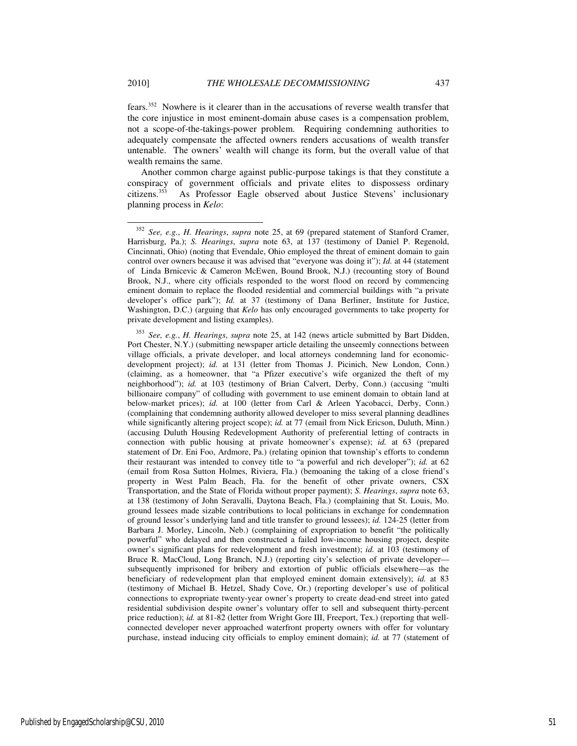fears.[352] Nowhere is it clearer than in the accusations of reverse wealth transfer that the core injustice in most eminent-domain abuse cases is a compensation problem, not a scope-of-the-takings-power problem. Requiring condemning authorities to adequately compensate the affected owners renders accusations of wealth transfer untenable. The owners' wealth will change its form, but the overall value of that wealth remains the same.

Another common charge against public-purpose takings is that they constitute a conspiracy of government officials and private elites to dispossess ordinary citizens.[353] As Professor Eagle observed about Justice Stevens' inclusionary planning process in *Kelo*:

---

[352] *See, e.g.*, *H. Hearings*, *supra* note 25, at 69 (prepared statement of Stanford Cramer, Harrisburg, Pa.); *S. Hearings*, *supra* note 63, at 137 (testimony of Daniel P. Regenold, Cincinnati, Ohio) (noting that Evendale, Ohio employed the threat of eminent domain to gain control over owners because it was advised that "everyone was doing it"); *Id.* at 44 (statement of Linda Brnicevic & Cameron McEwen, Bound Brook, N.J.) (recounting story of Bound Brook, N.J., where city officials responded to the worst flood on record by commencing eminent domain to replace the flooded residential and commercial buildings with "a private developer's office park"); *Id.* at 37 (testimony of Dana Berliner, Institute for Justice, Washington, D.C.) (arguing that *Kelo* has only encouraged governments to take property for private development and listing examples).

[353] *See, e.g.*, *H. Hearings*, *supra* note 25, at 142 (news article submitted by Bart Didden, Port Chester, N.Y.) (submitting newspaper article detailing the unseemly connections between village officials, a private developer, and local attorneys condemning land for economic-development project); *id.* at 131 (letter from Thomas J. Picinich, New London, Conn.) (claiming, as a homeowner, that "a Pfizer executive's wife organized the theft of my neighborhood"); *id.* at 103 (testimony of Brian Calvert, Derby, Conn.) (accusing "multi billionaire company" of colluding with government to use eminent domain to obtain land at below-market prices); *id.* at 100 (letter from Carl & Arleen Yacobacci, Derby, Conn.) (complaining that condemning authority allowed developer to miss several planning deadlines while significantly altering project scope); *id.* at 77 (email from Nick Ericson, Duluth, Minn.) (accusing Duluth Housing Redevelopment Authority of preferential letting of contracts in connection with public housing at private homeowner's expense); *id.* at 63 (prepared statement of Dr. Eni Foo, Ardmore, Pa.) (relating opinion that township's efforts to condemn their restaurant was intended to convey title to "a powerful and rich developer"); *id.* at 62 (email from Rosa Sutton Holmes, Riviera, Fla.) (bemoaning the taking of a close friend's property in West Palm Beach, Fla. for the benefit of other private owners, CSX Transportation, and the State of Florida without proper payment); *S. Hearings*, *supra* note 63, at 138 (testimony of John Seravalli, Daytona Beach, Fla.) (complaining that St. Louis, Mo. ground lessees made sizable contributions to local politicians in exchange for condemnation of ground lessor's underlying land and title transfer to ground lessees); *id.* 124-25 (letter from Barbara J. Morley, Lincoln, Neb.) (complaining of expropriation to benefit "the politically powerful" who delayed and then constructed a failed low-income housing project, despite owner's significant plans for redevelopment and fresh investment); *id.* at 103 (testimony of Bruce R. MacCloud, Long Branch, N.J.) (reporting city's selection of private developer—subsequently imprisoned for bribery and extortion of public officials elsewhere—as the beneficiary of redevelopment plan that employed eminent domain extensively); *id.* at 83 (testimony of Michael B. Hetzel, Shady Cove, Or.) (reporting developer's use of political connections to expropriate twenty-year owner's property to create dead-end street into gated residential subdivision despite owner's voluntary offer to sell and subsequent thirty-percent price reduction); *id.* at 81-82 (letter from Wright Gore III, Freeport, Tex.) (reporting that well-connected developer never approached waterfront property owners with offer for voluntary purchase, instead inducing city officials to employ eminent domain); *id.* at 77 (statement of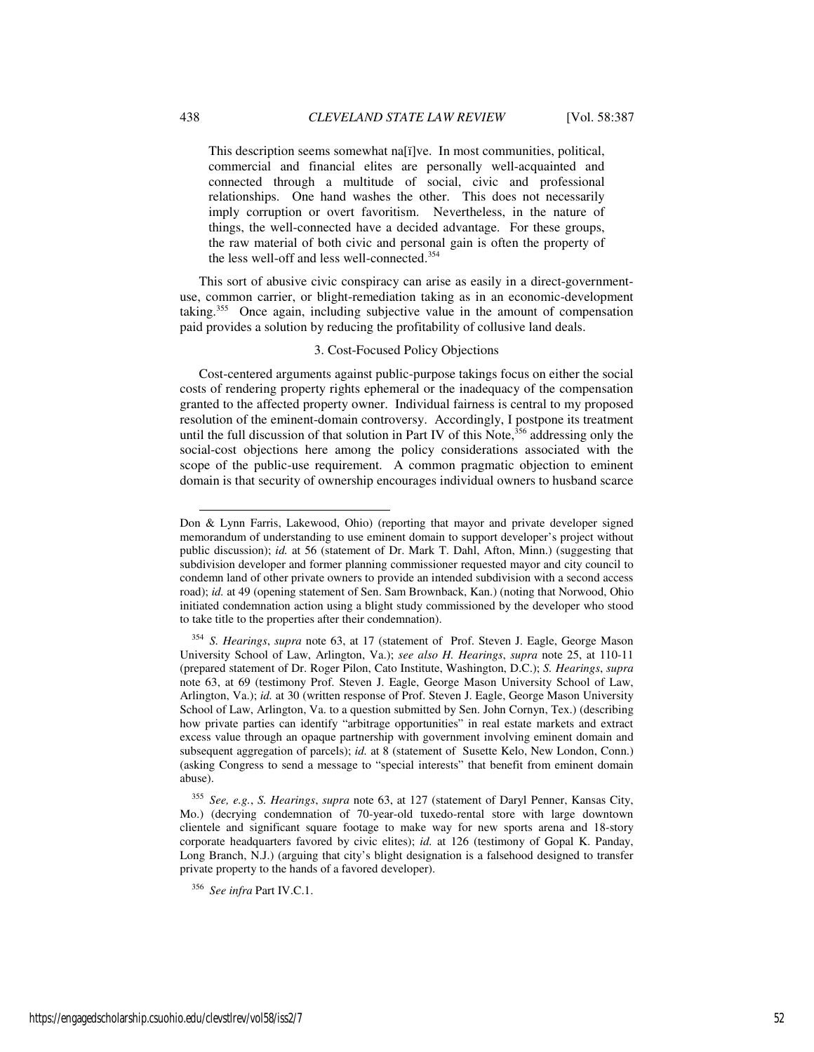This description seems somewhat na[ï]ve. In most communities, political, commercial and financial elites are personally well-acquainted and connected through a multitude of social, civic and professional relationships. One hand washes the other. This does not necessarily imply corruption or overt favoritism. Nevertheless, in the nature of things, the well-connected have a decided advantage. For these groups, the raw material of both civic and personal gain is often the property of the less well-off and less well-connected.[354]

This sort of abusive civic conspiracy can arise as easily in a direct-government-use, common carrier, or blight-remediation taking as in an economic-development taking.[355] Once again, including subjective value in the amount of compensation paid provides a solution by reducing the profitability of collusive land deals.

### 3. Cost-Focused Policy Objections

Cost-centered arguments against public-purpose takings focus on either the social costs of rendering property rights ephemeral or the inadequacy of the compensation granted to the affected property owner. Individual fairness is central to my proposed resolution of the eminent-domain controversy. Accordingly, I postpone its treatment until the full discussion of that solution in Part IV of this Note,[356] addressing only the social-cost objections here among the policy considerations associated with the scope of the public-use requirement. A common pragmatic objection to eminent domain is that security of ownership encourages individual owners to husband scarce

---

Don & Lynn Farris, Lakewood, Ohio) (reporting that mayor and private developer signed memorandum of understanding to use eminent domain to support developer's project without public discussion); *id.* at 56 (statement of Dr. Mark T. Dahl, Afton, Minn.) (suggesting that subdivision developer and former planning commissioner requested mayor and city council to condemn land of other private owners to provide an intended subdivision with a second access road); *id.* at 49 (opening statement of Sen. Sam Brownback, Kan.) (noting that Norwood, Ohio initiated condemnation action using a blight study commissioned by the developer who stood to take title to the properties after their condemnation).

[354] *S. Hearings*, *supra* note 63, at 17 (statement of Prof. Steven J. Eagle, George Mason University School of Law, Arlington, Va.); *see also H. Hearings*, *supra* note 25, at 110-11 (prepared statement of Dr. Roger Pilon, Cato Institute, Washington, D.C.); *S. Hearings*, *supra* note 63, at 69 (testimony Prof. Steven J. Eagle, George Mason University School of Law, Arlington, Va.); *id.* at 30 (written response of Prof. Steven J. Eagle, George Mason University School of Law, Arlington, Va. to a question submitted by Sen. John Cornyn, Tex.) (describing how private parties can identify "arbitrage opportunities" in real estate markets and extract excess value through an opaque partnership with government involving eminent domain and subsequent aggregation of parcels); *id.* at 8 (statement of Susette Kelo, New London, Conn.) (asking Congress to send a message to "special interests" that benefit from eminent domain abuse).

[355] *See, e.g.*, *S. Hearings*, *supra* note 63, at 127 (statement of Daryl Penner, Kansas City, Mo.) (decrying condemnation of 70-year-old tuxedo-rental store with large downtown clientele and significant square footage to make way for new sports arena and 18-story corporate headquarters favored by civic elites); *id.* at 126 (testimony of Gopal K. Panday, Long Branch, N.J.) (arguing that city's blight designation is a falsehood designed to transfer private property to the hands of a favored developer).

[356] *See infra* Part IV.C.1.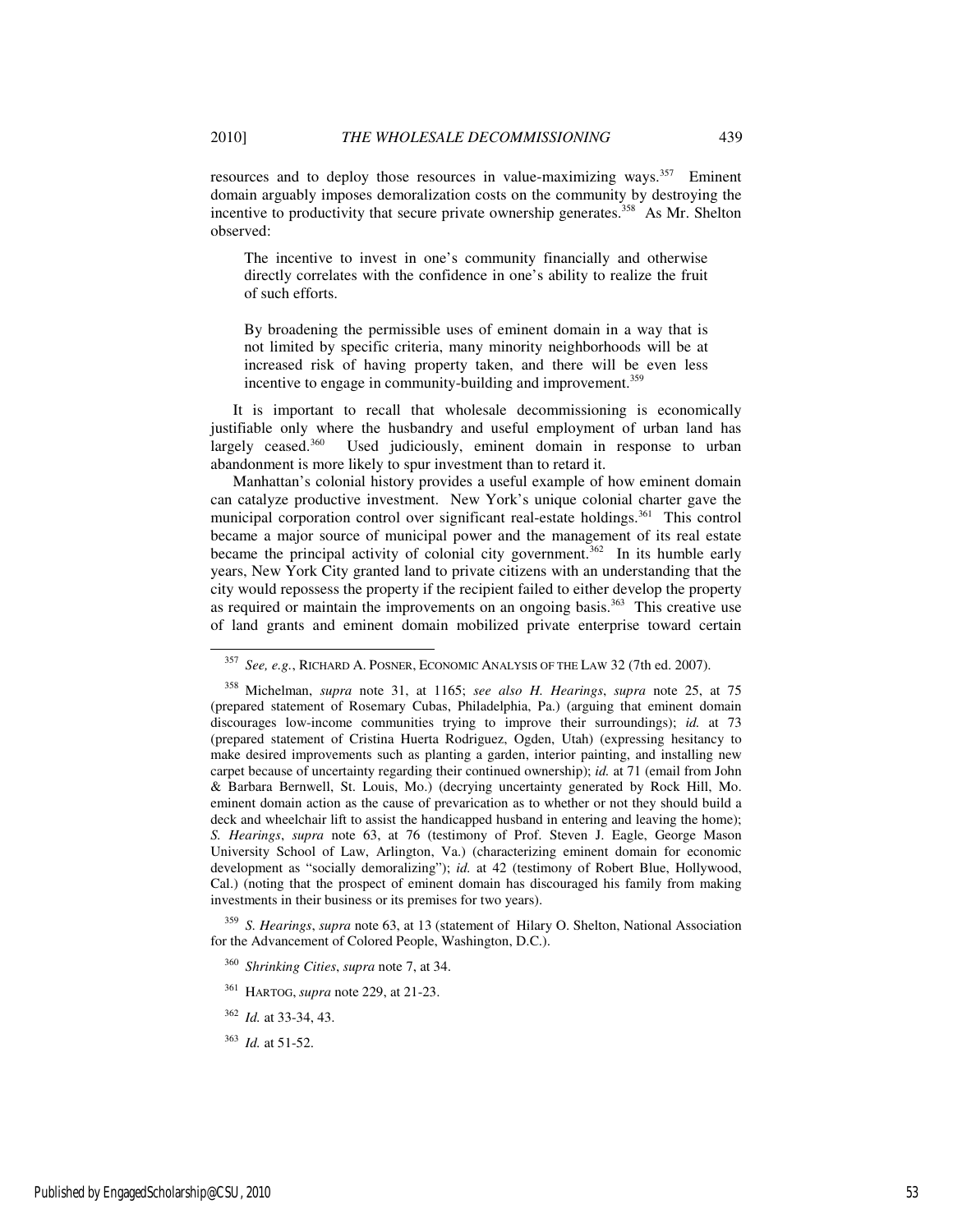resources and to deploy those resources in value-maximizing ways.[357] Eminent domain arguably imposes demoralization costs on the community by destroying the incentive to productivity that secure private ownership generates.[358] As Mr. Shelton observed:

> The incentive to invest in one's community financially and otherwise directly correlates with the confidence in one's ability to realize the fruit of such efforts.
>
> By broadening the permissible uses of eminent domain in a way that is not limited by specific criteria, many minority neighborhoods will be at increased risk of having property taken, and there will be even less incentive to engage in community-building and improvement.[359]

It is important to recall that wholesale decommissioning is economically justifiable only where the husbandry and useful employment of urban land has largely ceased.[360] Used judiciously, eminent domain in response to urban abandonment is more likely to spur investment than to retard it.

Manhattan's colonial history provides a useful example of how eminent domain can catalyze productive investment. New York's unique colonial charter gave the municipal corporation control over significant real-estate holdings.[361] This control became a major source of municipal power and the management of its real estate became the principal activity of colonial city government.[362] In its humble early years, New York City granted land to private citizens with an understanding that the city would repossess the property if the recipient failed to either develop the property as required or maintain the improvements on an ongoing basis.[363] This creative use of land grants and eminent domain mobilized private enterprise toward certain

---

[357] *See, e.g.*, RICHARD A. POSNER, ECONOMIC ANALYSIS OF THE LAW 32 (7th ed. 2007).

[358] Michelman, *supra* note 31, at 1165; *see also H. Hearings*, *supra* note 25, at 75 (prepared statement of Rosemary Cubas, Philadelphia, Pa.) (arguing that eminent domain discourages low-income communities trying to improve their surroundings); *id.* at 73 (prepared statement of Cristina Huerta Rodriguez, Ogden, Utah) (expressing hesitancy to make desired improvements such as planting a garden, interior painting, and installing new carpet because of uncertainty regarding their continued ownership); *id.* at 71 (email from John & Barbara Bernwell, St. Louis, Mo.) (decrying uncertainty generated by Rock Hill, Mo. eminent domain action as the cause of prevarication as to whether or not they should build a deck and wheelchair lift to assist the handicapped husband in entering and leaving the home); *S. Hearings*, *supra* note 63, at 76 (testimony of Prof. Steven J. Eagle, George Mason University School of Law, Arlington, Va.) (characterizing eminent domain for economic development as "socially demoralizing"); *id.* at 42 (testimony of Robert Blue, Hollywood, Cal.) (noting that the prospect of eminent domain has discouraged his family from making investments in their business or its premises for two years).

[359] *S. Hearings*, *supra* note 63, at 13 (statement of Hilary O. Shelton, National Association for the Advancement of Colored People, Washington, D.C.).

[360] *Shrinking Cities*, *supra* note 7, at 34.

[361] HARTOG, *supra* note 229, at 21-23.

[362] *Id.* at 33-34, 43.

[363] *Id.* at 51-52.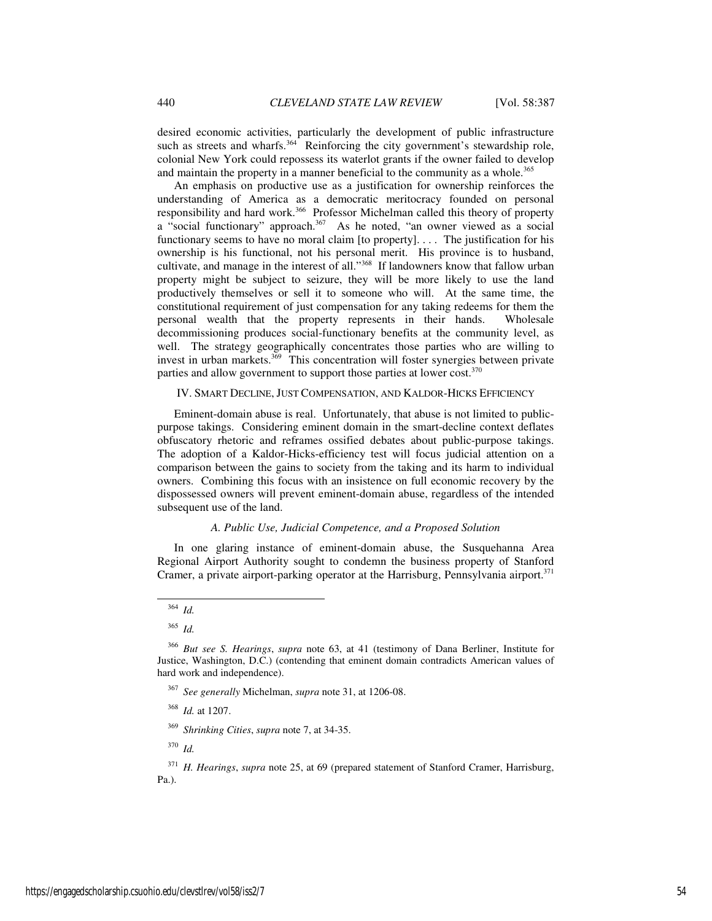desired economic activities, particularly the development of public infrastructure such as streets and wharfs.[364] Reinforcing the city government's stewardship role, colonial New York could repossess its waterlot grants if the owner failed to develop and maintain the property in a manner beneficial to the community as a whole.[365]

An emphasis on productive use as a justification for ownership reinforces the understanding of America as a democratic meritocracy founded on personal responsibility and hard work.[366] Professor Michelman called this theory of property a "social functionary" approach.[367] As he noted, "an owner viewed as a social functionary seems to have no moral claim [to property]. . . . The justification for his ownership is his functional, not his personal merit. His province is to husband, cultivate, and manage in the interest of all."[368] If landowners know that fallow urban property might be subject to seizure, they will be more likely to use the land productively themselves or sell it to someone who will. At the same time, the constitutional requirement of just compensation for any taking redeems for them the personal wealth that the property represents in their hands. Wholesale decommissioning produces social-functionary benefits at the community level, as well. The strategy geographically concentrates those parties who are willing to invest in urban markets.[369] This concentration will foster synergies between private parties and allow government to support those parties at lower cost.[370]

## IV. SMART DECLINE, JUST COMPENSATION, AND KALDOR-HICKS EFFICIENCY

Eminent-domain abuse is real. Unfortunately, that abuse is not limited to public-purpose takings. Considering eminent domain in the smart-decline context deflates obfuscatory rhetoric and reframes ossified debates about public-purpose takings. The adoption of a Kaldor-Hicks-efficiency test will focus judicial attention on a comparison between the gains to society from the taking and its harm to individual owners. Combining this focus with an insistence on full economic recovery by the dispossessed owners will prevent eminent-domain abuse, regardless of the intended subsequent use of the land.

### *A. Public Use, Judicial Competence, and a Proposed Solution*

In one glaring instance of eminent-domain abuse, the Susquehanna Area Regional Airport Authority sought to condemn the business property of Stanford Cramer, a private airport-parking operator at the Harrisburg, Pennsylvania airport.[371]

---

[364] *Id.*

[365] *Id.*

[366] *But see S. Hearings*, *supra* note 63, at 41 (testimony of Dana Berliner, Institute for Justice, Washington, D.C.) (contending that eminent domain contradicts American values of hard work and independence).

[367] *See generally* Michelman, *supra* note 31, at 1206-08.

[368] *Id.* at 1207.

[369] *Shrinking Cities*, *supra* note 7, at 34-35.

[370] *Id.*

[371] *H. Hearings*, *supra* note 25, at 69 (prepared statement of Stanford Cramer, Harrisburg, Pa.).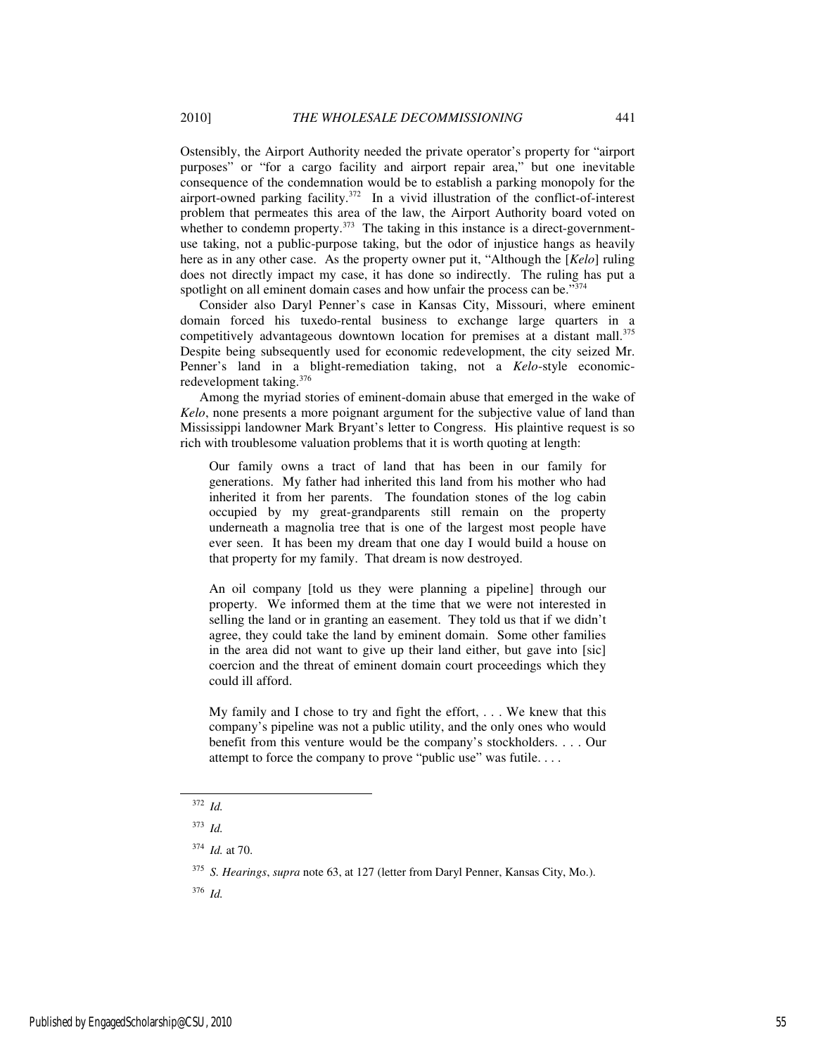Ostensibly, the Airport Authority needed the private operator's property for "airport purposes" or "for a cargo facility and airport repair area," but one inevitable consequence of the condemnation would be to establish a parking monopoly for the airport-owned parking facility.[372] In a vivid illustration of the conflict-of-interest problem that permeates this area of the law, the Airport Authority board voted on whether to condemn property.[373] The taking in this instance is a direct-government-use taking, not a public-purpose taking, but the odor of injustice hangs as heavily here as in any other case. As the property owner put it, "Although the [*Kelo*] ruling does not directly impact my case, it has done so indirectly. The ruling has put a spotlight on all eminent domain cases and how unfair the process can be."[374]

Consider also Daryl Penner's case in Kansas City, Missouri, where eminent domain forced his tuxedo-rental business to exchange large quarters in a competitively advantageous downtown location for premises at a distant mall.[375] Despite being subsequently used for economic redevelopment, the city seized Mr. Penner's land in a blight-remediation taking, not a *Kelo*-style economic-redevelopment taking.[376]

Among the myriad stories of eminent-domain abuse that emerged in the wake of *Kelo*, none presents a more poignant argument for the subjective value of land than Mississippi landowner Mark Bryant's letter to Congress. His plaintive request is so rich with troublesome valuation problems that it is worth quoting at length:

> Our family owns a tract of land that has been in our family for generations. My father had inherited this land from his mother who had inherited it from her parents. The foundation stones of the log cabin occupied by my great-grandparents still remain on the property underneath a magnolia tree that is one of the largest most people have ever seen. It has been my dream that one day I would build a house on that property for my family. That dream is now destroyed.
>
> An oil company [told us they were planning a pipeline] through our property. We informed them at the time that we were not interested in selling the land or in granting an easement. They told us that if we didn't agree, they could take the land by eminent domain. Some other families in the area did not want to give up their land either, but gave into [sic] coercion and the threat of eminent domain court proceedings which they could ill afford.
>
> My family and I chose to try and fight the effort, . . . We knew that this company's pipeline was not a public utility, and the only ones who would benefit from this venture would be the company's stockholders. . . . Our attempt to force the company to prove "public use" was futile. . . .

---

[372] *Id.*

[373] *Id.*

[374] *Id.* at 70.

[375] *S. Hearings*, *supra* note 63, at 127 (letter from Daryl Penner, Kansas City, Mo.).

[376] *Id.*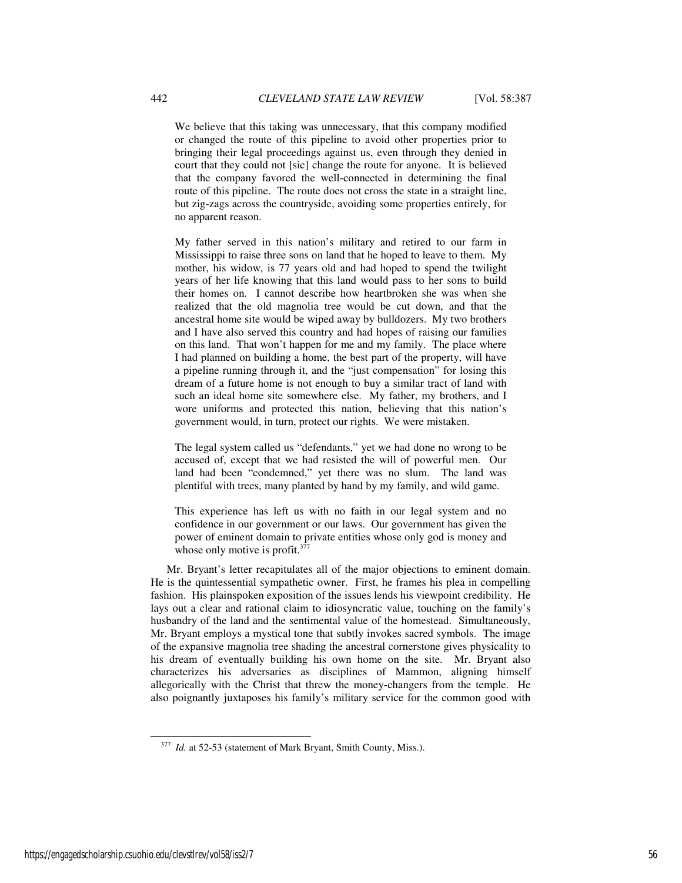> We believe that this taking was unnecessary, that this company modified or changed the route of this pipeline to avoid other properties prior to bringing their legal proceedings against us, even through they denied in court that they could not [sic] change the route for anyone. It is believed that the company favored the well-connected in determining the final route of this pipeline. The route does not cross the state in a straight line, but zig-zags across the countryside, avoiding some properties entirely, for no apparent reason.
>
> My father served in this nation's military and retired to our farm in Mississippi to raise three sons on land that he hoped to leave to them. My mother, his widow, is 77 years old and had hoped to spend the twilight years of her life knowing that this land would pass to her sons to build their homes on. I cannot describe how heartbroken she was when she realized that the old magnolia tree would be cut down, and that the ancestral home site would be wiped away by bulldozers. My two brothers and I have also served this country and had hopes of raising our families on this land. That won't happen for me and my family. The place where I had planned on building a home, the best part of the property, will have a pipeline running through it, and the "just compensation" for losing this dream of a future home is not enough to buy a similar tract of land with such an ideal home site somewhere else. My father, my brothers, and I wore uniforms and protected this nation, believing that this nation's government would, in turn, protect our rights. We were mistaken.
>
> The legal system called us "defendants," yet we had done no wrong to be accused of, except that we had resisted the will of powerful men. Our land had been "condemned," yet there was no slum. The land was plentiful with trees, many planted by hand by my family, and wild game.
>
> This experience has left us with no faith in our legal system and no confidence in our government or our laws. Our government has given the power of eminent domain to private entities whose only god is money and whose only motive is profit.[377]

Mr. Bryant's letter recapitulates all of the major objections to eminent domain. He is the quintessential sympathetic owner. First, he frames his plea in compelling fashion. His plainspoken exposition of the issues lends his viewpoint credibility. He lays out a clear and rational claim to idiosyncratic value, touching on the family's husbandry of the land and the sentimental value of the homestead. Simultaneously, Mr. Bryant employs a mystical tone that subtly invokes sacred symbols. The image of the expansive magnolia tree shading the ancestral cornerstone gives physicality to his dream of eventually building his own home on the site. Mr. Bryant also characterizes his adversaries as disciplines of Mammon, aligning himself allegorically with the Christ that threw the money-changers from the temple. He also poignantly juxtaposes his family's military service for the common good with

---

[377] *Id.* at 52-53 (statement of Mark Bryant, Smith County, Miss.).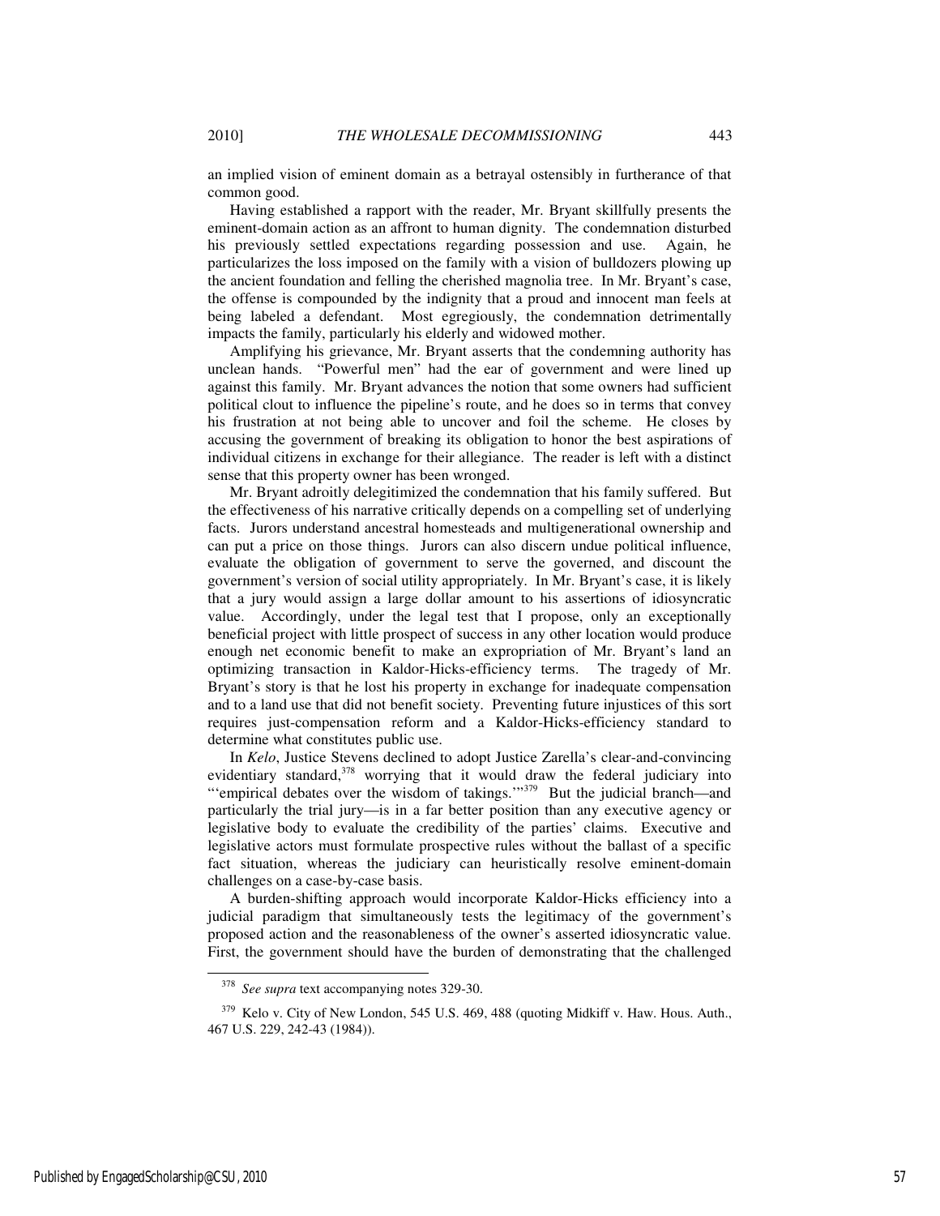an implied vision of eminent domain as a betrayal ostensibly in furtherance of that common good.

Having established a rapport with the reader, Mr. Bryant skillfully presents the eminent-domain action as an affront to human dignity. The condemnation disturbed his previously settled expectations regarding possession and use. Again, he particularizes the loss imposed on the family with a vision of bulldozers plowing up the ancient foundation and felling the cherished magnolia tree. In Mr. Bryant's case, the offense is compounded by the indignity that a proud and innocent man feels at being labeled a defendant. Most egregiously, the condemnation detrimentally impacts the family, particularly his elderly and widowed mother.

Amplifying his grievance, Mr. Bryant asserts that the condemning authority has unclean hands. "Powerful men" had the ear of government and were lined up against this family. Mr. Bryant advances the notion that some owners had sufficient political clout to influence the pipeline's route, and he does so in terms that convey his frustration at not being able to uncover and foil the scheme. He closes by accusing the government of breaking its obligation to honor the best aspirations of individual citizens in exchange for their allegiance. The reader is left with a distinct sense that this property owner has been wronged.

Mr. Bryant adroitly delegitimized the condemnation that his family suffered. But the effectiveness of his narrative critically depends on a compelling set of underlying facts. Jurors understand ancestral homesteads and multigenerational ownership and can put a price on those things. Jurors can also discern undue political influence, evaluate the obligation of government to serve the governed, and discount the government's version of social utility appropriately. In Mr. Bryant's case, it is likely that a jury would assign a large dollar amount to his assertions of idiosyncratic value. Accordingly, under the legal test that I propose, only an exceptionally beneficial project with little prospect of success in any other location would produce enough net economic benefit to make an expropriation of Mr. Bryant's land an optimizing transaction in Kaldor-Hicks-efficiency terms. The tragedy of Mr. Bryant's story is that he lost his property in exchange for inadequate compensation and to a land use that did not benefit society. Preventing future injustices of this sort requires just-compensation reform and a Kaldor-Hicks-efficiency standard to determine what constitutes public use.

In *Kelo*, Justice Stevens declined to adopt Justice Zarella's clear-and-convincing evidentiary standard,[378] worrying that it would draw the federal judiciary into "'empirical debates over the wisdom of takings.'"[379] But the judicial branch—and particularly the trial jury—is in a far better position than any executive agency or legislative body to evaluate the credibility of the parties' claims. Executive and legislative actors must formulate prospective rules without the ballast of a specific fact situation, whereas the judiciary can heuristically resolve eminent-domain challenges on a case-by-case basis.

A burden-shifting approach would incorporate Kaldor-Hicks efficiency into a judicial paradigm that simultaneously tests the legitimacy of the government's proposed action and the reasonableness of the owner's asserted idiosyncratic value. First, the government should have the burden of demonstrating that the challenged

---

[378] *See supra* text accompanying notes 329-30.

[379] Kelo v. City of New London, 545 U.S. 469, 488 (quoting Midkiff v. Haw. Hous. Auth., 467 U.S. 229, 242-43 (1984)).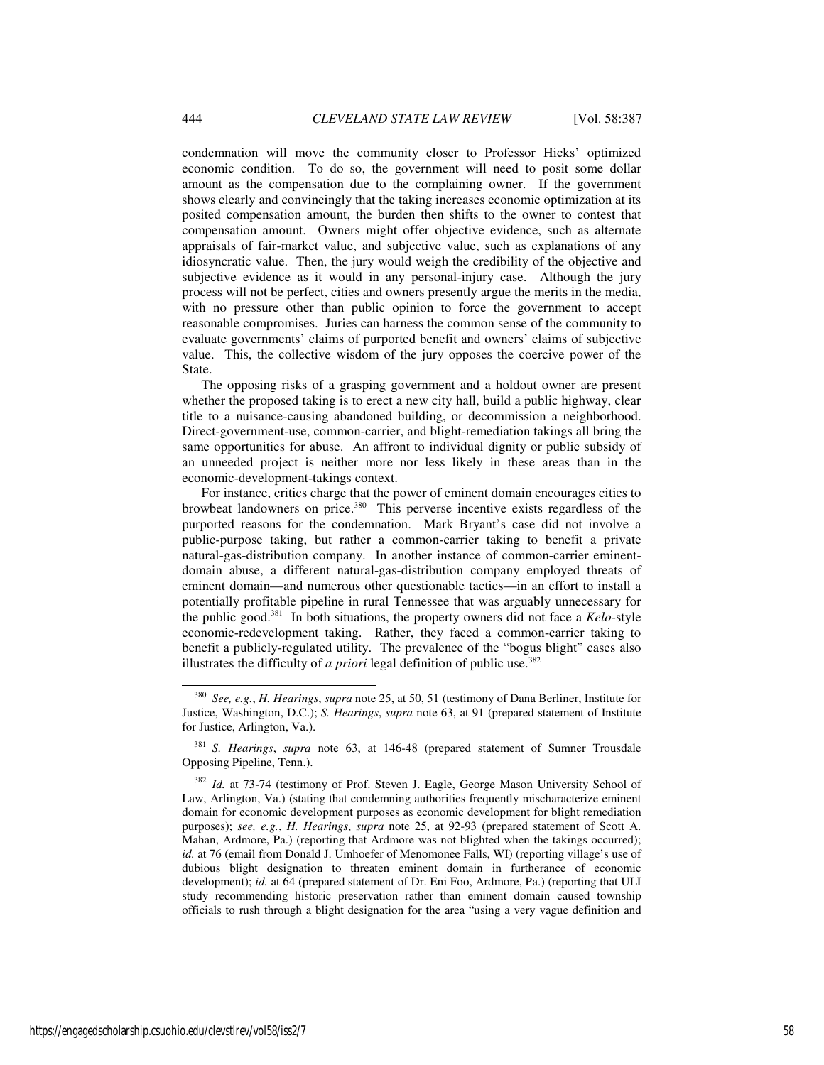condemnation will move the community closer to Professor Hicks' optimized economic condition. To do so, the government will need to posit some dollar amount as the compensation due to the complaining owner. If the government shows clearly and convincingly that the taking increases economic optimization at its posited compensation amount, the burden then shifts to the owner to contest that compensation amount. Owners might offer objective evidence, such as alternate appraisals of fair-market value, and subjective value, such as explanations of any idiosyncratic value. Then, the jury would weigh the credibility of the objective and subjective evidence as it would in any personal-injury case. Although the jury process will not be perfect, cities and owners presently argue the merits in the media, with no pressure other than public opinion to force the government to accept reasonable compromises. Juries can harness the common sense of the community to evaluate governments' claims of purported benefit and owners' claims of subjective value. This, the collective wisdom of the jury opposes the coercive power of the State.

The opposing risks of a grasping government and a holdout owner are present whether the proposed taking is to erect a new city hall, build a public highway, clear title to a nuisance-causing abandoned building, or decommission a neighborhood. Direct-government-use, common-carrier, and blight-remediation takings all bring the same opportunities for abuse. An affront to individual dignity or public subsidy of an unneeded project is neither more nor less likely in these areas than in the economic-development-takings context.

For instance, critics charge that the power of eminent domain encourages cities to browbeat landowners on price.[380] This perverse incentive exists regardless of the purported reasons for the condemnation. Mark Bryant's case did not involve a public-purpose taking, but rather a common-carrier taking to benefit a private natural-gas-distribution company. In another instance of common-carrier eminent-domain abuse, a different natural-gas-distribution company employed threats of eminent domain—and numerous other questionable tactics—in an effort to install a potentially profitable pipeline in rural Tennessee that was arguably unnecessary for the public good.[381] In both situations, the property owners did not face a *Kelo*-style economic-redevelopment taking. Rather, they faced a common-carrier taking to benefit a publicly-regulated utility. The prevalence of the "bogus blight" cases also illustrates the difficulty of *a priori* legal definition of public use.[382]

---

[380] *See, e.g.*, *H. Hearings*, *supra* note 25, at 50, 51 (testimony of Dana Berliner, Institute for Justice, Washington, D.C.); *S. Hearings*, *supra* note 63, at 91 (prepared statement of Institute for Justice, Arlington, Va.).

[381] *S. Hearings*, *supra* note 63, at 146-48 (prepared statement of Sumner Trousdale Opposing Pipeline, Tenn.).

[382] *Id.* at 73-74 (testimony of Prof. Steven J. Eagle, George Mason University School of Law, Arlington, Va.) (stating that condemning authorities frequently mischaracterize eminent domain for economic development purposes as economic development for blight remediation purposes); *see, e.g.*, *H. Hearings*, *supra* note 25, at 92-93 (prepared statement of Scott A. Mahan, Ardmore, Pa.) (reporting that Ardmore was not blighted when the takings occurred); *id.* at 76 (email from Donald J. Umhoefer of Menomonee Falls, WI) (reporting village's use of dubious blight designation to threaten eminent domain in furtherance of economic development); *id.* at 64 (prepared statement of Dr. Eni Foo, Ardmore, Pa.) (reporting that ULI study recommending historic preservation rather than eminent domain caused township officials to rush through a blight designation for the area "using a very vague definition and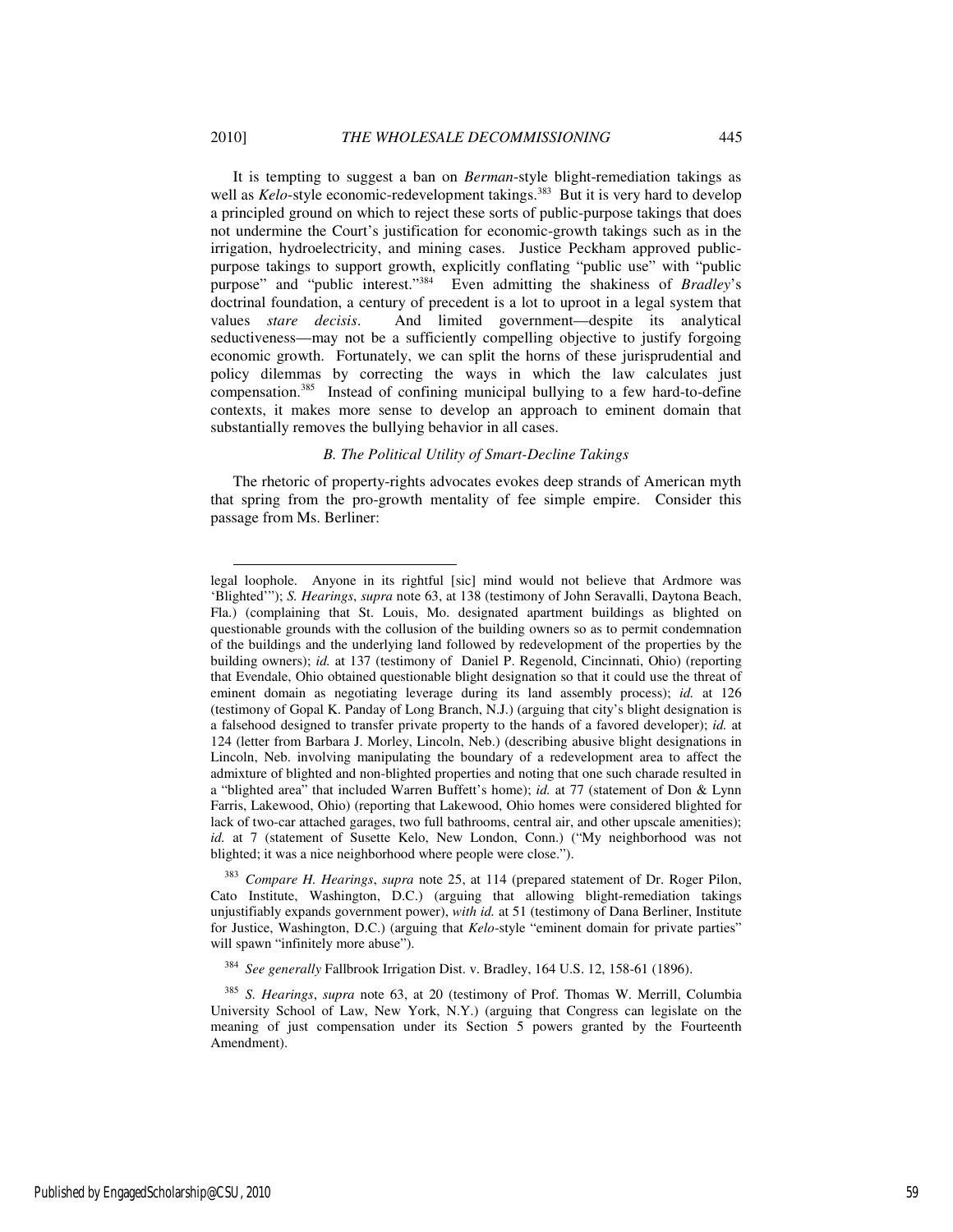It is tempting to suggest a ban on *Berman*-style blight-remediation takings as well as *Kelo*-style economic-redevelopment takings.[383] But it is very hard to develop a principled ground on which to reject these sorts of public-purpose takings that does not undermine the Court's justification for economic-growth takings such as in the irrigation, hydroelectricity, and mining cases. Justice Peckham approved public-purpose takings to support growth, explicitly conflating "public use" with "public purpose" and "public interest."[384] Even admitting the shakiness of *Bradley*'s doctrinal foundation, a century of precedent is a lot to uproot in a legal system that values *stare decisis*. And limited government—despite its analytical seductiveness—may not be a sufficiently compelling objective to justify forgoing economic growth. Fortunately, we can split the horns of these jurisprudential and policy dilemmas by correcting the ways in which the law calculates just compensation.[385] Instead of confining municipal bullying to a few hard-to-define contexts, it makes more sense to develop an approach to eminent domain that substantially removes the bullying behavior in all cases.

### *B. The Political Utility of Smart-Decline Takings*

The rhetoric of property-rights advocates evokes deep strands of American myth that spring from the pro-growth mentality of fee simple empire. Consider this passage from Ms. Berliner:

---

legal loophole. Anyone in its rightful [sic] mind would not believe that Ardmore was 'Blighted'"); *S. Hearings*, *supra* note 63, at 138 (testimony of John Seravalli, Daytona Beach, Fla.) (complaining that St. Louis, Mo. designated apartment buildings as blighted on questionable grounds with the collusion of the building owners so as to permit condemnation of the buildings and the underlying land followed by redevelopment of the properties by the building owners); *id.* at 137 (testimony of Daniel P. Regenold, Cincinnati, Ohio) (reporting that Evendale, Ohio obtained questionable blight designation so that it could use the threat of eminent domain as negotiating leverage during its land assembly process); *id.* at 126 (testimony of Gopal K. Panday of Long Branch, N.J.) (arguing that city's blight designation is a falsehood designed to transfer private property to the hands of a favored developer); *id.* at 124 (letter from Barbara J. Morley, Lincoln, Neb.) (describing abusive blight designations in Lincoln, Neb. involving manipulating the boundary of a redevelopment area to affect the admixture of blighted and non-blighted properties and noting that one such charade resulted in a "blighted area" that included Warren Buffett's home); *id.* at 77 (statement of Don & Lynn Farris, Lakewood, Ohio) (reporting that Lakewood, Ohio homes were considered blighted for lack of two-car attached garages, two full bathrooms, central air, and other upscale amenities); *id.* at 7 (statement of Susette Kelo, New London, Conn.) ("My neighborhood was not blighted; it was a nice neighborhood where people were close.").

[383] *Compare H. Hearings*, *supra* note 25, at 114 (prepared statement of Dr. Roger Pilon, Cato Institute, Washington, D.C.) (arguing that allowing blight-remediation takings unjustifiably expands government power), *with id.* at 51 (testimony of Dana Berliner, Institute for Justice, Washington, D.C.) (arguing that *Kelo*-style "eminent domain for private parties" will spawn "infinitely more abuse").

[384] *See generally* Fallbrook Irrigation Dist. v. Bradley, 164 U.S. 12, 158-61 (1896).

[385] *S. Hearings*, *supra* note 63, at 20 (testimony of Prof. Thomas W. Merrill, Columbia University School of Law, New York, N.Y.) (arguing that Congress can legislate on the meaning of just compensation under its Section 5 powers granted by the Fourteenth Amendment).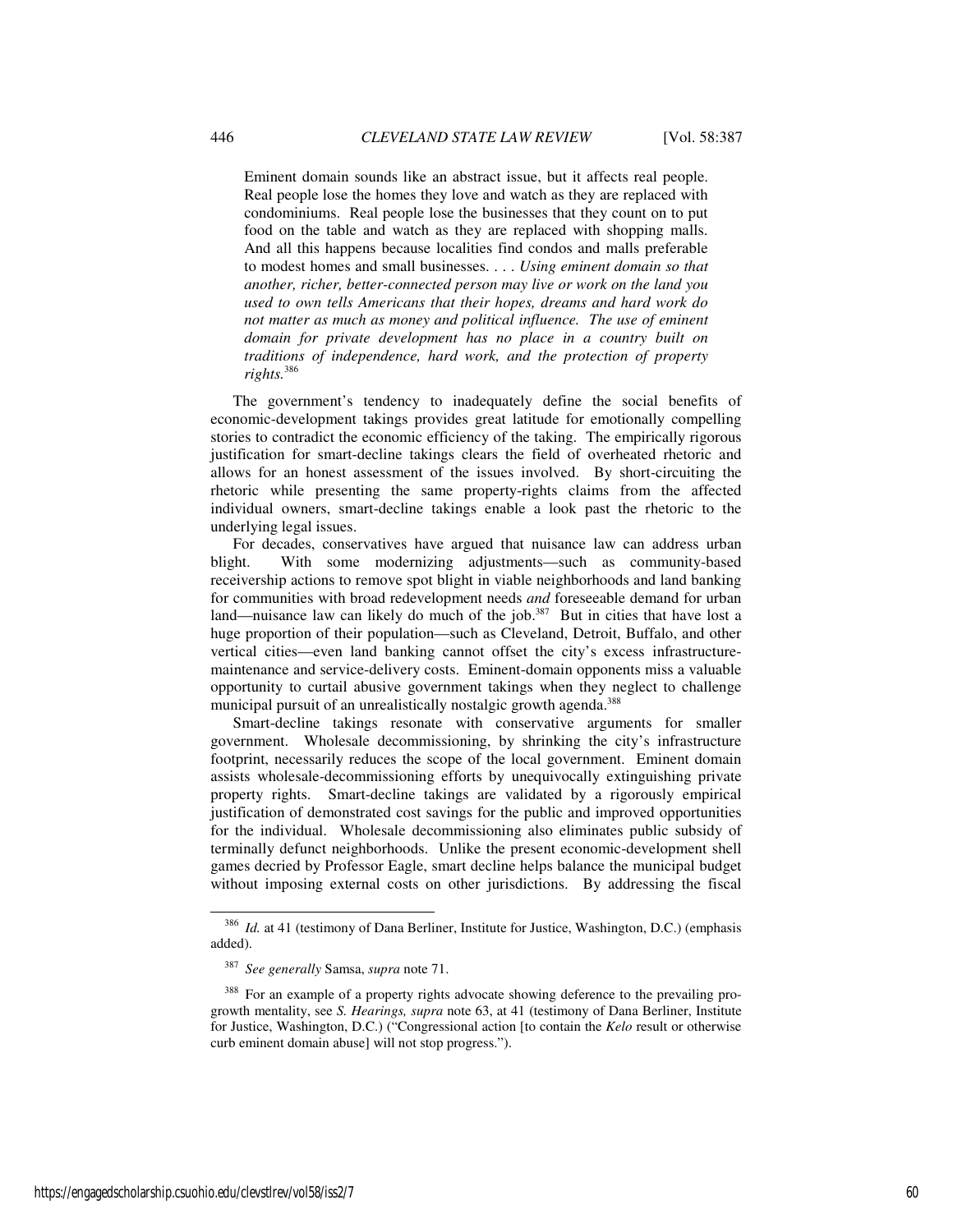> Eminent domain sounds like an abstract issue, but it affects real people. Real people lose the homes they love and watch as they are replaced with condominiums. Real people lose the businesses that they count on to put food on the table and watch as they are replaced with shopping malls. And all this happens because localities find condos and malls preferable to modest homes and small businesses. . . . *Using eminent domain so that another, richer, better-connected person may live or work on the land you used to own tells Americans that their hopes, dreams and hard work do not matter as much as money and political influence. The use of eminent domain for private development has no place in a country built on traditions of independence, hard work, and the protection of property rights.*[386]

The government's tendency to inadequately define the social benefits of economic-development takings provides great latitude for emotionally compelling stories to contradict the economic efficiency of the taking. The empirically rigorous justification for smart-decline takings clears the field of overheated rhetoric and allows for an honest assessment of the issues involved. By short-circuiting the rhetoric while presenting the same property-rights claims from the affected individual owners, smart-decline takings enable a look past the rhetoric to the underlying legal issues.

For decades, conservatives have argued that nuisance law can address urban blight. With some modernizing adjustments—such as community-based receivership actions to remove spot blight in viable neighborhoods and land banking for communities with broad redevelopment needs *and* foreseeable demand for urban land—nuisance law can likely do much of the job.[387] But in cities that have lost a huge proportion of their population—such as Cleveland, Detroit, Buffalo, and other vertical cities—even land banking cannot offset the city's excess infrastructure-maintenance and service-delivery costs. Eminent-domain opponents miss a valuable opportunity to curtail abusive government takings when they neglect to challenge municipal pursuit of an unrealistically nostalgic growth agenda.[388]

Smart-decline takings resonate with conservative arguments for smaller government. Wholesale decommissioning, by shrinking the city's infrastructure footprint, necessarily reduces the scope of the local government. Eminent domain assists wholesale-decommissioning efforts by unequivocally extinguishing private property rights. Smart-decline takings are validated by a rigorously empirical justification of demonstrated cost savings for the public and improved opportunities for the individual. Wholesale decommissioning also eliminates public subsidy of terminally defunct neighborhoods. Unlike the present economic-development shell games decried by Professor Eagle, smart decline helps balance the municipal budget without imposing external costs on other jurisdictions. By addressing the fiscal

---

[386] *Id.* at 41 (testimony of Dana Berliner, Institute for Justice, Washington, D.C.) (emphasis added).

[387] *See generally* Samsa, *supra* note 71.

[388] For an example of a property rights advocate showing deference to the prevailing pro-growth mentality, see *S. Hearings*, *supra* note 63, at 41 (testimony of Dana Berliner, Institute for Justice, Washington, D.C.) ("Congressional action [to contain the *Kelo* result or otherwise curb eminent domain abuse] will not stop progress.").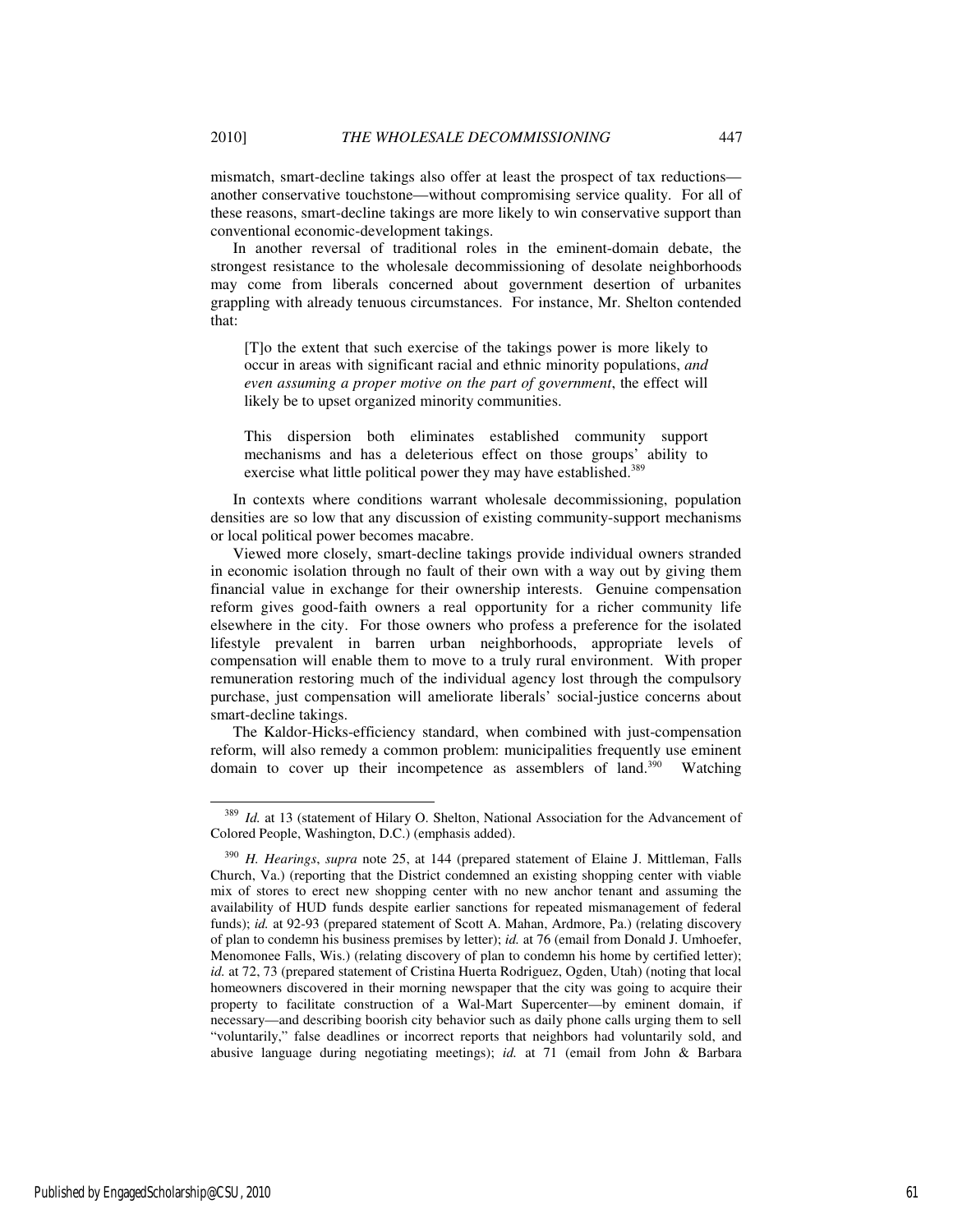mismatch, smart-decline takings also offer at least the prospect of tax reductions—another conservative touchstone—without compromising service quality. For all of these reasons, smart-decline takings are more likely to win conservative support than conventional economic-development takings.

In another reversal of traditional roles in the eminent-domain debate, the strongest resistance to the wholesale decommissioning of desolate neighborhoods may come from liberals concerned about government desertion of urbanites grappling with already tenuous circumstances. For instance, Mr. Shelton contended that:

> [T]o the extent that such exercise of the takings power is more likely to occur in areas with significant racial and ethnic minority populations, *and even assuming a proper motive on the part of government*, the effect will likely be to upset organized minority communities.
>
> This dispersion both eliminates established community support mechanisms and has a deleterious effect on those groups' ability to exercise what little political power they may have established.[389]

In contexts where conditions warrant wholesale decommissioning, population densities are so low that any discussion of existing community-support mechanisms or local political power becomes macabre.

Viewed more closely, smart-decline takings provide individual owners stranded in economic isolation through no fault of their own with a way out by giving them financial value in exchange for their ownership interests. Genuine compensation reform gives good-faith owners a real opportunity for a richer community life elsewhere in the city. For those owners who profess a preference for the isolated lifestyle prevalent in barren urban neighborhoods, appropriate levels of compensation will enable them to move to a truly rural environment. With proper remuneration restoring much of the individual agency lost through the compulsory purchase, just compensation will ameliorate liberals' social-justice concerns about smart-decline takings.

The Kaldor-Hicks-efficiency standard, when combined with just-compensation reform, will also remedy a common problem: municipalities frequently use eminent domain to cover up their incompetence as assemblers of land.[390] Watching

---

[389] *Id.* at 13 (statement of Hilary O. Shelton, National Association for the Advancement of Colored People, Washington, D.C.) (emphasis added).

[390] *H. Hearings*, *supra* note 25, at 144 (prepared statement of Elaine J. Mittleman, Falls Church, Va.) (reporting that the District condemned an existing shopping center with viable mix of stores to erect new shopping center with no new anchor tenant and assuming the availability of HUD funds despite earlier sanctions for repeated mismanagement of federal funds); *id.* at 92-93 (prepared statement of Scott A. Mahan, Ardmore, Pa.) (relating discovery of plan to condemn his business premises by letter); *id.* at 76 (email from Donald J. Umhoefer, Menomonee Falls, Wis.) (relating discovery of plan to condemn his home by certified letter); *id.* at 72, 73 (prepared statement of Cristina Huerta Rodriguez, Ogden, Utah) (noting that local homeowners discovered in their morning newspaper that the city was going to acquire their property to facilitate construction of a Wal-Mart Supercenter—by eminent domain, if necessary—and describing boorish city behavior such as daily phone calls urging them to sell "voluntarily," false deadlines or incorrect reports that neighbors had voluntarily sold, and abusive language during negotiating meetings); *id.* at 71 (email from John & Barbara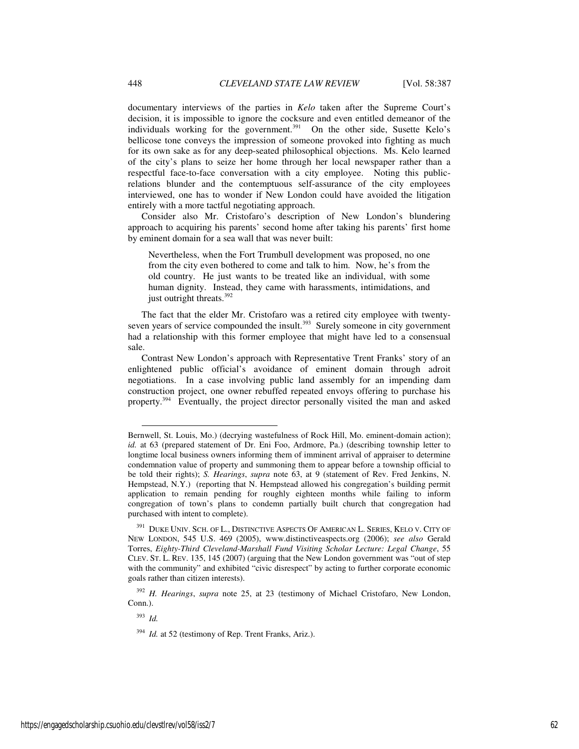documentary interviews of the parties in *Kelo* taken after the Supreme Court's decision, it is impossible to ignore the cocksure and even entitled demeanor of the individuals working for the government.[391] On the other side, Susette Kelo's bellicose tone conveys the impression of someone provoked into fighting as much for its own sake as for any deep-seated philosophical objections. Ms. Kelo learned of the city's plans to seize her home through her local newspaper rather than a respectful face-to-face conversation with a city employee. Noting this public-relations blunder and the contemptuous self-assurance of the city employees interviewed, one has to wonder if New London could have avoided the litigation entirely with a more tactful negotiating approach.

Consider also Mr. Cristofaro's description of New London's blundering approach to acquiring his parents' second home after taking his parents' first home by eminent domain for a sea wall that was never built:

> Nevertheless, when the Fort Trumbull development was proposed, no one from the city even bothered to come and talk to him. Now, he's from the old country. He just wants to be treated like an individual, with some human dignity. Instead, they came with harassments, intimidations, and just outright threats.[392]

The fact that the elder Mr. Cristofaro was a retired city employee with twenty-seven years of service compounded the insult.[393] Surely someone in city government had a relationship with this former employee that might have led to a consensual sale.

Contrast New London's approach with Representative Trent Franks' story of an enlightened public official's avoidance of eminent domain through adroit negotiations. In a case involving public land assembly for an impending dam construction project, one owner rebuffed repeated envoys offering to purchase his property.[394] Eventually, the project director personally visited the man and asked

---

Bernwell, St. Louis, Mo.) (decrying wastefulness of Rock Hill, Mo. eminent-domain action); *id.* at 63 (prepared statement of Dr. Eni Foo, Ardmore, Pa.) (describing township letter to longtime local business owners informing them of imminent arrival of appraiser to determine condemnation value of property and summoning them to appear before a township official to be told their rights); *S. Hearings*, *supra* note 63, at 9 (statement of Rev. Fred Jenkins, N. Hempstead, N.Y.) (reporting that N. Hempstead allowed his congregation's building permit application to remain pending for roughly eighteen months while failing to inform congregation of town's plans to condemn partially built church that congregation had purchased with intent to complete).

[391] DUKE UNIV. SCH. OF L., DISTINCTIVE ASPECTS OF AMERICAN L. SERIES, KELO V. CITY OF NEW LONDON, 545 U.S. 469 (2005), www.distinctiveaspects.org (2006); *see also* Gerald Torres, *Eighty-Third Cleveland-Marshall Fund Visiting Scholar Lecture: Legal Change*, 55 CLEV. ST. L. REV. 135, 145 (2007) (arguing that the New London government was "out of step with the community" and exhibited "civic disrespect" by acting to further corporate economic goals rather than citizen interests).

[392] *H. Hearings*, *supra* note 25, at 23 (testimony of Michael Cristofaro, New London, Conn.).

[393] *Id.*

[394] *Id.* at 52 (testimony of Rep. Trent Franks, Ariz.).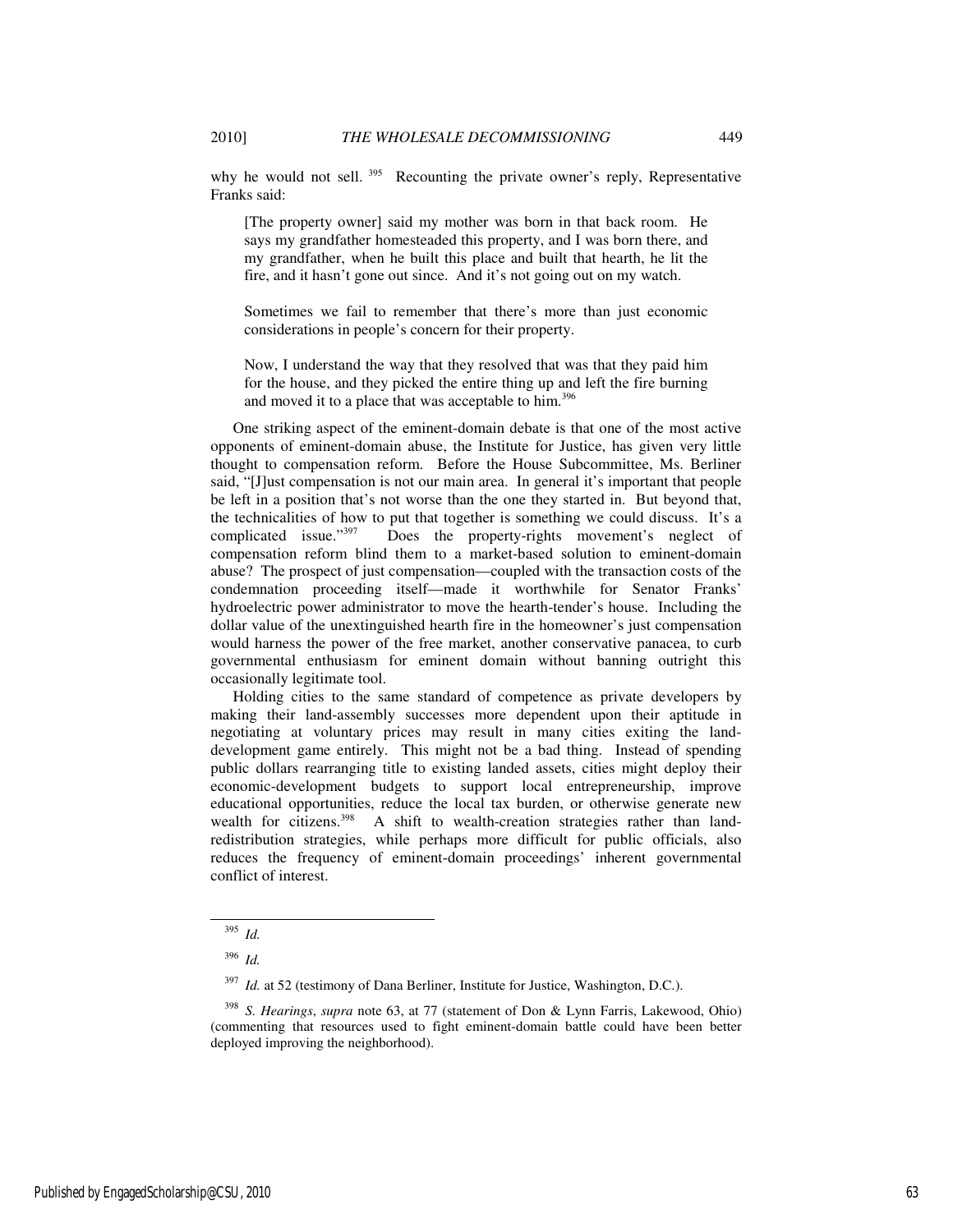why he would not sell.[395] Recounting the private owner's reply, Representative Franks said:

> [The property owner] said my mother was born in that back room. He says my grandfather homesteaded this property, and I was born there, and my grandfather, when he built this place and built that hearth, he lit the fire, and it hasn't gone out since. And it's not going out on my watch.
>
> Sometimes we fail to remember that there's more than just economic considerations in people's concern for their property.
>
> Now, I understand the way that they resolved that was that they paid him for the house, and they picked the entire thing up and left the fire burning and moved it to a place that was acceptable to him.[396]

One striking aspect of the eminent-domain debate is that one of the most active opponents of eminent-domain abuse, the Institute for Justice, has given very little thought to compensation reform. Before the House Subcommittee, Ms. Berliner said, "[J]ust compensation is not our main area. In general it's important that people be left in a position that's not worse than the one they started in. But beyond that, the technicalities of how to put that together is something we could discuss. It's a complicated issue."[397] Does the property-rights movement's neglect of compensation reform blind them to a market-based solution to eminent-domain abuse? The prospect of just compensation—coupled with the transaction costs of the condemnation proceeding itself—made it worthwhile for Senator Franks' hydroelectric power administrator to move the hearth-tender's house. Including the dollar value of the unextinguished hearth fire in the homeowner's just compensation would harness the power of the free market, another conservative panacea, to curb governmental enthusiasm for eminent domain without banning outright this occasionally legitimate tool.

Holding cities to the same standard of competence as private developers by making their land-assembly successes more dependent upon their aptitude in negotiating at voluntary prices may result in many cities exiting the land-development game entirely. This might not be a bad thing. Instead of spending public dollars rearranging title to existing landed assets, cities might deploy their economic-development budgets to support local entrepreneurship, improve educational opportunities, reduce the local tax burden, or otherwise generate new wealth for citizens.[398] A shift to wealth-creation strategies rather than land-redistribution strategies, while perhaps more difficult for public officials, also reduces the frequency of eminent-domain proceedings' inherent governmental conflict of interest.

---

[395] *Id.*

[396] *Id.*

[397] *Id.* at 52 (testimony of Dana Berliner, Institute for Justice, Washington, D.C.).

[398] *S. Hearings*, *supra* note 63, at 77 (statement of Don & Lynn Farris, Lakewood, Ohio) (commenting that resources used to fight eminent-domain battle could have been better deployed improving the neighborhood).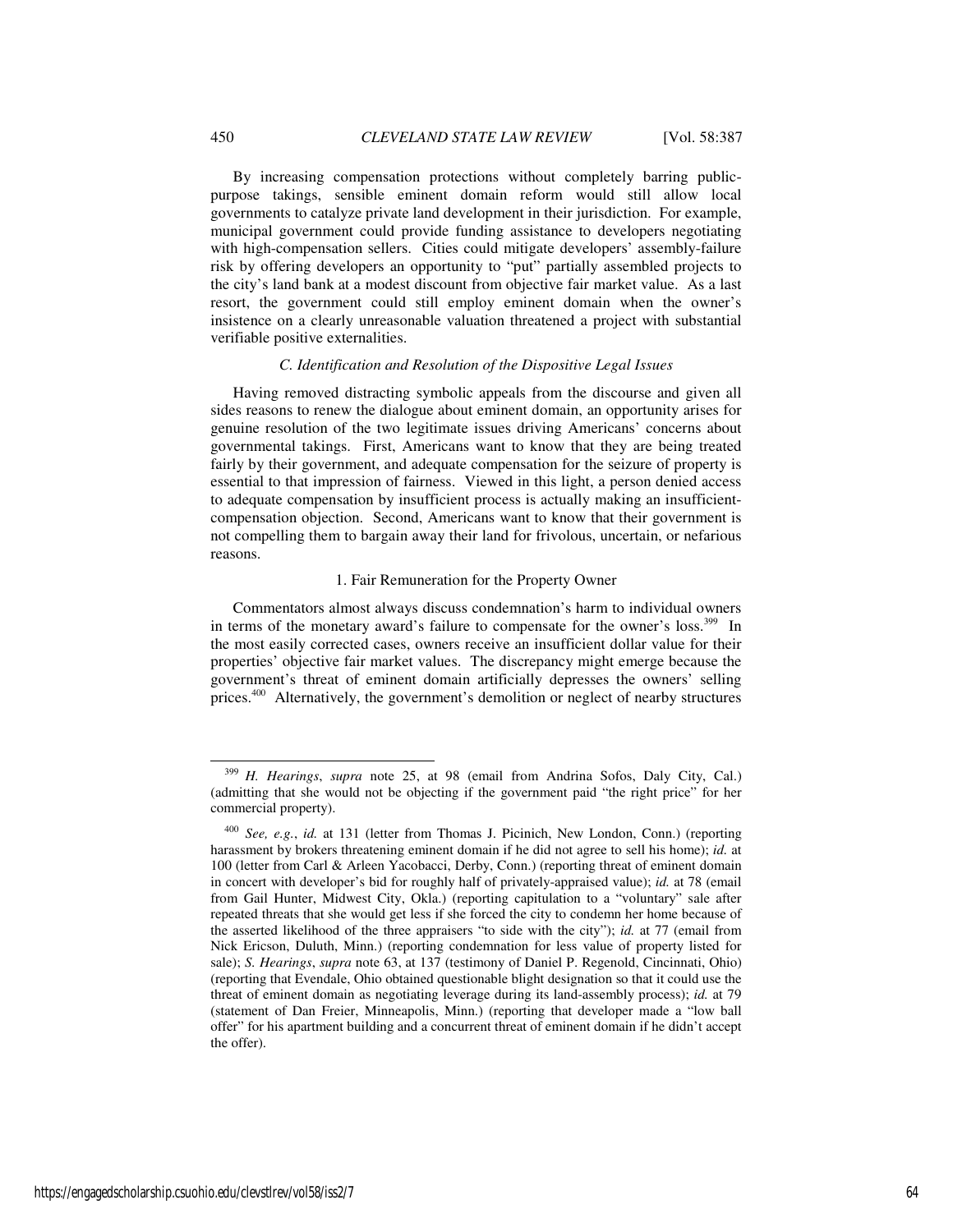By increasing compensation protections without completely barring public-purpose takings, sensible eminent domain reform would still allow local governments to catalyze private land development in their jurisdiction. For example, municipal government could provide funding assistance to developers negotiating with high-compensation sellers. Cities could mitigate developers' assembly-failure risk by offering developers an opportunity to "put" partially assembled projects to the city's land bank at a modest discount from objective fair market value. As a last resort, the government could still employ eminent domain when the owner's insistence on a clearly unreasonable valuation threatened a project with substantial verifiable positive externalities.

### *C. Identification and Resolution of the Dispositive Legal Issues*

Having removed distracting symbolic appeals from the discourse and given all sides reasons to renew the dialogue about eminent domain, an opportunity arises for genuine resolution of the two legitimate issues driving Americans' concerns about governmental takings. First, Americans want to know that they are being treated fairly by their government, and adequate compensation for the seizure of property is essential to that impression of fairness. Viewed in this light, a person denied access to adequate compensation by insufficient process is actually making an insufficient-compensation objection. Second, Americans want to know that their government is not compelling them to bargain away their land for frivolous, uncertain, or nefarious reasons.

#### 1. Fair Remuneration for the Property Owner

Commentators almost always discuss condemnation's harm to individual owners in terms of the monetary award's failure to compensate for the owner's loss.[399] In the most easily corrected cases, owners receive an insufficient dollar value for their properties' objective fair market values. The discrepancy might emerge because the government's threat of eminent domain artificially depresses the owners' selling prices.[400] Alternatively, the government's demolition or neglect of nearby structures

---

[399] *H. Hearings*, *supra* note 25, at 98 (email from Andrina Sofos, Daly City, Cal.) (admitting that she would not be objecting if the government paid "the right price" for her commercial property).

[400] *See, e.g.*, *id.* at 131 (letter from Thomas J. Picinich, New London, Conn.) (reporting harassment by brokers threatening eminent domain if he did not agree to sell his home); *id.* at 100 (letter from Carl & Arleen Yacobacci, Derby, Conn.) (reporting threat of eminent domain in concert with developer's bid for roughly half of privately-appraised value); *id.* at 78 (email from Gail Hunter, Midwest City, Okla.) (reporting capitulation to a "voluntary" sale after repeated threats that she would get less if she forced the city to condemn her home because of the asserted likelihood of the three appraisers "to side with the city"); *id.* at 77 (email from Nick Ericson, Duluth, Minn.) (reporting condemnation for less value of property listed for sale); *S. Hearings*, *supra* note 63, at 137 (testimony of Daniel P. Regenold, Cincinnati, Ohio) (reporting that Evendale, Ohio obtained questionable blight designation so that it could use the threat of eminent domain as negotiating leverage during its land-assembly process); *id.* at 79 (statement of Dan Freier, Minneapolis, Minn.) (reporting that developer made a "low ball offer" for his apartment building and a concurrent threat of eminent domain if he didn't accept the offer).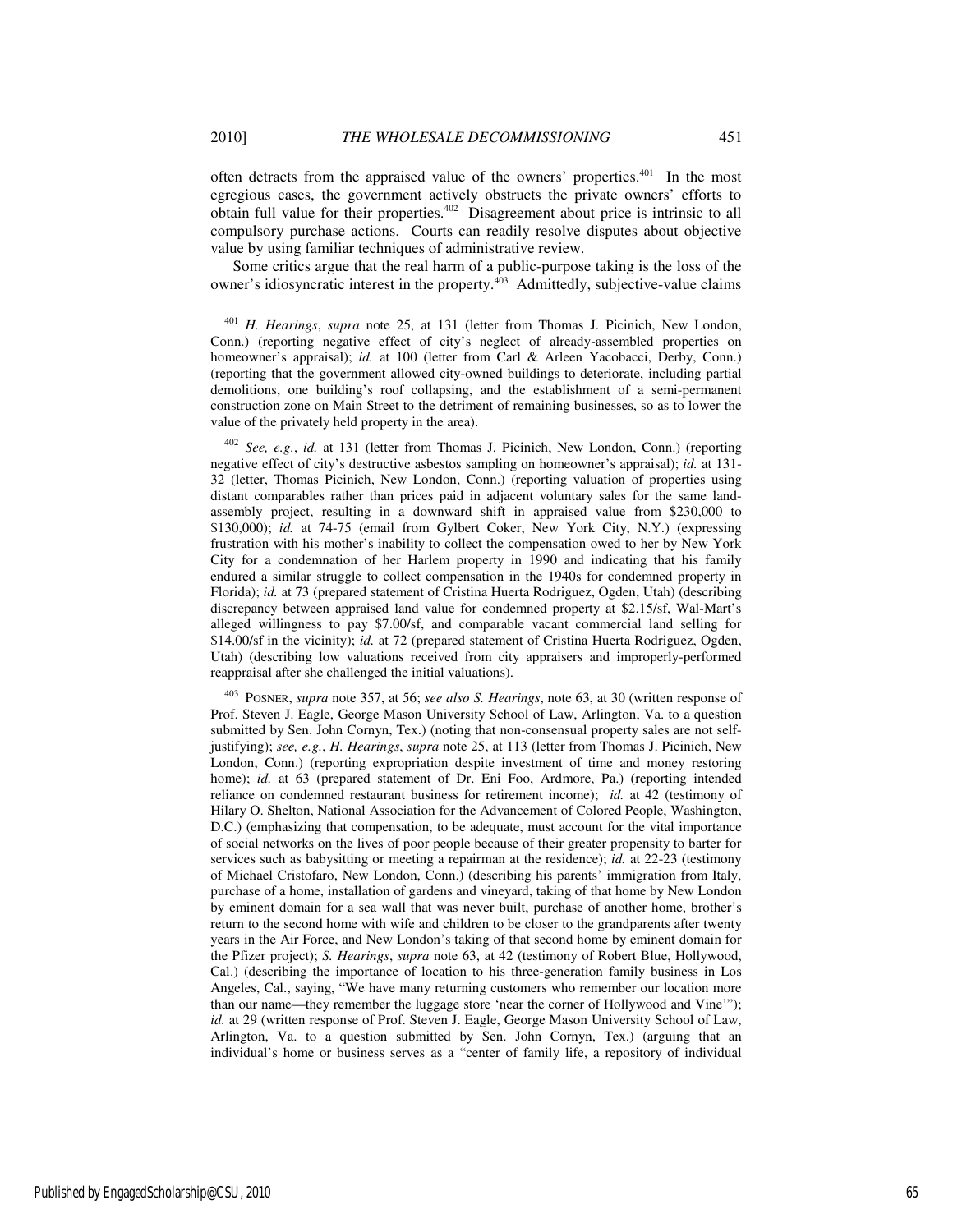often detracts from the appraised value of the owners' properties.[401] In the most egregious cases, the government actively obstructs the private owners' efforts to obtain full value for their properties.[402] Disagreement about price is intrinsic to all compulsory purchase actions. Courts can readily resolve disputes about objective value by using familiar techniques of administrative review.

Some critics argue that the real harm of a public-purpose taking is the loss of the owner's idiosyncratic interest in the property.[403] Admittedly, subjective-value claims

---

[401] *H. Hearings*, *supra* note 25, at 131 (letter from Thomas J. Picinich, New London, Conn.) (reporting negative effect of city's neglect of already-assembled properties on homeowner's appraisal); *id.* at 100 (letter from Carl & Arleen Yacobacci, Derby, Conn.) (reporting that the government allowed city-owned buildings to deteriorate, including partial demolitions, one building's roof collapsing, and the establishment of a semi-permanent construction zone on Main Street to the detriment of remaining businesses, so as to lower the value of the privately held property in the area).

[402] *See, e.g.*, *id.* at 131 (letter from Thomas J. Picinich, New London, Conn.) (reporting negative effect of city's destructive asbestos sampling on homeowner's appraisal); *id.* at 131-32 (letter, Thomas Picinich, New London, Conn.) (reporting valuation of properties using distant comparables rather than prices paid in adjacent voluntary sales for the same land-assembly project, resulting in a downward shift in appraised value from $230,000 to $130,000); *id.* at 74-75 (email from Gylbert Coker, New York City, N.Y.) (expressing frustration with his mother's inability to collect the compensation owed to her by New York City for a condemnation of her Harlem property in 1990 and indicating that his family endured a similar struggle to collect compensation in the 1940s for condemned property in Florida); *id.* at 73 (prepared statement of Cristina Huerta Rodriguez, Ogden, Utah) (describing discrepancy between appraised land value for condemned property at $2.15/sf, Wal-Mart's alleged willingness to pay $7.00/sf, and comparable vacant commercial land selling for $14.00/sf in the vicinity); *id.* at 72 (prepared statement of Cristina Huerta Rodriguez, Ogden, Utah) (describing low valuations received from city appraisers and improperly-performed reappraisal after she challenged the initial valuations).

[403] POSNER, *supra* note 357, at 56; *see also S. Hearings*, note 63, at 30 (written response of Prof. Steven J. Eagle, George Mason University School of Law, Arlington, Va. to a question submitted by Sen. John Cornyn, Tex.) (noting that non-consensual property sales are not self-justifying); *see, e.g.*, *H. Hearings*, *supra* note 25, at 113 (letter from Thomas J. Picinich, New London, Conn.) (reporting expropriation despite investment of time and money restoring home); *id.* at 63 (prepared statement of Dr. Eni Foo, Ardmore, Pa.) (reporting intended reliance on condemned restaurant business for retirement income); *id.* at 42 (testimony of Hilary O. Shelton, National Association for the Advancement of Colored People, Washington, D.C.) (emphasizing that compensation, to be adequate, must account for the vital importance of social networks on the lives of poor people because of their greater propensity to barter for services such as babysitting or meeting a repairman at the residence); *id.* at 22-23 (testimony of Michael Cristofaro, New London, Conn.) (describing his parents' immigration from Italy, purchase of a home, installation of gardens and vineyard, taking of that home by New London by eminent domain for a sea wall that was never built, purchase of another home, brother's return to the second home with wife and children to be closer to the grandparents after twenty years in the Air Force, and New London's taking of that second home by eminent domain for the Pfizer project); *S. Hearings*, *supra* note 63, at 42 (testimony of Robert Blue, Hollywood, Cal.) (describing the importance of location to his three-generation family business in Los Angeles, Cal., saying, "We have many returning customers who remember our location more than our name—they remember the luggage store 'near the corner of Hollywood and Vine'"); *id.* at 29 (written response of Prof. Steven J. Eagle, George Mason University School of Law, Arlington, Va. to a question submitted by Sen. John Cornyn, Tex.) (arguing that an individual's home or business serves as a "center of family life, a repository of individual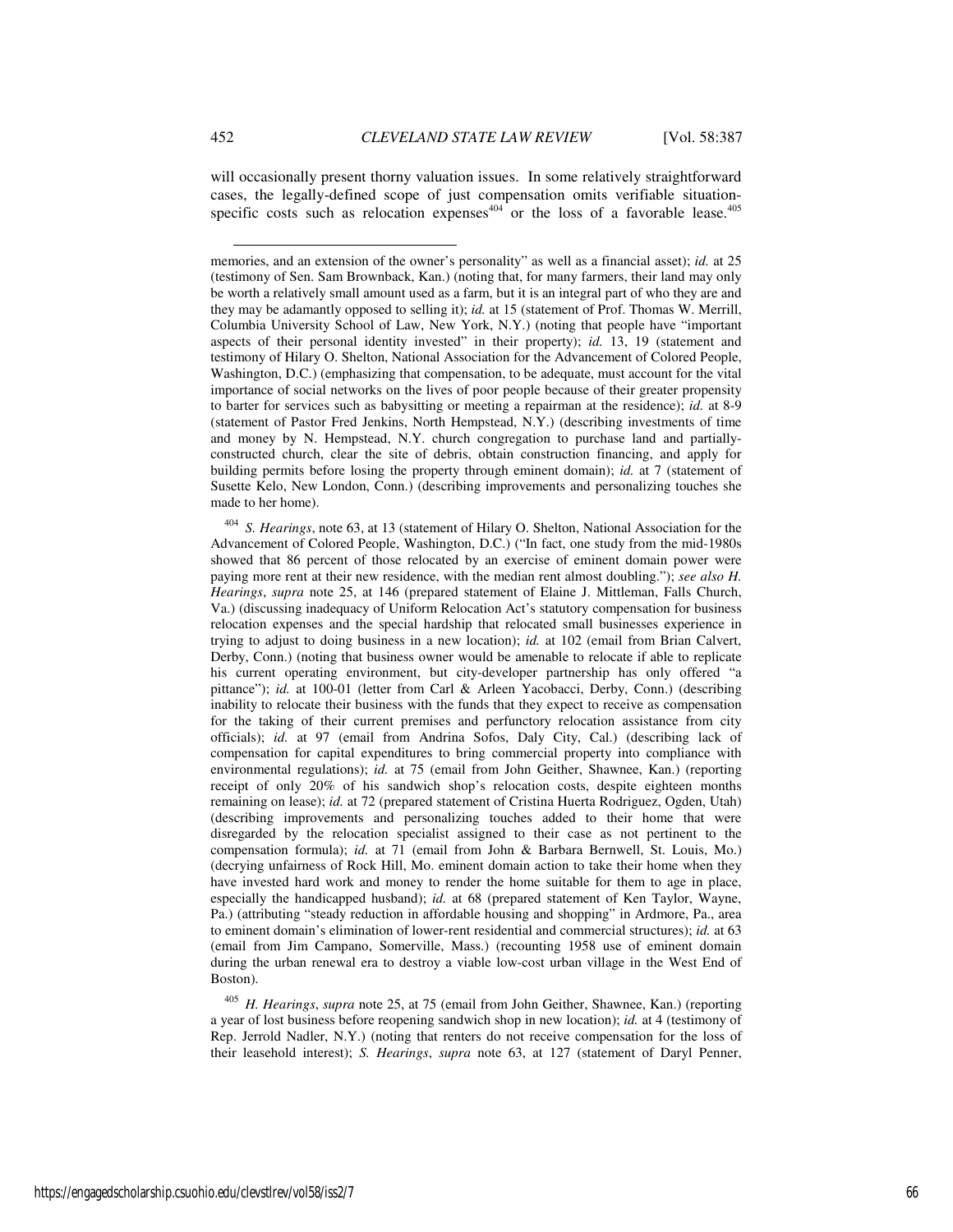will occasionally present thorny valuation issues. In some relatively straightforward cases, the legally-defined scope of just compensation omits verifiable situation-specific costs such as relocation expenses[404] or the loss of a favorable lease.[405]

---

memories, and an extension of the owner's personality" as well as a financial asset); *id.* at 25 (testimony of Sen. Sam Brownback, Kan.) (noting that, for many farmers, their land may only be worth a relatively small amount used as a farm, but it is an integral part of who they are and they may be adamantly opposed to selling it); *id.* at 15 (statement of Prof. Thomas W. Merrill, Columbia University School of Law, New York, N.Y.) (noting that people have "important aspects of their personal identity invested" in their property); *id.* 13, 19 (statement and testimony of Hilary O. Shelton, National Association for the Advancement of Colored People, Washington, D.C.) (emphasizing that compensation, to be adequate, must account for the vital importance of social networks on the lives of poor people because of their greater propensity to barter for services such as babysitting or meeting a repairman at the residence); *id.* at 8-9 (statement of Pastor Fred Jenkins, North Hempstead, N.Y.) (describing investments of time and money by N. Hempstead, N.Y. church congregation to purchase land and partially-constructed church, clear the site of debris, obtain construction financing, and apply for building permits before losing the property through eminent domain); *id.* at 7 (statement of Susette Kelo, New London, Conn.) (describing improvements and personalizing touches she made to her home).

[404] *S. Hearings*, note 63, at 13 (statement of Hilary O. Shelton, National Association for the Advancement of Colored People, Washington, D.C.) ("In fact, one study from the mid-1980s showed that 86 percent of those relocated by an exercise of eminent domain power were paying more rent at their new residence, with the median rent almost doubling."); *see also H. Hearings*, *supra* note 25, at 146 (prepared statement of Elaine J. Mittleman, Falls Church, Va.) (discussing inadequacy of Uniform Relocation Act's statutory compensation for business relocation expenses and the special hardship that relocated small businesses experience in trying to adjust to doing business in a new location); *id.* at 102 (email from Brian Calvert, Derby, Conn.) (noting that business owner would be amenable to relocate if able to replicate his current operating environment, but city-developer partnership has only offered "a pittance"); *id.* at 100-01 (letter from Carl & Arleen Yacobacci, Derby, Conn.) (describing inability to relocate their business with the funds that they expect to receive as compensation for the taking of their current premises and perfunctory relocation assistance from city officials); *id.* at 97 (email from Andrina Sofos, Daly City, Cal.) (describing lack of compensation for capital expenditures to bring commercial property into compliance with environmental regulations); *id.* at 75 (email from John Geither, Shawnee, Kan.) (reporting receipt of only 20% of his sandwich shop's relocation costs, despite eighteen months remaining on lease); *id.* at 72 (prepared statement of Cristina Huerta Rodriguez, Ogden, Utah) (describing improvements and personalizing touches added to their home that were disregarded by the relocation specialist assigned to their case as not pertinent to the compensation formula); *id.* at 71 (email from John & Barbara Bernwell, St. Louis, Mo.) (decrying unfairness of Rock Hill, Mo. eminent domain action to take their home when they have invested hard work and money to render the home suitable for them to age in place, especially the handicapped husband); *id.* at 68 (prepared statement of Ken Taylor, Wayne, Pa.) (attributing "steady reduction in affordable housing and shopping" in Ardmore, Pa., area to eminent domain's elimination of lower-rent residential and commercial structures); *id.* at 63 (email from Jim Campano, Somerville, Mass.) (recounting 1958 use of eminent domain during the urban renewal era to destroy a viable low-cost urban village in the West End of Boston).

[405] *H. Hearings*, *supra* note 25, at 75 (email from John Geither, Shawnee, Kan.) (reporting a year of lost business before reopening sandwich shop in new location); *id.* at 4 (testimony of Rep. Jerrold Nadler, N.Y.) (noting that renters do not receive compensation for the loss of their leasehold interest); *S. Hearings*, *supra* note 63, at 127 (statement of Daryl Penner,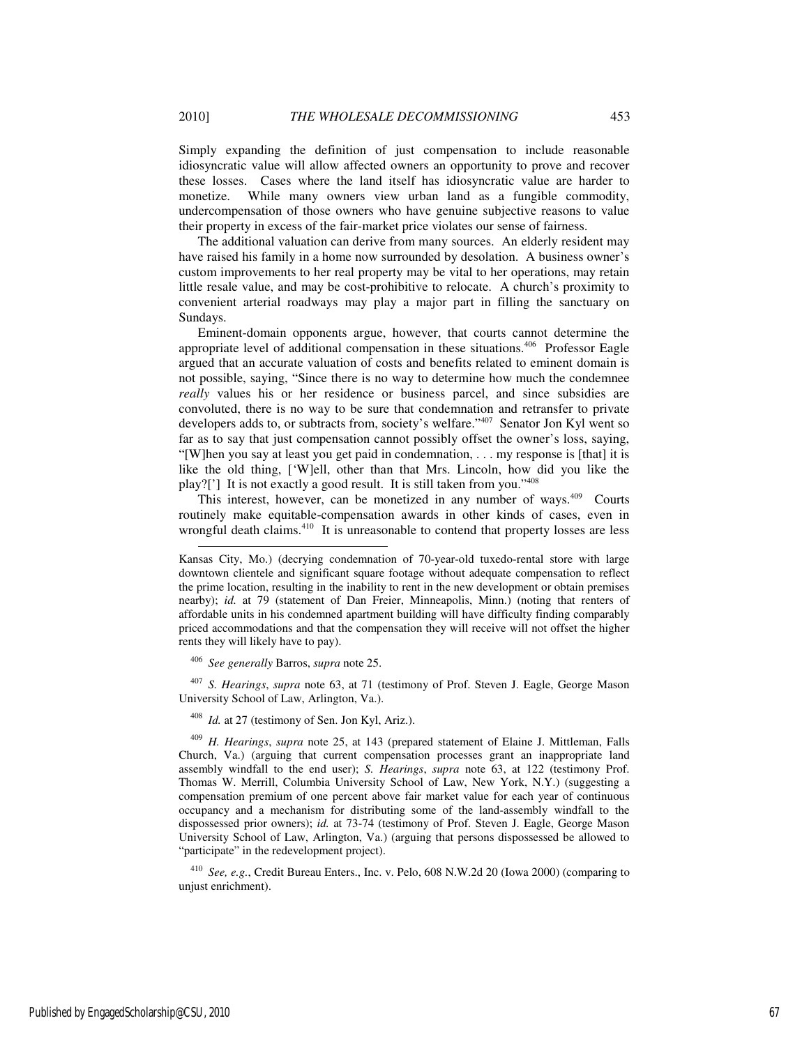Simply expanding the definition of just compensation to include reasonable idiosyncratic value will allow affected owners an opportunity to prove and recover these losses. Cases where the land itself has idiosyncratic value are harder to monetize. While many owners view urban land as a fungible commodity, undercompensation of those owners who have genuine subjective reasons to value their property in excess of the fair-market price violates our sense of fairness.

The additional valuation can derive from many sources. An elderly resident may have raised his family in a home now surrounded by desolation. A business owner's custom improvements to her real property may be vital to her operations, may retain little resale value, and may be cost-prohibitive to relocate. A church's proximity to convenient arterial roadways may play a major part in filling the sanctuary on Sundays.

Eminent-domain opponents argue, however, that courts cannot determine the appropriate level of additional compensation in these situations.[406] Professor Eagle argued that an accurate valuation of costs and benefits related to eminent domain is not possible, saying, "Since there is no way to determine how much the condemnee *really* values his or her residence or business parcel, and since subsidies are convoluted, there is no way to be sure that condemnation and retransfer to private developers adds to, or subtracts from, society's welfare."[407] Senator Jon Kyl went so far as to say that just compensation cannot possibly offset the owner's loss, saying, "[W]hen you say at least you get paid in condemnation, . . . my response is [that] it is like the old thing, ['W]ell, other than that Mrs. Lincoln, how did you like the play?['] It is not exactly a good result. It is still taken from you."[408]

This interest, however, can be monetized in any number of ways.[409] Courts routinely make equitable-compensation awards in other kinds of cases, even in wrongful death claims.[410] It is unreasonable to contend that property losses are less

---

Kansas City, Mo.) (decrying condemnation of 70-year-old tuxedo-rental store with large downtown clientele and significant square footage without adequate compensation to reflect the prime location, resulting in the inability to rent in the new development or obtain premises nearby); *id.* at 79 (statement of Dan Freier, Minneapolis, Minn.) (noting that renters of affordable units in his condemned apartment building will have difficulty finding comparably priced accommodations and that the compensation they will receive will not offset the higher rents they will likely have to pay).

[406] *See generally* Barros, *supra* note 25.

[407] *S. Hearings*, *supra* note 63, at 71 (testimony of Prof. Steven J. Eagle, George Mason University School of Law, Arlington, Va.).

[408] *Id.* at 27 (testimony of Sen. Jon Kyl, Ariz.).

[409] *H. Hearings*, *supra* note 25, at 143 (prepared statement of Elaine J. Mittleman, Falls Church, Va.) (arguing that current compensation processes grant an inappropriate land assembly windfall to the end user); *S. Hearings*, *supra* note 63, at 122 (testimony Prof. Thomas W. Merrill, Columbia University School of Law, New York, N.Y.) (suggesting a compensation premium of one percent above fair market value for each year of continuous occupancy and a mechanism for distributing some of the land-assembly windfall to the dispossessed prior owners); *id.* at 73-74 (testimony of Prof. Steven J. Eagle, George Mason University School of Law, Arlington, Va.) (arguing that persons dispossessed be allowed to "participate" in the redevelopment project).

[410] *See, e.g.*, Credit Bureau Enters., Inc. v. Pelo, 608 N.W.2d 20 (Iowa 2000) (comparing to unjust enrichment).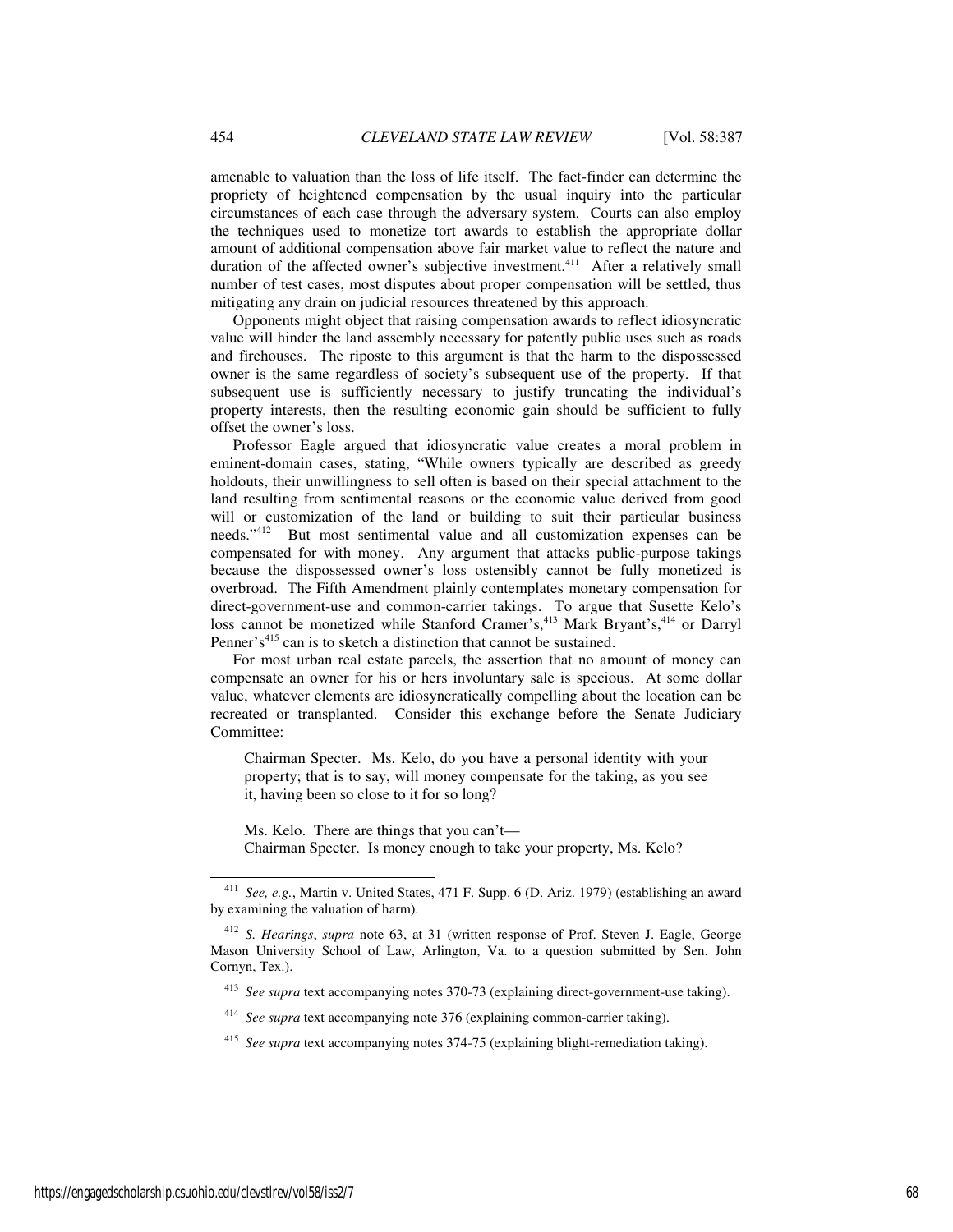amenable to valuation than the loss of life itself. The fact-finder can determine the propriety of heightened compensation by the usual inquiry into the particular circumstances of each case through the adversary system. Courts can also employ the techniques used to monetize tort awards to establish the appropriate dollar amount of additional compensation above fair market value to reflect the nature and duration of the affected owner's subjective investment.[411] After a relatively small number of test cases, most disputes about proper compensation will be settled, thus mitigating any drain on judicial resources threatened by this approach.

Opponents might object that raising compensation awards to reflect idiosyncratic value will hinder the land assembly necessary for patently public uses such as roads and firehouses. The riposte to this argument is that the harm to the dispossessed owner is the same regardless of society's subsequent use of the property. If that subsequent use is sufficiently necessary to justify truncating the individual's property interests, then the resulting economic gain should be sufficient to fully offset the owner's loss.

Professor Eagle argued that idiosyncratic value creates a moral problem in eminent-domain cases, stating, "While owners typically are described as greedy holdouts, their unwillingness to sell often is based on their special attachment to the land resulting from sentimental reasons or the economic value derived from good will or customization of the land or building to suit their particular business needs."[412] But most sentimental value and all customization expenses can be compensated for with money. Any argument that attacks public-purpose takings because the dispossessed owner's loss ostensibly cannot be fully monetized is overbroad. The Fifth Amendment plainly contemplates monetary compensation for direct-government-use and common-carrier takings. To argue that Susette Kelo's loss cannot be monetized while Stanford Cramer's,[413] Mark Bryant's,[414] or Darryl Penner's[415] can is to sketch a distinction that cannot be sustained.

For most urban real estate parcels, the assertion that no amount of money can compensate an owner for his or hers involuntary sale is specious. At some dollar value, whatever elements are idiosyncratically compelling about the location can be recreated or transplanted. Consider this exchange before the Senate Judiciary Committee:

> Chairman Specter. Ms. Kelo, do you have a personal identity with your property; that is to say, will money compensate for the taking, as you see it, having been so close to it for so long?
>
> Ms. Kelo. There are things that you can't—
> Chairman Specter. Is money enough to take your property, Ms. Kelo?

---

[411] *See, e.g.*, Martin v. United States, 471 F. Supp. 6 (D. Ariz. 1979) (establishing an award by examining the valuation of harm).

[412] *S. Hearings*, *supra* note 63, at 31 (written response of Prof. Steven J. Eagle, George Mason University School of Law, Arlington, Va. to a question submitted by Sen. John Cornyn, Tex.).

[413] *See supra* text accompanying notes 370-73 (explaining direct-government-use taking).

[414] *See supra* text accompanying note 376 (explaining common-carrier taking).

[415] *See supra* text accompanying notes 374-75 (explaining blight-remediation taking).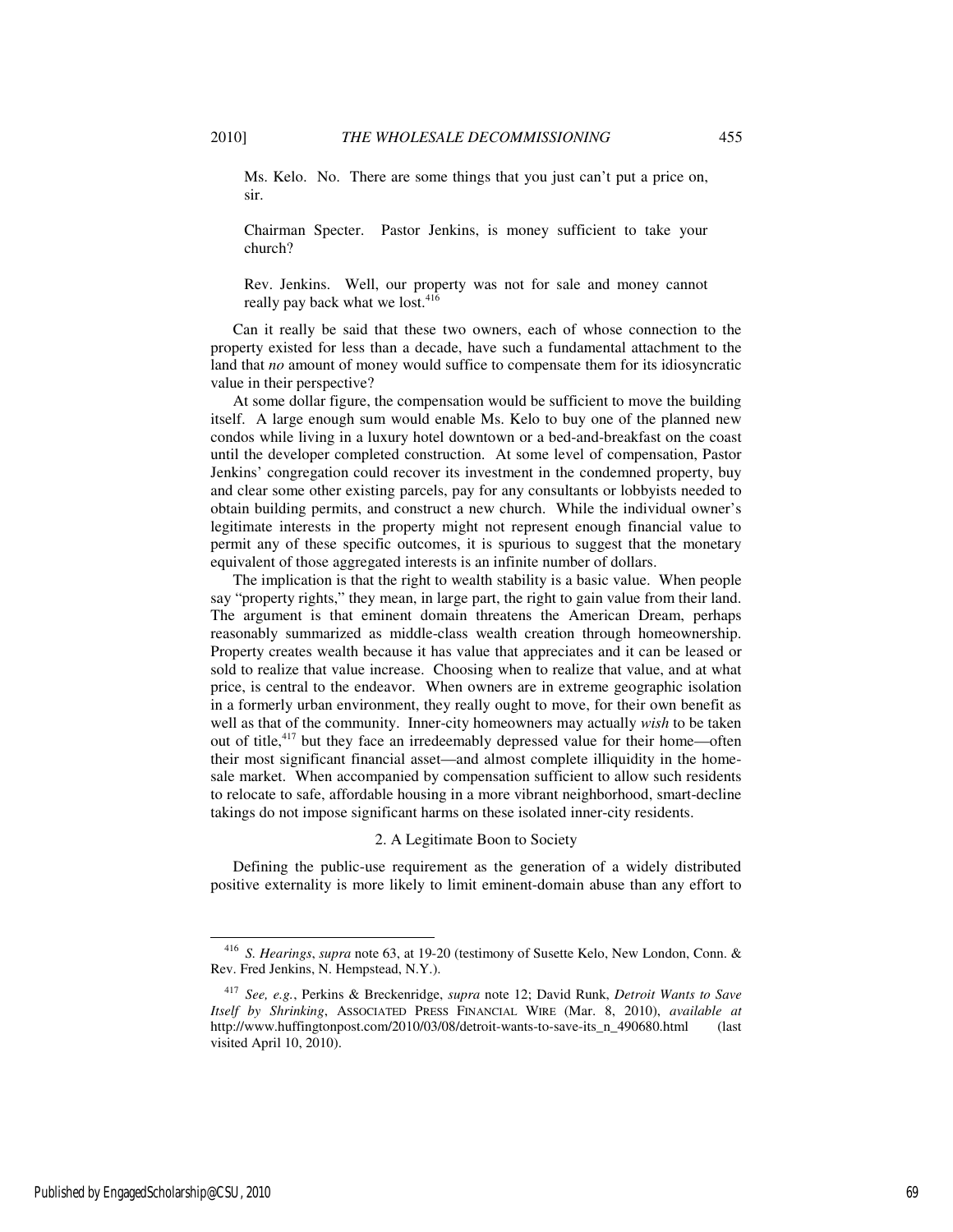> Ms. Kelo. No. There are some things that you just can't put a price on, sir.
>
> Chairman Specter. Pastor Jenkins, is money sufficient to take your church?
>
> Rev. Jenkins. Well, our property was not for sale and money cannot really pay back what we lost.[416]

Can it really be said that these two owners, each of whose connection to the property existed for less than a decade, have such a fundamental attachment to the land that *no* amount of money would suffice to compensate them for its idiosyncratic value in their perspective?

At some dollar figure, the compensation would be sufficient to move the building itself. A large enough sum would enable Ms. Kelo to buy one of the planned new condos while living in a luxury hotel downtown or a bed-and-breakfast on the coast until the developer completed construction. At some level of compensation, Pastor Jenkins' congregation could recover its investment in the condemned property, buy and clear some other existing parcels, pay for any consultants or lobbyists needed to obtain building permits, and construct a new church. While the individual owner's legitimate interests in the property might not represent enough financial value to permit any of these specific outcomes, it is spurious to suggest that the monetary equivalent of those aggregated interests is an infinite number of dollars.

The implication is that the right to wealth stability is a basic value. When people say "property rights," they mean, in large part, the right to gain value from their land. The argument is that eminent domain threatens the American Dream, perhaps reasonably summarized as middle-class wealth creation through homeownership. Property creates wealth because it has value that appreciates and it can be leased or sold to realize that value increase. Choosing when to realize that value, and at what price, is central to the endeavor. When owners are in extreme geographic isolation in a formerly urban environment, they really ought to move, for their own benefit as well as that of the community. Inner-city homeowners may actually *wish* to be taken out of title,[417] but they face an irredeemably depressed value for their home—often their most significant financial asset—and almost complete illiquidity in the home-sale market. When accompanied by compensation sufficient to allow such residents to relocate to safe, affordable housing in a more vibrant neighborhood, smart-decline takings do not impose significant harms on these isolated inner-city residents.

### 2. A Legitimate Boon to Society

Defining the public-use requirement as the generation of a widely distributed positive externality is more likely to limit eminent-domain abuse than any effort to

---

[416] *S. Hearings*, *supra* note 63, at 19-20 (testimony of Susette Kelo, New London, Conn. & Rev. Fred Jenkins, N. Hempstead, N.Y.).

[417] *See, e.g.*, Perkins & Breckenridge, *supra* note 12; David Runk, *Detroit Wants to Save Itself by Shrinking*, ASSOCIATED PRESS FINANCIAL WIRE (Mar. 8, 2010), *available at* http://www.huffingtonpost.com/2010/03/08/detroit-wants-to-save-its_n_490680.html (last visited April 10, 2010).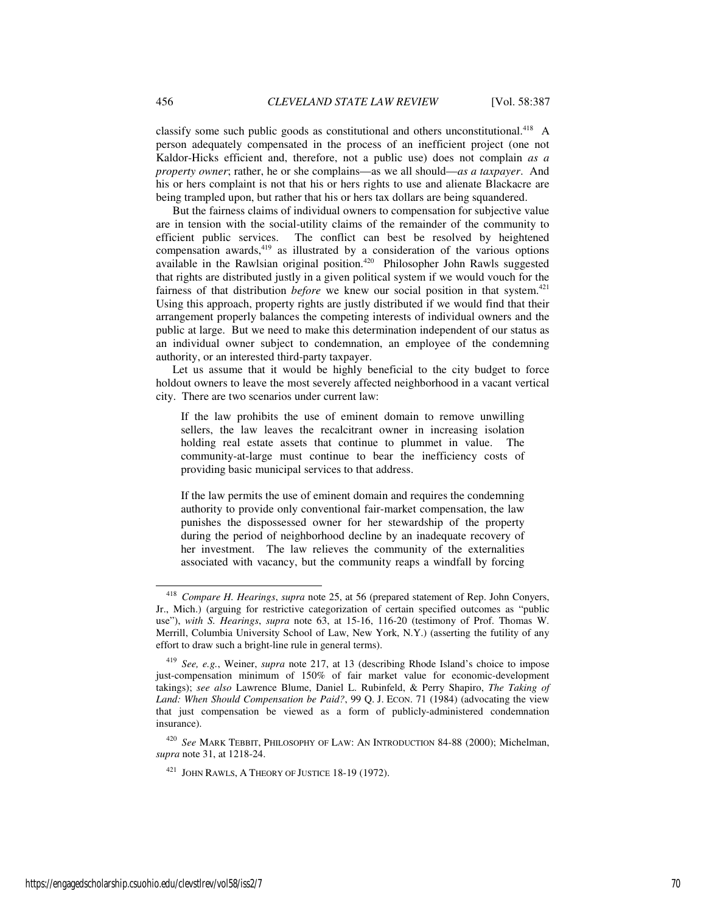classify some such public goods as constitutional and others unconstitutional.[418] A person adequately compensated in the process of an inefficient project (one not Kaldor-Hicks efficient and, therefore, not a public use) does not complain *as a property owner*; rather, he or she complains—as we all should—*as a taxpayer*. And his or hers complaint is not that his or hers rights to use and alienate Blackacre are being trampled upon, but rather that his or hers tax dollars are being squandered.

But the fairness claims of individual owners to compensation for subjective value are in tension with the social-utility claims of the remainder of the community to efficient public services. The conflict can best be resolved by heightened compensation awards,[419] as illustrated by a consideration of the various options available in the Rawlsian original position.[420] Philosopher John Rawls suggested that rights are distributed justly in a given political system if we would vouch for the fairness of that distribution *before* we knew our social position in that system.[421] Using this approach, property rights are justly distributed if we would find that their arrangement properly balances the competing interests of individual owners and the public at large. But we need to make this determination independent of our status as an individual owner subject to condemnation, an employee of the condemning authority, or an interested third-party taxpayer.

Let us assume that it would be highly beneficial to the city budget to force holdout owners to leave the most severely affected neighborhood in a vacant vertical city. There are two scenarios under current law:

> If the law prohibits the use of eminent domain to remove unwilling sellers, the law leaves the recalcitrant owner in increasing isolation holding real estate assets that continue to plummet in value. The community-at-large must continue to bear the inefficiency costs of providing basic municipal services to that address.
>
> If the law permits the use of eminent domain and requires the condemning authority to provide only conventional fair-market compensation, the law punishes the dispossessed owner for her stewardship of the property during the period of neighborhood decline by an inadequate recovery of her investment. The law relieves the community of the externalities associated with vacancy, but the community reaps a windfall by forcing

---

[418] *Compare H. Hearings*, *supra* note 25, at 56 (prepared statement of Rep. John Conyers, Jr., Mich.) (arguing for restrictive categorization of certain specified outcomes as "public use"), *with S. Hearings*, *supra* note 63, at 15-16, 116-20 (testimony of Prof. Thomas W. Merrill, Columbia University School of Law, New York, N.Y.) (asserting the futility of any effort to draw such a bright-line rule in general terms).

[419] *See, e.g.*, Weiner, *supra* note 217, at 13 (describing Rhode Island's choice to impose just-compensation minimum of 150% of fair market value for economic-development takings); *see also* Lawrence Blume, Daniel L. Rubinfeld, & Perry Shapiro, *The Taking of Land: When Should Compensation be Paid?*, 99 Q. J. ECON. 71 (1984) (advocating the view that just compensation be viewed as a form of publicly-administered condemnation insurance).

[420] *See* MARK TEBBIT, PHILOSOPHY OF LAW: AN INTRODUCTION 84-88 (2000); Michelman, *supra* note 31, at 1218-24.

[421] JOHN RAWLS, A THEORY OF JUSTICE 18-19 (1972).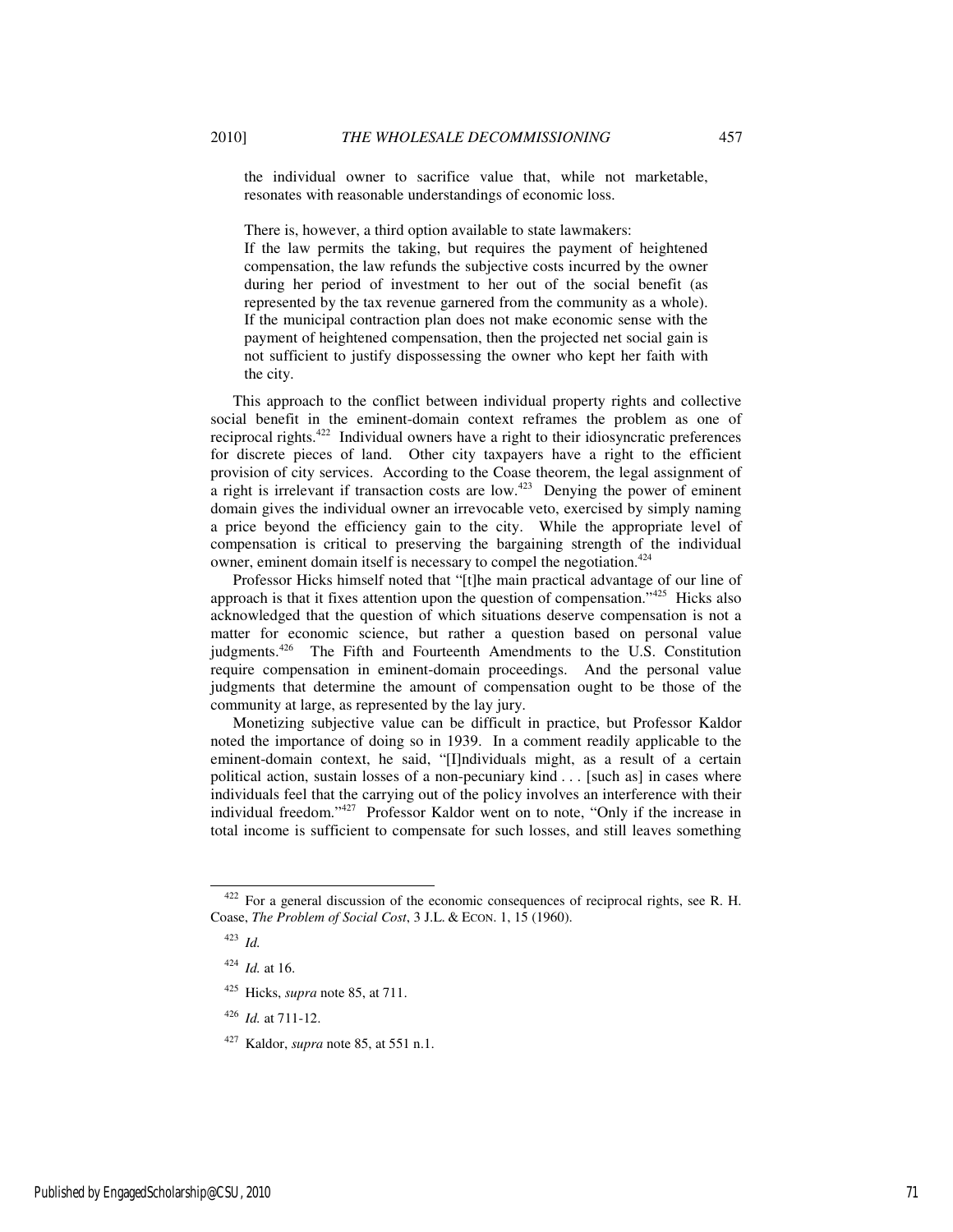> the individual owner to sacrifice value that, while not marketable, resonates with reasonable understandings of economic loss.

There is, however, a third option available to state lawmakers:

> If the law permits the taking, but requires the payment of heightened compensation, the law refunds the subjective costs incurred by the owner during her period of investment to her out of the social benefit (as represented by the tax revenue garnered from the community as a whole). If the municipal contraction plan does not make economic sense with the payment of heightened compensation, then the projected net social gain is not sufficient to justify dispossessing the owner who kept her faith with the city.

This approach to the conflict between individual property rights and collective social benefit in the eminent-domain context reframes the problem as one of reciprocal rights.[422] Individual owners have a right to their idiosyncratic preferences for discrete pieces of land. Other city taxpayers have a right to the efficient provision of city services. According to the Coase theorem, the legal assignment of a right is irrelevant if transaction costs are low.[423] Denying the power of eminent domain gives the individual owner an irrevocable veto, exercised by simply naming a price beyond the efficiency gain to the city. While the appropriate level of compensation is critical to preserving the bargaining strength of the individual owner, eminent domain itself is necessary to compel the negotiation.[424]

Professor Hicks himself noted that "[t]he main practical advantage of our line of approach is that it fixes attention upon the question of compensation."[425] Hicks also acknowledged that the question of which situations deserve compensation is not a matter for economic science, but rather a question based on personal value judgments.[426] The Fifth and Fourteenth Amendments to the U.S. Constitution require compensation in eminent-domain proceedings. And the personal value judgments that determine the amount of compensation ought to be those of the community at large, as represented by the lay jury.

Monetizing subjective value can be difficult in practice, but Professor Kaldor noted the importance of doing so in 1939. In a comment readily applicable to the eminent-domain context, he said, "[I]ndividuals might, as a result of a certain political action, sustain losses of a non-pecuniary kind . . . [such as] in cases where individuals feel that the carrying out of the policy involves an interference with their individual freedom."[427] Professor Kaldor went on to note, "Only if the increase in total income is sufficient to compensate for such losses, and still leaves something

---

[422] For a general discussion of the economic consequences of reciprocal rights, see R. H. Coase, *The Problem of Social Cost*, 3 J.L. & ECON. 1, 15 (1960).

[423] *Id.*

[424] *Id.* at 16.

[425] Hicks, *supra* note 85, at 711.

[426] *Id.* at 711-12.

[427] Kaldor, *supra* note 85, at 551 n.1.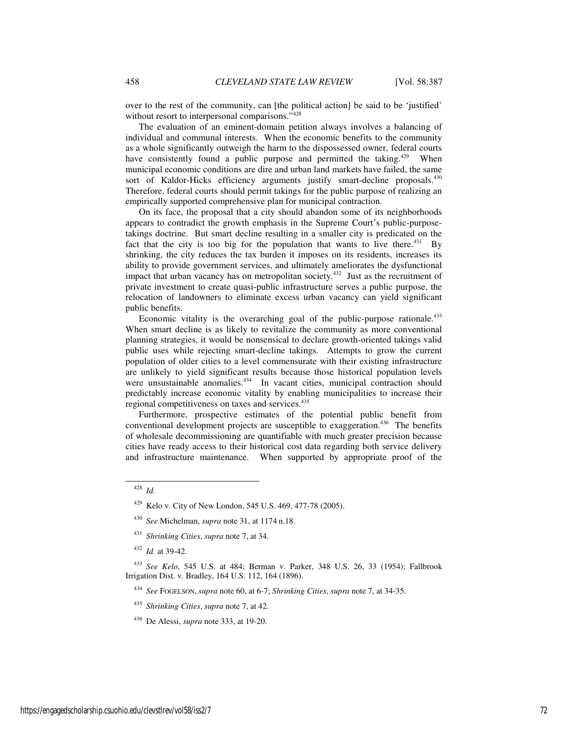over to the rest of the community, can [the political action] be said to be 'justified' without resort to interpersonal comparisons."[428]

The evaluation of an eminent-domain petition always involves a balancing of individual and communal interests. When the economic benefits to the community as a whole significantly outweigh the harm to the dispossessed owner, federal courts have consistently found a public purpose and permitted the taking.[429] When municipal economic conditions are dire and urban land markets have failed, the same sort of Kaldor-Hicks efficiency arguments justify smart-decline proposals.[430] Therefore, federal courts should permit takings for the public purpose of realizing an empirically supported comprehensive plan for municipal contraction.

On its face, the proposal that a city should abandon some of its neighborhoods appears to contradict the growth emphasis in the Supreme Court's public-purpose-takings doctrine. But smart decline resulting in a smaller city is predicated on the fact that the city is too big for the population that wants to live there.[431] By shrinking, the city reduces the tax burden it imposes on its residents, increases its ability to provide government services, and ultimately ameliorates the dysfunctional impact that urban vacancy has on metropolitan society.[432] Just as the recruitment of private investment to create quasi-public infrastructure serves a public purpose, the relocation of landowners to eliminate excess urban vacancy can yield significant public benefits.

Economic vitality is the overarching goal of the public-purpose rationale.[433] When smart decline is as likely to revitalize the community as more conventional planning strategies, it would be nonsensical to declare growth-oriented takings valid public uses while rejecting smart-decline takings. Attempts to grow the current population of older cities to a level commensurate with their existing infrastructure are unlikely to yield significant results because those historical population levels were unsustainable anomalies.[434] In vacant cities, municipal contraction should predictably increase economic vitality by enabling municipalities to increase their regional competitiveness on taxes and services.[435]

Furthermore, prospective estimates of the potential public benefit from conventional development projects are susceptible to exaggeration.[436] The benefits of wholesale decommissioning are quantifiable with much greater precision because cities have ready access to their historical cost data regarding both service delivery and infrastructure maintenance. When supported by appropriate proof of the

---

[428] *Id.*

[429] Kelo v. City of New London, 545 U.S. 469, 477-78 (2005).

[430] *See* Michelman, *supra* note 31, at 1174 n.18.

[431] *Shrinking Cities*, *supra* note 7, at 34.

[432] *Id.* at 39-42.

[433] *See Kelo*, 545 U.S. at 484; Berman v. Parker, 348 U.S. 26, 33 (1954); Fallbrook Irrigation Dist. v. Bradley, 164 U.S. 112, 164 (1896).

[434] *See* FOGELSON, *supra* note 60, at 6-7; *Shrinking Cities*, *supra* note 7, at 34-35.

[435] *Shrinking Cities*, *supra* note 7, at 42.

[436] De Alessi, *supra* note 333, at 19-20.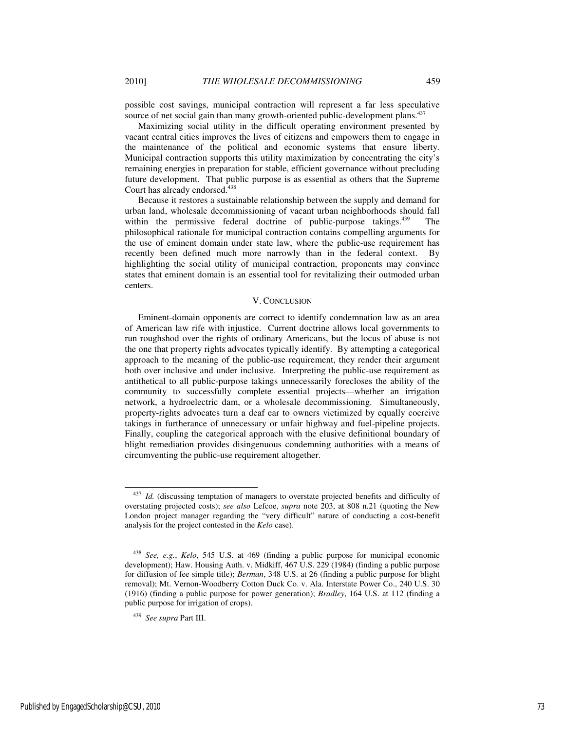possible cost savings, municipal contraction will represent a far less speculative source of net social gain than many growth-oriented public-development plans.[437]

Maximizing social utility in the difficult operating environment presented by vacant central cities improves the lives of citizens and empowers them to engage in the maintenance of the political and economic systems that ensure liberty. Municipal contraction supports this utility maximization by concentrating the city's remaining energies in preparation for stable, efficient governance without precluding future development. That public purpose is as essential as others that the Supreme Court has already endorsed.[438]

Because it restores a sustainable relationship between the supply and demand for urban land, wholesale decommissioning of vacant urban neighborhoods should fall within the permissive federal doctrine of public-purpose takings.[439] The philosophical rationale for municipal contraction contains compelling arguments for the use of eminent domain under state law, where the public-use requirement has recently been defined much more narrowly than in the federal context. By highlighting the social utility of municipal contraction, proponents may convince states that eminent domain is an essential tool for revitalizing their outmoded urban centers.

## V. Conclusion

Eminent-domain opponents are correct to identify condemnation law as an area of American law rife with injustice. Current doctrine allows local governments to run roughshod over the rights of ordinary Americans, but the locus of abuse is not the one that property rights advocates typically identify. By attempting a categorical approach to the meaning of the public-use requirement, they render their argument both over inclusive and under inclusive. Interpreting the public-use requirement as antithetical to all public-purpose takings unnecessarily forecloses the ability of the community to successfully complete essential projects—whether an irrigation network, a hydroelectric dam, or a wholesale decommissioning. Simultaneously, property-rights advocates turn a deaf ear to owners victimized by equally coercive takings in furtherance of unnecessary or unfair highway and fuel-pipeline projects. Finally, coupling the categorical approach with the elusive definitional boundary of blight remediation provides disingenuous condemning authorities with a means of circumventing the public-use requirement altogether.

---

[437] *Id.* (discussing temptation of managers to overstate projected benefits and difficulty of overstating projected costs); *see also* Lefcoe, *supra* note 203, at 808 n.21 (quoting the New London project manager regarding the "very difficult" nature of conducting a cost-benefit analysis for the project contested in the *Kelo* case).

[438] *See, e.g.*, *Kelo*, 545 U.S. at 469 (finding a public purpose for municipal economic development); Haw. Housing Auth. v. Midkiff, 467 U.S. 229 (1984) (finding a public purpose for diffusion of fee simple title); *Berman*, 348 U.S. at 26 (finding a public purpose for blight removal); Mt. Vernon-Woodberry Cotton Duck Co. v. Ala. Interstate Power Co., 240 U.S. 30 (1916) (finding a public purpose for power generation); *Bradley*, 164 U.S. at 112 (finding a public purpose for irrigation of crops).

[439] *See supra* Part III.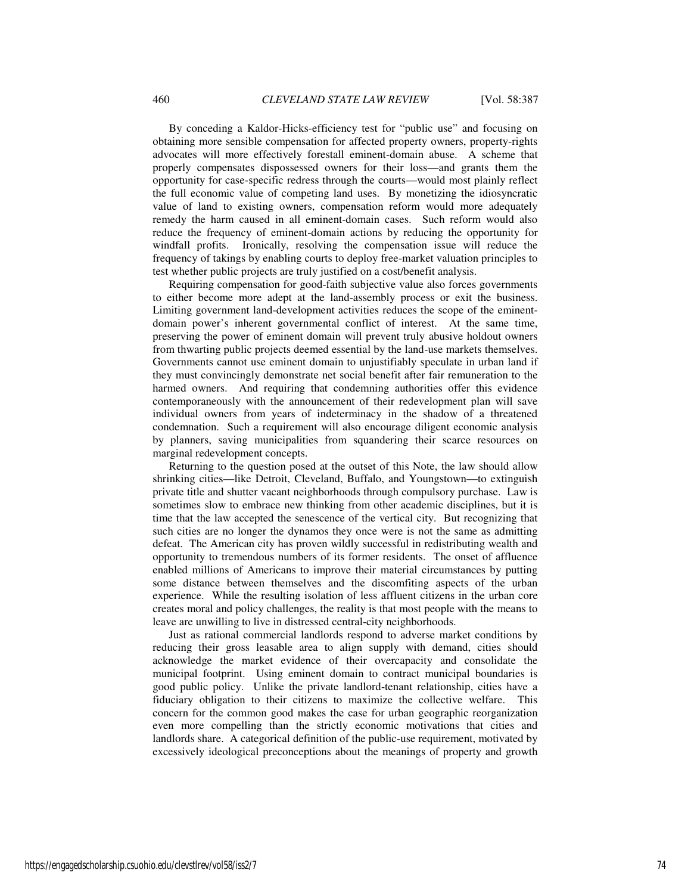By conceding a Kaldor-Hicks-efficiency test for "public use" and focusing on obtaining more sensible compensation for affected property owners, property-rights advocates will more effectively forestall eminent-domain abuse. A scheme that properly compensates dispossessed owners for their loss—and grants them the opportunity for case-specific redress through the courts—would most plainly reflect the full economic value of competing land uses. By monetizing the idiosyncratic value of land to existing owners, compensation reform would more adequately remedy the harm caused in all eminent-domain cases. Such reform would also reduce the frequency of eminent-domain actions by reducing the opportunity for windfall profits. Ironically, resolving the compensation issue will reduce the frequency of takings by enabling courts to deploy free-market valuation principles to test whether public projects are truly justified on a cost/benefit analysis.

Requiring compensation for good-faith subjective value also forces governments to either become more adept at the land-assembly process or exit the business. Limiting government land-development activities reduces the scope of the eminent-domain power's inherent governmental conflict of interest. At the same time, preserving the power of eminent domain will prevent truly abusive holdout owners from thwarting public projects deemed essential by the land-use markets themselves. Governments cannot use eminent domain to unjustifiably speculate in urban land if they must convincingly demonstrate net social benefit after fair remuneration to the harmed owners. And requiring that condemning authorities offer this evidence contemporaneously with the announcement of their redevelopment plan will save individual owners from years of indeterminacy in the shadow of a threatened condemnation. Such a requirement will also encourage diligent economic analysis by planners, saving municipalities from squandering their scarce resources on marginal redevelopment concepts.

Returning to the question posed at the outset of this Note, the law should allow shrinking cities—like Detroit, Cleveland, Buffalo, and Youngstown—to extinguish private title and shutter vacant neighborhoods through compulsory purchase. Law is sometimes slow to embrace new thinking from other academic disciplines, but it is time that the law accepted the senescence of the vertical city. But recognizing that such cities are no longer the dynamos they once were is not the same as admitting defeat. The American city has proven wildly successful in redistributing wealth and opportunity to tremendous numbers of its former residents. The onset of affluence enabled millions of Americans to improve their material circumstances by putting some distance between themselves and the discomfiting aspects of the urban experience. While the resulting isolation of less affluent citizens in the urban core creates moral and policy challenges, the reality is that most people with the means to leave are unwilling to live in distressed central-city neighborhoods.

Just as rational commercial landlords respond to adverse market conditions by reducing their gross leasable area to align supply with demand, cities should acknowledge the market evidence of their overcapacity and consolidate the municipal footprint. Using eminent domain to contract municipal boundaries is good public policy. Unlike the private landlord-tenant relationship, cities have a fiduciary obligation to their citizens to maximize the collective welfare. This concern for the common good makes the case for urban geographic reorganization even more compelling than the strictly economic motivations that cities and landlords share. A categorical definition of the public-use requirement, motivated by excessively ideological preconceptions about the meanings of property and growth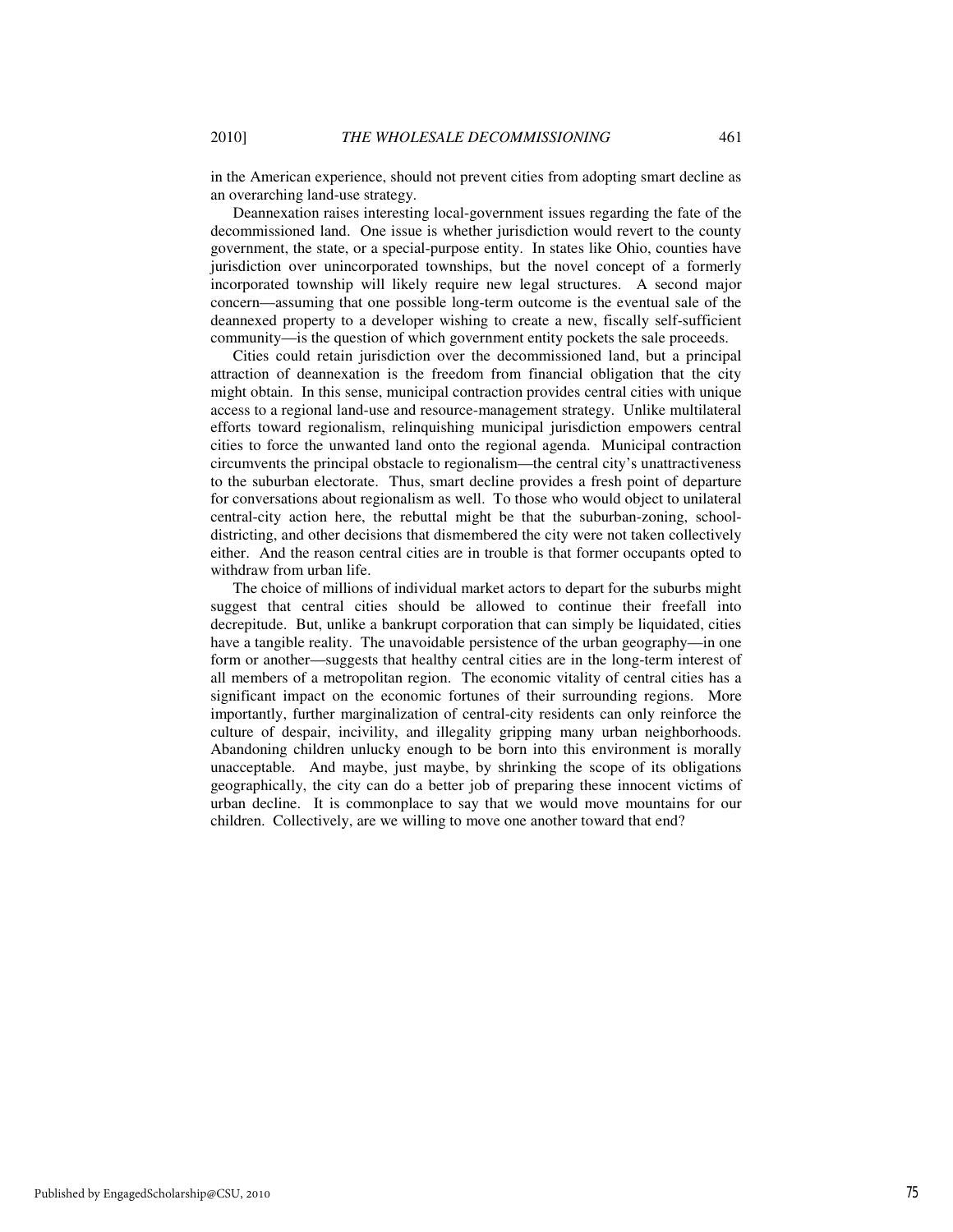in the American experience, should not prevent cities from adopting smart decline as an overarching land-use strategy.

Deannexation raises interesting local-government issues regarding the fate of the decommissioned land. One issue is whether jurisdiction would revert to the county government, the state, or a special-purpose entity. In states like Ohio, counties have jurisdiction over unincorporated townships, but the novel concept of a formerly incorporated township will likely require new legal structures. A second major concern—assuming that one possible long-term outcome is the eventual sale of the deannexed property to a developer wishing to create a new, fiscally self-sufficient community—is the question of which government entity pockets the sale proceeds.

Cities could retain jurisdiction over the decommissioned land, but a principal attraction of deannexation is the freedom from financial obligation that the city might obtain. In this sense, municipal contraction provides central cities with unique access to a regional land-use and resource-management strategy. Unlike multilateral efforts toward regionalism, relinquishing municipal jurisdiction empowers central cities to force the unwanted land onto the regional agenda. Municipal contraction circumvents the principal obstacle to regionalism—the central city's unattractiveness to the suburban electorate. Thus, smart decline provides a fresh point of departure for conversations about regionalism as well. To those who would object to unilateral central-city action here, the rebuttal might be that the suburban-zoning, school-districting, and other decisions that dismembered the city were not taken collectively either. And the reason central cities are in trouble is that former occupants opted to withdraw from urban life.

The choice of millions of individual market actors to depart for the suburbs might suggest that central cities should be allowed to continue their freefall into decrepitude. But, unlike a bankrupt corporation that can simply be liquidated, cities have a tangible reality. The unavoidable persistence of the urban geography—in one form or another—suggests that healthy central cities are in the long-term interest of all members of a metropolitan region. The economic vitality of central cities has a significant impact on the economic fortunes of their surrounding regions. More importantly, further marginalization of central-city residents can only reinforce the culture of despair, incivility, and illegality gripping many urban neighborhoods. Abandoning children unlucky enough to be born into this environment is morally unacceptable. And maybe, just maybe, by shrinking the scope of its obligations geographically, the city can do a better job of preparing these innocent victims of urban decline. It is commonplace to say that we would move mountains for our children. Collectively, are we willing to move one another toward that end?